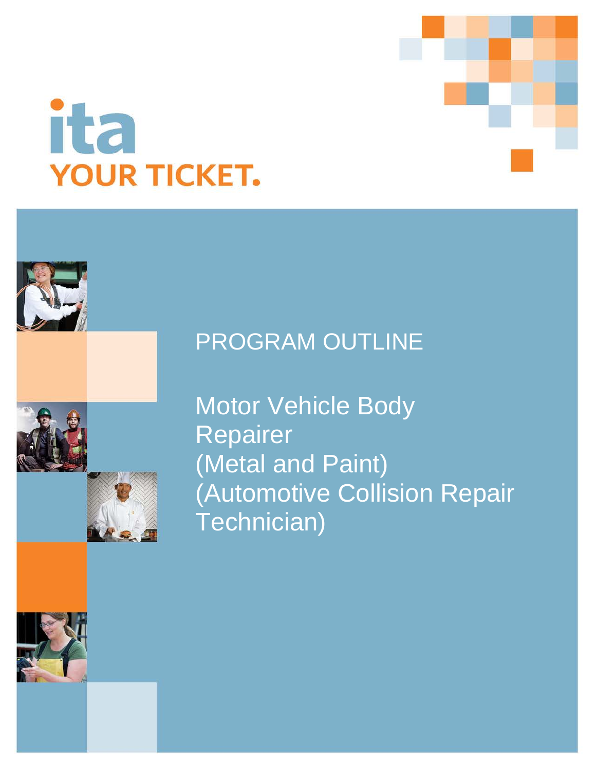ita

YOUR TICKET.

PROGRAM OUTLINE

# Motor Vehicle Body Repairer (Metal and Paint) (Automotive Collision Repair Technician)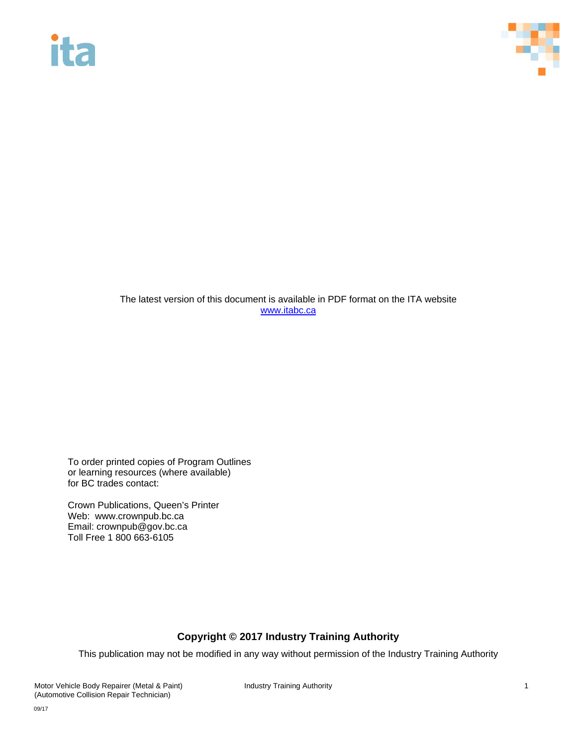The latest version of this document is available in PDF format on the ITA website
[www.itabc.ca](http://www.itabc.ca)

To order printed copies of Program Outlines
or learning resources (where available)
for BC trades contact:

Crown Publications, Queen's Printer
Web: www.crownpub.bc.ca
Email: crownpub@gov.bc.ca
Toll Free 1 800 663-6105

**Copyright © 2017 Industry Training Authority**

This publication may not be modified in any way without permission of the Industry Training Authority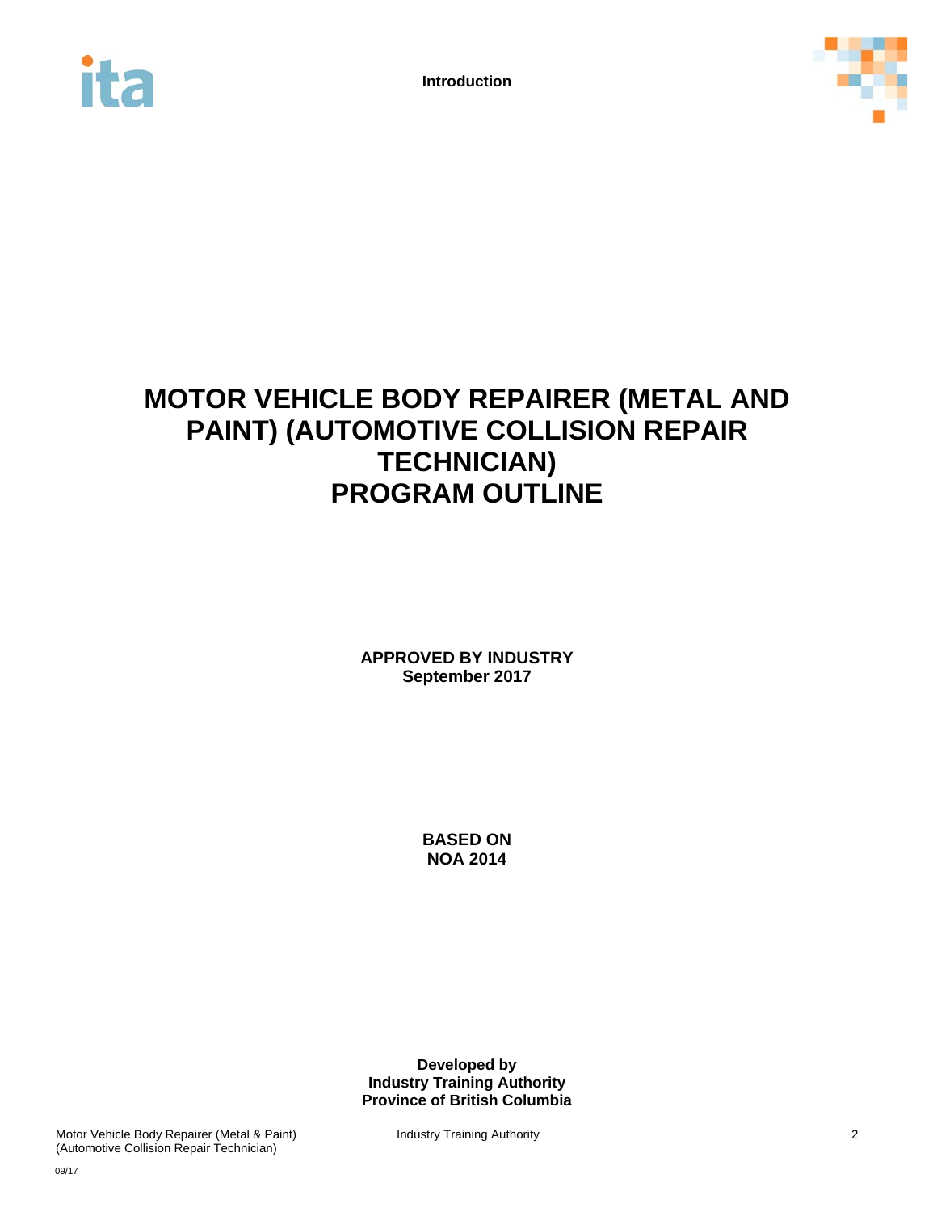# MOTOR VEHICLE BODY REPAIRER (METAL AND PAINT) (AUTOMOTIVE COLLISION REPAIR TECHNICIAN) PROGRAM OUTLINE

**APPROVED BY INDUSTRY**
**September 2017**

**BASED ON**
**NOA 2014**

**Developed by**
**Industry Training Authority**
**Province of British Columbia**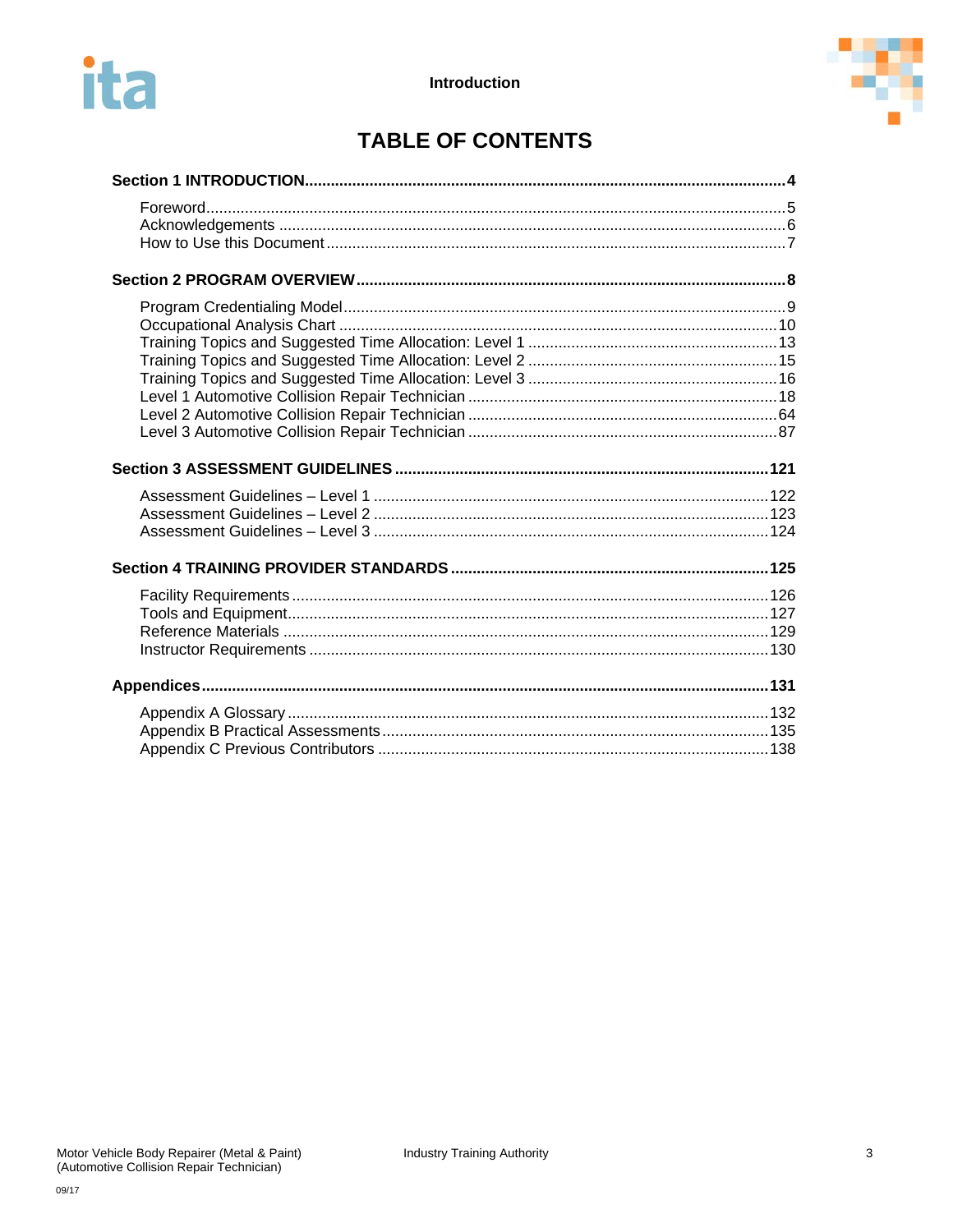# TABLE OF CONTENTS

**Section 1 INTRODUCTION** .......... **4**

- Foreword .......... 5
- Acknowledgements .......... 6
- How to Use this Document .......... 7

**Section 2 PROGRAM OVERVIEW** .......... **8**

- Program Credentialing Model .......... 9
- Occupational Analysis Chart .......... 10
- Training Topics and Suggested Time Allocation: Level 1 .......... 13
- Training Topics and Suggested Time Allocation: Level 2 .......... 15
- Training Topics and Suggested Time Allocation: Level 3 .......... 16
- Level 1 Automotive Collision Repair Technician .......... 18
- Level 2 Automotive Collision Repair Technician .......... 64
- Level 3 Automotive Collision Repair Technician .......... 87

**Section 3 ASSESSMENT GUIDELINES** .......... **121**

- Assessment Guidelines – Level 1 .......... 122
- Assessment Guidelines – Level 2 .......... 123
- Assessment Guidelines – Level 3 .......... 124

**Section 4 TRAINING PROVIDER STANDARDS** .......... **125**

- Facility Requirements .......... 126
- Tools and Equipment .......... 127
- Reference Materials .......... 129
- Instructor Requirements .......... 130

**Appendices** .......... **131**

- Appendix A Glossary .......... 132
- Appendix B Practical Assessments .......... 135
- Appendix C Previous Contributors .......... 138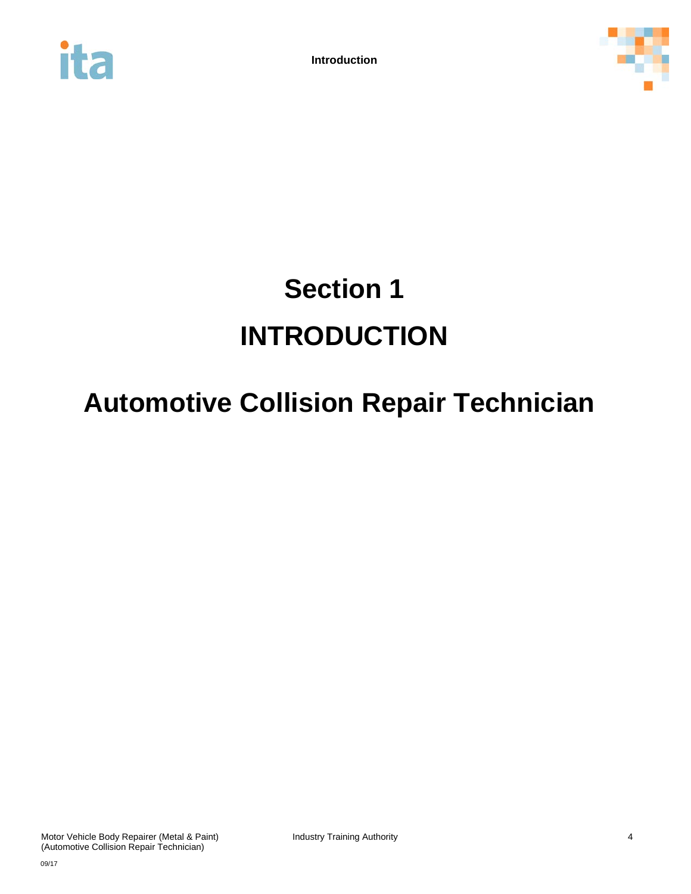# Section 1

# INTRODUCTION

# Automotive Collision Repair Technician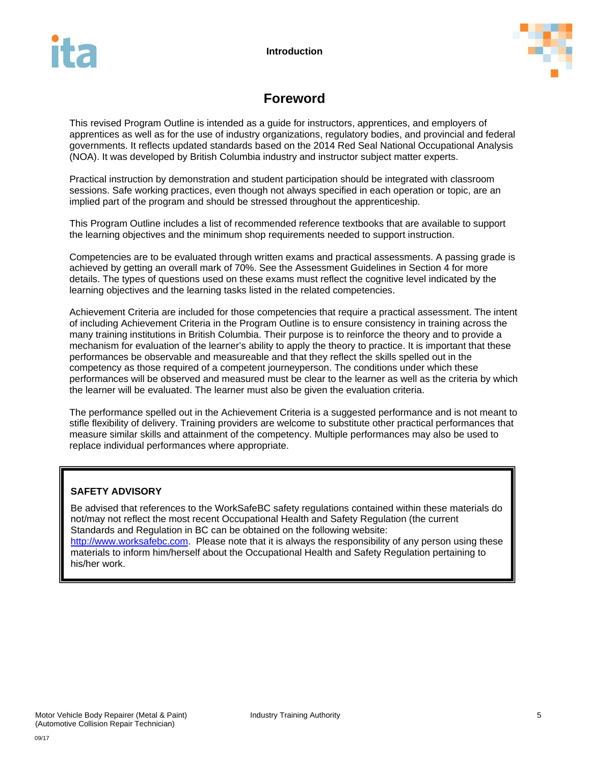# Foreword

This revised Program Outline is intended as a guide for instructors, apprentices, and employers of apprentices as well as for the use of industry organizations, regulatory bodies, and provincial and federal governments. It reflects updated standards based on the 2014 Red Seal National Occupational Analysis (NOA). It was developed by British Columbia industry and instructor subject matter experts.

Practical instruction by demonstration and student participation should be integrated with classroom sessions. Safe working practices, even though not always specified in each operation or topic, are an implied part of the program and should be stressed throughout the apprenticeship.

This Program Outline includes a list of recommended reference textbooks that are available to support the learning objectives and the minimum shop requirements needed to support instruction.

Competencies are to be evaluated through written exams and practical assessments. A passing grade is achieved by getting an overall mark of 70%. See the Assessment Guidelines in Section 4 for more details. The types of questions used on these exams must reflect the cognitive level indicated by the learning objectives and the learning tasks listed in the related competencies.

Achievement Criteria are included for those competencies that require a practical assessment. The intent of including Achievement Criteria in the Program Outline is to ensure consistency in training across the many training institutions in British Columbia. Their purpose is to reinforce the theory and to provide a mechanism for evaluation of the learner's ability to apply the theory to practice. It is important that these performances be observable and measureable and that they reflect the skills spelled out in the competency as those required of a competent journeyperson. The conditions under which these performances will be observed and measured must be clear to the learner as well as the criteria by which the learner will be evaluated. The learner must also be given the evaluation criteria.

The performance spelled out in the Achievement Criteria is a suggested performance and is not meant to stifle flexibility of delivery. Training providers are welcome to substitute other practical performances that measure similar skills and attainment of the competency. Multiple performances may also be used to replace individual performances where appropriate.

**SAFETY ADVISORY**

Be advised that references to the WorkSafeBC safety regulations contained within these materials do not/may not reflect the most recent Occupational Health and Safety Regulation (the current Standards and Regulation in BC can be obtained on the following website: http://www.worksafebc.com. Please note that it is always the responsibility of any person using these materials to inform him/herself about the Occupational Health and Safety Regulation pertaining to his/her work.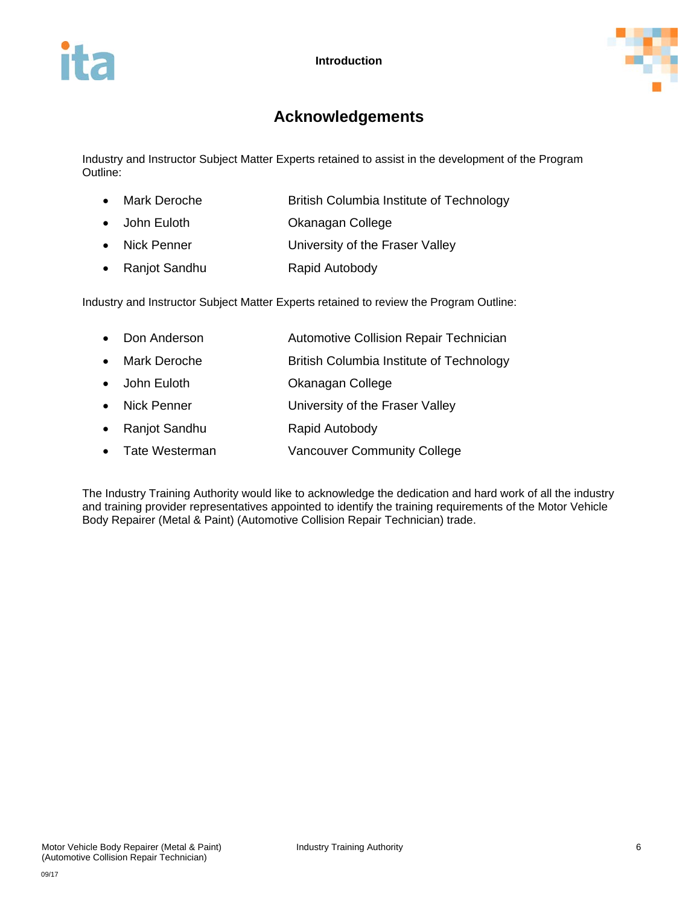# Acknowledgements

Industry and Instructor Subject Matter Experts retained to assist in the development of the Program Outline:

- Mark Deroche — British Columbia Institute of Technology
- John Euloth — Okanagan College
- Nick Penner — University of the Fraser Valley
- Ranjot Sandhu — Rapid Autobody

Industry and Instructor Subject Matter Experts retained to review the Program Outline:

- Don Anderson — Automotive Collision Repair Technician
- Mark Deroche — British Columbia Institute of Technology
- John Euloth — Okanagan College
- Nick Penner — University of the Fraser Valley
- Ranjot Sandhu — Rapid Autobody
- Tate Westerman — Vancouver Community College

The Industry Training Authority would like to acknowledge the dedication and hard work of all the industry and training provider representatives appointed to identify the training requirements of the Motor Vehicle Body Repairer (Metal & Paint) (Automotive Collision Repair Technician) trade.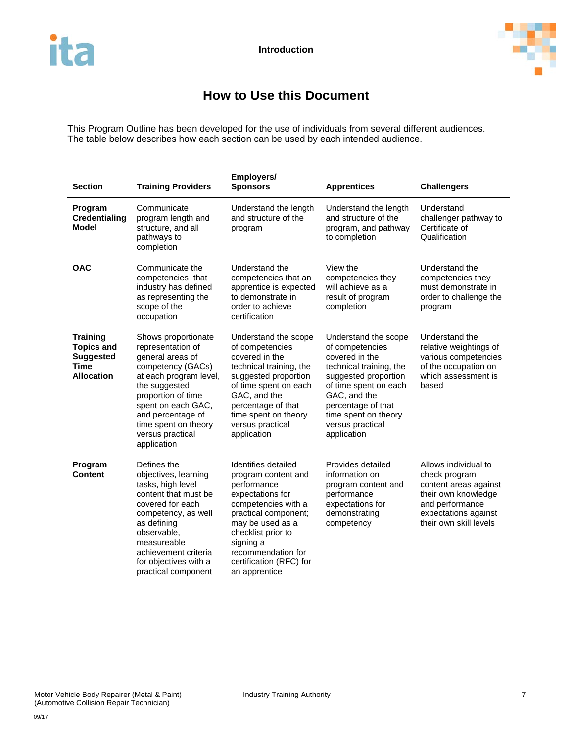# How to Use this Document

This Program Outline has been developed for the use of individuals from several different audiences. The table below describes how each section can be used by each intended audience.

| Section | Training Providers | Employers/ Sponsors | Apprentices | Challengers |
|---|---|---|---|---|
| **Program Credentialing Model** | Communicate program length and structure, and all pathways to completion | Understand the length and structure of the program | Understand the length and structure of the program, and pathway to completion | Understand challenger pathway to Certificate of Qualification |
| **OAC** | Communicate the competencies that industry has defined as representing the scope of the occupation | Understand the competencies that an apprentice is expected to demonstrate in order to achieve certification | View the competencies they will achieve as a result of program completion | Understand the competencies they must demonstrate in order to challenge the program |
| **Training Topics and Suggested Time Allocation** | Shows proportionate representation of general areas of competency (GACs) at each program level, the suggested proportion of time spent on each GAC, and percentage of time spent on theory versus practical application | Understand the scope of competencies covered in the technical training, the suggested proportion of time spent on each GAC, and the percentage of that time spent on theory versus practical application | Understand the scope of competencies covered in the technical training, the suggested proportion of time spent on each GAC, and the percentage of that time spent on theory versus practical application | Understand the relative weightings of various competencies of the occupation on which assessment is based |
| **Program Content** | Defines the objectives, learning tasks, high level content that must be covered for each competency, as well as defining observable, measureable achievement criteria for objectives with a practical component | Identifies detailed program content and performance expectations for competencies with a practical component; may be used as a checklist prior to signing a recommendation for certification (RFC) for an apprentice | Provides detailed information on program content and performance expectations for demonstrating competency | Allows individual to check program content areas against their own knowledge and performance expectations against their own skill levels |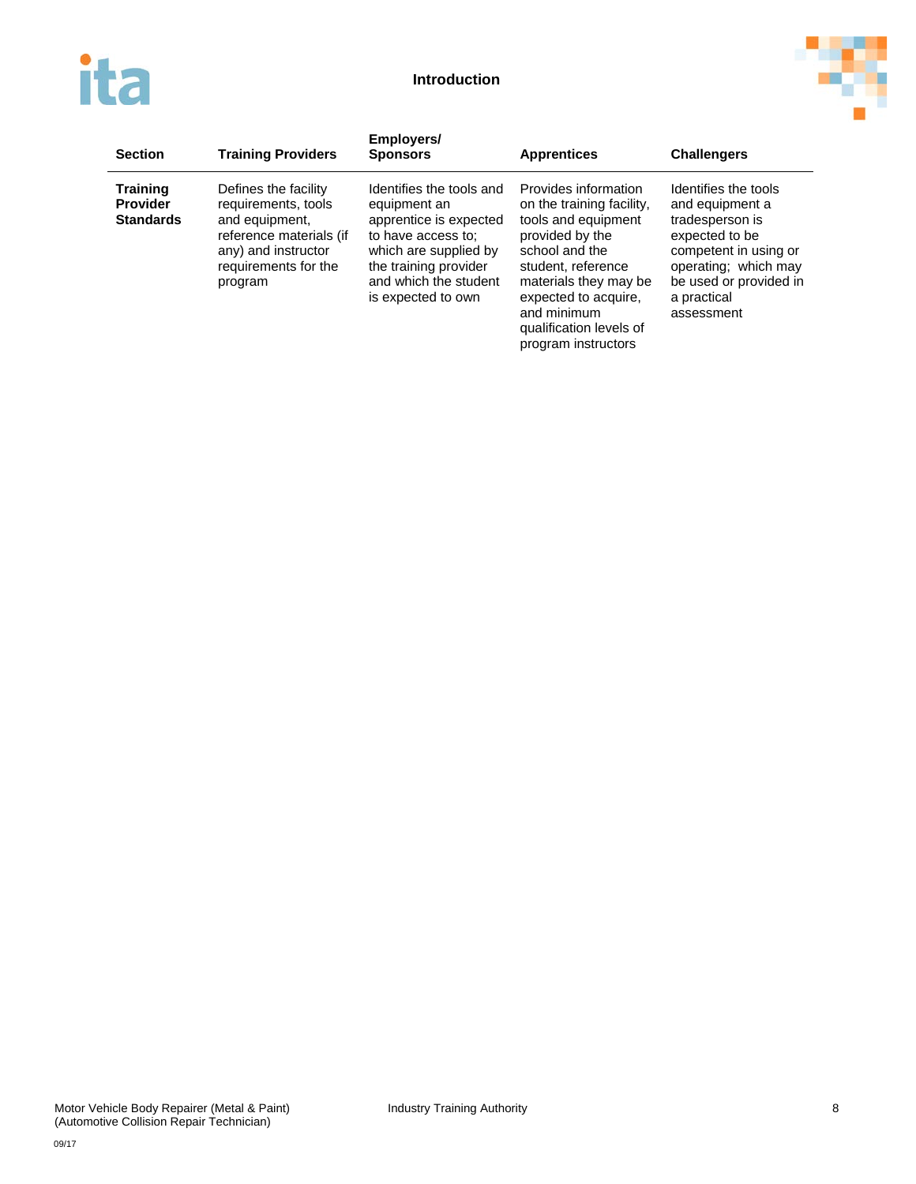| Section | Training Providers | Employers/ Sponsors | Apprentices | Challengers |
|---|---|---|---|---|
| **Training Provider Standards** | Defines the facility requirements, tools and equipment, reference materials (if any) and instructor requirements for the program | Identifies the tools and equipment an apprentice is expected to have access to; which are supplied by the training provider and which the student is expected to own | Provides information on the training facility, tools and equipment provided by the school and the student, reference materials they may be expected to acquire, and minimum qualification levels of program instructors | Identifies the tools and equipment a tradesperson is expected to be competent in using or operating; which may be used or provided in a practical assessment |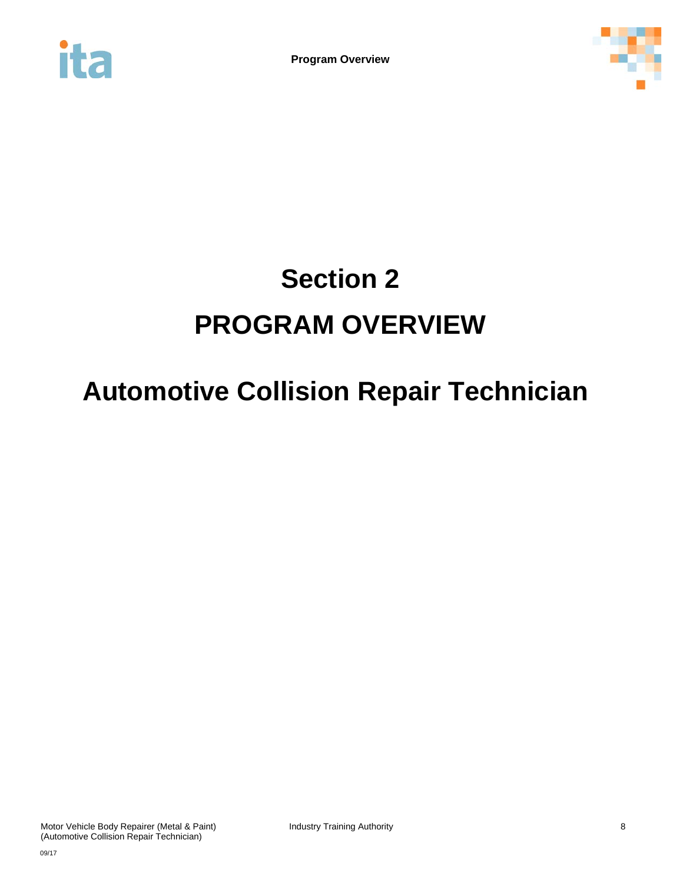# Section 2

# PROGRAM OVERVIEW

## Automotive Collision Repair Technician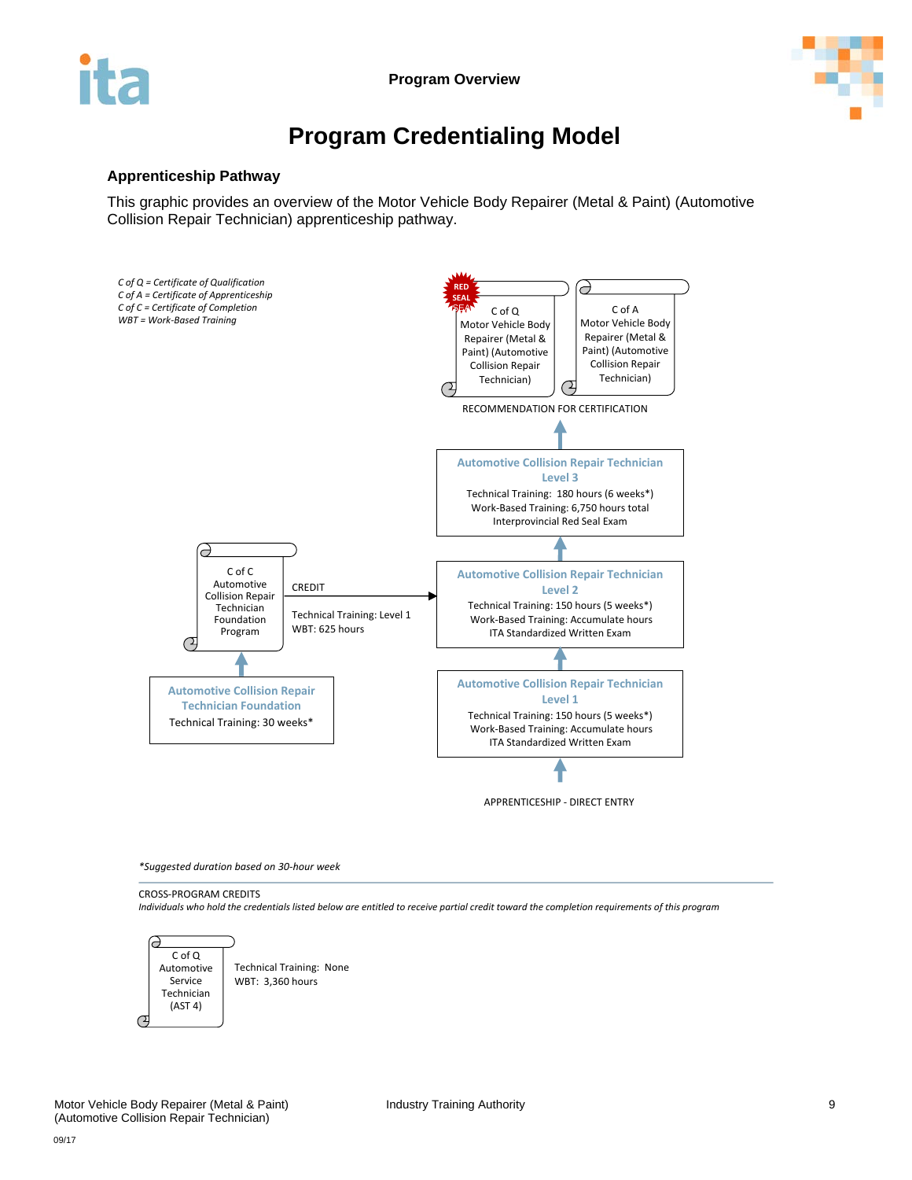# Program Credentialing Model

### Apprenticeship Pathway

This graphic provides an overview of the Motor Vehicle Body Repairer (Metal & Paint) (Automotive Collision Repair Technician) apprenticeship pathway.

*C of Q = Certificate of Qualification*
*C of A = Certificate of Apprenticeship*
*C of C = Certificate of Completion*
*WBT = Work-Based Training*

RED SEAL

C of Q
Motor Vehicle Body Repairer (Metal & Paint) (Automotive Collision Repair Technician)

C of A
Motor Vehicle Body Repairer (Metal & Paint) (Automotive Collision Repair Technician)

RECOMMENDATION FOR CERTIFICATION

**Automotive Collision Repair Technician Level 3**
Technical Training: 180 hours (6 weeks*)
Work-Based Training: 6,750 hours total
Interprovincial Red Seal Exam

**Automotive Collision Repair Technician Level 2**
Technical Training: 150 hours (5 weeks*)
Work-Based Training: Accumulate hours
ITA Standardized Written Exam

**Automotive Collision Repair Technician Level 1**
Technical Training: 150 hours (5 weeks*)
Work-Based Training: Accumulate hours
ITA Standardized Written Exam

APPRENTICESHIP - DIRECT ENTRY

C of C
Automotive Collision Repair Technician Foundation Program

CREDIT

Technical Training: Level 1
WBT: 625 hours

**Automotive Collision Repair Technician Foundation**
Technical Training: 30 weeks*

*\*Suggested duration based on 30-hour week*

CROSS-PROGRAM CREDITS

*Individuals who hold the credentials listed below are entitled to receive partial credit toward the completion requirements of this program*

C of Q
Automotive Service Technician (AST 4)

Technical Training: None
WBT: 3,360 hours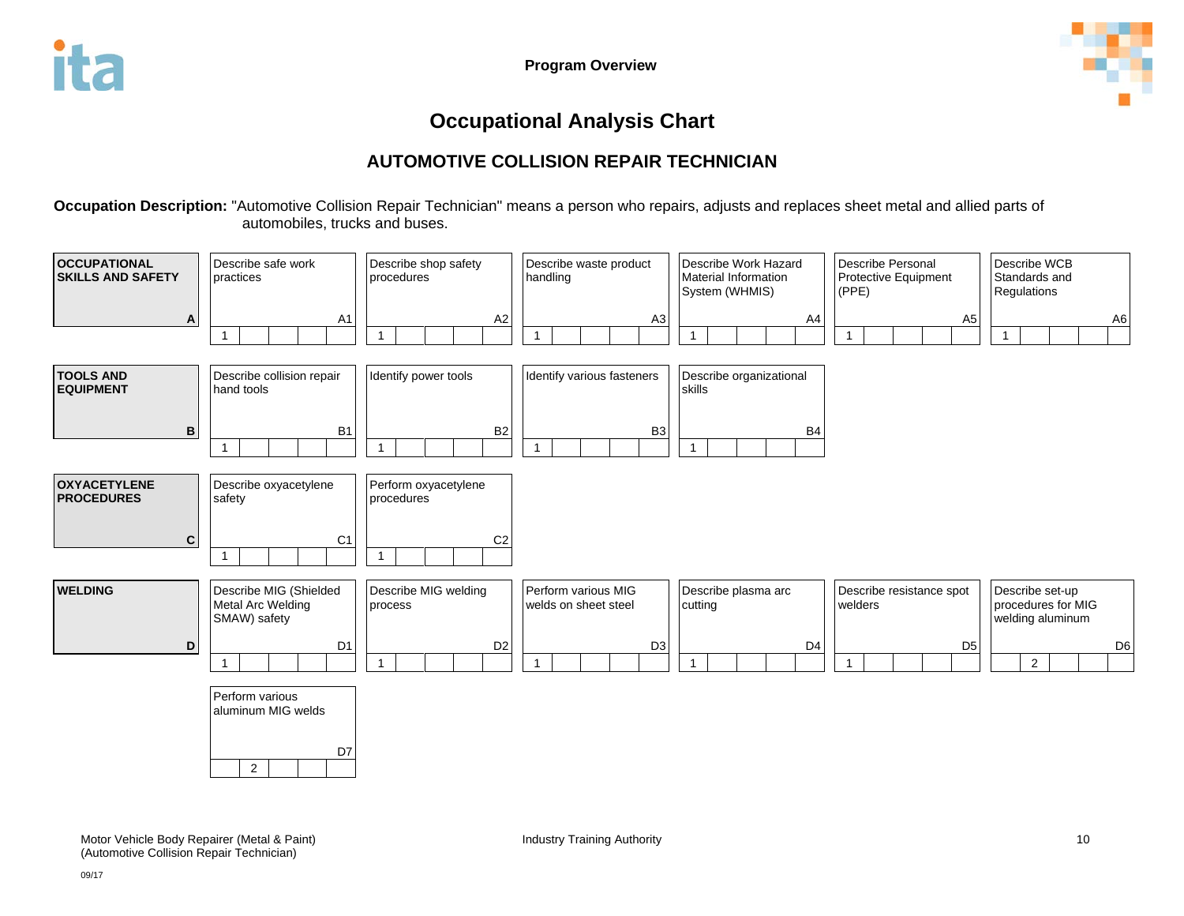# Occupational Analysis Chart

## AUTOMOTIVE COLLISION REPAIR TECHNICIAN

**Occupation Description:** "Automotive Collision Repair Technician" means a person who repairs, adjusts and replaces sheet metal and allied parts of automobiles, trucks and buses.

| Section | | | | | | |
|---|---|---|---|---|---|---|
| **OCCUPATIONAL SKILLS AND SAFETY** A | Describe safe work practices A1 (1) | Describe shop safety procedures A2 (1) | Describe waste product handling A3 (1) | Describe Work Hazard Material Information System (WHMIS) A4 (1) | Describe Personal Protective Equipment (PPE) A5 (1) | Describe WCB Standards and Regulations A6 (1) |
| **TOOLS AND EQUIPMENT** B | Describe collision repair hand tools B1 (1) | Identify power tools B2 (1) | Identify various fasteners B3 (1) | Describe organizational skills B4 (1) | | |
| **OXYACETYLENE PROCEDURES** C | Describe oxyacetylene safety C1 (1) | Perform oxyacetylene procedures C2 (1) | | | | |
| **WELDING** D | Describe MIG (Shielded Metal Arc Welding SMAW) safety D1 (1) | Describe MIG welding process D2 (1) | Perform various MIG welds on sheet steel D3 (1) | Describe plasma arc cutting D4 (1) | Describe resistance spot welders D5 (1) | Describe set-up procedures for MIG welding aluminum D6 (2) |
| | Perform various aluminum MIG welds D7 (2) | | | | | |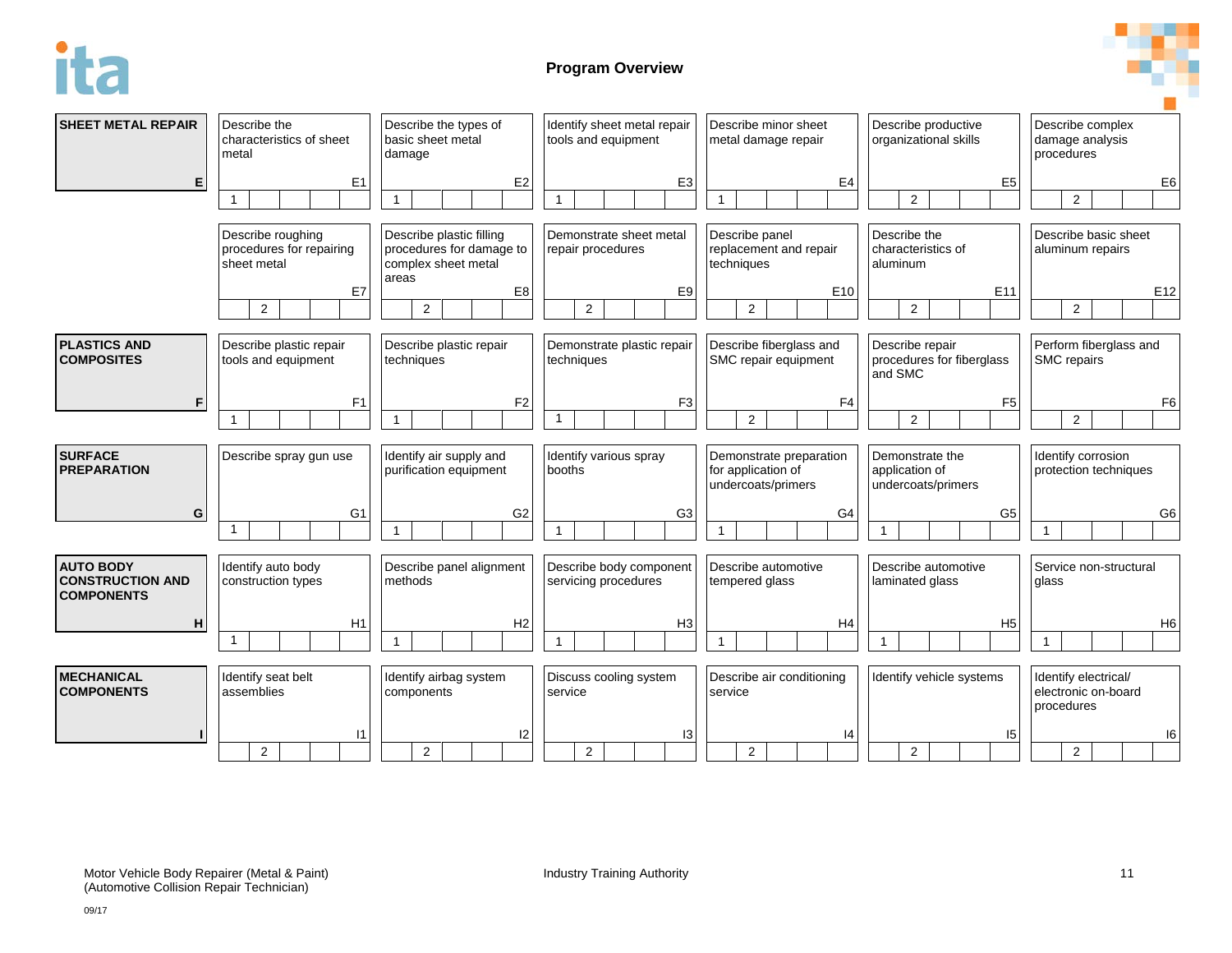## Program Overview

| Line | Competency | Level |
|---|---|---|
| **SHEET METAL REPAIR** (E) | E1 Describe the characteristics of sheet metal | 1 |
| | E2 Describe the types of basic sheet metal damage | 1 |
| | E3 Identify sheet metal repair tools and equipment | 1 |
| | E4 Describe minor sheet metal damage repair | 1 |
| | E5 Describe productive organizational skills | 2 |
| | E6 Describe complex damage analysis procedures | 2 |
| | E7 Describe roughing procedures for repairing sheet metal | 2 |
| | E8 Describe plastic filling procedures for damage to complex sheet metal areas | 2 |
| | E9 Demonstrate sheet metal repair procedures | 2 |
| | E10 Describe panel replacement and repair techniques | 2 |
| | E11 Describe the characteristics of aluminum | 2 |
| | E12 Describe basic sheet aluminum repairs | 2 |
| **PLASTICS AND COMPOSITES** (F) | F1 Describe plastic repair tools and equipment | 1 |
| | F2 Describe plastic repair techniques | 1 |
| | F3 Demonstrate plastic repair techniques | 1 |
| | F4 Describe fiberglass and SMC repair equipment | 2 |
| | F5 Describe repair procedures for fiberglass and SMC | 2 |
| | F6 Perform fiberglass and SMC repairs | 2 |
| **SURFACE PREPARATION** (G) | G1 Describe spray gun use | 1 |
| | G2 Identify air supply and purification equipment | 1 |
| | G3 Identify various spray booths | 1 |
| | G4 Demonstrate preparation for application of undercoats/primers | 1 |
| | G5 Demonstrate the application of undercoats/primers | 1 |
| | G6 Identify corrosion protection techniques | 1 |
| **AUTO BODY CONSTRUCTION AND COMPONENTS** (H) | H1 Identify auto body construction types | 1 |
| | H2 Describe panel alignment methods | 1 |
| | H3 Describe body component servicing procedures | 1 |
| | H4 Describe automotive tempered glass | 1 |
| | H5 Describe automotive laminated glass | 1 |
| | H6 Service non-structural glass | 1 |
| **MECHANICAL COMPONENTS** (I) | I1 Identify seat belt assemblies | 2 |
| | I2 Identify airbag system components | 2 |
| | I3 Discuss cooling system service | 2 |
| | I4 Describe air conditioning service | 2 |
| | I5 Identify vehicle systems | 2 |
| | I6 Identify electrical/ electronic on-board procedures | 2 |

Motor Vehicle Body Repairer (Metal & Paint)
(Automotive Collision Repair Technician)

09/17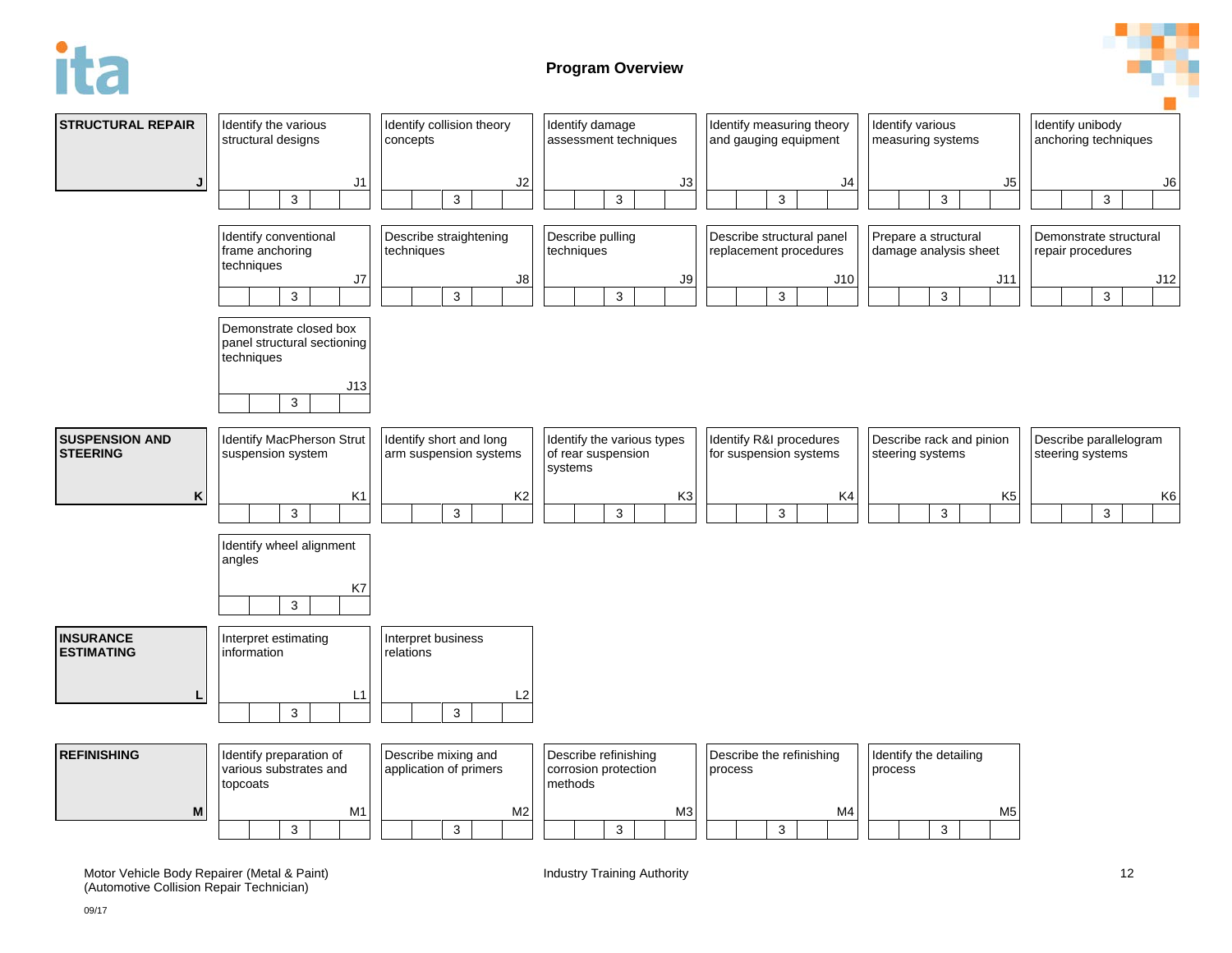# Program Overview

## STRUCTURAL REPAIR (J)

| Code | Competency | Level |
|---|---|---|
| J1 | Identify the various structural designs | 3 |
| J2 | Identify collision theory concepts | 3 |
| J3 | Identify damage assessment techniques | 3 |
| J4 | Identify measuring theory and gauging equipment | 3 |
| J5 | Identify various measuring systems | 3 |
| J6 | Identify unibody anchoring techniques | 3 |
| J7 | Identify conventional frame anchoring techniques | 3 |
| J8 | Describe straightening techniques | 3 |
| J9 | Describe pulling techniques | 3 |
| J10 | Describe structural panel replacement procedures | 3 |
| J11 | Prepare a structural damage analysis sheet | 3 |
| J12 | Demonstrate structural repair procedures | 3 |
| J13 | Demonstrate closed box panel structural sectioning techniques | 3 |

## SUSPENSION AND STEERING (K)

| Code | Competency | Level |
|---|---|---|
| K1 | Identify MacPherson Strut suspension system | 3 |
| K2 | Identify short and long arm suspension systems | 3 |
| K3 | Identify the various types of rear suspension systems | 3 |
| K4 | Identify R&I procedures for suspension systems | 3 |
| K5 | Describe rack and pinion steering systems | 3 |
| K6 | Describe parallelogram steering systems | 3 |
| K7 | Identify wheel alignment angles | 3 |

## INSURANCE ESTIMATING (L)

| Code | Competency | Level |
|---|---|---|
| L1 | Interpret estimating information | 3 |
| L2 | Interpret business relations | 3 |

## REFINISHING (M)

| Code | Competency | Level |
|---|---|---|
| M1 | Identify preparation of various substrates and topcoats | 3 |
| M2 | Describe mixing and application of primers | 3 |
| M3 | Describe refinishing corrosion protection methods | 3 |
| M4 | Describe the refinishing process | 3 |
| M5 | Identify the detailing process | 3 |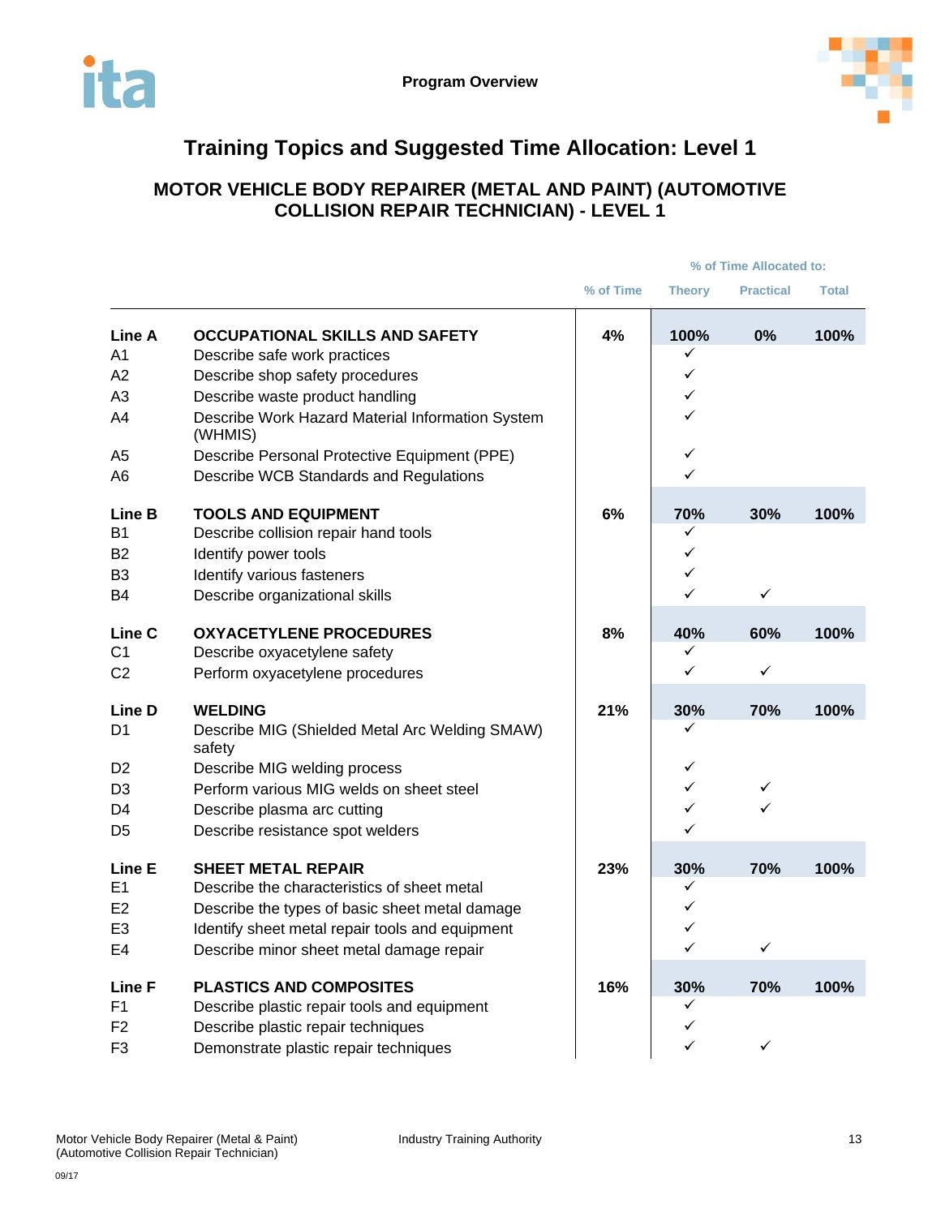# Training Topics and Suggested Time Allocation: Level 1

## MOTOR VEHICLE BODY REPAIRER (METAL AND PAINT) (AUTOMOTIVE COLLISION REPAIR TECHNICIAN) - LEVEL 1

| | | | % of Time Allocated to: | | |
|---|---|---|---|---|---|
| | | % of Time | Theory | Practical | Total |
| **Line A** | **OCCUPATIONAL SKILLS AND SAFETY** | **4%** | **100%** | **0%** | **100%** |
| A1 | Describe safe work practices | | ✓ | | |
| A2 | Describe shop safety procedures | | ✓ | | |
| A3 | Describe waste product handling | | ✓ | | |
| A4 | Describe Work Hazard Material Information System (WHMIS) | | ✓ | | |
| A5 | Describe Personal Protective Equipment (PPE) | | ✓ | | |
| A6 | Describe WCB Standards and Regulations | | ✓ | | |
| **Line B** | **TOOLS AND EQUIPMENT** | **6%** | **70%** | **30%** | **100%** |
| B1 | Describe collision repair hand tools | | ✓ | | |
| B2 | Identify power tools | | ✓ | | |
| B3 | Identify various fasteners | | ✓ | | |
| B4 | Describe organizational skills | | ✓ | ✓ | |
| **Line C** | **OXYACETYLENE PROCEDURES** | **8%** | **40%** | **60%** | **100%** |
| C1 | Describe oxyacetylene safety | | ✓ | | |
| C2 | Perform oxyacetylene procedures | | ✓ | ✓ | |
| **Line D** | **WELDING** | **21%** | **30%** | **70%** | **100%** |
| D1 | Describe MIG (Shielded Metal Arc Welding SMAW) safety | | ✓ | | |
| D2 | Describe MIG welding process | | ✓ | | |
| D3 | Perform various MIG welds on sheet steel | | ✓ | ✓ | |
| D4 | Describe plasma arc cutting | | ✓ | ✓ | |
| D5 | Describe resistance spot welders | | ✓ | | |
| **Line E** | **SHEET METAL REPAIR** | **23%** | **30%** | **70%** | **100%** |
| E1 | Describe the characteristics of sheet metal | | ✓ | | |
| E2 | Describe the types of basic sheet metal damage | | ✓ | | |
| E3 | Identify sheet metal repair tools and equipment | | ✓ | | |
| E4 | Describe minor sheet metal damage repair | | ✓ | ✓ | |
| **Line F** | **PLASTICS AND COMPOSITES** | **16%** | **30%** | **70%** | **100%** |
| F1 | Describe plastic repair tools and equipment | | ✓ | | |
| F2 | Describe plastic repair techniques | | ✓ | | |
| F3 | Demonstrate plastic repair techniques | | ✓ | ✓ | |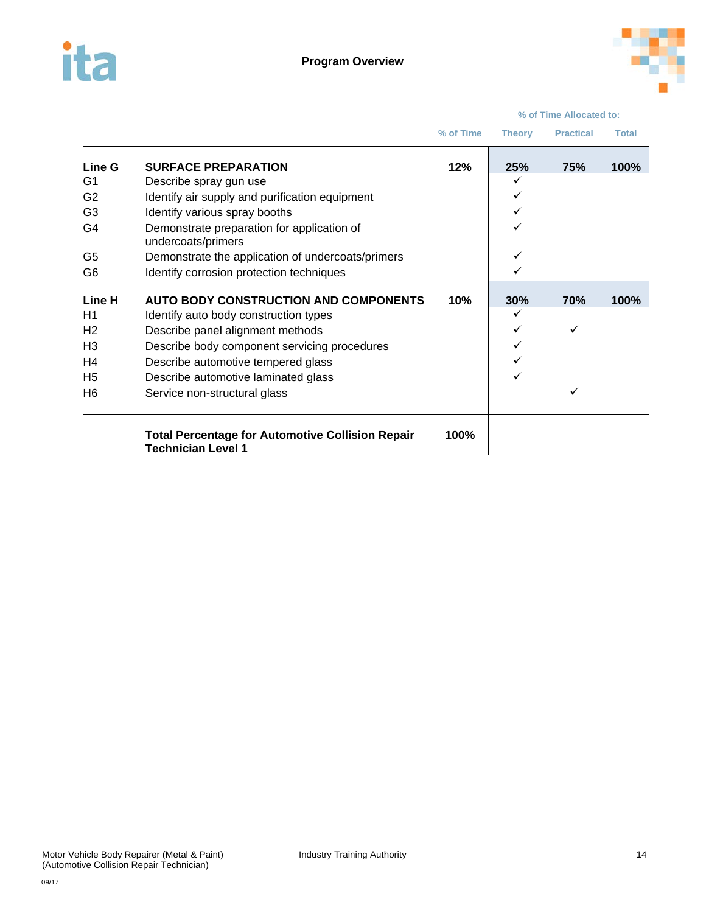**Program Overview**

| | | % of Time | % of Time Allocated to: Theory | Practical | Total |
|---|---|---|---|---|---|
| **Line G** | **SURFACE PREPARATION** | **12%** | **25%** | **75%** | **100%** |
| G1 | Describe spray gun use | | ✓ | | |
| G2 | Identify air supply and purification equipment | | ✓ | | |
| G3 | Identify various spray booths | | ✓ | | |
| G4 | Demonstrate preparation for application of undercoats/primers | | ✓ | | |
| G5 | Demonstrate the application of undercoats/primers | | ✓ | | |
| G6 | Identify corrosion protection techniques | | ✓ | | |
| **Line H** | **AUTO BODY CONSTRUCTION AND COMPONENTS** | **10%** | **30%** | **70%** | **100%** |
| H1 | Identify auto body construction types | | ✓ | | |
| H2 | Describe panel alignment methods | | ✓ | ✓ | |
| H3 | Describe body component servicing procedures | | ✓ | | |
| H4 | Describe automotive tempered glass | | ✓ | | |
| H5 | Describe automotive laminated glass | | ✓ | | |
| H6 | Service non-structural glass | | | ✓ | |
| | **Total Percentage for Automotive Collision Repair Technician Level 1** | **100%** | | | |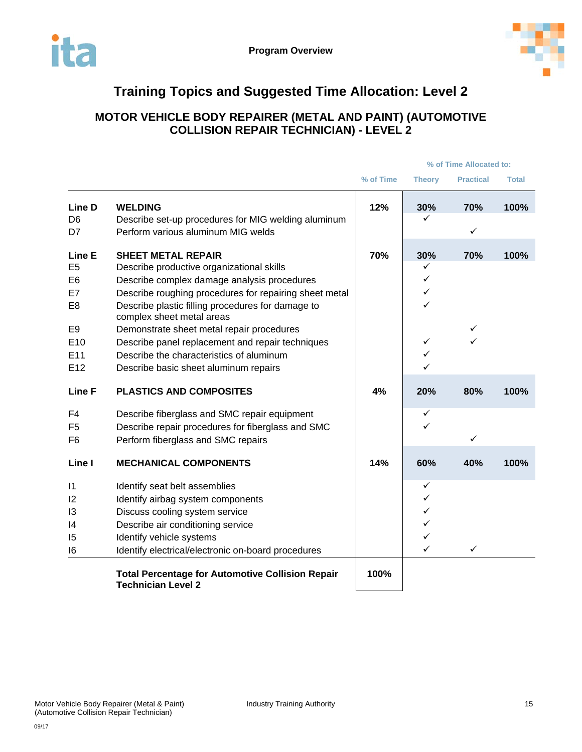# Training Topics and Suggested Time Allocation: Level 2

## MOTOR VEHICLE BODY REPAIRER (METAL AND PAINT) (AUTOMOTIVE COLLISION REPAIR TECHNICIAN) - LEVEL 2

| | | % of Time | % of Time Allocated to: | | |
|---|---|---|---|---|---|
| | | | Theory | Practical | Total |
| **Line D** | **WELDING** | **12%** | **30%** | **70%** | **100%** |
| D6 | Describe set-up procedures for MIG welding aluminum | | ✓ | | |
| D7 | Perform various aluminum MIG welds | | | ✓ | |
| **Line E** | **SHEET METAL REPAIR** | **70%** | **30%** | **70%** | **100%** |
| E5 | Describe productive organizational skills | | ✓ | | |
| E6 | Describe complex damage analysis procedures | | ✓ | | |
| E7 | Describe roughing procedures for repairing sheet metal | | ✓ | | |
| E8 | Describe plastic filling procedures for damage to complex sheet metal areas | | ✓ | | |
| E9 | Demonstrate sheet metal repair procedures | | | ✓ | |
| E10 | Describe panel replacement and repair techniques | | ✓ | ✓ | |
| E11 | Describe the characteristics of aluminum | | ✓ | | |
| E12 | Describe basic sheet aluminum repairs | | ✓ | | |
| **Line F** | **PLASTICS AND COMPOSITES** | **4%** | **20%** | **80%** | **100%** |
| F4 | Describe fiberglass and SMC repair equipment | | ✓ | | |
| F5 | Describe repair procedures for fiberglass and SMC | | ✓ | | |
| F6 | Perform fiberglass and SMC repairs | | | ✓ | |
| **Line I** | **MECHANICAL COMPONENTS** | **14%** | **60%** | **40%** | **100%** |
| I1 | Identify seat belt assemblies | | ✓ | | |
| I2 | Identify airbag system components | | ✓ | | |
| I3 | Discuss cooling system service | | ✓ | | |
| I4 | Describe air conditioning service | | ✓ | | |
| I5 | Identify vehicle systems | | ✓ | | |
| I6 | Identify electrical/electronic on-board procedures | | ✓ | ✓ | |
| | **Total Percentage for Automotive Collision Repair Technician Level 2** | **100%** | | | |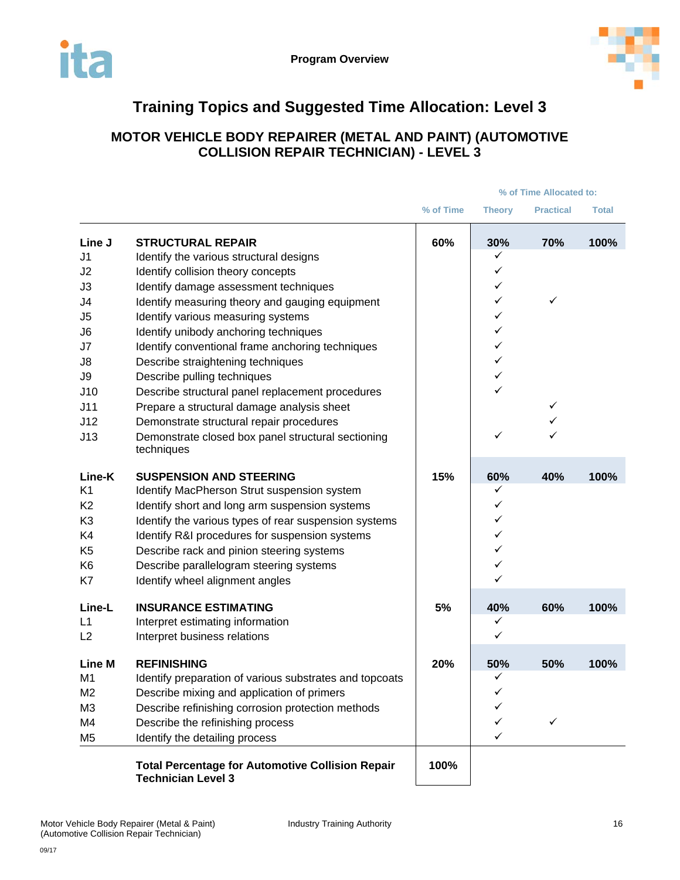Program Overview

# Training Topics and Suggested Time Allocation: Level 3

## MOTOR VEHICLE BODY REPAIRER (METAL AND PAINT) (AUTOMOTIVE COLLISION REPAIR TECHNICIAN) - LEVEL 3

| | | | % of Time Allocated to: | | |
|---|---|---|---|---|---|
| | | % of Time | Theory | Practical | Total |
| **Line J** | **STRUCTURAL REPAIR** | **60%** | **30%** | **70%** | **100%** |
| J1 | Identify the various structural designs | | ✓ | | |
| J2 | Identify collision theory concepts | | ✓ | | |
| J3 | Identify damage assessment techniques | | ✓ | | |
| J4 | Identify measuring theory and gauging equipment | | ✓ | ✓ | |
| J5 | Identify various measuring systems | | ✓ | | |
| J6 | Identify unibody anchoring techniques | | ✓ | | |
| J7 | Identify conventional frame anchoring techniques | | ✓ | | |
| J8 | Describe straightening techniques | | ✓ | | |
| J9 | Describe pulling techniques | | ✓ | | |
| J10 | Describe structural panel replacement procedures | | ✓ | | |
| J11 | Prepare a structural damage analysis sheet | | | ✓ | |
| J12 | Demonstrate structural repair procedures | | | ✓ | |
| J13 | Demonstrate closed box panel structural sectioning techniques | | ✓ | ✓ | |
| **Line-K** | **SUSPENSION AND STEERING** | **15%** | **60%** | **40%** | **100%** |
| K1 | Identify MacPherson Strut suspension system | | ✓ | | |
| K2 | Identify short and long arm suspension systems | | ✓ | | |
| K3 | Identify the various types of rear suspension systems | | ✓ | | |
| K4 | Identify R&I procedures for suspension systems | | ✓ | | |
| K5 | Describe rack and pinion steering systems | | ✓ | | |
| K6 | Describe parallelogram steering systems | | ✓ | | |
| K7 | Identify wheel alignment angles | | ✓ | | |
| **Line-L** | **INSURANCE ESTIMATING** | **5%** | **40%** | **60%** | **100%** |
| L1 | Interpret estimating information | | ✓ | | |
| L2 | Interpret business relations | | ✓ | | |
| **Line M** | **REFINISHING** | **20%** | **50%** | **50%** | **100%** |
| M1 | Identify preparation of various substrates and topcoats | | ✓ | | |
| M2 | Describe mixing and application of primers | | ✓ | | |
| M3 | Describe refinishing corrosion protection methods | | ✓ | | |
| M4 | Describe the refinishing process | | ✓ | ✓ | |
| M5 | Identify the detailing process | | ✓ | | |
| | **Total Percentage for Automotive Collision Repair Technician Level 3** | **100%** | | | |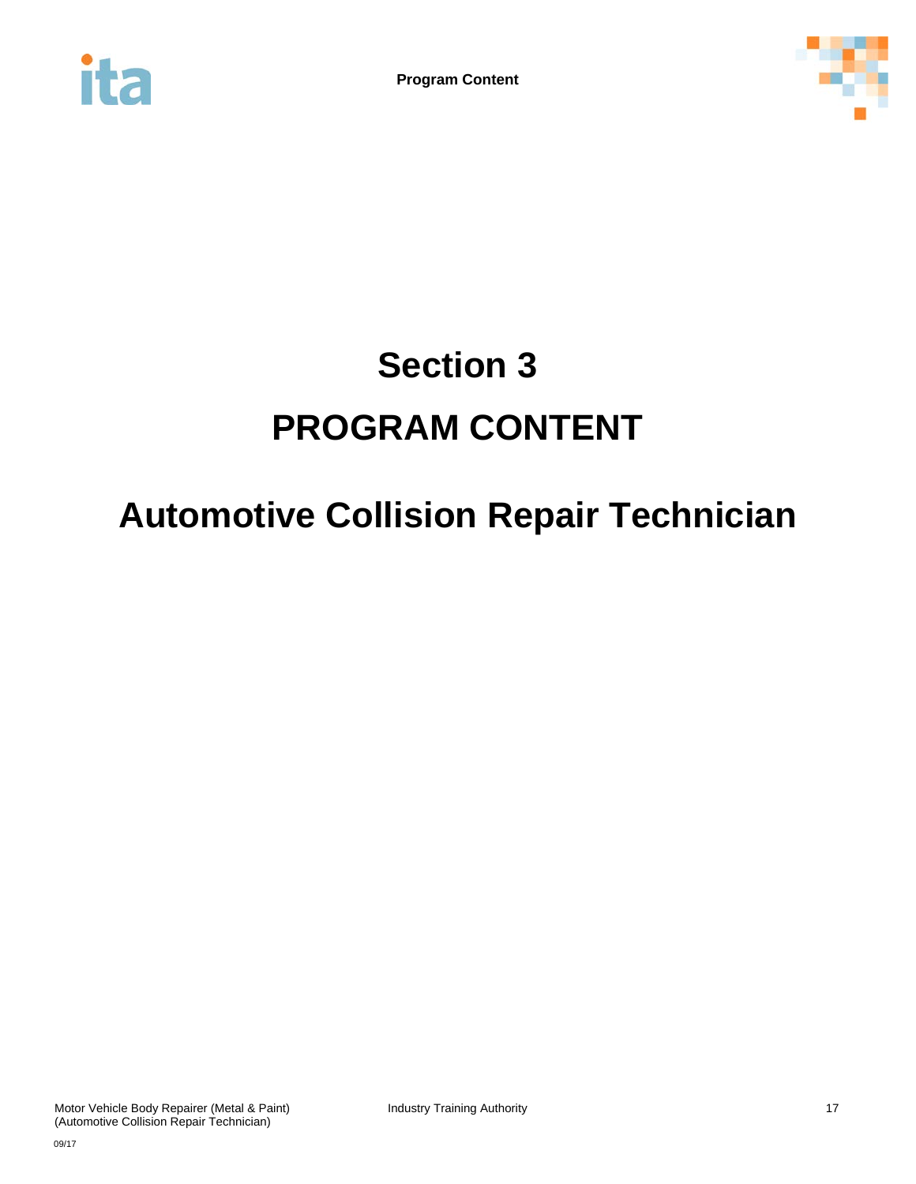# Section 3

# PROGRAM CONTENT

## Automotive Collision Repair Technician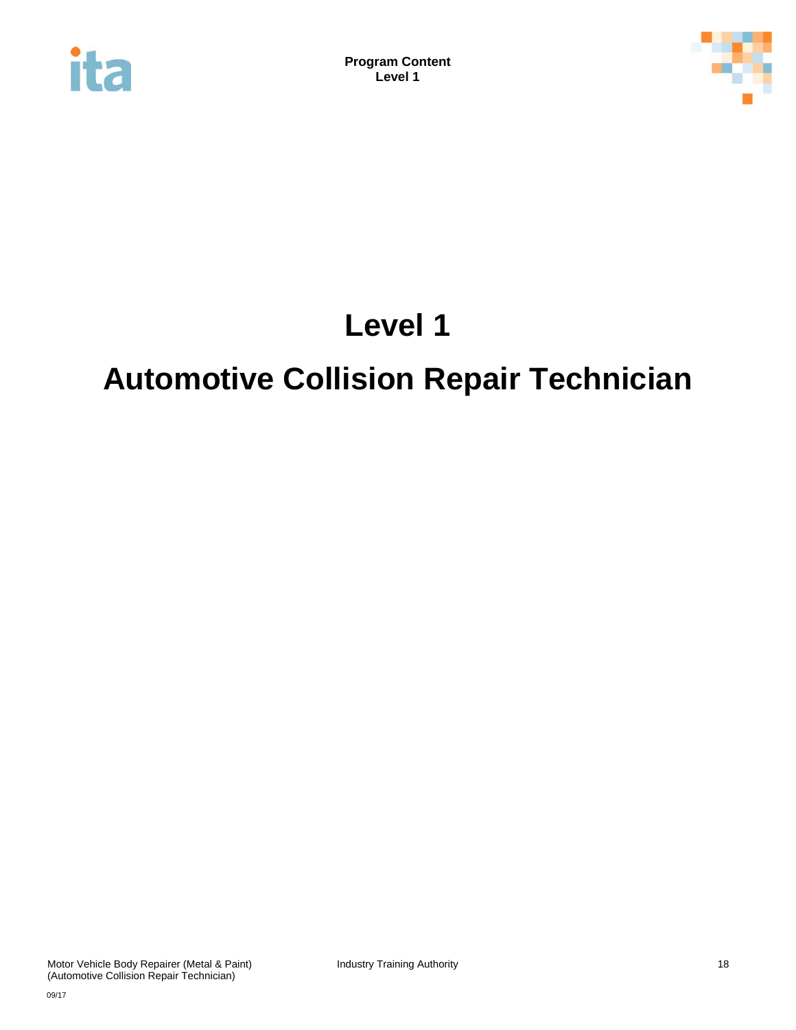# Level 1

# Automotive Collision Repair Technician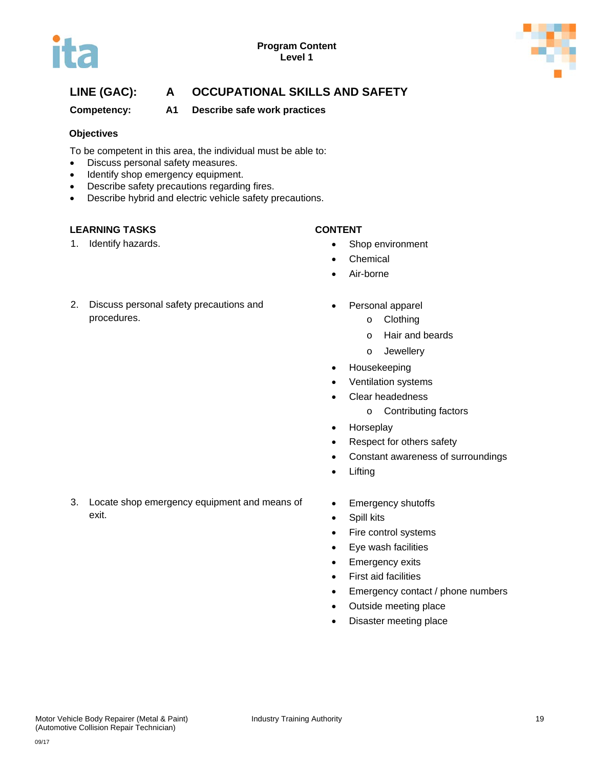**LINE (GAC): A OCCUPATIONAL SKILLS AND SAFETY**

**Competency: A1 Describe safe work practices**

**Objectives**

To be competent in this area, the individual must be able to:

- Discuss personal safety measures.
- Identify shop emergency equipment.
- Describe safety precautions regarding fires.
- Describe hybrid and electric vehicle safety precautions.

| LEARNING TASKS | CONTENT |
| --- | --- |
| 1. Identify hazards. | • Shop environment<br>• Chemical<br>• Air-borne |
| 2. Discuss personal safety precautions and procedures. | • Personal apparel<br>  o Clothing<br>  o Hair and beards<br>  o Jewellery<br>• Housekeeping<br>• Ventilation systems<br>• Clear headedness<br>  o Contributing factors<br>• Horseplay<br>• Respect for others safety<br>• Constant awareness of surroundings<br>• Lifting |
| 3. Locate shop emergency equipment and means of exit. | • Emergency shutoffs<br>• Spill kits<br>• Fire control systems<br>• Eye wash facilities<br>• Emergency exits<br>• First aid facilities<br>• Emergency contact / phone numbers<br>• Outside meeting place<br>• Disaster meeting place |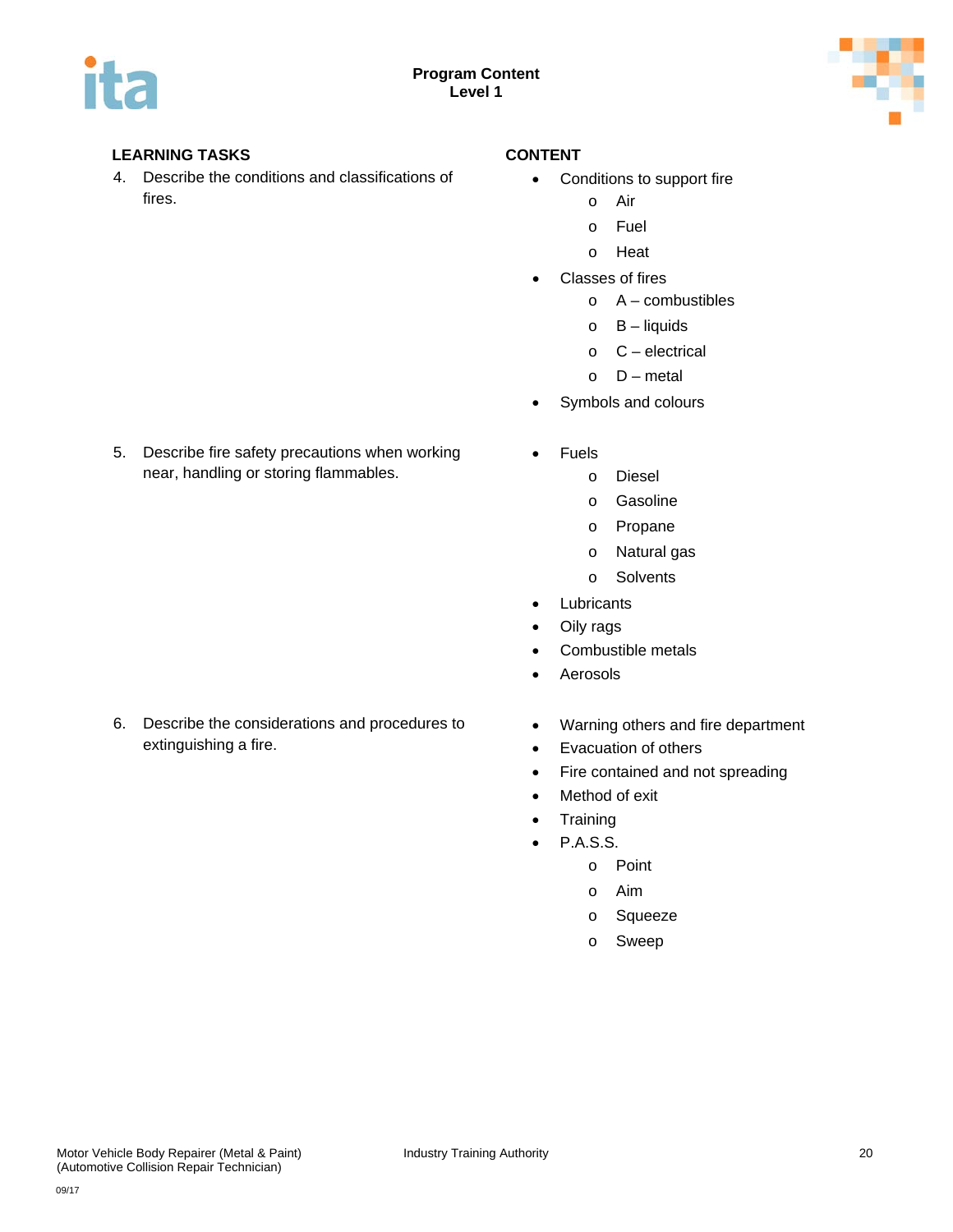| LEARNING TASKS | CONTENT |
|---|---|
| 4. Describe the conditions and classifications of fires. | • Conditions to support fire<br>  o Air<br>  o Fuel<br>  o Heat<br>• Classes of fires<br>  o A – combustibles<br>  o B – liquids<br>  o C – electrical<br>  o D – metal<br>• Symbols and colours |
| 5. Describe fire safety precautions when working near, handling or storing flammables. | • Fuels<br>  o Diesel<br>  o Gasoline<br>  o Propane<br>  o Natural gas<br>  o Solvents<br>• Lubricants<br>• Oily rags<br>• Combustible metals<br>• Aerosols |
| 6. Describe the considerations and procedures to extinguishing a fire. | • Warning others and fire department<br>• Evacuation of others<br>• Fire contained and not spreading<br>• Method of exit<br>• Training<br>• P.A.S.S.<br>  o Point<br>  o Aim<br>  o Squeeze<br>  o Sweep |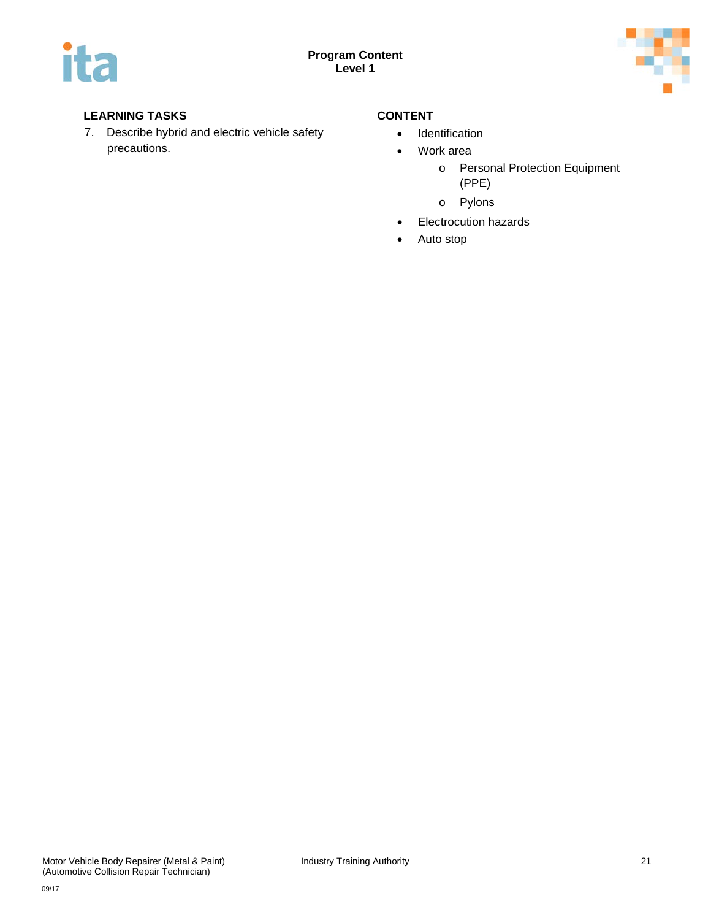| LEARNING TASKS | CONTENT |
| --- | --- |
| 7. Describe hybrid and electric vehicle safety precautions. | • Identification<br>• Work area<br>    o Personal Protection Equipment (PPE)<br>    o Pylons<br>• Electrocution hazards<br>• Auto stop |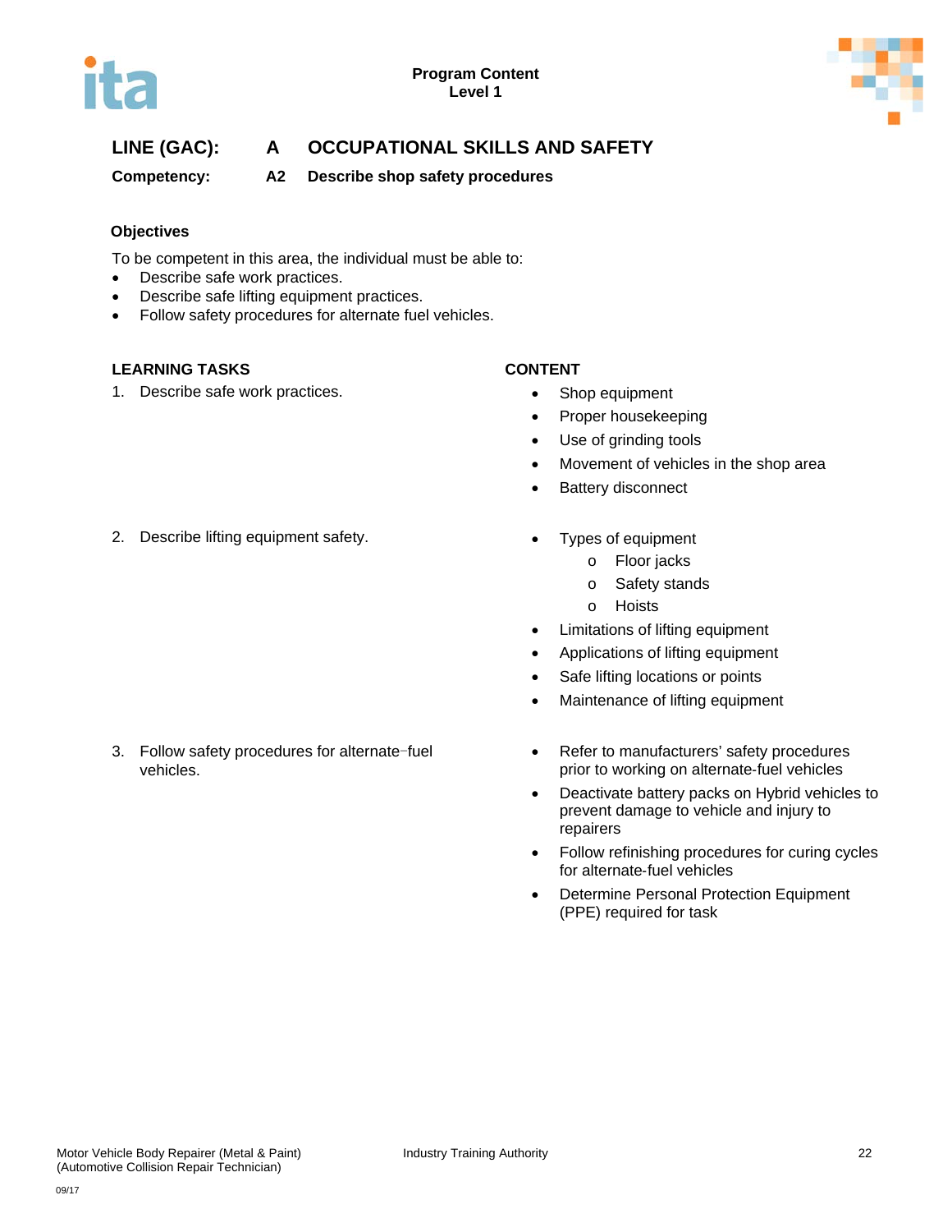**LINE (GAC):** A **OCCUPATIONAL SKILLS AND SAFETY**

**Competency:** A2 **Describe shop safety procedures**

### Objectives

To be competent in this area, the individual must be able to:

- Describe safe work practices.
- Describe safe lifting equipment practices.
- Follow safety procedures for alternate fuel vehicles.

| LEARNING TASKS | CONTENT |
|---|---|
| 1. Describe safe work practices. | • Shop equipment<br>• Proper housekeeping<br>• Use of grinding tools<br>• Movement of vehicles in the shop area<br>• Battery disconnect |
| 2. Describe lifting equipment safety. | • Types of equipment<br>  o Floor jacks<br>  o Safety stands<br>  o Hoists<br>• Limitations of lifting equipment<br>• Applications of lifting equipment<br>• Safe lifting locations or points<br>• Maintenance of lifting equipment |
| 3. Follow safety procedures for alternate-fuel vehicles. | • Refer to manufacturers' safety procedures prior to working on alternate-fuel vehicles<br>• Deactivate battery packs on Hybrid vehicles to prevent damage to vehicle and injury to repairers<br>• Follow refinishing procedures for curing cycles for alternate-fuel vehicles<br>• Determine Personal Protection Equipment (PPE) required for task |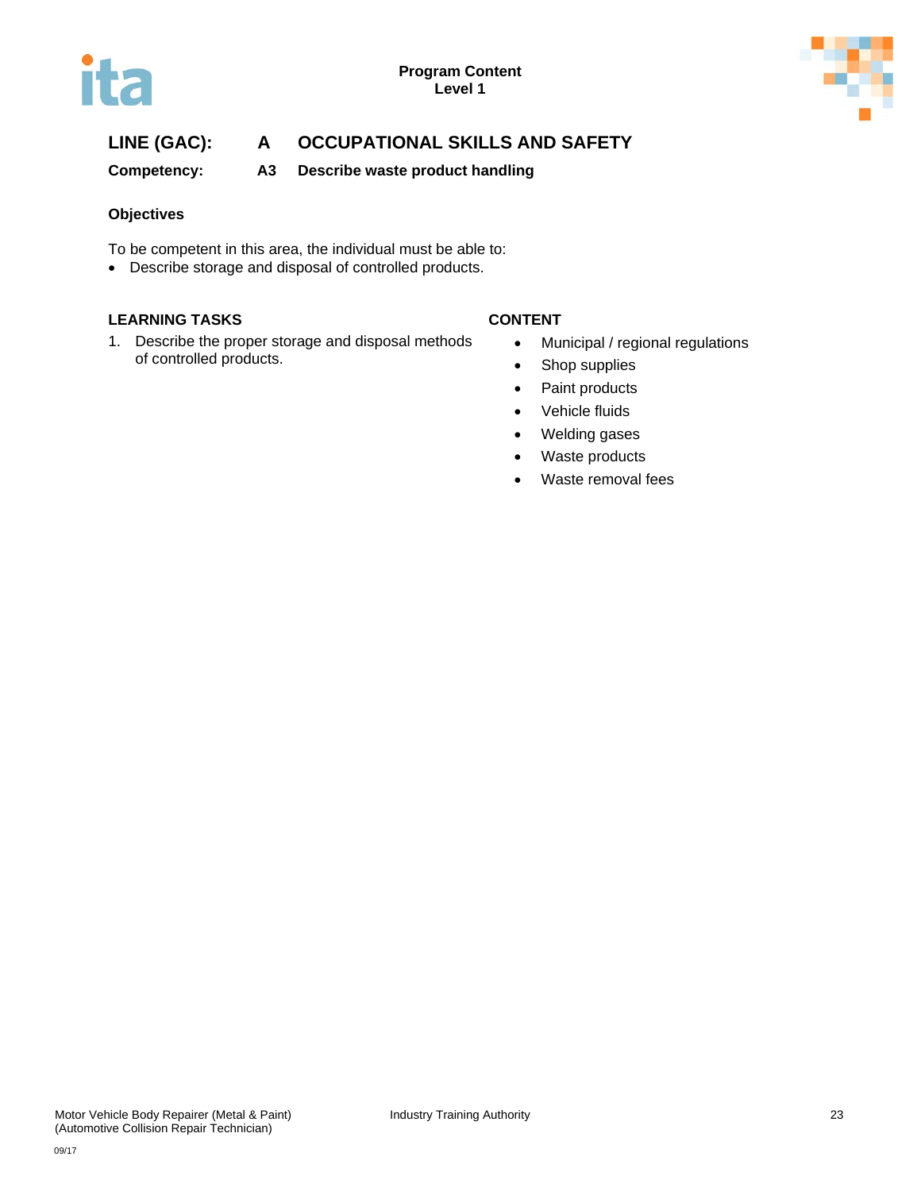## LINE (GAC): A OCCUPATIONAL SKILLS AND SAFETY

**Competency: A3 Describe waste product handling**

### Objectives

To be competent in this area, the individual must be able to:

- Describe storage and disposal of controlled products.

| LEARNING TASKS | CONTENT |
| --- | --- |
| 1. Describe the proper storage and disposal methods of controlled products. | • Municipal / regional regulations<br>• Shop supplies<br>• Paint products<br>• Vehicle fluids<br>• Welding gases<br>• Waste products<br>• Waste removal fees |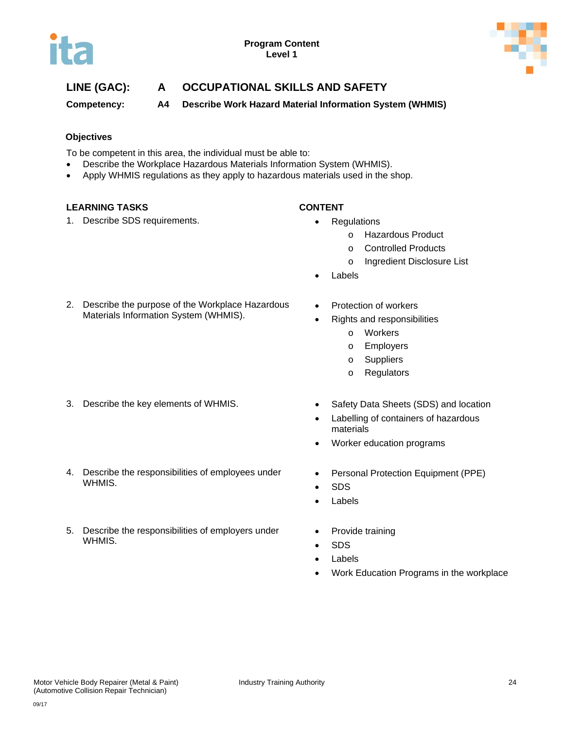**Program Content**
**Level 1**

## LINE (GAC): A OCCUPATIONAL SKILLS AND SAFETY

**Competency: A4 Describe Work Hazard Material Information System (WHMIS)**

### Objectives

To be competent in this area, the individual must be able to:

- Describe the Workplace Hazardous Materials Information System (WHMIS).
- Apply WHMIS regulations as they apply to hazardous materials used in the shop.

| LEARNING TASKS | CONTENT |
|---|---|
| 1. Describe SDS requirements. | • Regulations<br>  o Hazardous Product<br>  o Controlled Products<br>  o Ingredient Disclosure List<br>• Labels |
| 2. Describe the purpose of the Workplace Hazardous Materials Information System (WHMIS). | • Protection of workers<br>• Rights and responsibilities<br>  o Workers<br>  o Employers<br>  o Suppliers<br>  o Regulators |
| 3. Describe the key elements of WHMIS. | • Safety Data Sheets (SDS) and location<br>• Labelling of containers of hazardous materials<br>• Worker education programs |
| 4. Describe the responsibilities of employees under WHMIS. | • Personal Protection Equipment (PPE)<br>• SDS<br>• Labels |
| 5. Describe the responsibilities of employers under WHMIS. | • Provide training<br>• SDS<br>• Labels<br>• Work Education Programs in the workplace |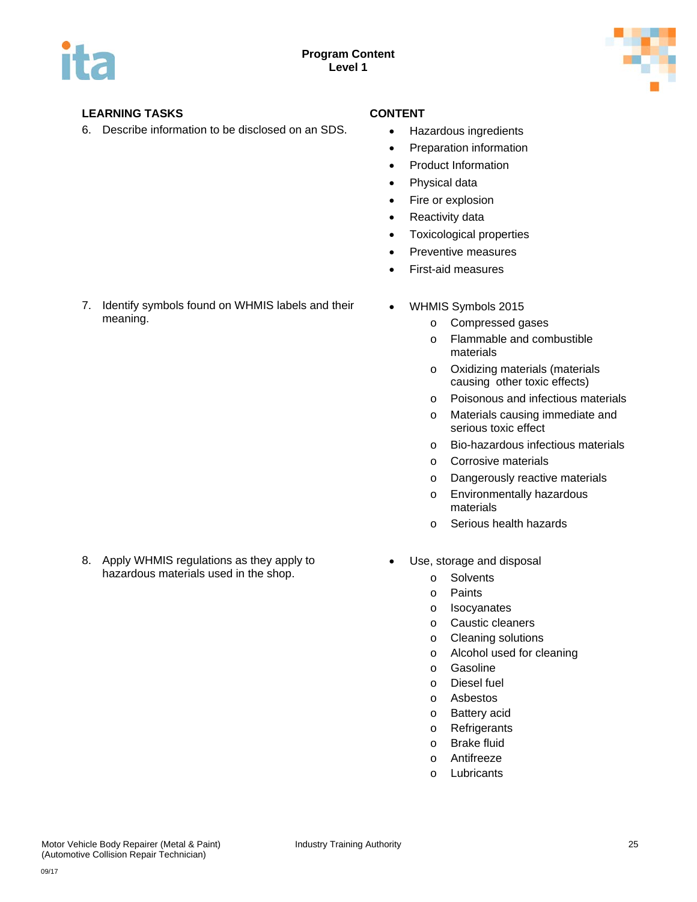| LEARNING TASKS | CONTENT |
| --- | --- |
| 6. Describe information to be disclosed on an SDS. | • Hazardous ingredients<br>• Preparation information<br>• Product Information<br>• Physical data<br>• Fire or explosion<br>• Reactivity data<br>• Toxicological properties<br>• Preventive measures<br>• First-aid measures |
| 7. Identify symbols found on WHMIS labels and their meaning. | • WHMIS Symbols 2015<br>  o Compressed gases<br>  o Flammable and combustible materials<br>  o Oxidizing materials (materials causing other toxic effects)<br>  o Poisonous and infectious materials<br>  o Materials causing immediate and serious toxic effect<br>  o Bio-hazardous infectious materials<br>  o Corrosive materials<br>  o Dangerously reactive materials<br>  o Environmentally hazardous materials<br>  o Serious health hazards |
| 8. Apply WHMIS regulations as they apply to hazardous materials used in the shop. | • Use, storage and disposal<br>  o Solvents<br>  o Paints<br>  o Isocyanates<br>  o Caustic cleaners<br>  o Cleaning solutions<br>  o Alcohol used for cleaning<br>  o Gasoline<br>  o Diesel fuel<br>  o Asbestos<br>  o Battery acid<br>  o Refrigerants<br>  o Brake fluid<br>  o Antifreeze<br>  o Lubricants |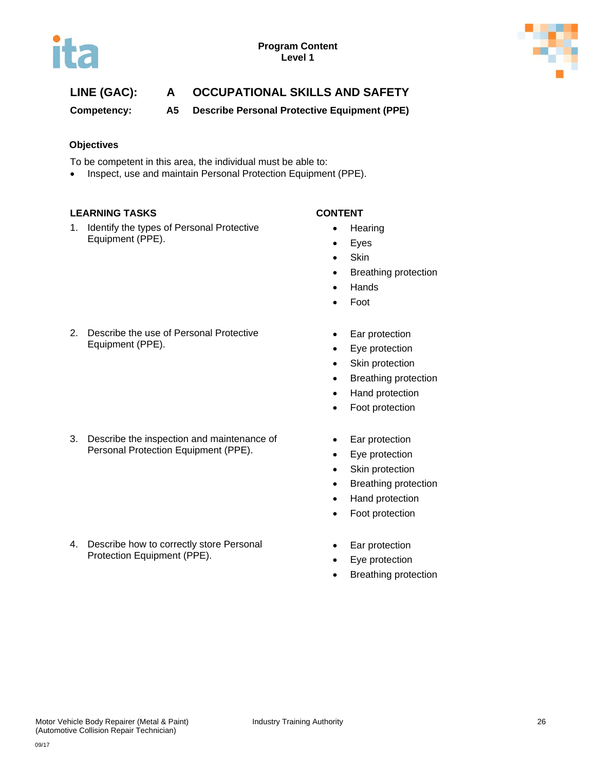**Program Content**
**Level 1**

## LINE (GAC): A OCCUPATIONAL SKILLS AND SAFETY

### Competency: A5 Describe Personal Protective Equipment (PPE)

**Objectives**

To be competent in this area, the individual must be able to:

- Inspect, use and maintain Personal Protection Equipment (PPE).

| LEARNING TASKS | CONTENT |
|---|---|
| 1. Identify the types of Personal Protective Equipment (PPE). | • Hearing<br>• Eyes<br>• Skin<br>• Breathing protection<br>• Hands<br>• Foot |
| 2. Describe the use of Personal Protective Equipment (PPE). | • Ear protection<br>• Eye protection<br>• Skin protection<br>• Breathing protection<br>• Hand protection<br>• Foot protection |
| 3. Describe the inspection and maintenance of Personal Protection Equipment (PPE). | • Ear protection<br>• Eye protection<br>• Skin protection<br>• Breathing protection<br>• Hand protection<br>• Foot protection |
| 4. Describe how to correctly store Personal Protection Equipment (PPE). | • Ear protection<br>• Eye protection<br>• Breathing protection |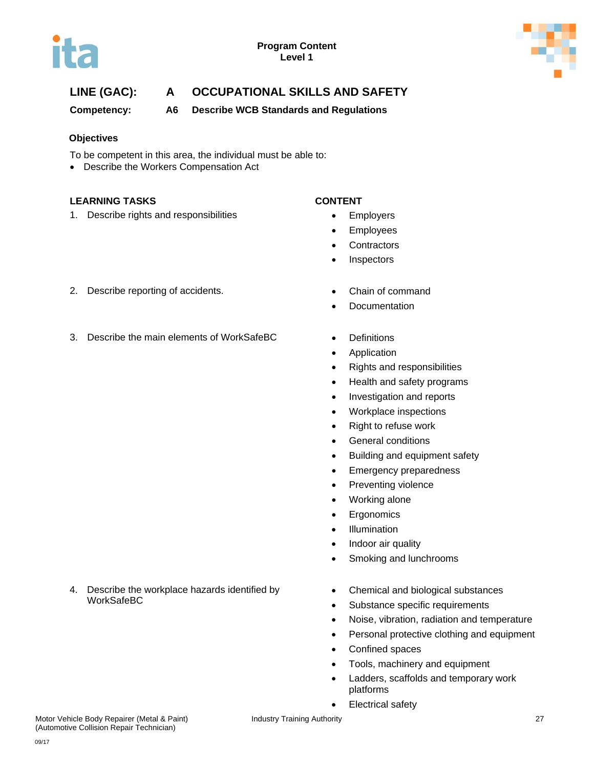**Program Content**
**Level 1**

## LINE (GAC): A OCCUPATIONAL SKILLS AND SAFETY

**Competency: A6 Describe WCB Standards and Regulations**

### Objectives

To be competent in this area, the individual must be able to:

- Describe the Workers Compensation Act

| LEARNING TASKS | CONTENT |
|---|---|
| 1. Describe rights and responsibilities | • Employers<br>• Employees<br>• Contractors<br>• Inspectors |
| 2. Describe reporting of accidents. | • Chain of command<br>• Documentation |
| 3. Describe the main elements of WorkSafeBC | • Definitions<br>• Application<br>• Rights and responsibilities<br>• Health and safety programs<br>• Investigation and reports<br>• Workplace inspections<br>• Right to refuse work<br>• General conditions<br>• Building and equipment safety<br>• Emergency preparedness<br>• Preventing violence<br>• Working alone<br>• Ergonomics<br>• Illumination<br>• Indoor air quality<br>• Smoking and lunchrooms |
| 4. Describe the workplace hazards identified by WorkSafeBC | • Chemical and biological substances<br>• Substance specific requirements<br>• Noise, vibration, radiation and temperature<br>• Personal protective clothing and equipment<br>• Confined spaces<br>• Tools, machinery and equipment<br>• Ladders, scaffolds and temporary work platforms<br>• Electrical safety |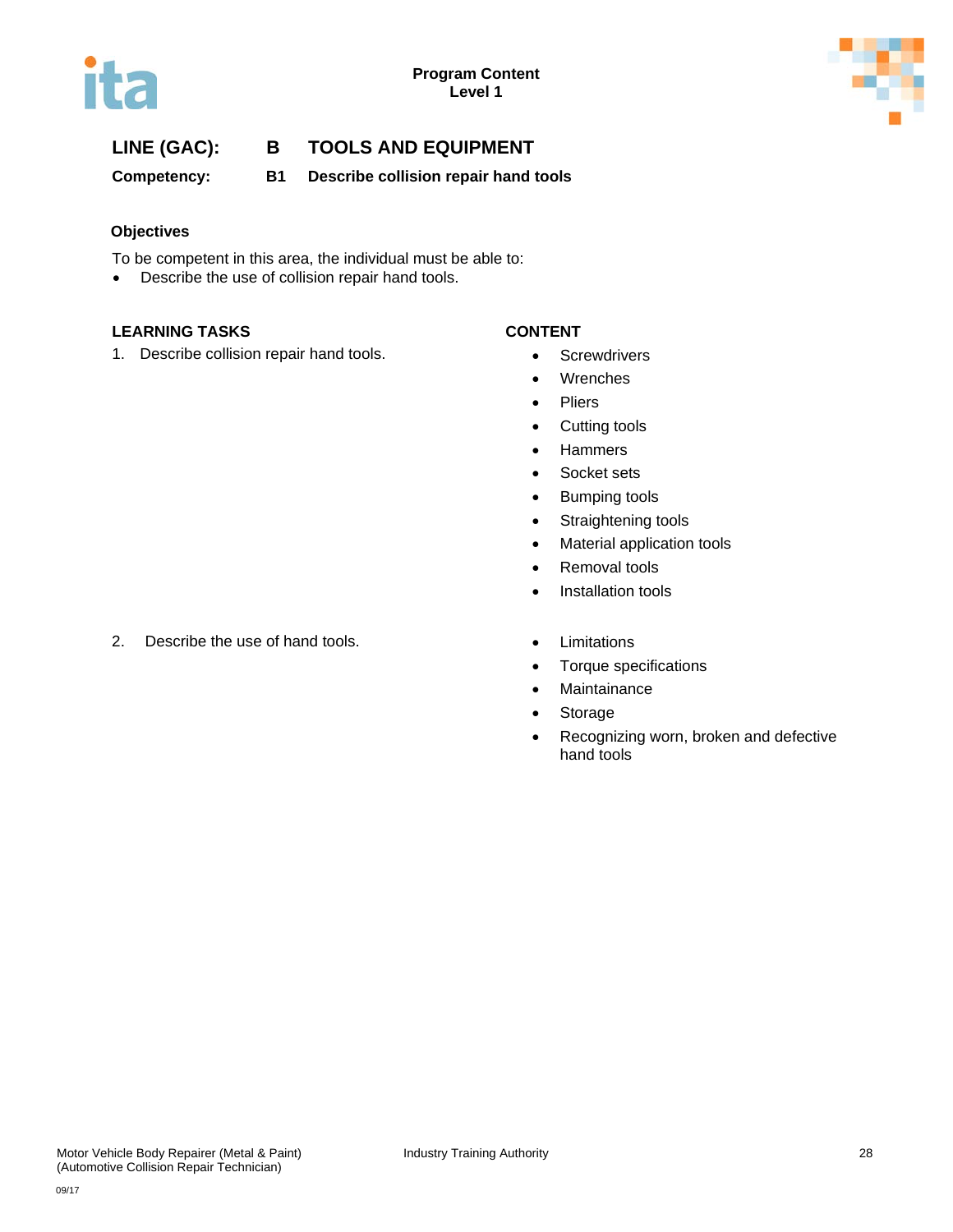**LINE (GAC): B TOOLS AND EQUIPMENT**

**Competency: B1 Describe collision repair hand tools**

**Objectives**

To be competent in this area, the individual must be able to:

- Describe the use of collision repair hand tools.

| LEARNING TASKS | CONTENT |
|---|---|
| 1. Describe collision repair hand tools. | • Screwdrivers<br>• Wrenches<br>• Pliers<br>• Cutting tools<br>• Hammers<br>• Socket sets<br>• Bumping tools<br>• Straightening tools<br>• Material application tools<br>• Removal tools<br>• Installation tools |
| 2. Describe the use of hand tools. | • Limitations<br>• Torque specifications<br>• Maintainance<br>• Storage<br>• Recognizing worn, broken and defective hand tools |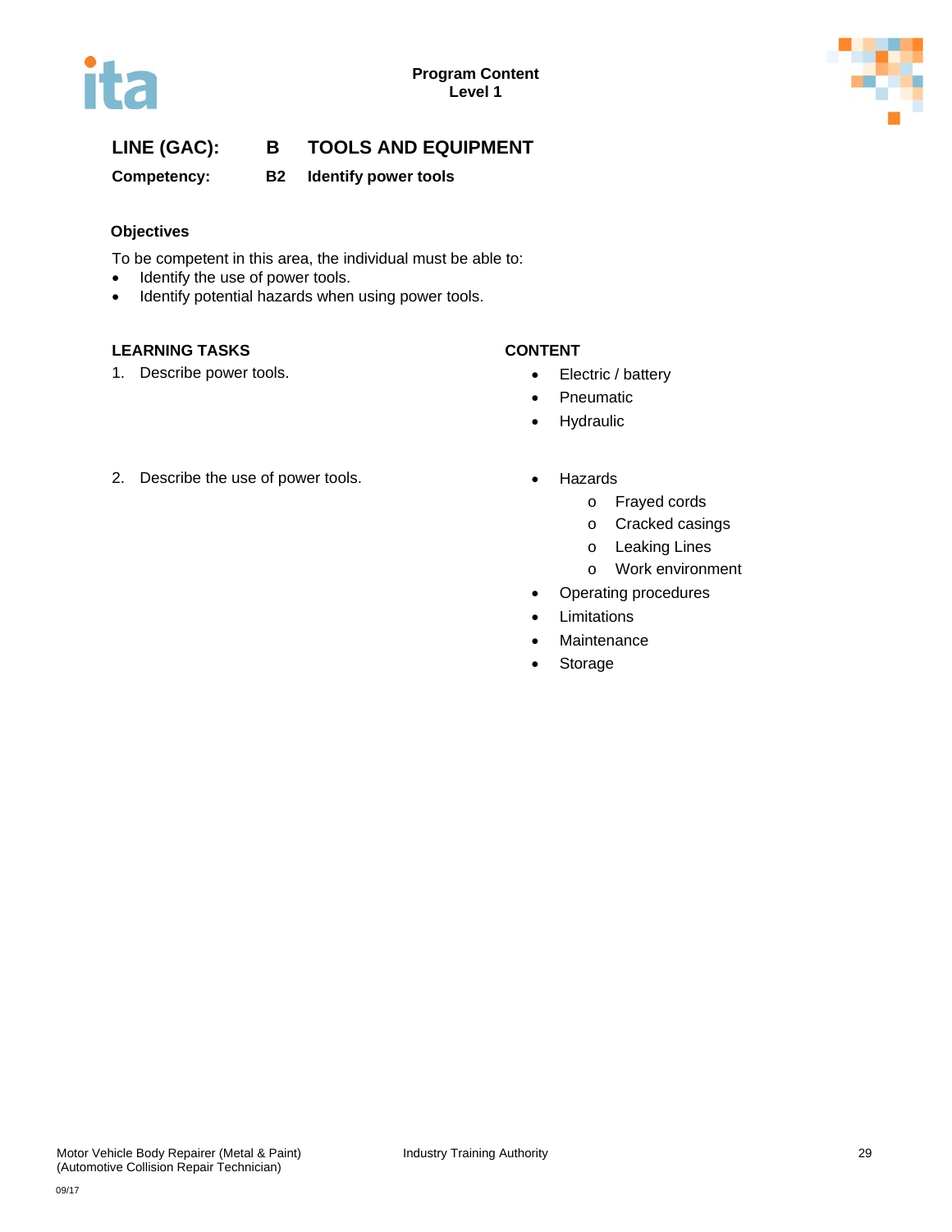**Program Content**
**Level 1**

## LINE (GAC): B TOOLS AND EQUIPMENT

**Competency: B2 Identify power tools**

### Objectives

To be competent in this area, the individual must be able to:

- Identify the use of power tools.
- Identify potential hazards when using power tools.

| LEARNING TASKS | CONTENT |
|---|---|
| 1. Describe power tools. | • Electric / battery<br>• Pneumatic<br>• Hydraulic |
| 2. Describe the use of power tools. | • Hazards<br>  o Frayed cords<br>  o Cracked casings<br>  o Leaking Lines<br>  o Work environment<br>• Operating procedures<br>• Limitations<br>• Maintenance<br>• Storage |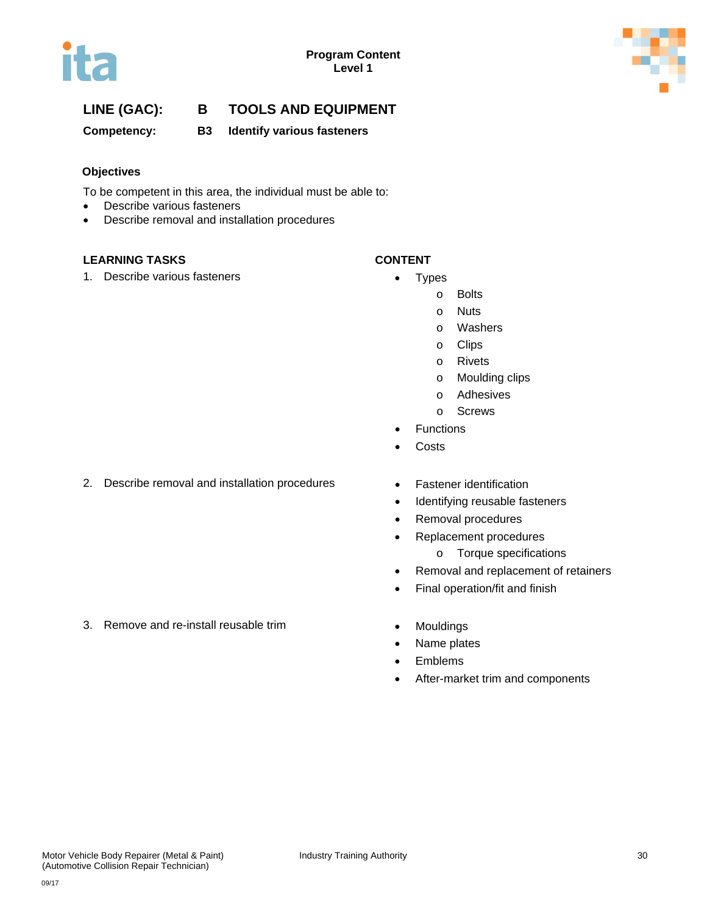Program Content
Level 1

## LINE (GAC): B TOOLS AND EQUIPMENT

**Competency: B3 Identify various fasteners**

### Objectives

To be competent in this area, the individual must be able to:

- Describe various fasteners
- Describe removal and installation procedures

| LEARNING TASKS | CONTENT |
|---|---|
| 1. Describe various fasteners | • Types<br>  o Bolts<br>  o Nuts<br>  o Washers<br>  o Clips<br>  o Rivets<br>  o Moulding clips<br>  o Adhesives<br>  o Screws<br>• Functions<br>• Costs |
| 2. Describe removal and installation procedures | • Fastener identification<br>• Identifying reusable fasteners<br>• Removal procedures<br>• Replacement procedures<br>  o Torque specifications<br>• Removal and replacement of retainers<br>• Final operation/fit and finish |
| 3. Remove and re-install reusable trim | • Mouldings<br>• Name plates<br>• Emblems<br>• After-market trim and components |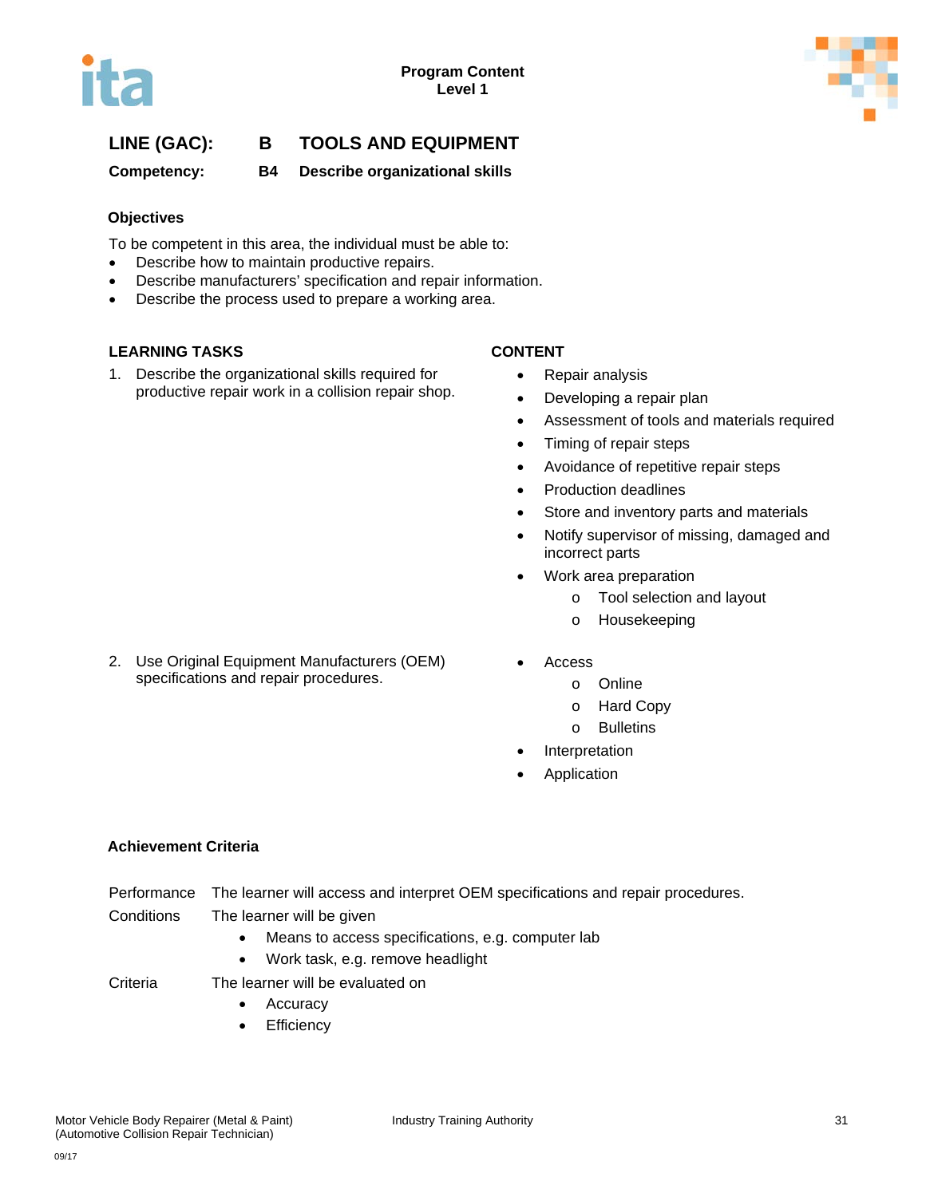Program Content
Level 1

## LINE (GAC): B TOOLS AND EQUIPMENT

**Competency: B4 Describe organizational skills**

### Objectives

To be competent in this area, the individual must be able to:

- Describe how to maintain productive repairs.
- Describe manufacturers' specification and repair information.
- Describe the process used to prepare a working area.

| LEARNING TASKS | CONTENT |
|---|---|
| 1. Describe the organizational skills required for productive repair work in a collision repair shop. | • Repair analysis<br>• Developing a repair plan<br>• Assessment of tools and materials required<br>• Timing of repair steps<br>• Avoidance of repetitive repair steps<br>• Production deadlines<br>• Store and inventory parts and materials<br>• Notify supervisor of missing, damaged and incorrect parts<br>• Work area preparation<br>&nbsp;&nbsp;&nbsp;&nbsp;o Tool selection and layout<br>&nbsp;&nbsp;&nbsp;&nbsp;o Housekeeping |
| 2. Use Original Equipment Manufacturers (OEM) specifications and repair procedures. | • Access<br>&nbsp;&nbsp;&nbsp;&nbsp;o Online<br>&nbsp;&nbsp;&nbsp;&nbsp;o Hard Copy<br>&nbsp;&nbsp;&nbsp;&nbsp;o Bulletins<br>• Interpretation<br>• Application |

### Achievement Criteria

Performance: The learner will access and interpret OEM specifications and repair procedures.

Conditions: The learner will be given

- Means to access specifications, e.g. computer lab
- Work task, e.g. remove headlight

Criteria: The learner will be evaluated on

- Accuracy
- Efficiency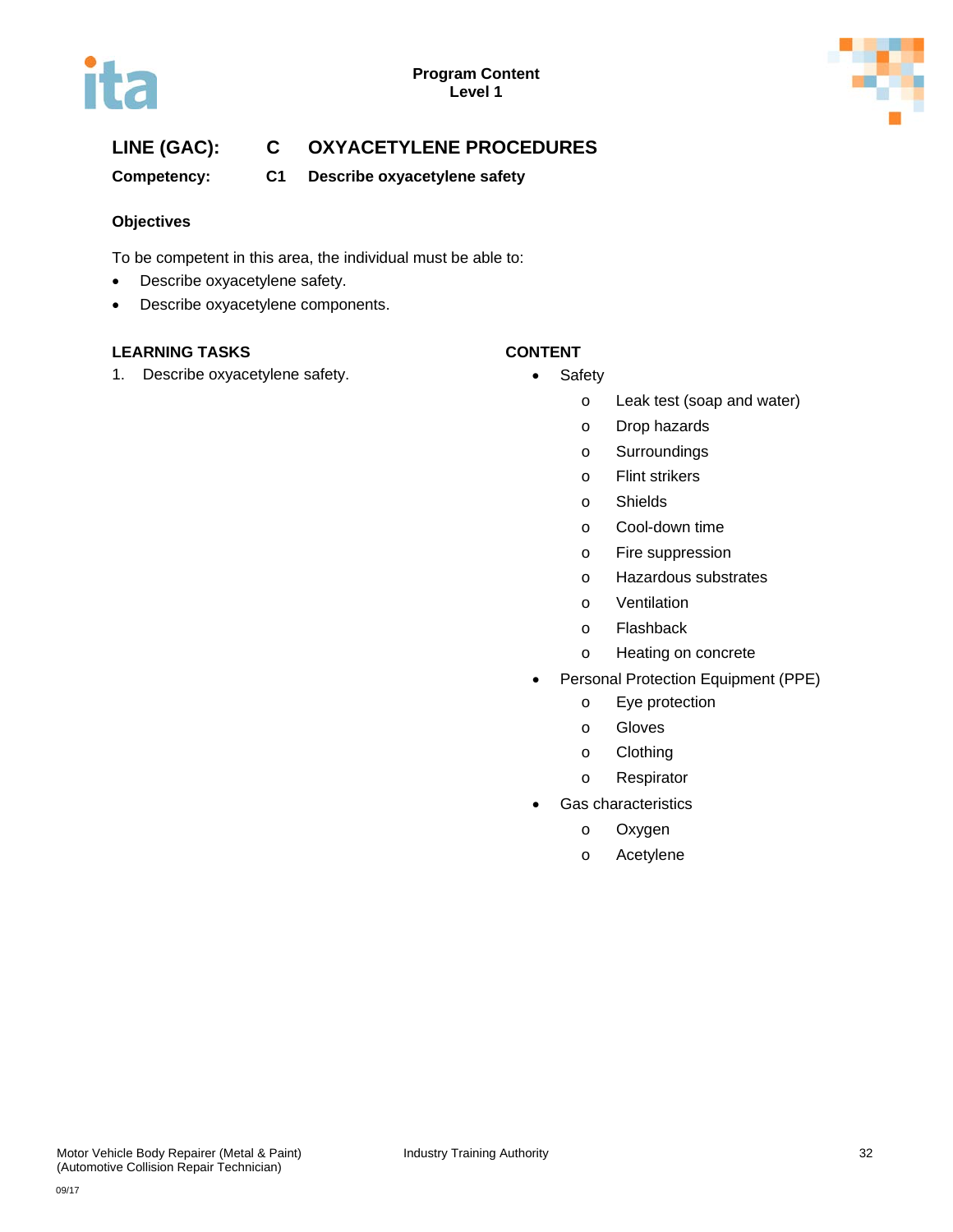**Program Content**
**Level 1**

## LINE (GAC): C OXYACETYLENE PROCEDURES

**Competency: C1 Describe oxyacetylene safety**

### Objectives

To be competent in this area, the individual must be able to:

- Describe oxyacetylene safety.
- Describe oxyacetylene components.

| LEARNING TASKS | CONTENT |
|---|---|
| 1. Describe oxyacetylene safety. | • Safety<br>o Leak test (soap and water)<br>o Drop hazards<br>o Surroundings<br>o Flint strikers<br>o Shields<br>o Cool-down time<br>o Fire suppression<br>o Hazardous substrates<br>o Ventilation<br>o Flashback<br>o Heating on concrete<br>• Personal Protection Equipment (PPE)<br>o Eye protection<br>o Gloves<br>o Clothing<br>o Respirator<br>• Gas characteristics<br>o Oxygen<br>o Acetylene |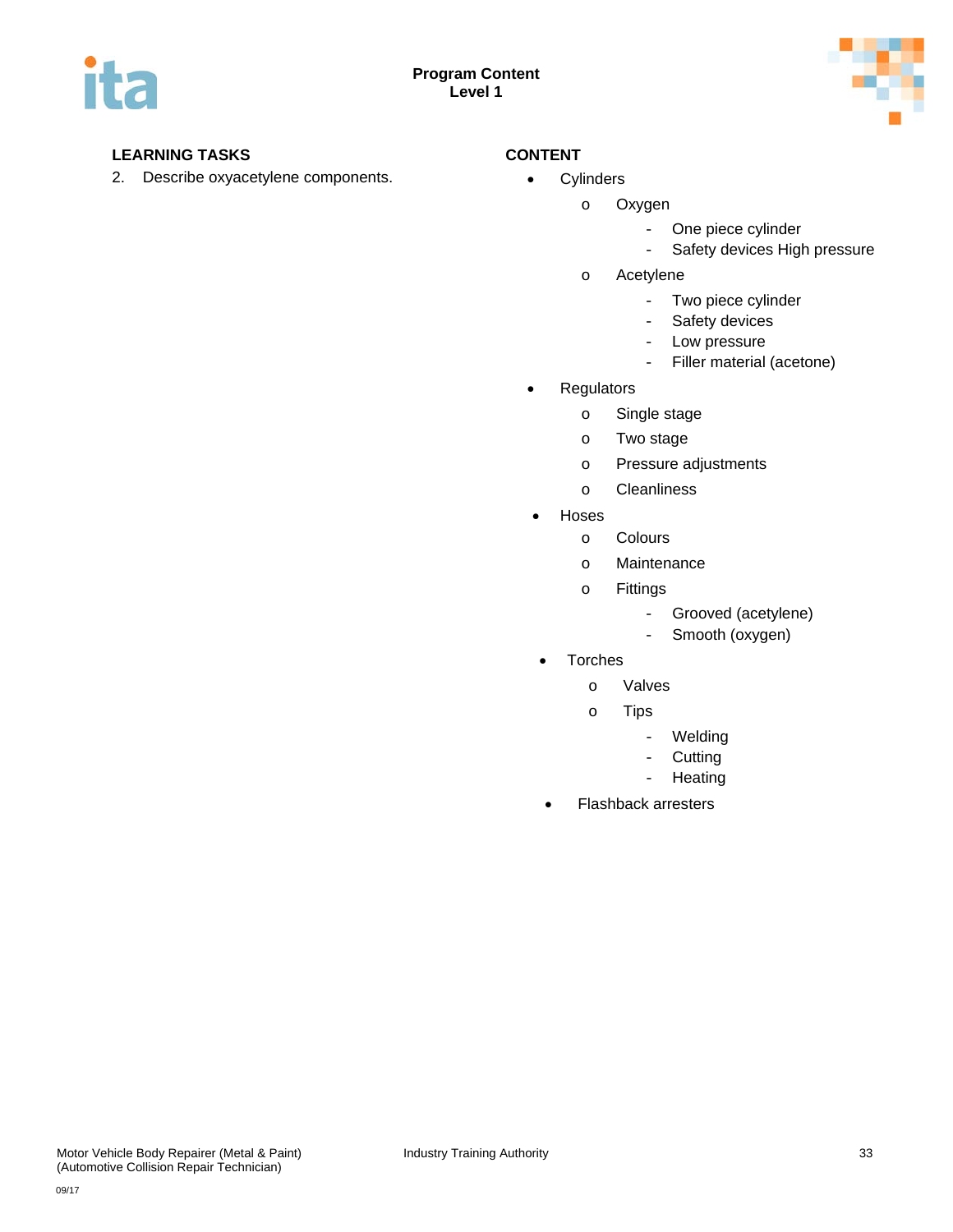## Program Content
## Level 1

| LEARNING TASKS | CONTENT |
| --- | --- |
| 2. Describe oxyacetylene components. | |

**CONTENT**

- Cylinders
  - Oxygen
    - One piece cylinder
    - Safety devices High pressure
  - Acetylene
    - Two piece cylinder
    - Safety devices
    - Low pressure
    - Filler material (acetone)
- Regulators
  - Single stage
  - Two stage
  - Pressure adjustments
  - Cleanliness
- Hoses
  - Colours
  - Maintenance
  - Fittings
    - Grooved (acetylene)
    - Smooth (oxygen)
- Torches
  - Valves
  - Tips
    - Welding
    - Cutting
    - Heating
- Flashback arresters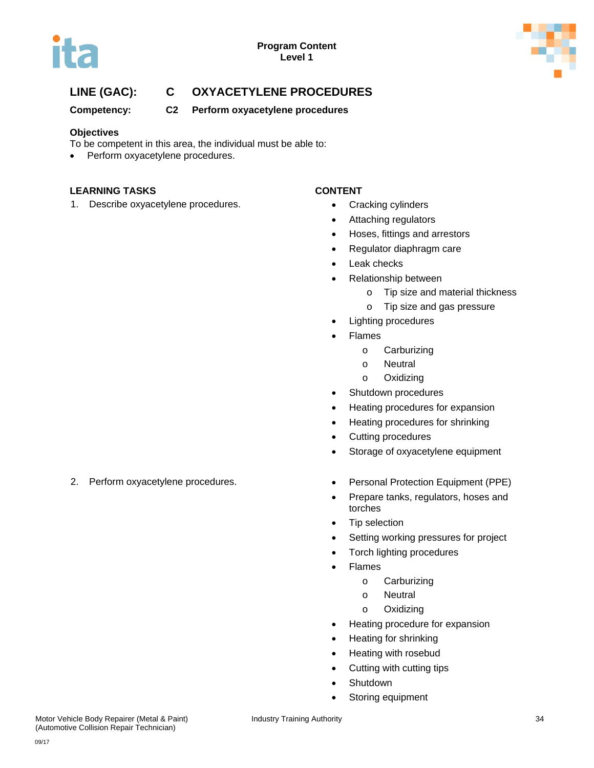**Program Content**
**Level 1**

## LINE (GAC): C OXYACETYLENE PROCEDURES

**Competency: C2 Perform oxyacetylene procedures**

**Objectives**

To be competent in this area, the individual must be able to:

- Perform oxyacetylene procedures.

| LEARNING TASKS | CONTENT |
|---|---|
| 1. Describe oxyacetylene procedures. | • Cracking cylinders<br>• Attaching regulators<br>• Hoses, fittings and arrestors<br>• Regulator diaphragm care<br>• Leak checks<br>• Relationship between<br>  o Tip size and material thickness<br>  o Tip size and gas pressure<br>• Lighting procedures<br>• Flames<br>  o Carburizing<br>  o Neutral<br>  o Oxidizing<br>• Shutdown procedures<br>• Heating procedures for expansion<br>• Heating procedures for shrinking<br>• Cutting procedures<br>• Storage of oxyacetylene equipment |
| 2. Perform oxyacetylene procedures. | • Personal Protection Equipment (PPE)<br>• Prepare tanks, regulators, hoses and torches<br>• Tip selection<br>• Setting working pressures for project<br>• Torch lighting procedures<br>• Flames<br>  o Carburizing<br>  o Neutral<br>  o Oxidizing<br>• Heating procedure for expansion<br>• Heating for shrinking<br>• Heating with rosebud<br>• Cutting with cutting tips<br>• Shutdown<br>• Storing equipment |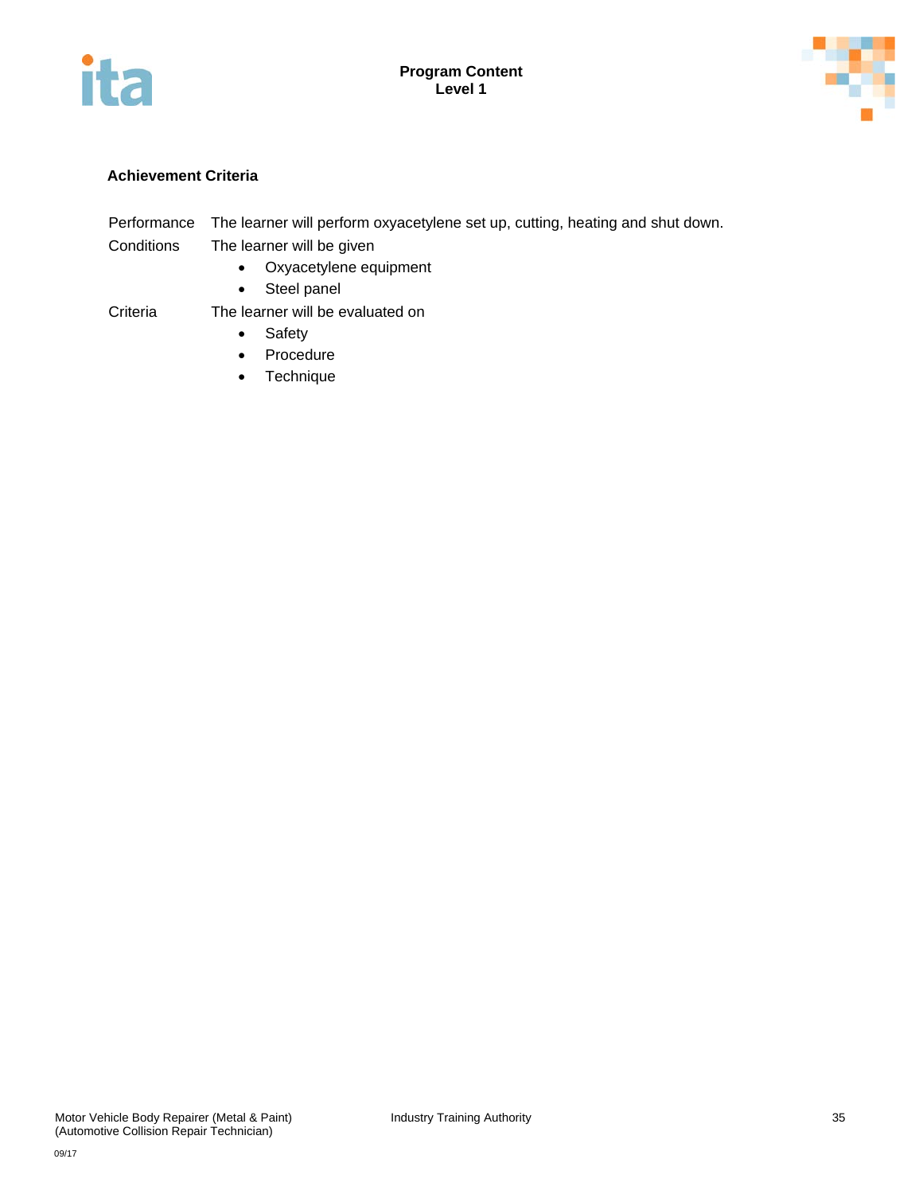**Achievement Criteria**

| | |
|---|---|
| Performance | The learner will perform oxyacetylene set up, cutting, heating and shut down. |
| Conditions | The learner will be given<br>• Oxyacetylene equipment<br>• Steel panel |
| Criteria | The learner will be evaluated on<br>• Safety<br>• Procedure<br>• Technique |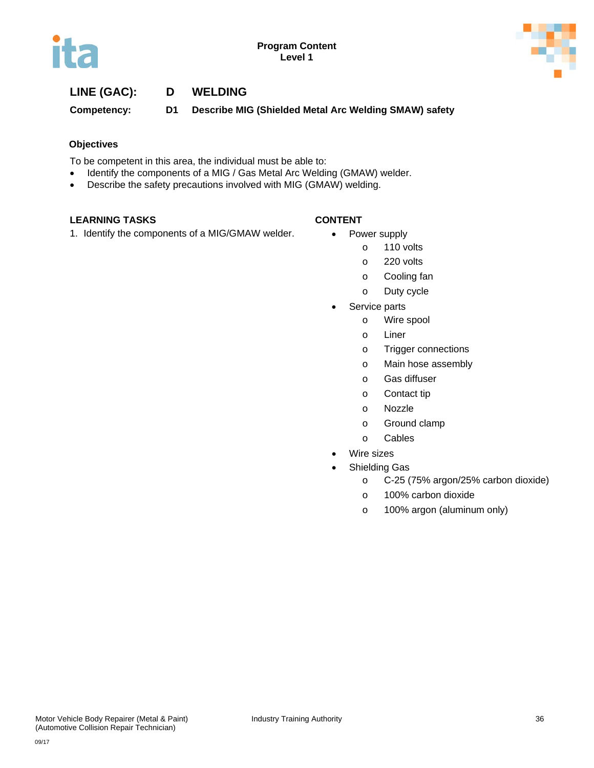**Program Content**
**Level 1**

**LINE (GAC): D WELDING**

**Competency: D1 Describe MIG (Shielded Metal Arc Welding SMAW) safety**

**Objectives**

To be competent in this area, the individual must be able to:

- Identify the components of a MIG / Gas Metal Arc Welding (GMAW) welder.
- Describe the safety precautions involved with MIG (GMAW) welding.

| LEARNING TASKS | CONTENT |
|---|---|
| 1. Identify the components of a MIG/GMAW welder. | • Power supply<br>  o 110 volts<br>  o 220 volts<br>  o Cooling fan<br>  o Duty cycle<br>• Service parts<br>  o Wire spool<br>  o Liner<br>  o Trigger connections<br>  o Main hose assembly<br>  o Gas diffuser<br>  o Contact tip<br>  o Nozzle<br>  o Ground clamp<br>  o Cables<br>• Wire sizes<br>• Shielding Gas<br>  o C-25 (75% argon/25% carbon dioxide)<br>  o 100% carbon dioxide<br>  o 100% argon (aluminum only) |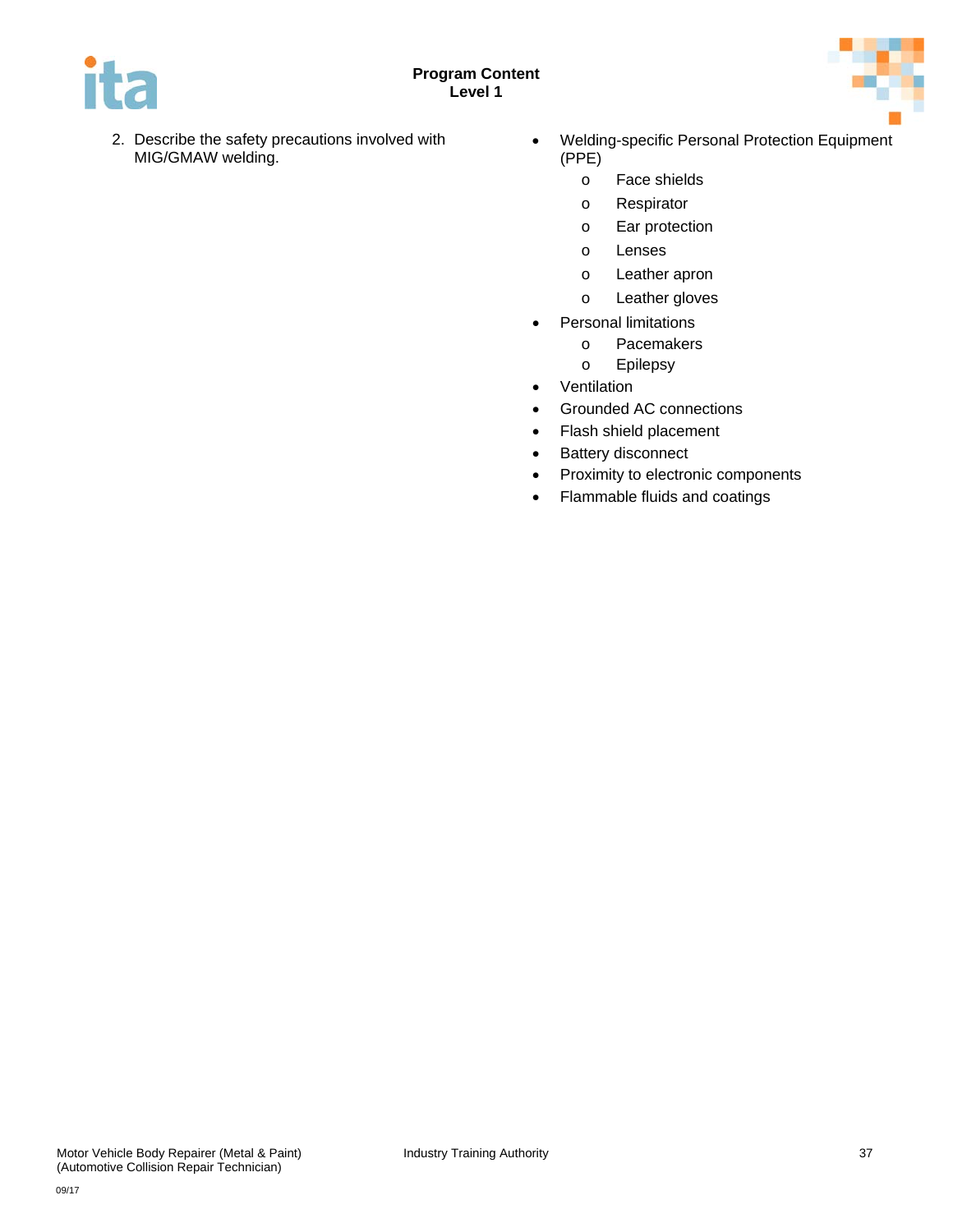2. Describe the safety precautions involved with MIG/GMAW welding.

- Welding-specific Personal Protection Equipment (PPE)
    - Face shields
    - Respirator
    - Ear protection
    - Lenses
    - Leather apron
    - Leather gloves
- Personal limitations
    - Pacemakers
    - Epilepsy
- Ventilation
- Grounded AC connections
- Flash shield placement
- Battery disconnect
- Proximity to electronic components
- Flammable fluids and coatings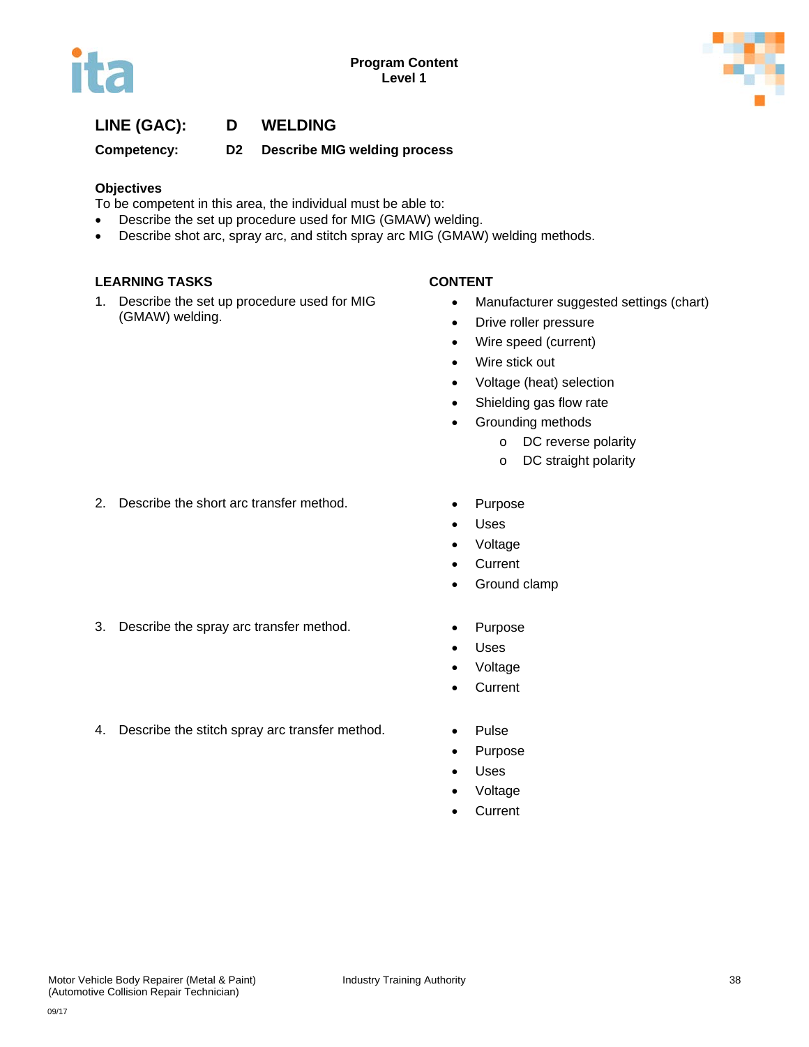**Program Content**
**Level 1**

## LINE (GAC): D WELDING

**Competency: D2 Describe MIG welding process**

**Objectives**

To be competent in this area, the individual must be able to:

- Describe the set up procedure used for MIG (GMAW) welding.
- Describe shot arc, spray arc, and stitch spray arc MIG (GMAW) welding methods.

| LEARNING TASKS | CONTENT |
| --- | --- |
| 1. Describe the set up procedure used for MIG (GMAW) welding. | • Manufacturer suggested settings (chart)<br>• Drive roller pressure<br>• Wire speed (current)<br>• Wire stick out<br>• Voltage (heat) selection<br>• Shielding gas flow rate<br>• Grounding methods<br>&nbsp;&nbsp;&nbsp;&nbsp;o DC reverse polarity<br>&nbsp;&nbsp;&nbsp;&nbsp;o DC straight polarity |
| 2. Describe the short arc transfer method. | • Purpose<br>• Uses<br>• Voltage<br>• Current<br>• Ground clamp |
| 3. Describe the spray arc transfer method. | • Purpose<br>• Uses<br>• Voltage<br>• Current |
| 4. Describe the stitch spray arc transfer method. | • Pulse<br>• Purpose<br>• Uses<br>• Voltage<br>• Current |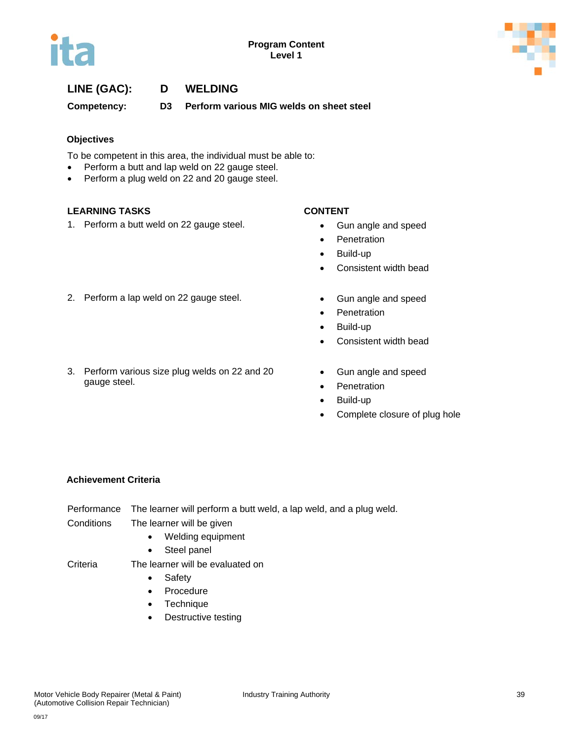**Program Content**
**Level 1**

## LINE (GAC): D WELDING

**Competency: D3 Perform various MIG welds on sheet steel**

### Objectives

To be competent in this area, the individual must be able to:

- Perform a butt and lap weld on 22 gauge steel.
- Perform a plug weld on 22 and 20 gauge steel.

| LEARNING TASKS | CONTENT |
|---|---|
| 1. Perform a butt weld on 22 gauge steel. | • Gun angle and speed<br>• Penetration<br>• Build-up<br>• Consistent width bead |
| 2. Perform a lap weld on 22 gauge steel. | • Gun angle and speed<br>• Penetration<br>• Build-up<br>• Consistent width bead |
| 3. Perform various size plug welds on 22 and 20 gauge steel. | • Gun angle and speed<br>• Penetration<br>• Build-up<br>• Complete closure of plug hole |

### Achievement Criteria

**Performance** The learner will perform a butt weld, a lap weld, and a plug weld.

**Conditions** The learner will be given

- Welding equipment
- Steel panel

**Criteria** The learner will be evaluated on

- Safety
- Procedure
- Technique
- Destructive testing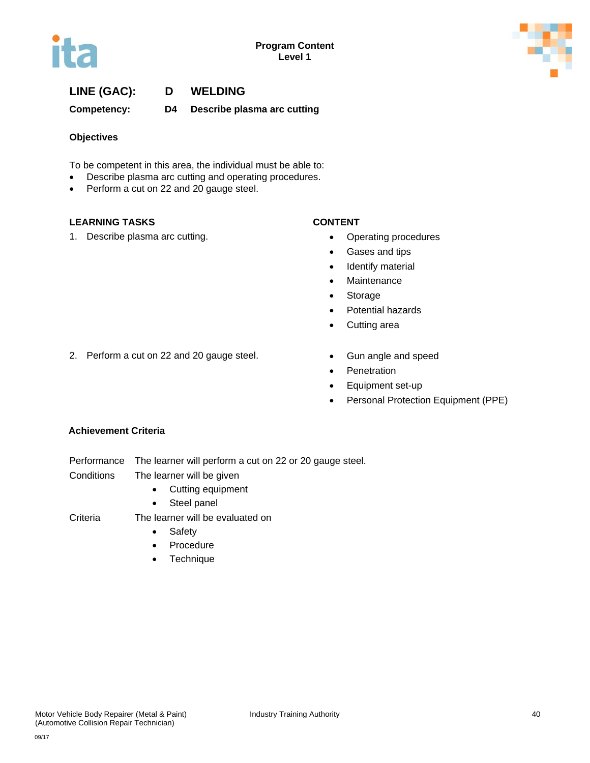Program Content
Level 1

## LINE (GAC): D WELDING

**Competency: D4 Describe plasma arc cutting**

### Objectives

To be competent in this area, the individual must be able to:

- Describe plasma arc cutting and operating procedures.
- Perform a cut on 22 and 20 gauge steel.

| LEARNING TASKS | CONTENT |
|---|---|
| 1. Describe plasma arc cutting. | • Operating procedures<br>• Gases and tips<br>• Identify material<br>• Maintenance<br>• Storage<br>• Potential hazards<br>• Cutting area |
| 2. Perform a cut on 22 and 20 gauge steel. | • Gun angle and speed<br>• Penetration<br>• Equipment set-up<br>• Personal Protection Equipment (PPE) |

### Achievement Criteria

Performance The learner will perform a cut on 22 or 20 gauge steel.

Conditions The learner will be given

- Cutting equipment
- Steel panel

Criteria The learner will be evaluated on

- Safety
- Procedure
- Technique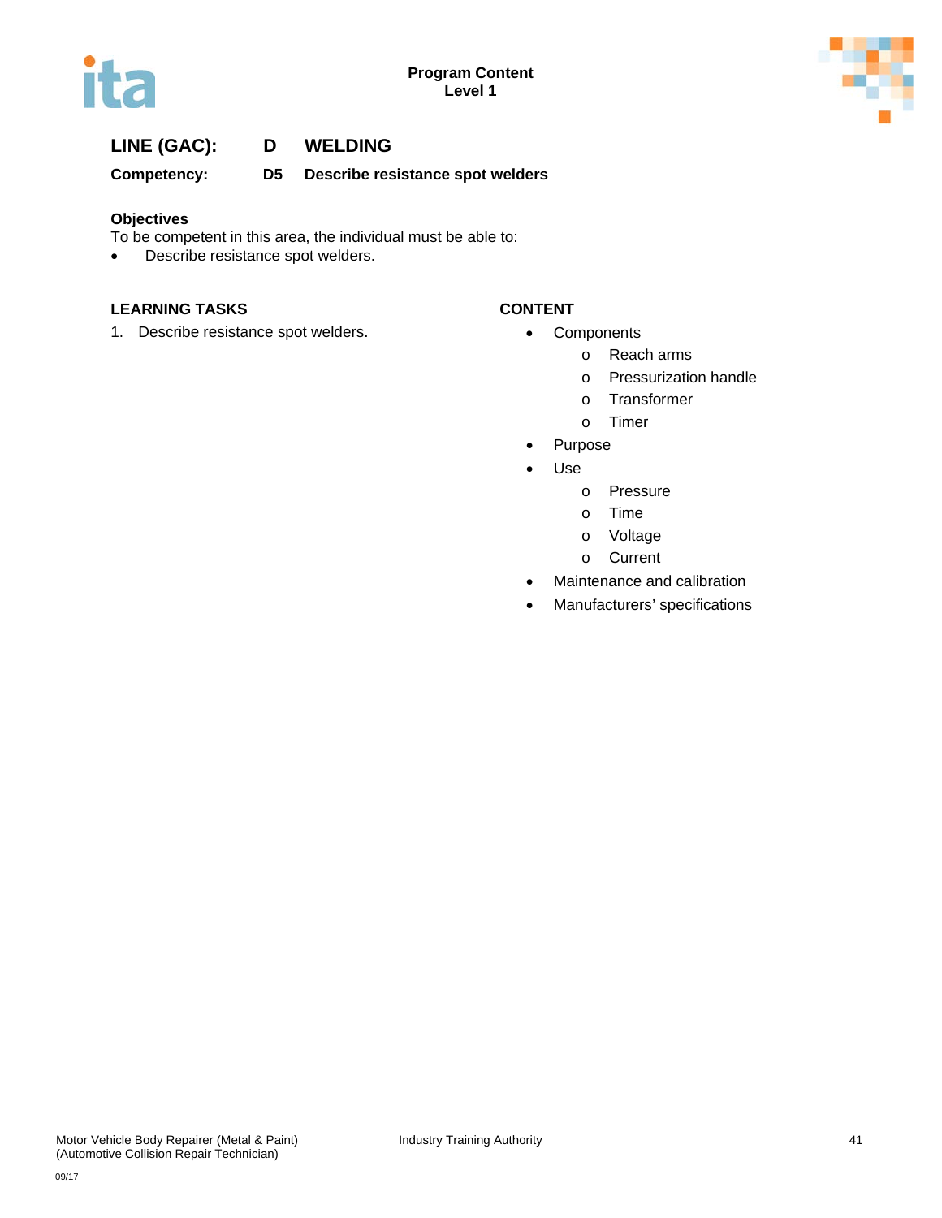**LINE (GAC): D WELDING**

**Competency: D5 Describe resistance spot welders**

**Objectives**

To be competent in this area, the individual must be able to:

- Describe resistance spot welders.

**LEARNING TASKS**

1. Describe resistance spot welders.

**CONTENT**

- Components
  - Reach arms
  - Pressurization handle
  - Transformer
  - Timer
- Purpose
- Use
  - Pressure
  - Time
  - Voltage
  - Current
- Maintenance and calibration
- Manufacturers' specifications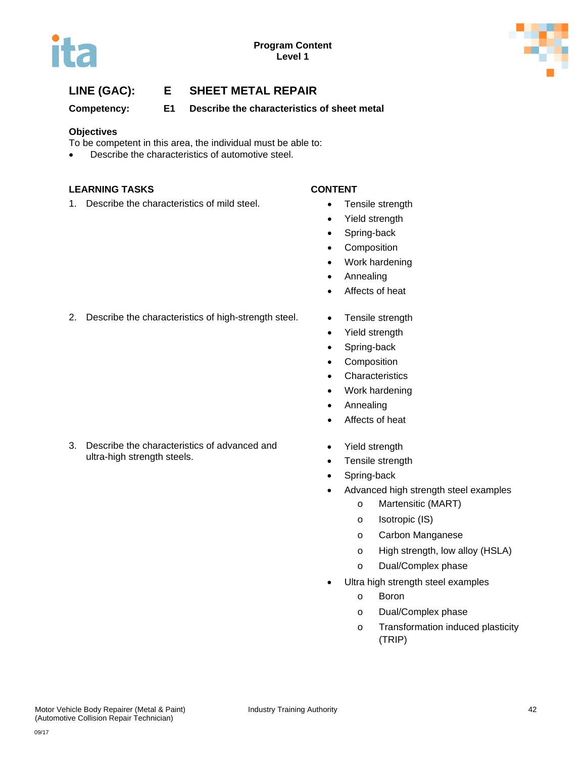**LINE (GAC): E SHEET METAL REPAIR**

**Competency: E1 Describe the characteristics of sheet metal**

**Objectives**

To be competent in this area, the individual must be able to:

- Describe the characteristics of automotive steel.

| LEARNING TASKS | CONTENT |
|---|---|
| 1. Describe the characteristics of mild steel. | • Tensile strength<br>• Yield strength<br>• Spring-back<br>• Composition<br>• Work hardening<br>• Annealing<br>• Affects of heat |
| 2. Describe the characteristics of high-strength steel. | • Tensile strength<br>• Yield strength<br>• Spring-back<br>• Composition<br>• Characteristics<br>• Work hardening<br>• Annealing<br>• Affects of heat |
| 3. Describe the characteristics of advanced and ultra-high strength steels. | • Yield strength<br>• Tensile strength<br>• Spring-back<br>• Advanced high strength steel examples<br>&nbsp;&nbsp;&nbsp;&nbsp;o Martensitic (MART)<br>&nbsp;&nbsp;&nbsp;&nbsp;o Isotropic (IS)<br>&nbsp;&nbsp;&nbsp;&nbsp;o Carbon Manganese<br>&nbsp;&nbsp;&nbsp;&nbsp;o High strength, low alloy (HSLA)<br>&nbsp;&nbsp;&nbsp;&nbsp;o Dual/Complex phase<br>• Ultra high strength steel examples<br>&nbsp;&nbsp;&nbsp;&nbsp;o Boron<br>&nbsp;&nbsp;&nbsp;&nbsp;o Dual/Complex phase<br>&nbsp;&nbsp;&nbsp;&nbsp;o Transformation induced plasticity (TRIP) |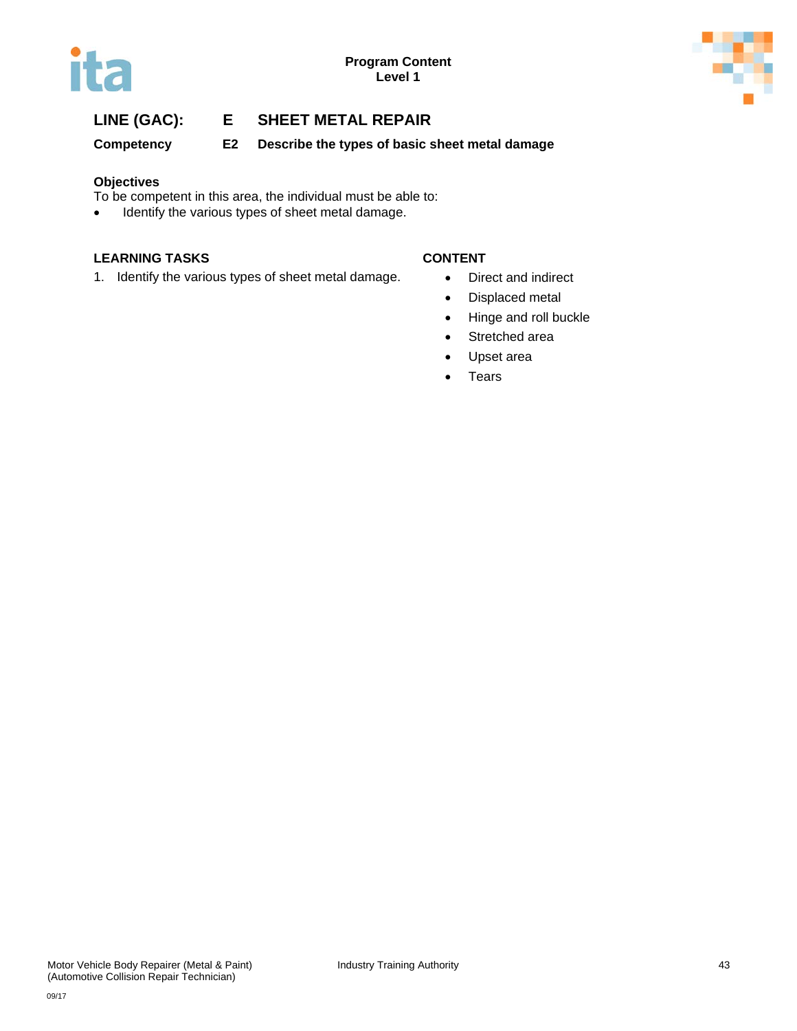## LINE (GAC): E SHEET METAL REPAIR

**Competency E2 Describe the types of basic sheet metal damage**

**Objectives**

To be competent in this area, the individual must be able to:

- Identify the various types of sheet metal damage.

| LEARNING TASKS | CONTENT |
|---|---|
| 1. Identify the various types of sheet metal damage. | • Direct and indirect<br>• Displaced metal<br>• Hinge and roll buckle<br>• Stretched area<br>• Upset area<br>• Tears |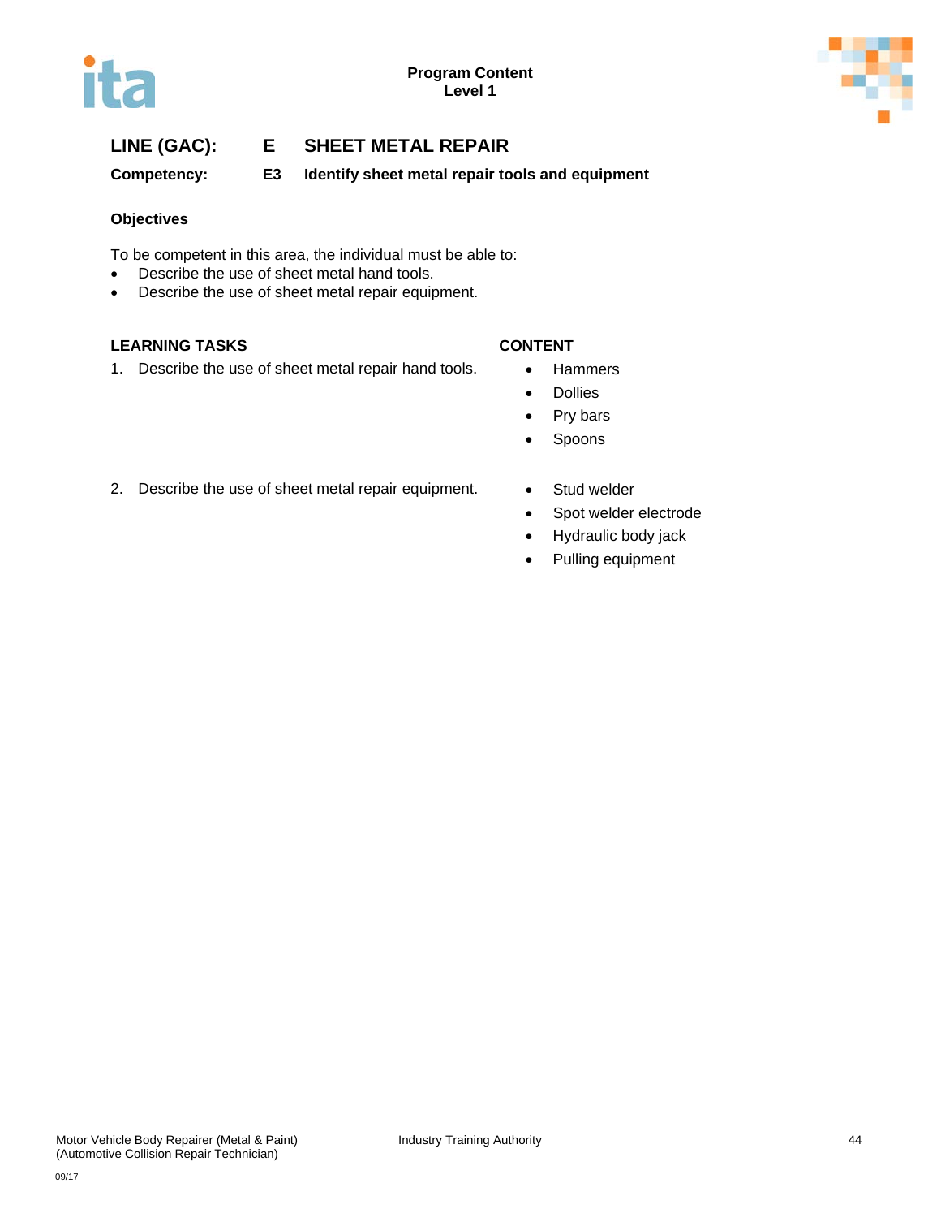**LINE (GAC): E SHEET METAL REPAIR**

**Competency: E3 Identify sheet metal repair tools and equipment**

**Objectives**

To be competent in this area, the individual must be able to:

- Describe the use of sheet metal hand tools.
- Describe the use of sheet metal repair equipment.

| LEARNING TASKS | CONTENT |
|---|---|
| 1. Describe the use of sheet metal repair hand tools. | • Hammers<br>• Dollies<br>• Pry bars<br>• Spoons |
| 2. Describe the use of sheet metal repair equipment. | • Stud welder<br>• Spot welder electrode<br>• Hydraulic body jack<br>• Pulling equipment |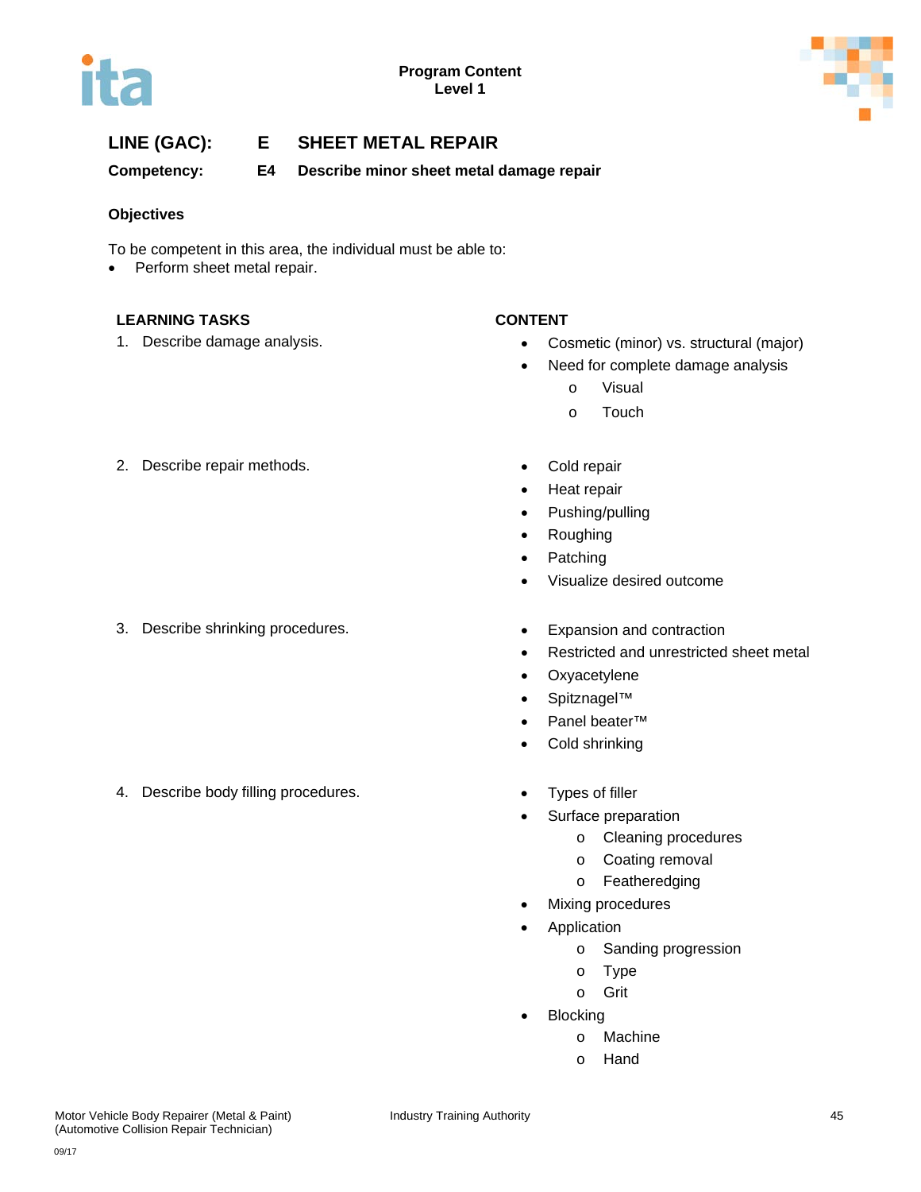Program Content
Level 1

## LINE (GAC): E SHEET METAL REPAIR

**Competency: E4 Describe minor sheet metal damage repair**

**Objectives**

To be competent in this area, the individual must be able to:

- Perform sheet metal repair.

| LEARNING TASKS | CONTENT |
| --- | --- |
| 1. Describe damage analysis. | • Cosmetic (minor) vs. structural (major)<br>• Need for complete damage analysis<br>&nbsp;&nbsp;&nbsp;&nbsp;o Visual<br>&nbsp;&nbsp;&nbsp;&nbsp;o Touch |
| 2. Describe repair methods. | • Cold repair<br>• Heat repair<br>• Pushing/pulling<br>• Roughing<br>• Patching<br>• Visualize desired outcome |
| 3. Describe shrinking procedures. | • Expansion and contraction<br>• Restricted and unrestricted sheet metal<br>• Oxyacetylene<br>• Spitznagel™<br>• Panel beater™<br>• Cold shrinking |
| 4. Describe body filling procedures. | • Types of filler<br>• Surface preparation<br>&nbsp;&nbsp;&nbsp;&nbsp;o Cleaning procedures<br>&nbsp;&nbsp;&nbsp;&nbsp;o Coating removal<br>&nbsp;&nbsp;&nbsp;&nbsp;o Featheredging<br>• Mixing procedures<br>• Application<br>&nbsp;&nbsp;&nbsp;&nbsp;o Sanding progression<br>&nbsp;&nbsp;&nbsp;&nbsp;o Type<br>&nbsp;&nbsp;&nbsp;&nbsp;o Grit<br>• Blocking<br>&nbsp;&nbsp;&nbsp;&nbsp;o Machine<br>&nbsp;&nbsp;&nbsp;&nbsp;o Hand |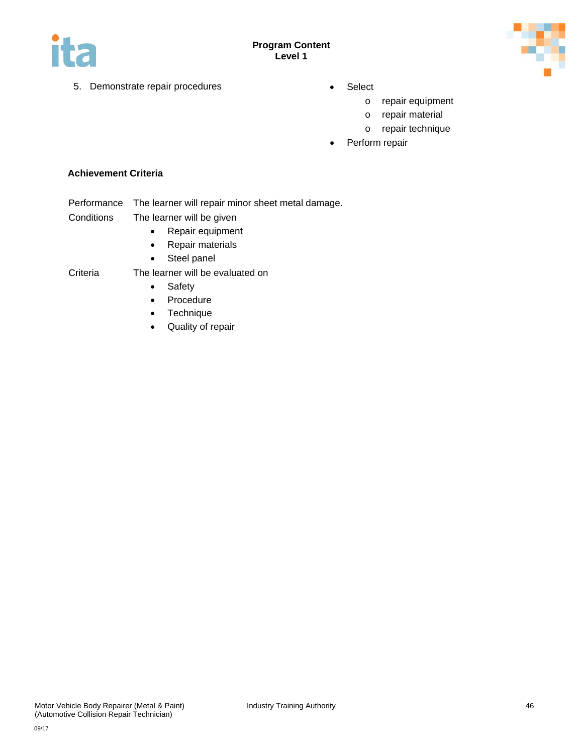5. Demonstrate repair procedures

- Select
  - repair equipment
  - repair material
  - repair technique
- Perform repair

**Achievement Criteria**

Performance The learner will repair minor sheet metal damage.

Conditions The learner will be given

- Repair equipment
- Repair materials
- Steel panel

Criteria The learner will be evaluated on

- Safety
- Procedure
- Technique
- Quality of repair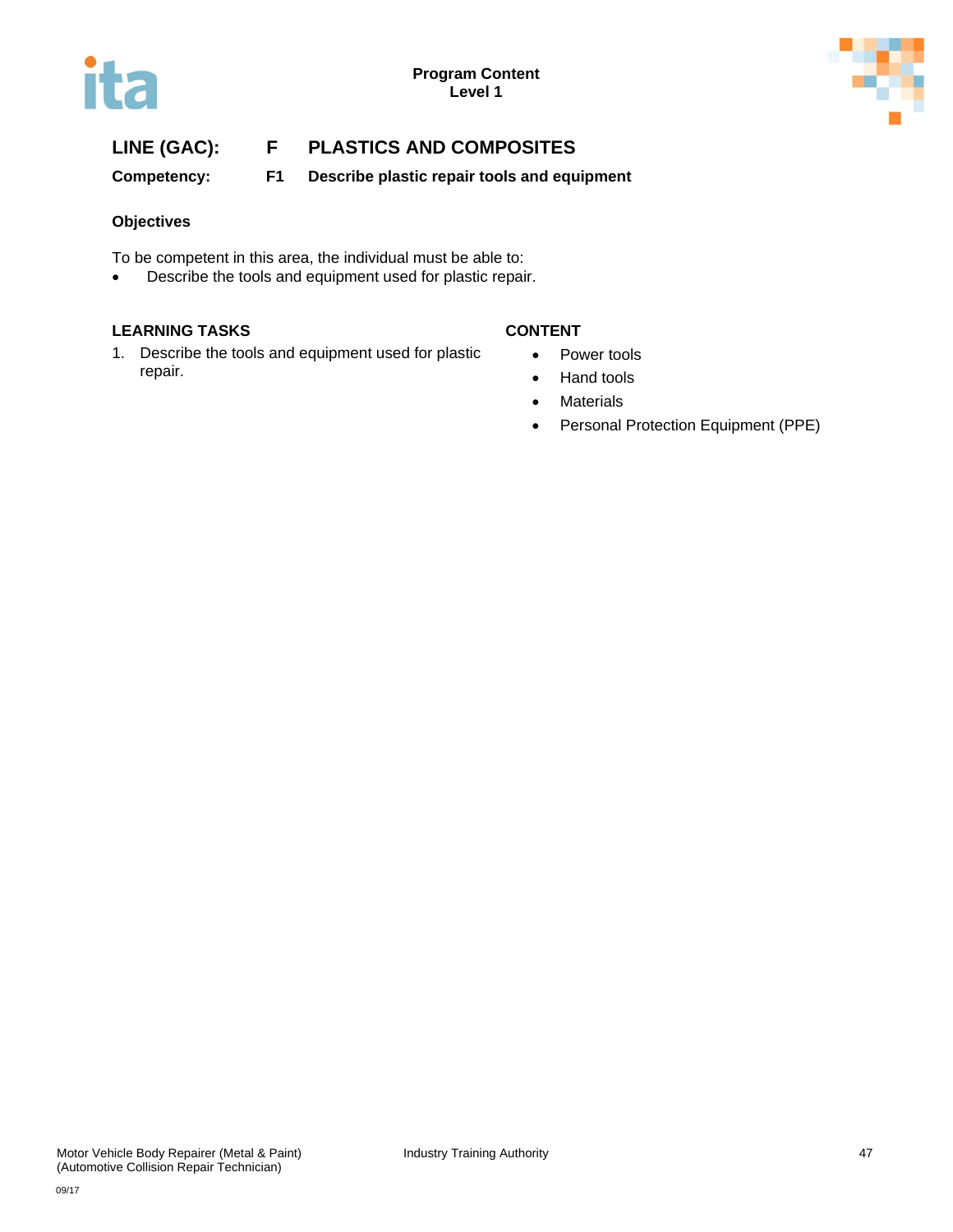**Program Content**
**Level 1**

## LINE (GAC): F PLASTICS AND COMPOSITES

**Competency: F1 Describe plastic repair tools and equipment**

### Objectives

To be competent in this area, the individual must be able to:

- Describe the tools and equipment used for plastic repair.

| LEARNING TASKS | CONTENT |
|---|---|
| 1. Describe the tools and equipment used for plastic repair. | • Power tools<br>• Hand tools<br>• Materials<br>• Personal Protection Equipment (PPE) |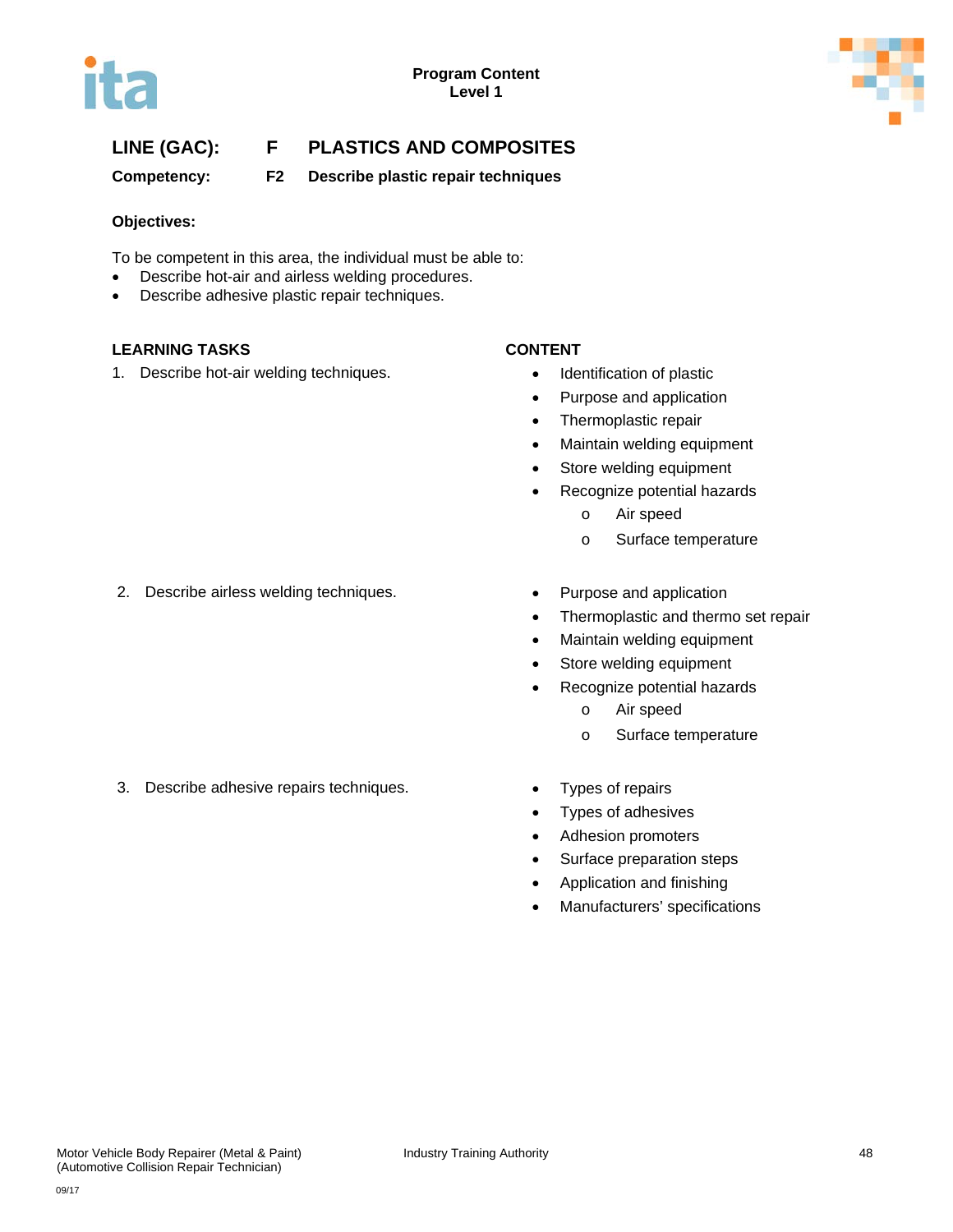**Program Content**
**Level 1**

## LINE (GAC): F PLASTICS AND COMPOSITES

**Competency: F2 Describe plastic repair techniques**

**Objectives:**

To be competent in this area, the individual must be able to:

- Describe hot-air and airless welding procedures.
- Describe adhesive plastic repair techniques.

| LEARNING TASKS | CONTENT |
|---|---|
| 1. Describe hot-air welding techniques. | • Identification of plastic<br>• Purpose and application<br>• Thermoplastic repair<br>• Maintain welding equipment<br>• Store welding equipment<br>• Recognize potential hazards<br>&nbsp;&nbsp;&nbsp;&nbsp;o Air speed<br>&nbsp;&nbsp;&nbsp;&nbsp;o Surface temperature |
| 2. Describe airless welding techniques. | • Purpose and application<br>• Thermoplastic and thermo set repair<br>• Maintain welding equipment<br>• Store welding equipment<br>• Recognize potential hazards<br>&nbsp;&nbsp;&nbsp;&nbsp;o Air speed<br>&nbsp;&nbsp;&nbsp;&nbsp;o Surface temperature |
| 3. Describe adhesive repairs techniques. | • Types of repairs<br>• Types of adhesives<br>• Adhesion promoters<br>• Surface preparation steps<br>• Application and finishing<br>• Manufacturers' specifications |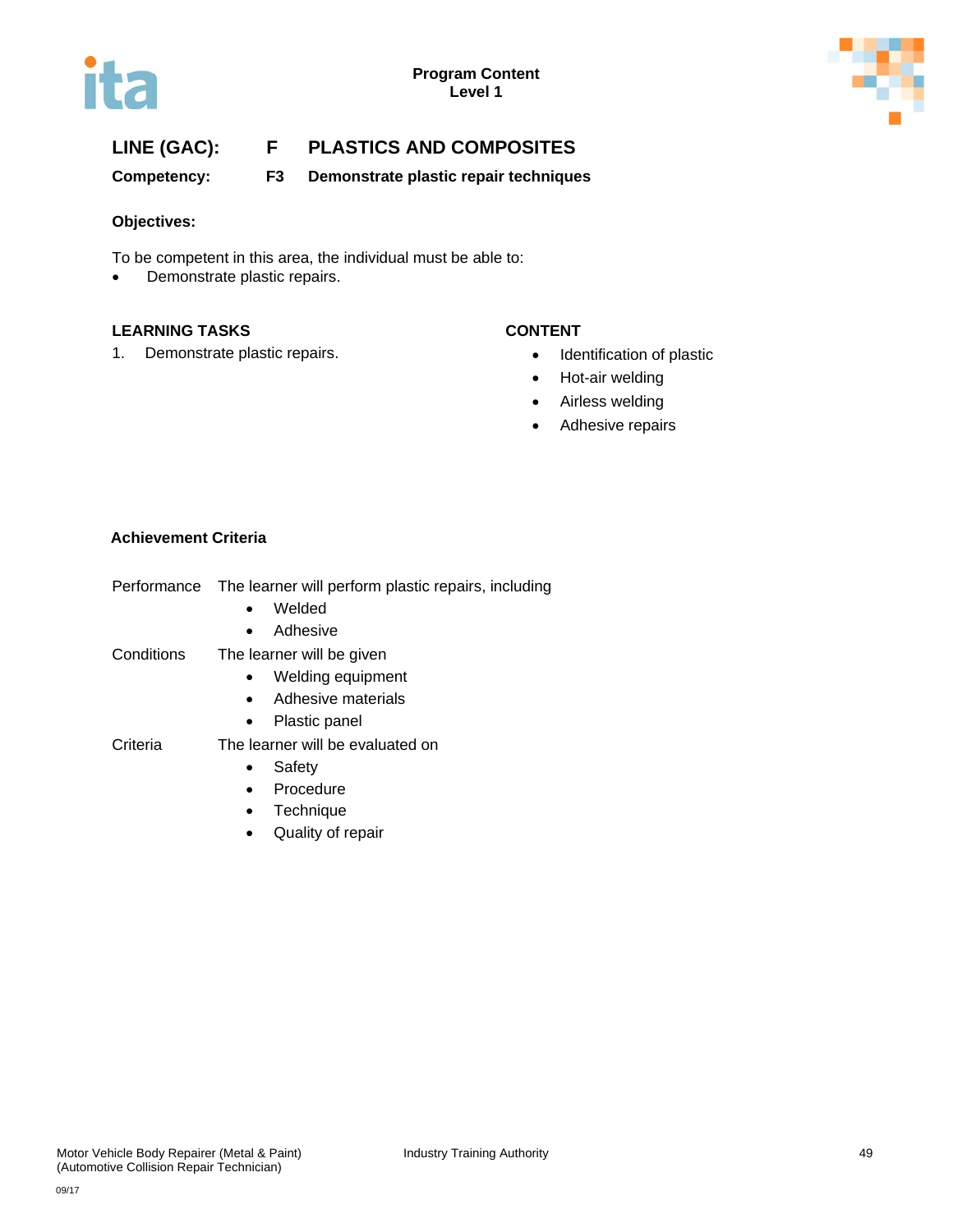**Program Content**
**Level 1**

## LINE (GAC): F PLASTICS AND COMPOSITES

**Competency: F3 Demonstrate plastic repair techniques**

**Objectives:**

To be competent in this area, the individual must be able to:

- Demonstrate plastic repairs.

| LEARNING TASKS | CONTENT |
|---|---|
| 1. Demonstrate plastic repairs. | • Identification of plastic<br>• Hot-air welding<br>• Airless welding<br>• Adhesive repairs |

**Achievement Criteria**

Performance The learner will perform plastic repairs, including

- Welded
- Adhesive

Conditions The learner will be given

- Welding equipment
- Adhesive materials
- Plastic panel

Criteria The learner will be evaluated on

- Safety
- Procedure
- Technique
- Quality of repair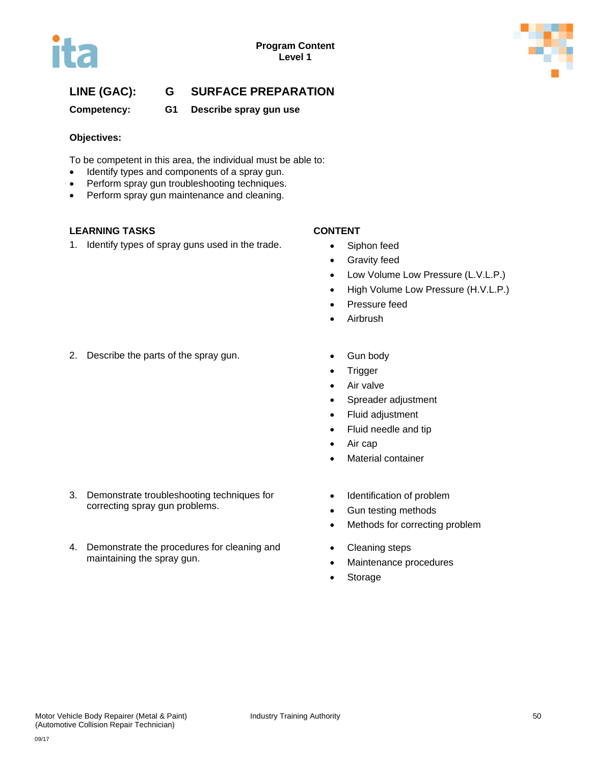**Program Content**
**Level 1**

## LINE (GAC): G SURFACE PREPARATION

**Competency: G1 Describe spray gun use**

**Objectives:**

To be competent in this area, the individual must be able to:

- Identify types and components of a spray gun.
- Perform spray gun troubleshooting techniques.
- Perform spray gun maintenance and cleaning.

| LEARNING TASKS | CONTENT |
|---|---|
| 1. Identify types of spray guns used in the trade. | • Siphon feed<br>• Gravity feed<br>• Low Volume Low Pressure (L.V.L.P.)<br>• High Volume Low Pressure (H.V.L.P.)<br>• Pressure feed<br>• Airbrush |
| 2. Describe the parts of the spray gun. | • Gun body<br>• Trigger<br>• Air valve<br>• Spreader adjustment<br>• Fluid adjustment<br>• Fluid needle and tip<br>• Air cap<br>• Material container |
| 3. Demonstrate troubleshooting techniques for correcting spray gun problems. | • Identification of problem<br>• Gun testing methods<br>• Methods for correcting problem |
| 4. Demonstrate the procedures for cleaning and maintaining the spray gun. | • Cleaning steps<br>• Maintenance procedures<br>• Storage |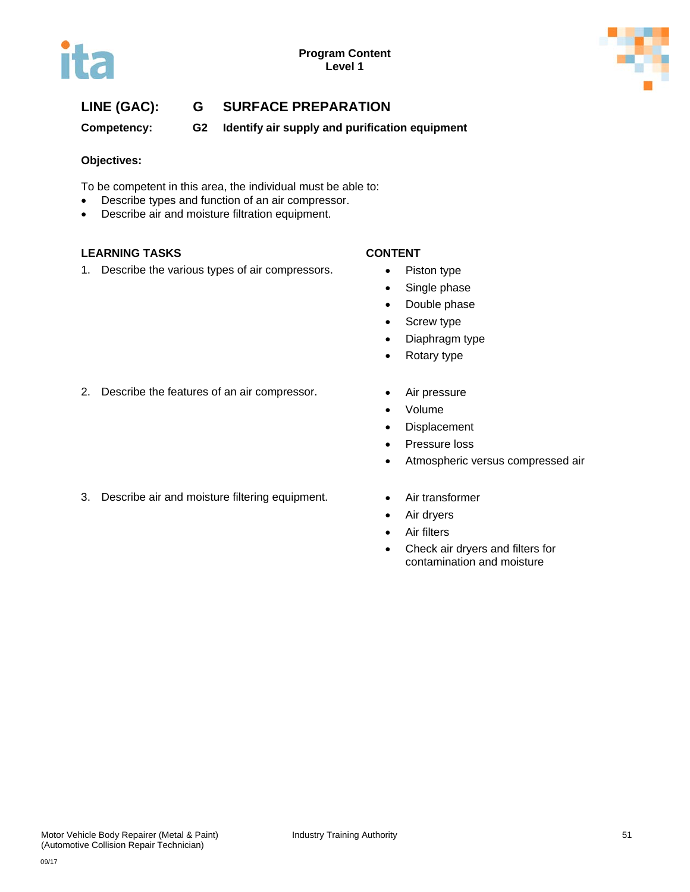**LINE (GAC): G SURFACE PREPARATION**

**Competency: G2 Identify air supply and purification equipment**

**Objectives:**

To be competent in this area, the individual must be able to:

- Describe types and function of an air compressor.
- Describe air and moisture filtration equipment.

| LEARNING TASKS | CONTENT |
|---|---|
| 1. Describe the various types of air compressors. | • Piston type<br>• Single phase<br>• Double phase<br>• Screw type<br>• Diaphragm type<br>• Rotary type |
| 2. Describe the features of an air compressor. | • Air pressure<br>• Volume<br>• Displacement<br>• Pressure loss<br>• Atmospheric versus compressed air |
| 3. Describe air and moisture filtering equipment. | • Air transformer<br>• Air dryers<br>• Air filters<br>• Check air dryers and filters for contamination and moisture |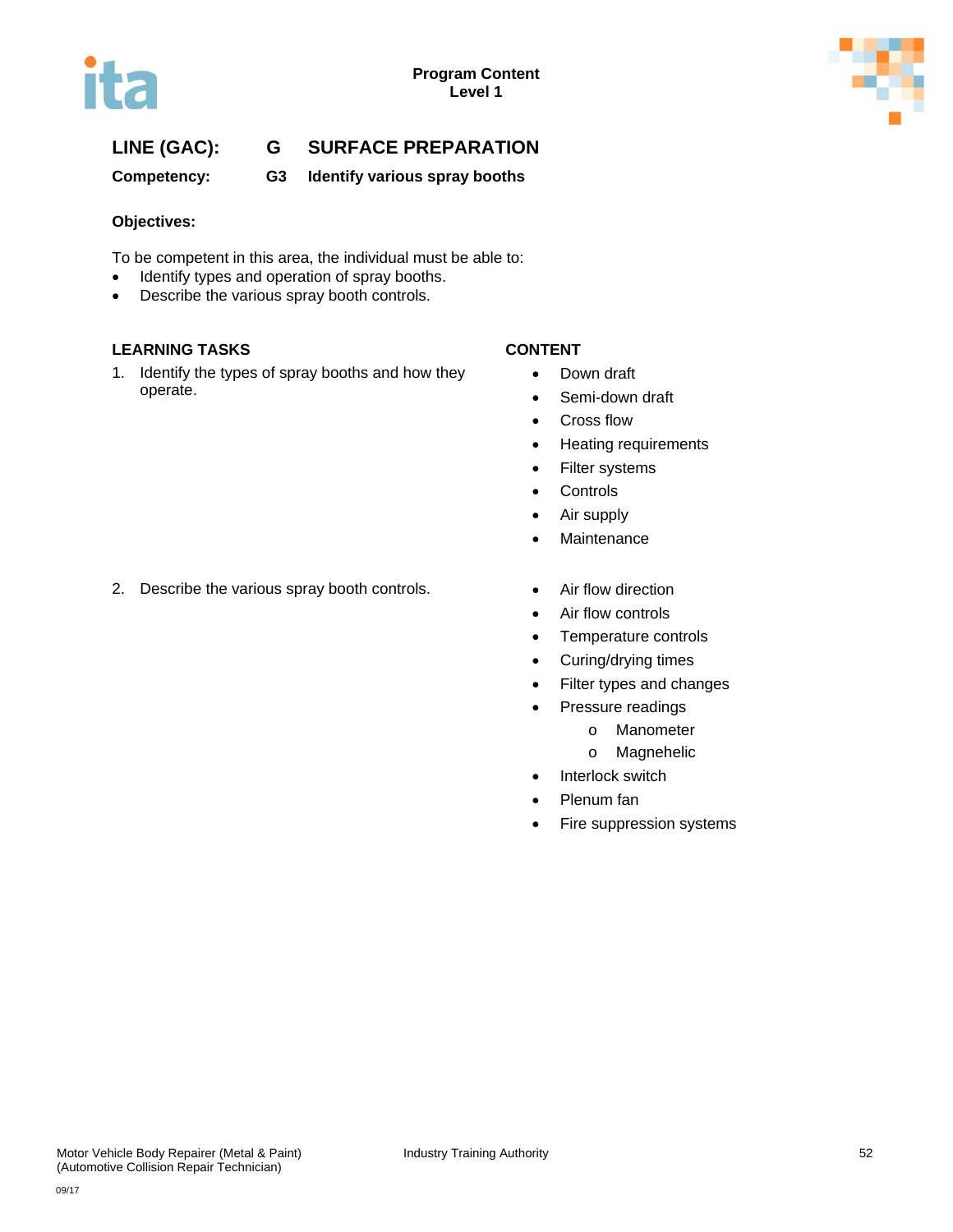**Program Content**
**Level 1**

## LINE (GAC): G SURFACE PREPARATION

**Competency: G3 Identify various spray booths**

**Objectives:**

To be competent in this area, the individual must be able to:

- Identify types and operation of spray booths.
- Describe the various spray booth controls.

| LEARNING TASKS | CONTENT |
|---|---|
| 1. Identify the types of spray booths and how they operate. | • Down draft<br>• Semi-down draft<br>• Cross flow<br>• Heating requirements<br>• Filter systems<br>• Controls<br>• Air supply<br>• Maintenance |
| 2. Describe the various spray booth controls. | • Air flow direction<br>• Air flow controls<br>• Temperature controls<br>• Curing/drying times<br>• Filter types and changes<br>• Pressure readings<br>  o Manometer<br>  o Magnehelic<br>• Interlock switch<br>• Plenum fan<br>• Fire suppression systems |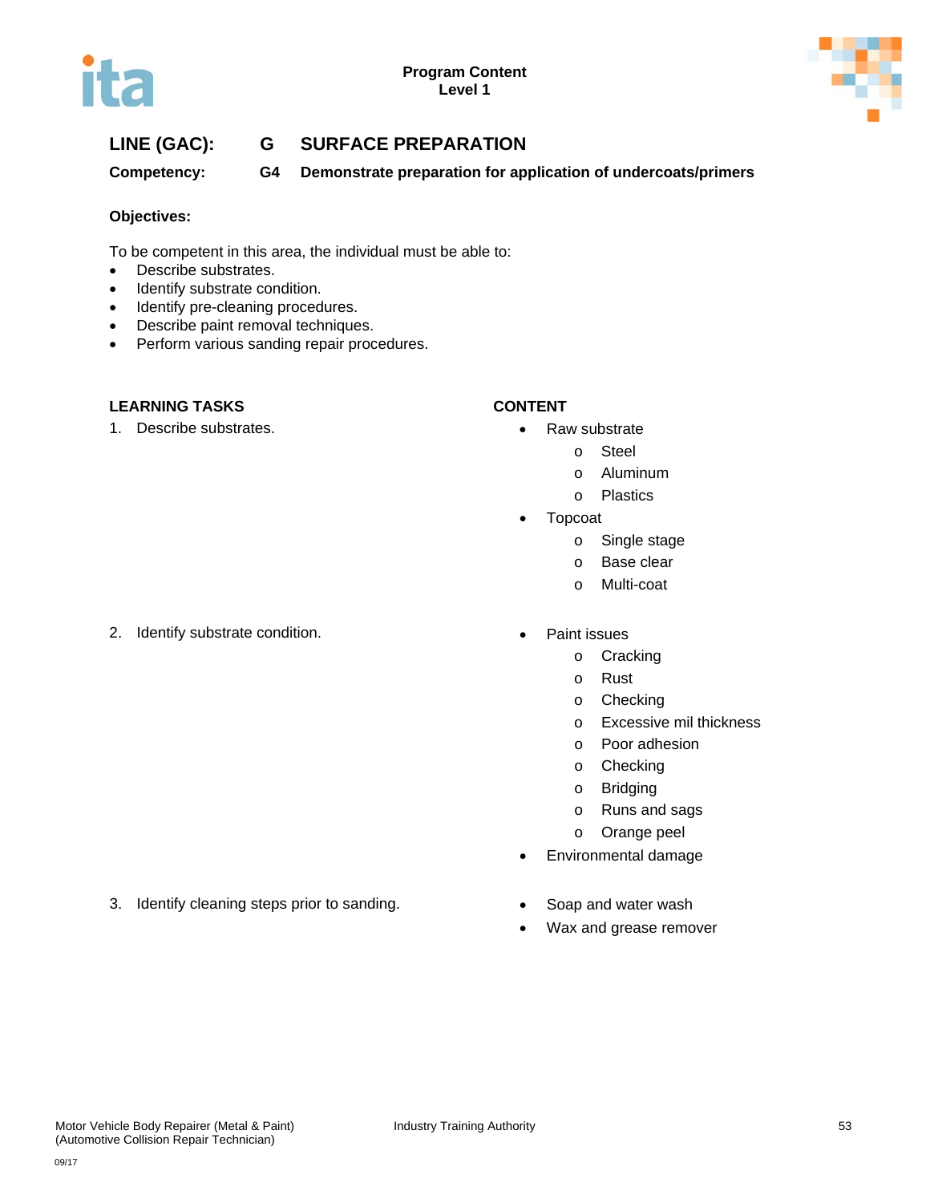**LINE (GAC): G SURFACE PREPARATION**

**Competency: G4 Demonstrate preparation for application of undercoats/primers**

**Objectives:**

To be competent in this area, the individual must be able to:

- Describe substrates.
- Identify substrate condition.
- Identify pre-cleaning procedures.
- Describe paint removal techniques.
- Perform various sanding repair procedures.

| LEARNING TASKS | CONTENT |
|---|---|
| 1. Describe substrates. | • Raw substrate<br>  o Steel<br>  o Aluminum<br>  o Plastics<br>• Topcoat<br>  o Single stage<br>  o Base clear<br>  o Multi-coat |
| 2. Identify substrate condition. | • Paint issues<br>  o Cracking<br>  o Rust<br>  o Checking<br>  o Excessive mil thickness<br>  o Poor adhesion<br>  o Checking<br>  o Bridging<br>  o Runs and sags<br>  o Orange peel<br>• Environmental damage |
| 3. Identify cleaning steps prior to sanding. | • Soap and water wash<br>• Wax and grease remover |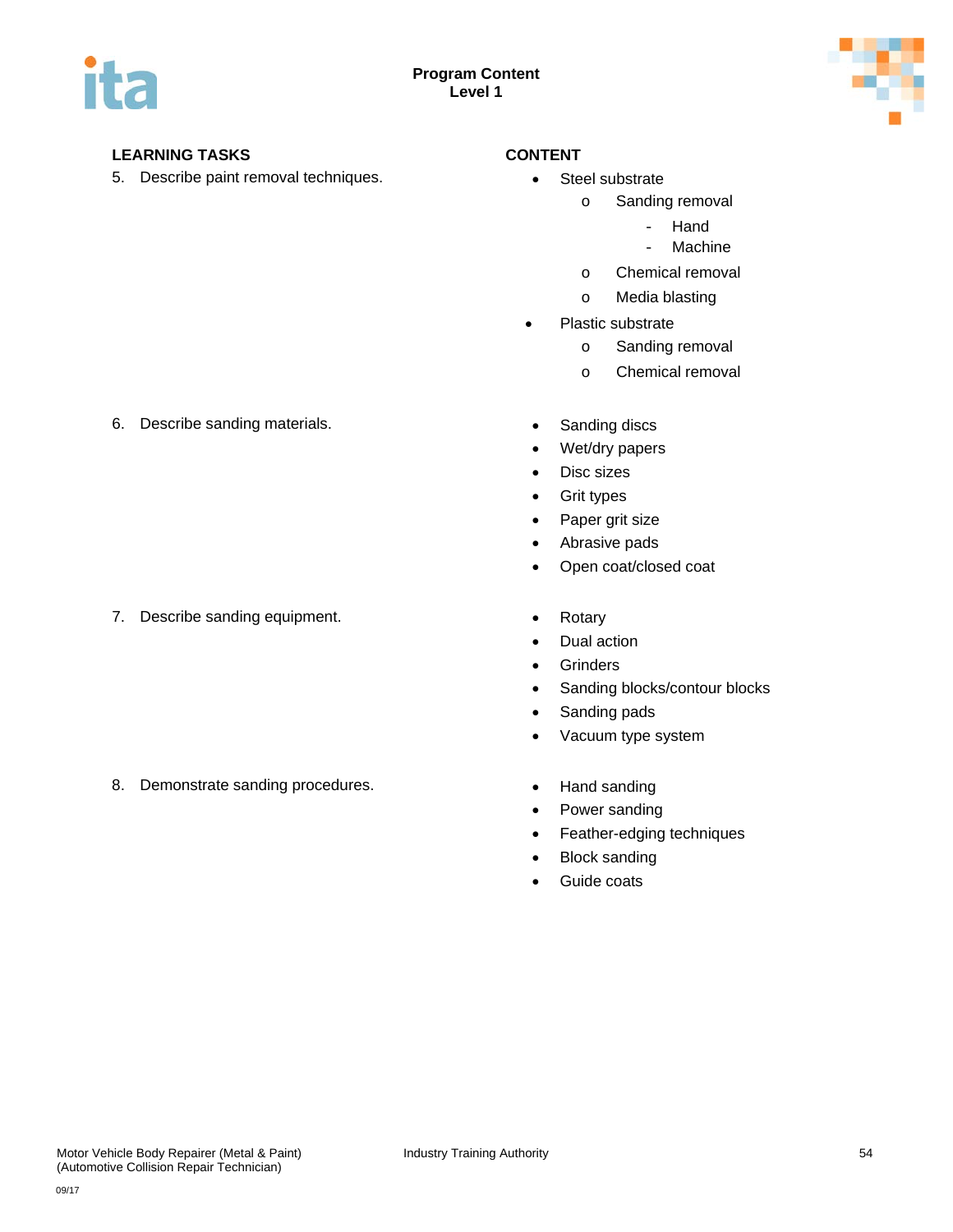## Program Content
## Level 1

| LEARNING TASKS | CONTENT |
|---|---|
| 5. Describe paint removal techniques. | • Steel substrate<br>  o Sanding removal<br>    - Hand<br>    - Machine<br>  o Chemical removal<br>  o Media blasting<br>• Plastic substrate<br>  o Sanding removal<br>  o Chemical removal |
| 6. Describe sanding materials. | • Sanding discs<br>• Wet/dry papers<br>• Disc sizes<br>• Grit types<br>• Paper grit size<br>• Abrasive pads<br>• Open coat/closed coat |
| 7. Describe sanding equipment. | • Rotary<br>• Dual action<br>• Grinders<br>• Sanding blocks/contour blocks<br>• Sanding pads<br>• Vacuum type system |
| 8. Demonstrate sanding procedures. | • Hand sanding<br>• Power sanding<br>• Feather-edging techniques<br>• Block sanding<br>• Guide coats |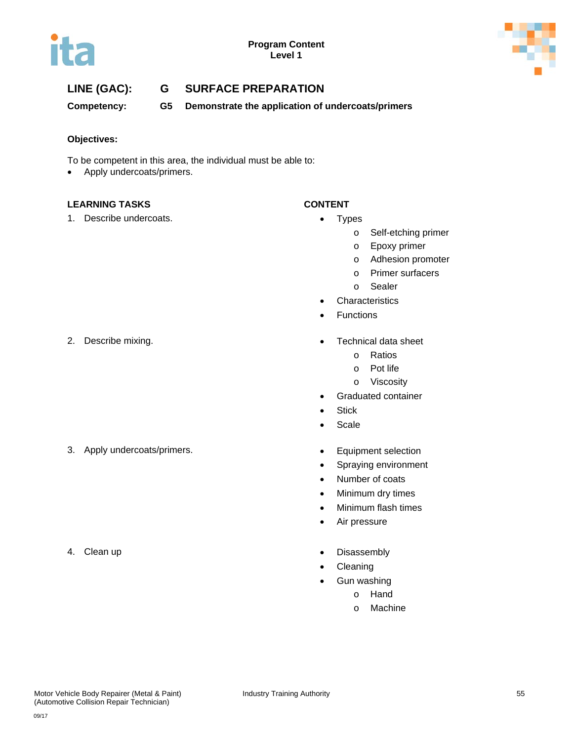**Program Content**
**Level 1**

## LINE (GAC): G SURFACE PREPARATION

**Competency: G5 Demonstrate the application of undercoats/primers**

**Objectives:**

To be competent in this area, the individual must be able to:

- Apply undercoats/primers.

| LEARNING TASKS | CONTENT |
|---|---|
| 1. Describe undercoats. | • Types<br>  o Self-etching primer<br>  o Epoxy primer<br>  o Adhesion promoter<br>  o Primer surfacers<br>  o Sealer<br>• Characteristics<br>• Functions |
| 2. Describe mixing. | • Technical data sheet<br>  o Ratios<br>  o Pot life<br>  o Viscosity<br>• Graduated container<br>• Stick<br>• Scale |
| 3. Apply undercoats/primers. | • Equipment selection<br>• Spraying environment<br>• Number of coats<br>• Minimum dry times<br>• Minimum flash times<br>• Air pressure |
| 4. Clean up | • Disassembly<br>• Cleaning<br>• Gun washing<br>  o Hand<br>  o Machine |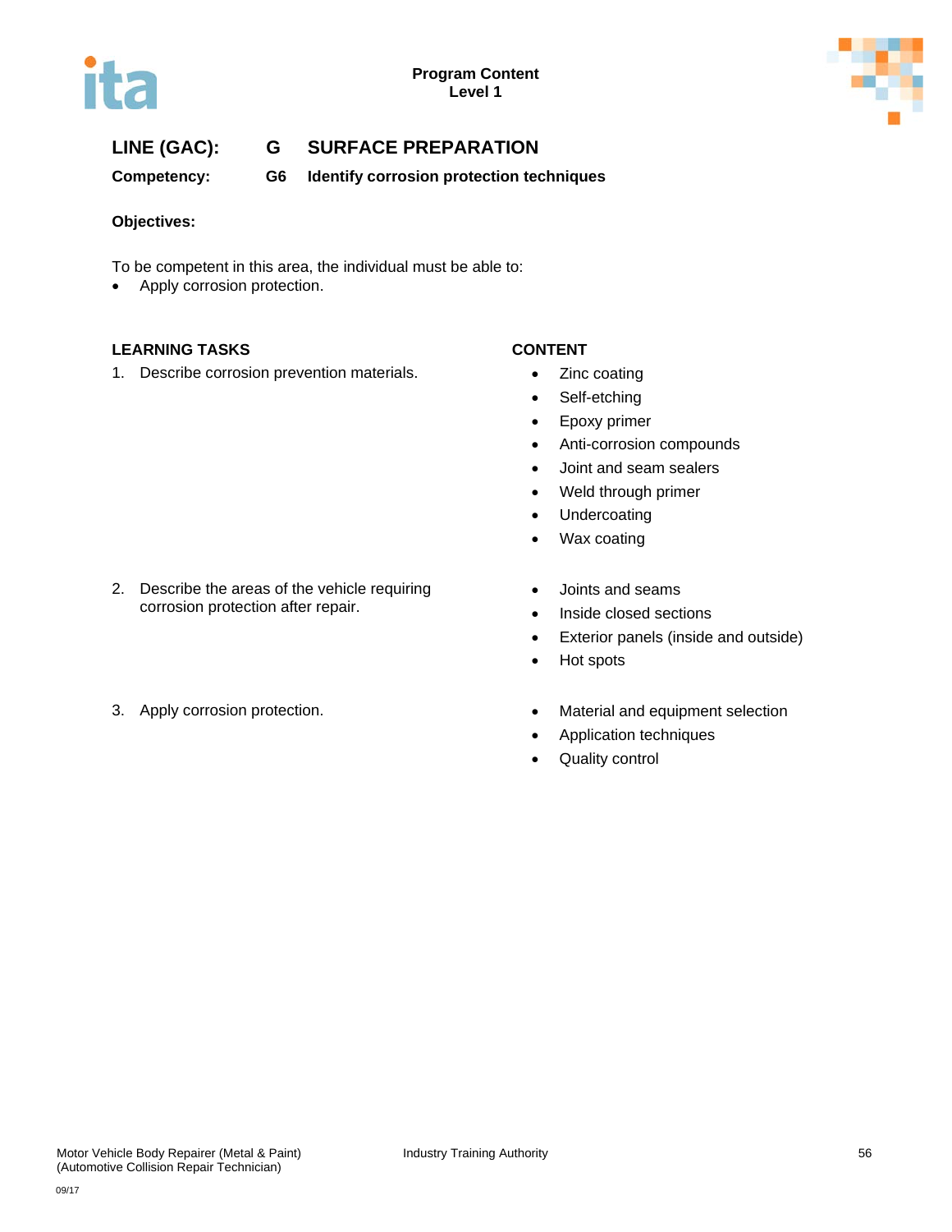**Program Content**
**Level 1**

## LINE (GAC): G SURFACE PREPARATION

**Competency: G6 Identify corrosion protection techniques**

**Objectives:**

To be competent in this area, the individual must be able to:

- Apply corrosion protection.

| LEARNING TASKS | CONTENT |
| --- | --- |
| 1. Describe corrosion prevention materials. | • Zinc coating<br>• Self-etching<br>• Epoxy primer<br>• Anti-corrosion compounds<br>• Joint and seam sealers<br>• Weld through primer<br>• Undercoating<br>• Wax coating |
| 2. Describe the areas of the vehicle requiring corrosion protection after repair. | • Joints and seams<br>• Inside closed sections<br>• Exterior panels (inside and outside)<br>• Hot spots |
| 3. Apply corrosion protection. | • Material and equipment selection<br>• Application techniques<br>• Quality control |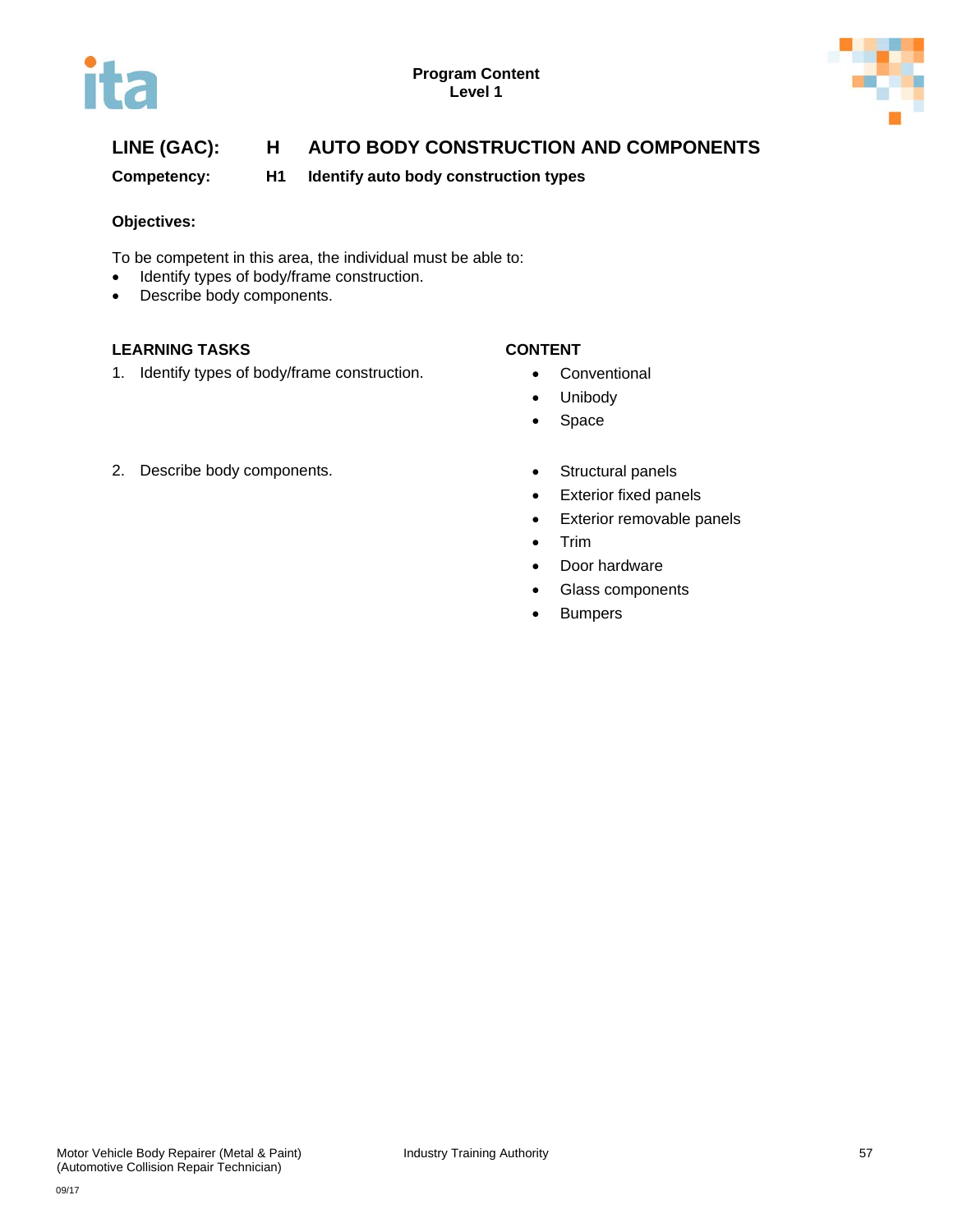## LINE (GAC): H AUTO BODY CONSTRUCTION AND COMPONENTS

**Competency: H1 Identify auto body construction types**

**Objectives:**

To be competent in this area, the individual must be able to:

- Identify types of body/frame construction.
- Describe body components.

| LEARNING TASKS | CONTENT |
|---|---|
| 1. Identify types of body/frame construction. | • Conventional<br>• Unibody<br>• Space |
| 2. Describe body components. | • Structural panels<br>• Exterior fixed panels<br>• Exterior removable panels<br>• Trim<br>• Door hardware<br>• Glass components<br>• Bumpers |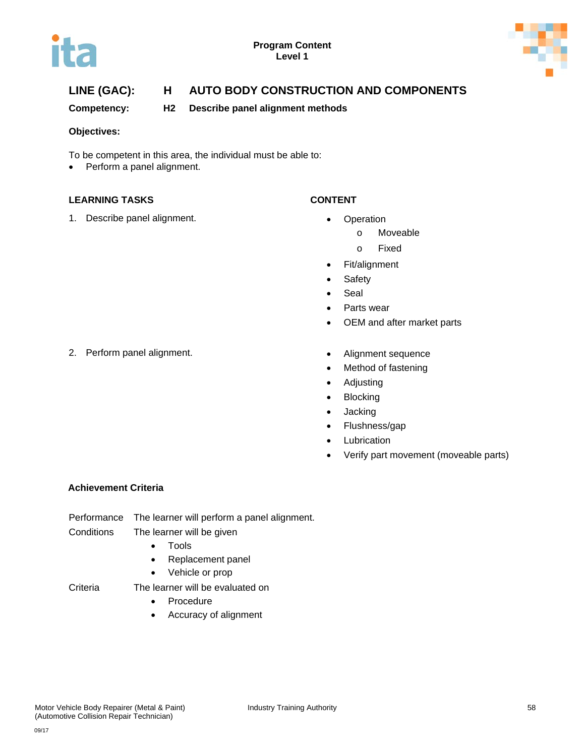**Program Content**
**Level 1**

## LINE (GAC): H AUTO BODY CONSTRUCTION AND COMPONENTS

**Competency: H2 Describe panel alignment methods**

**Objectives:**

To be competent in this area, the individual must be able to:

- Perform a panel alignment.

| LEARNING TASKS | CONTENT |
|---|---|
| 1. Describe panel alignment. | • Operation<br>  o Moveable<br>  o Fixed<br>• Fit/alignment<br>• Safety<br>• Seal<br>• Parts wear<br>• OEM and after market parts |
| 2. Perform panel alignment. | • Alignment sequence<br>• Method of fastening<br>• Adjusting<br>• Blocking<br>• Jacking<br>• Flushness/gap<br>• Lubrication<br>• Verify part movement (moveable parts) |

**Achievement Criteria**

Performance The learner will perform a panel alignment.

Conditions The learner will be given

- Tools
- Replacement panel
- Vehicle or prop

Criteria The learner will be evaluated on

- Procedure
- Accuracy of alignment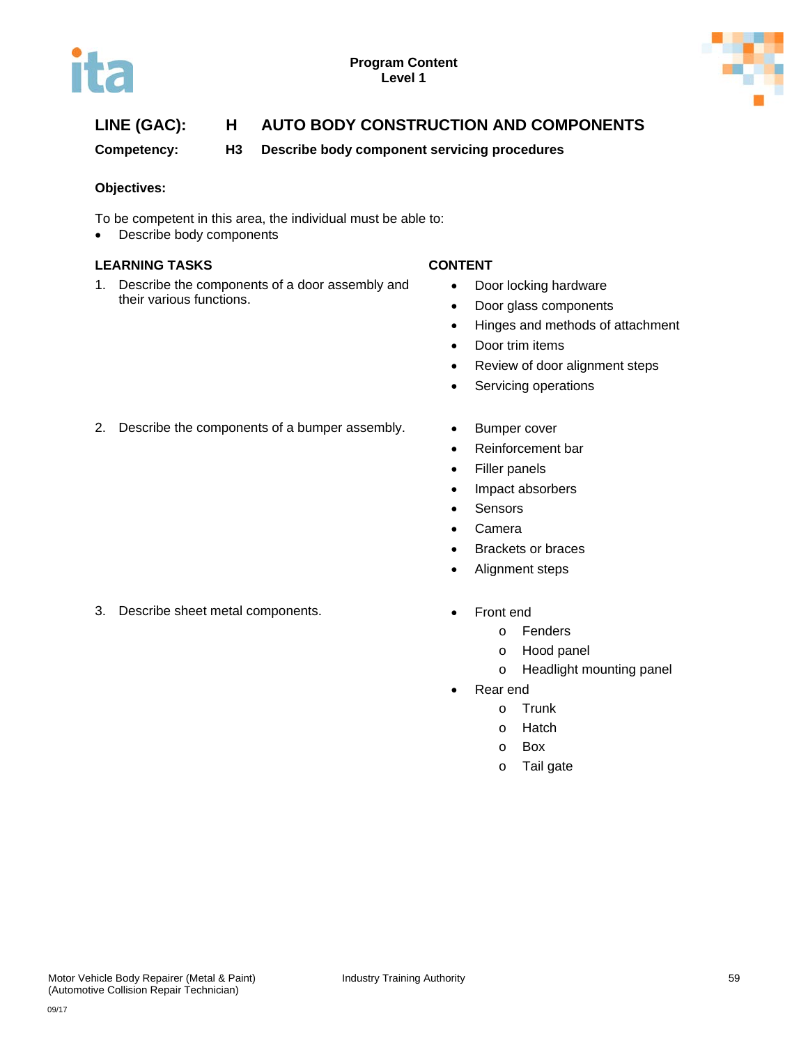Program Content
Level 1

## LINE (GAC): H AUTO BODY CONSTRUCTION AND COMPONENTS

**Competency: H3 Describe body component servicing procedures**

**Objectives:**

To be competent in this area, the individual must be able to:

- Describe body components

| LEARNING TASKS | CONTENT |
|---|---|
| 1. Describe the components of a door assembly and their various functions. | • Door locking hardware<br>• Door glass components<br>• Hinges and methods of attachment<br>• Door trim items<br>• Review of door alignment steps<br>• Servicing operations |
| 2. Describe the components of a bumper assembly. | • Bumper cover<br>• Reinforcement bar<br>• Filler panels<br>• Impact absorbers<br>• Sensors<br>• Camera<br>• Brackets or braces<br>• Alignment steps |
| 3. Describe sheet metal components. | • Front end<br>  o Fenders<br>  o Hood panel<br>  o Headlight mounting panel<br>• Rear end<br>  o Trunk<br>  o Hatch<br>  o Box<br>  o Tail gate |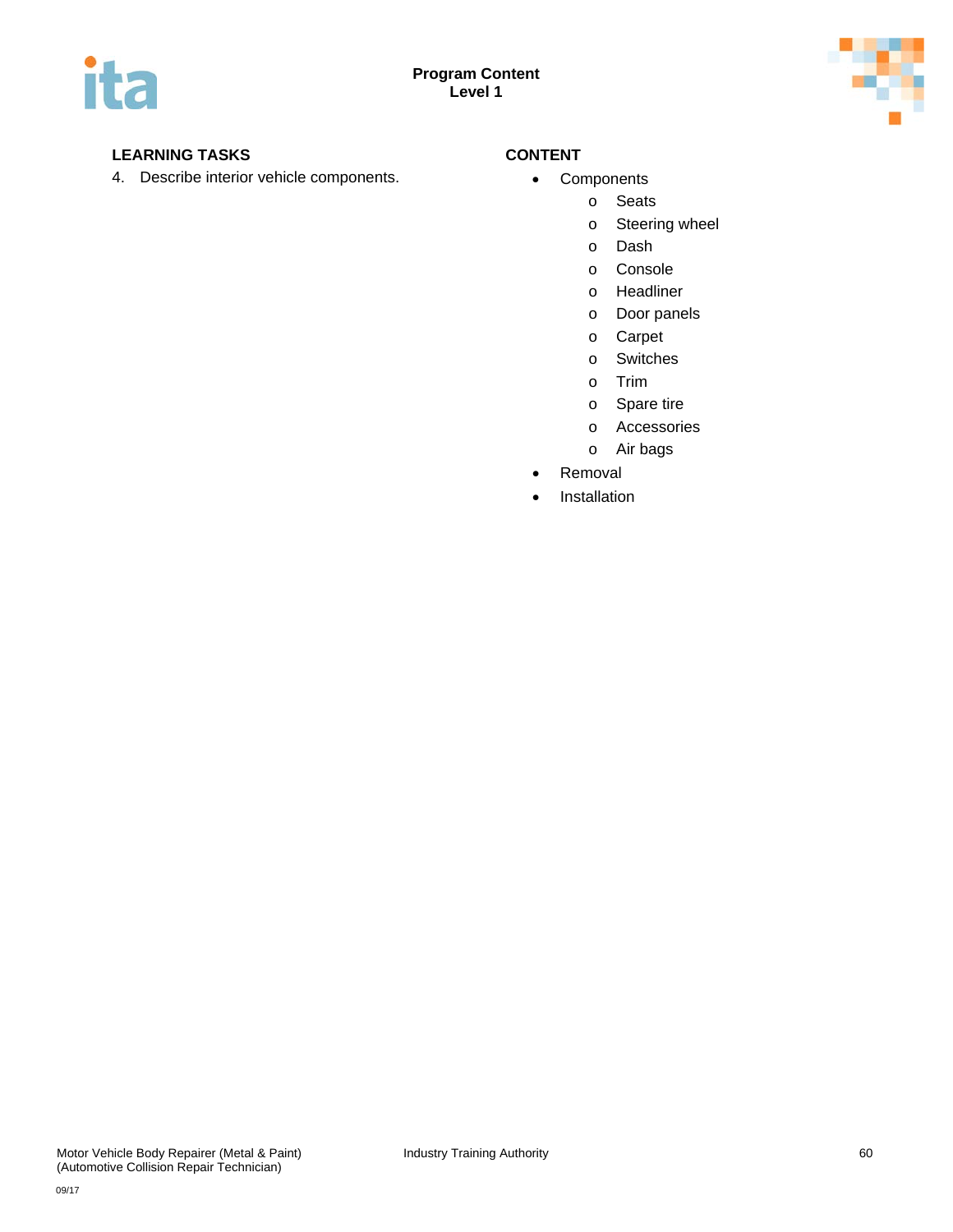| LEARNING TASKS | CONTENT |
| --- | --- |
| 4. Describe interior vehicle components. | • Components<br>o Seats<br>o Steering wheel<br>o Dash<br>o Console<br>o Headliner<br>o Door panels<br>o Carpet<br>o Switches<br>o Trim<br>o Spare tire<br>o Accessories<br>o Air bags<br>• Removal<br>• Installation |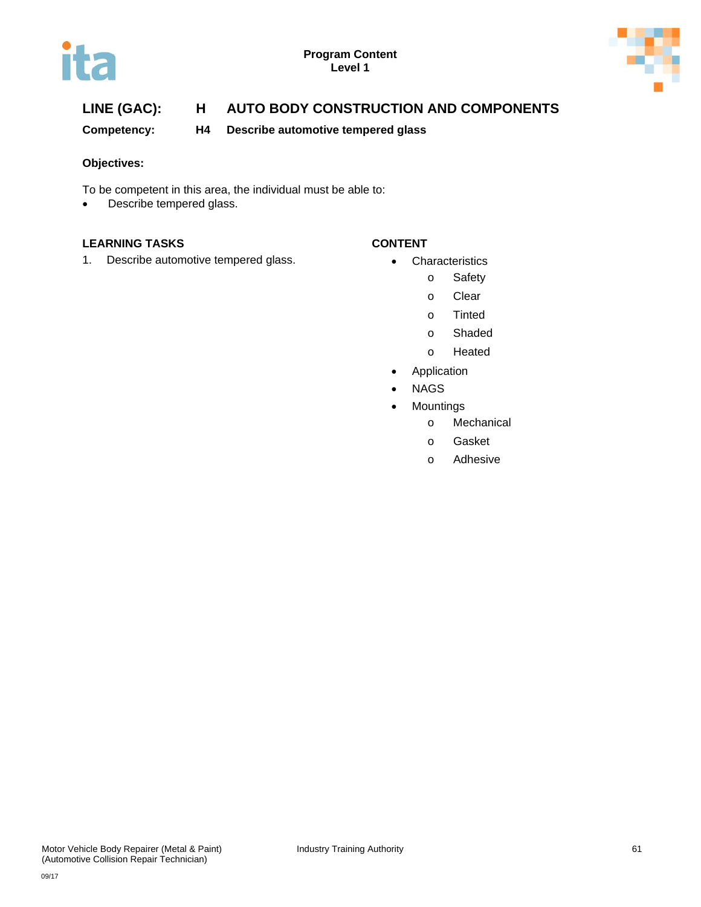## LINE (GAC): H AUTO BODY CONSTRUCTION AND COMPONENTS

**Competency: H4 Describe automotive tempered glass**

**Objectives:**

To be competent in this area, the individual must be able to:

- Describe tempered glass.

| LEARNING TASKS | CONTENT |
|---|---|
| 1. Describe automotive tempered glass. | • Characteristics<br>  o Safety<br>  o Clear<br>  o Tinted<br>  o Shaded<br>  o Heated<br>• Application<br>• NAGS<br>• Mountings<br>  o Mechanical<br>  o Gasket<br>  o Adhesive |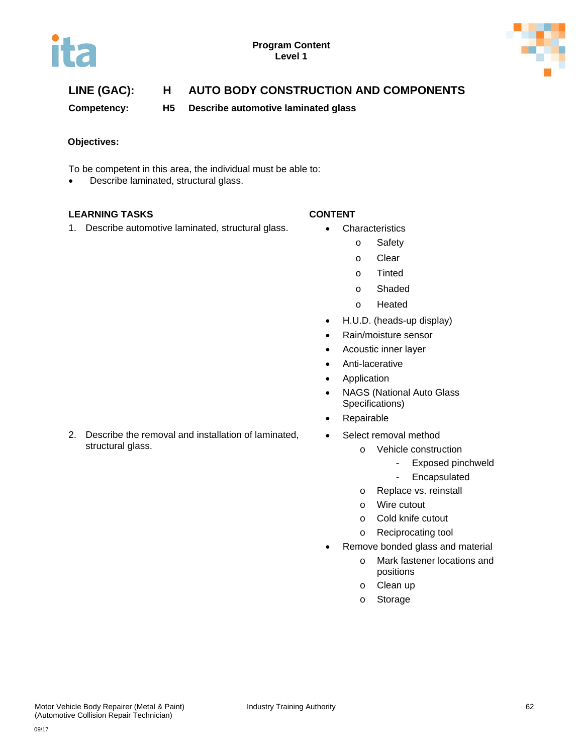**LINE (GAC): H AUTO BODY CONSTRUCTION AND COMPONENTS**

**Competency: H5 Describe automotive laminated glass**

**Objectives:**

To be competent in this area, the individual must be able to:

- Describe laminated, structural glass.

| LEARNING TASKS | CONTENT |
|---|---|
| 1. Describe automotive laminated, structural glass. | • Characteristics<br>  o Safety<br>  o Clear<br>  o Tinted<br>  o Shaded<br>  o Heated<br>• H.U.D. (heads-up display)<br>• Rain/moisture sensor<br>• Acoustic inner layer<br>• Anti-lacerative<br>• Application<br>• NAGS (National Auto Glass Specifications)<br>• Repairable |
| 2. Describe the removal and installation of laminated, structural glass. | • Select removal method<br>  o Vehicle construction<br>    - Exposed pinchweld<br>    - Encapsulated<br>  o Replace vs. reinstall<br>  o Wire cutout<br>  o Cold knife cutout<br>  o Reciprocating tool<br>• Remove bonded glass and material<br>  o Mark fastener locations and positions<br>  o Clean up<br>  o Storage |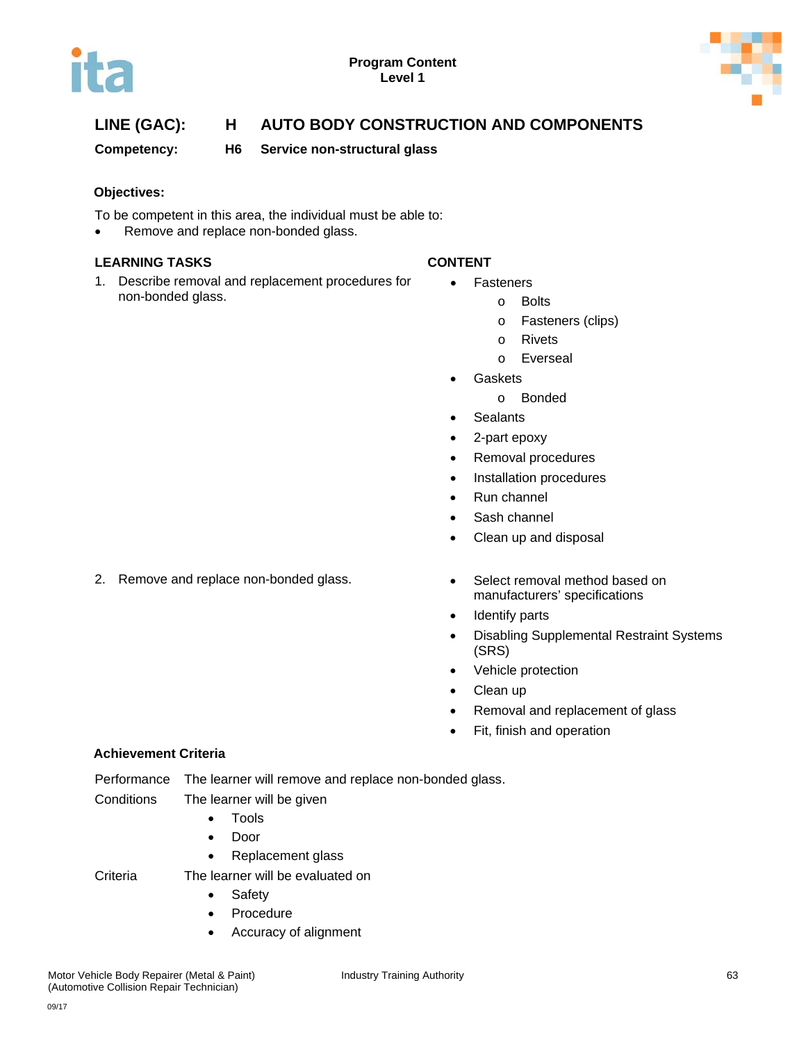Program Content
Level 1

## LINE (GAC): H AUTO BODY CONSTRUCTION AND COMPONENTS

**Competency: H6 Service non-structural glass**

**Objectives:**

To be competent in this area, the individual must be able to:

- Remove and replace non-bonded glass.

| LEARNING TASKS | CONTENT |
|---|---|
| 1. Describe removal and replacement procedures for non-bonded glass. | • Fasteners<br>  o Bolts<br>  o Fasteners (clips)<br>  o Rivets<br>  o Everseal<br>• Gaskets<br>  o Bonded<br>• Sealants<br>• 2-part epoxy<br>• Removal procedures<br>• Installation procedures<br>• Run channel<br>• Sash channel<br>• Clean up and disposal |
| 2. Remove and replace non-bonded glass. | • Select removal method based on manufacturers' specifications<br>• Identify parts<br>• Disabling Supplemental Restraint Systems (SRS)<br>• Vehicle protection<br>• Clean up<br>• Removal and replacement of glass<br>• Fit, finish and operation |

**Achievement Criteria**

Performance The learner will remove and replace non-bonded glass.

Conditions The learner will be given

- Tools
- Door
- Replacement glass

Criteria The learner will be evaluated on

- Safety
- Procedure
- Accuracy of alignment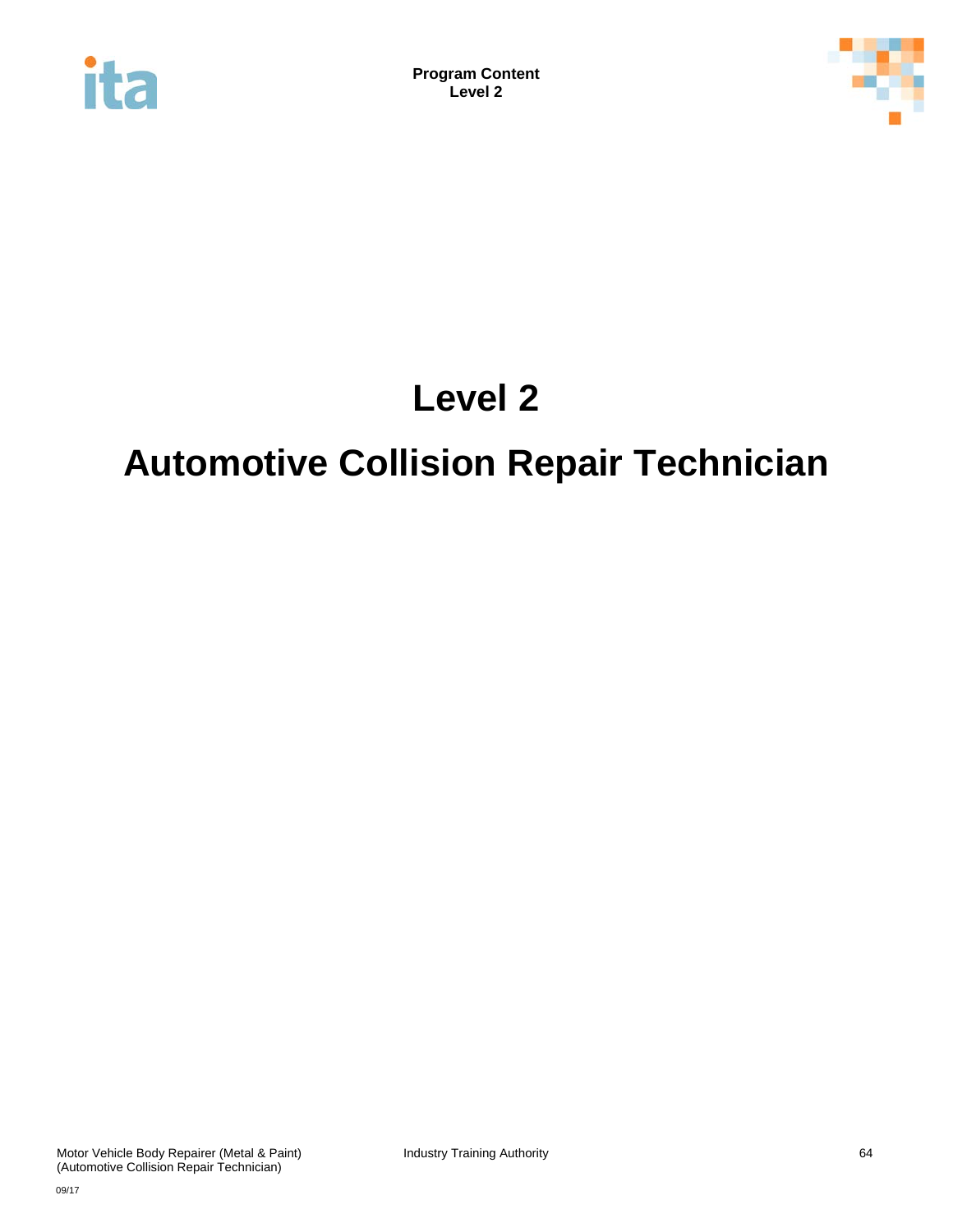# Level 2

# Automotive Collision Repair Technician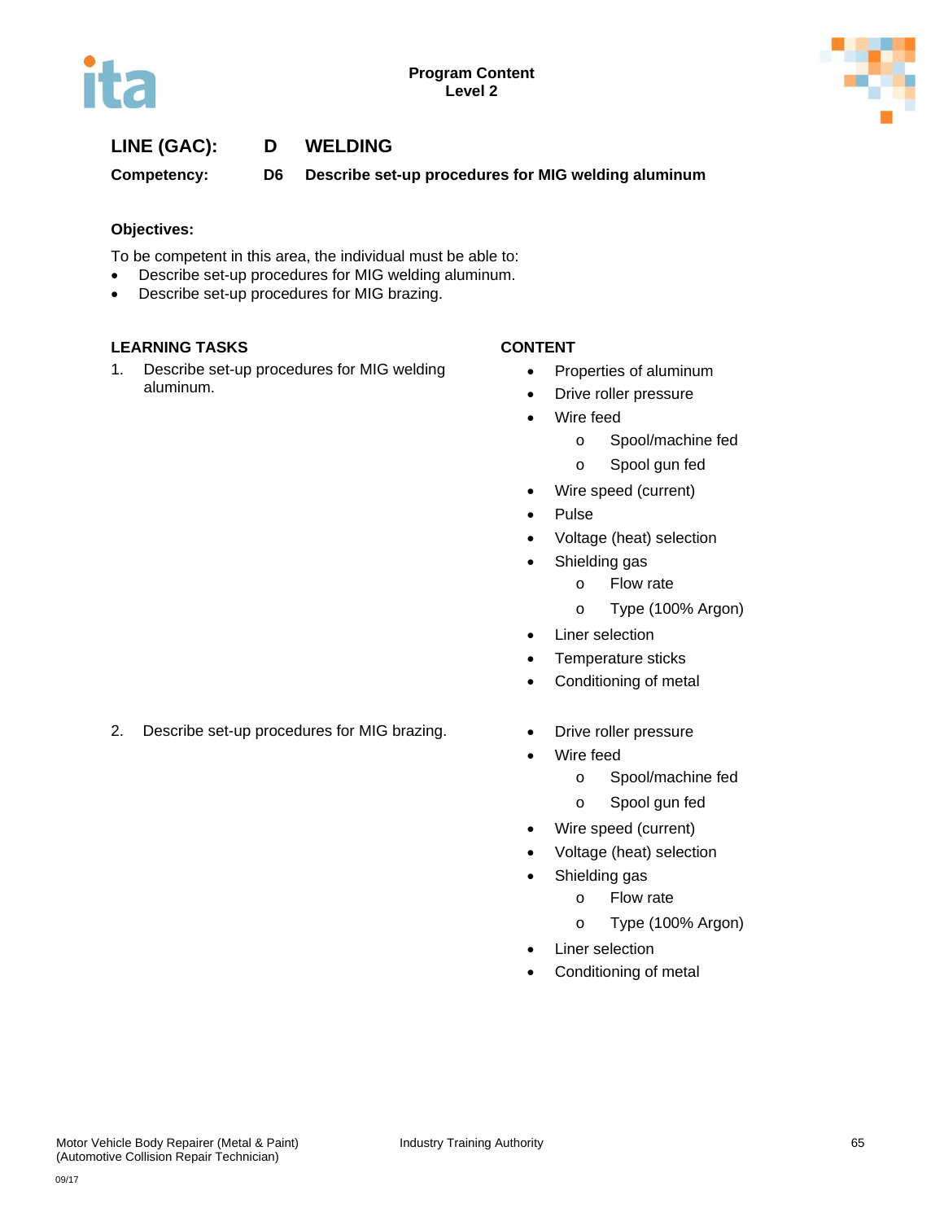**Program Content**
**Level 2**

## LINE (GAC): D WELDING

**Competency: D6 Describe set-up procedures for MIG welding aluminum**

**Objectives:**

To be competent in this area, the individual must be able to:

- Describe set-up procedures for MIG welding aluminum.
- Describe set-up procedures for MIG brazing.

| LEARNING TASKS | CONTENT |
|---|---|
| 1. Describe set-up procedures for MIG welding aluminum. | • Properties of aluminum<br>• Drive roller pressure<br>• Wire feed<br>  o Spool/machine fed<br>  o Spool gun fed<br>• Wire speed (current)<br>• Pulse<br>• Voltage (heat) selection<br>• Shielding gas<br>  o Flow rate<br>  o Type (100% Argon)<br>• Liner selection<br>• Temperature sticks<br>• Conditioning of metal |
| 2. Describe set-up procedures for MIG brazing. | • Drive roller pressure<br>• Wire feed<br>  o Spool/machine fed<br>  o Spool gun fed<br>• Wire speed (current)<br>• Voltage (heat) selection<br>• Shielding gas<br>  o Flow rate<br>  o Type (100% Argon)<br>• Liner selection<br>• Conditioning of metal |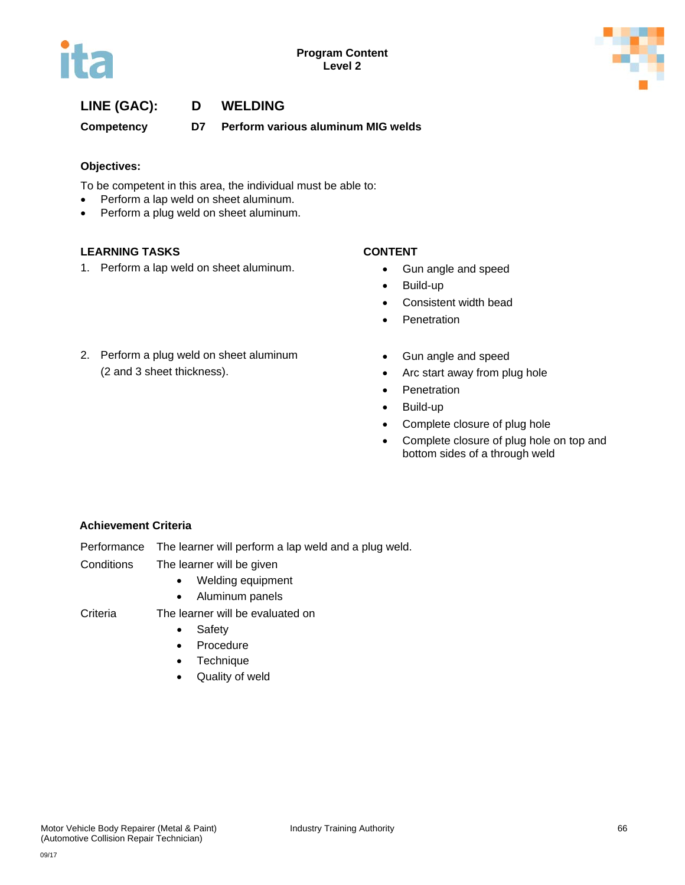**LINE (GAC): D WELDING**

**Competency D7 Perform various aluminum MIG welds**

**Objectives:**

To be competent in this area, the individual must be able to:

- Perform a lap weld on sheet aluminum.
- Perform a plug weld on sheet aluminum.

| LEARNING TASKS | CONTENT |
| --- | --- |
| 1. Perform a lap weld on sheet aluminum. | • Gun angle and speed<br>• Build-up<br>• Consistent width bead<br>• Penetration |
| 2. Perform a plug weld on sheet aluminum (2 and 3 sheet thickness). | • Gun angle and speed<br>• Arc start away from plug hole<br>• Penetration<br>• Build-up<br>• Complete closure of plug hole<br>• Complete closure of plug hole on top and bottom sides of a through weld |

**Achievement Criteria**

Performance The learner will perform a lap weld and a plug weld.

Conditions The learner will be given

- Welding equipment
- Aluminum panels

Criteria The learner will be evaluated on

- Safety
- Procedure
- Technique
- Quality of weld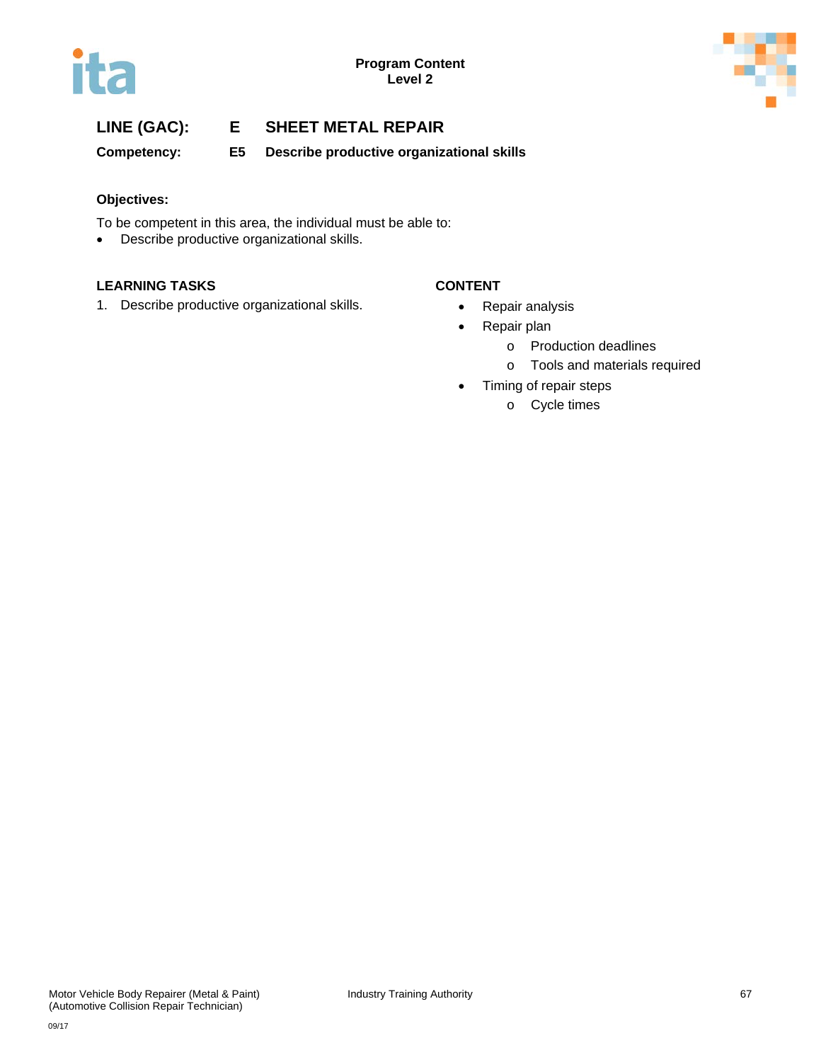**Program Content**
**Level 2**

## LINE (GAC): E SHEET METAL REPAIR

**Competency: E5 Describe productive organizational skills**

**Objectives:**

To be competent in this area, the individual must be able to:

- Describe productive organizational skills.

| LEARNING TASKS | CONTENT |
| --- | --- |
| 1. Describe productive organizational skills. | • Repair analysis<br>• Repair plan<br>  o Production deadlines<br>  o Tools and materials required<br>• Timing of repair steps<br>  o Cycle times |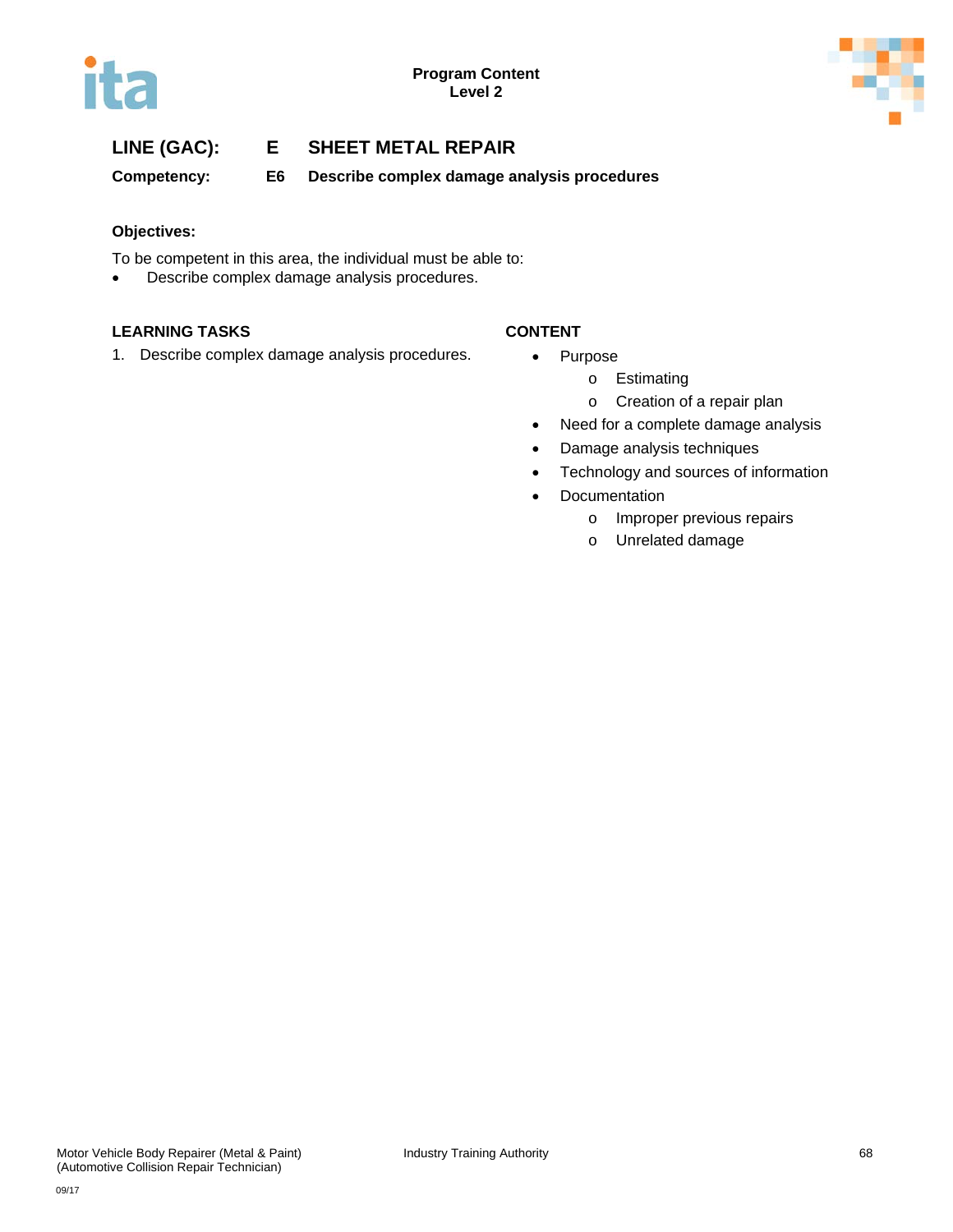## LINE (GAC): E SHEET METAL REPAIR

**Competency: E6 Describe complex damage analysis procedures**

**Objectives:**

To be competent in this area, the individual must be able to:

- Describe complex damage analysis procedures.

| LEARNING TASKS | CONTENT |
|---|---|
| 1. Describe complex damage analysis procedures. | • Purpose<br>  o Estimating<br>  o Creation of a repair plan<br>• Need for a complete damage analysis<br>• Damage analysis techniques<br>• Technology and sources of information<br>• Documentation<br>  o Improper previous repairs<br>  o Unrelated damage |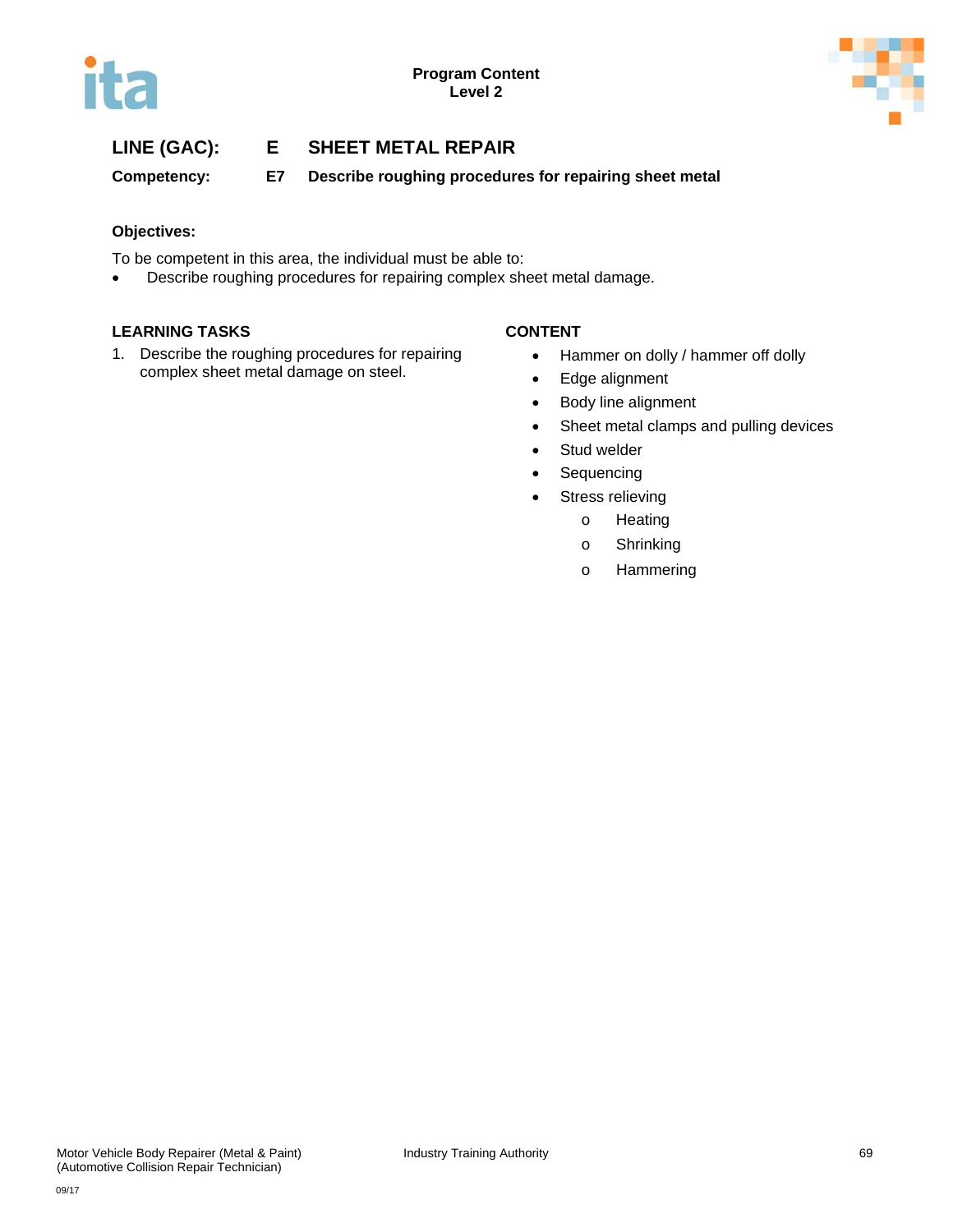**Program Content**
**Level 2**

## LINE (GAC): E SHEET METAL REPAIR

**Competency: E7 Describe roughing procedures for repairing sheet metal**

**Objectives:**

To be competent in this area, the individual must be able to:

- Describe roughing procedures for repairing complex sheet metal damage.

| LEARNING TASKS | CONTENT |
|---|---|
| 1. Describe the roughing procedures for repairing complex sheet metal damage on steel. | • Hammer on dolly / hammer off dolly<br>• Edge alignment<br>• Body line alignment<br>• Sheet metal clamps and pulling devices<br>• Stud welder<br>• Sequencing<br>• Stress relieving<br>&nbsp;&nbsp;&nbsp;&nbsp;o Heating<br>&nbsp;&nbsp;&nbsp;&nbsp;o Shrinking<br>&nbsp;&nbsp;&nbsp;&nbsp;o Hammering |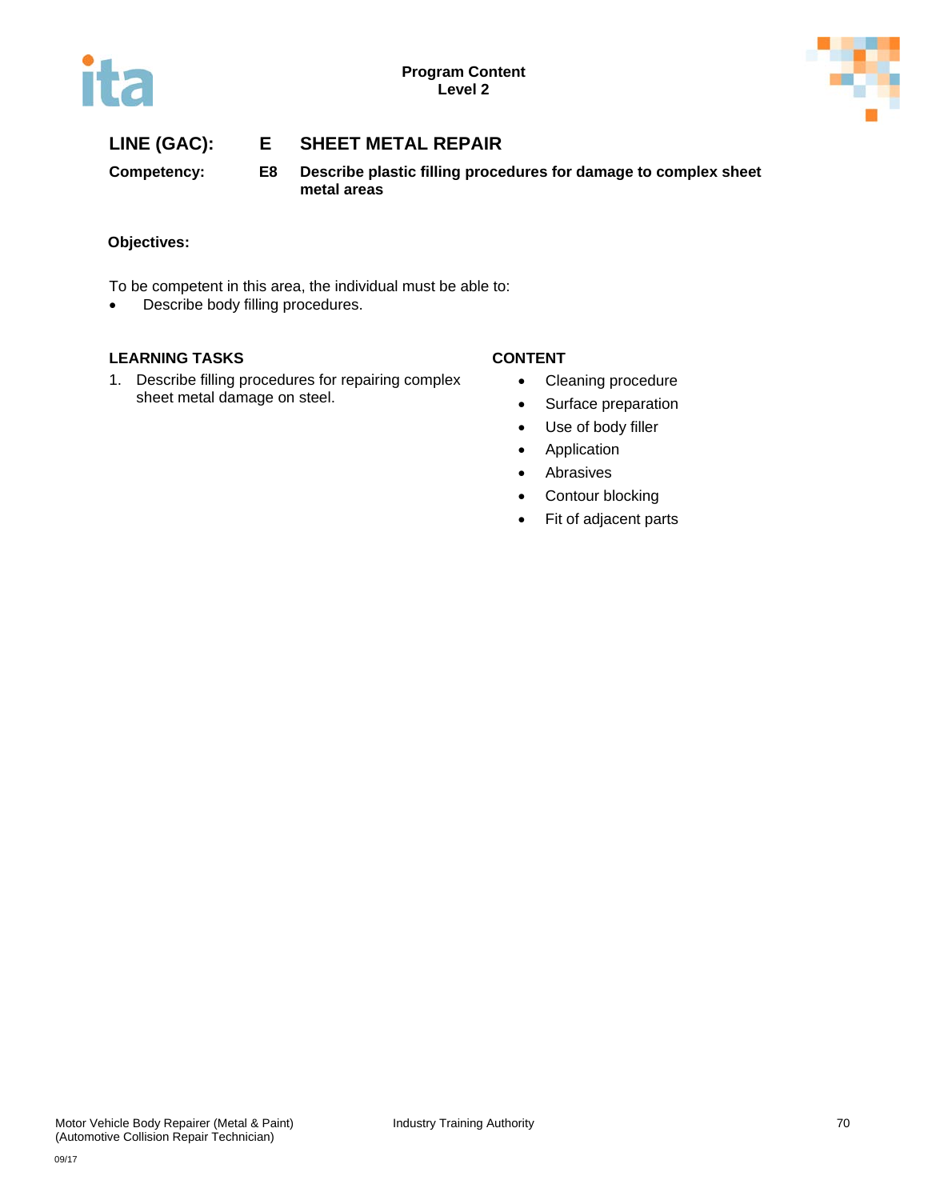## LINE (GAC): E SHEET METAL REPAIR

**Competency: E8 Describe plastic filling procedures for damage to complex sheet metal areas**

**Objectives:**

To be competent in this area, the individual must be able to:

- Describe body filling procedures.

| LEARNING TASKS | CONTENT |
| --- | --- |
| 1. Describe filling procedures for repairing complex sheet metal damage on steel. | • Cleaning procedure<br>• Surface preparation<br>• Use of body filler<br>• Application<br>• Abrasives<br>• Contour blocking<br>• Fit of adjacent parts |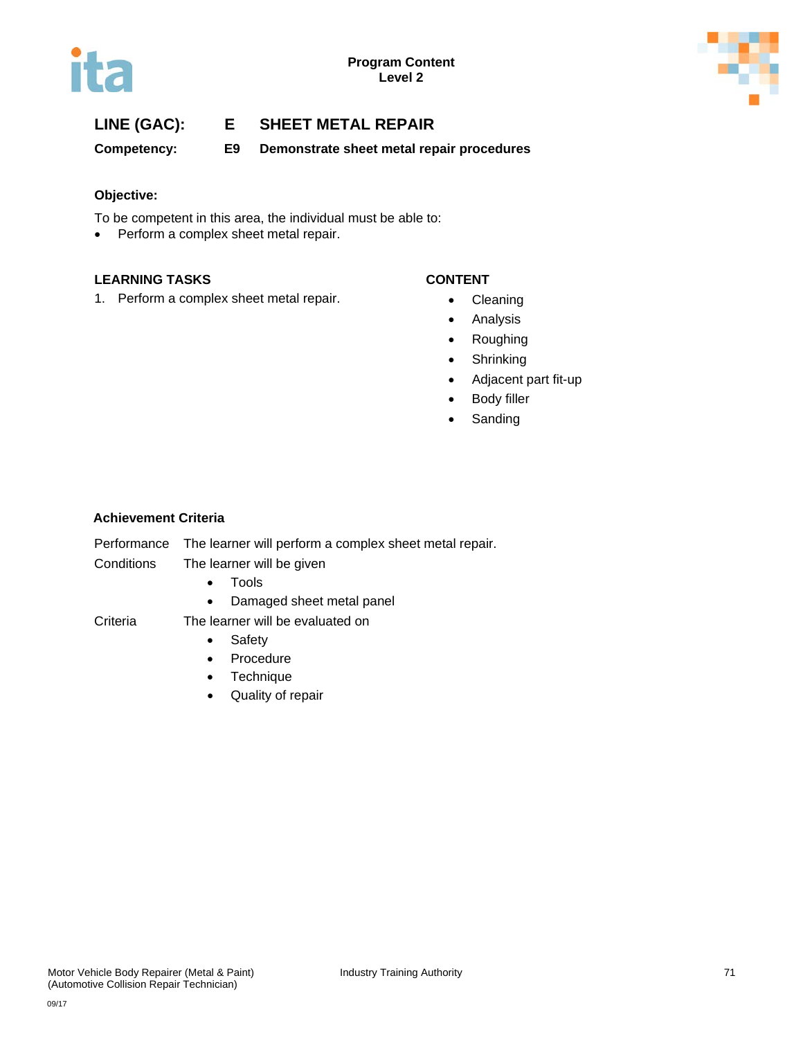**Program Content**
**Level 2**

## LINE (GAC): E SHEET METAL REPAIR

**Competency: E9 Demonstrate sheet metal repair procedures**

**Objective:**

To be competent in this area, the individual must be able to:

- Perform a complex sheet metal repair.

| LEARNING TASKS | CONTENT |
|---|---|
| 1. Perform a complex sheet metal repair. | • Cleaning<br>• Analysis<br>• Roughing<br>• Shrinking<br>• Adjacent part fit-up<br>• Body filler<br>• Sanding |

**Achievement Criteria**

| | |
|---|---|
| Performance | The learner will perform a complex sheet metal repair. |
| Conditions | The learner will be given<br>• Tools<br>• Damaged sheet metal panel |
| Criteria | The learner will be evaluated on<br>• Safety<br>• Procedure<br>• Technique<br>• Quality of repair |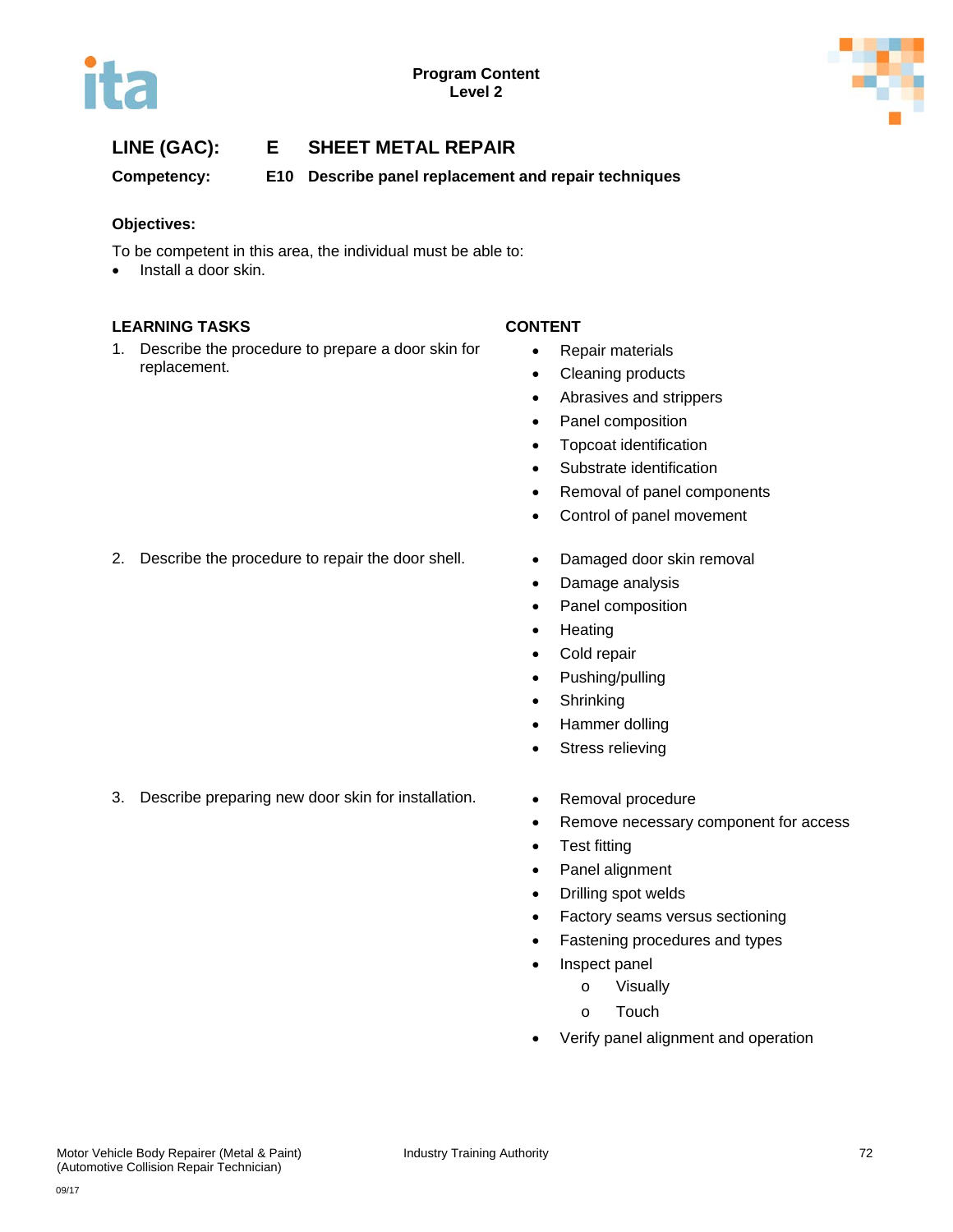**LINE (GAC):** **E SHEET METAL REPAIR**

**Competency:** **E10 Describe panel replacement and repair techniques**

**Objectives:**

To be competent in this area, the individual must be able to:

- Install a door skin.

| LEARNING TASKS | CONTENT |
|---|---|
| 1. Describe the procedure to prepare a door skin for replacement. | • Repair materials<br>• Cleaning products<br>• Abrasives and strippers<br>• Panel composition<br>• Topcoat identification<br>• Substrate identification<br>• Removal of panel components<br>• Control of panel movement |
| 2. Describe the procedure to repair the door shell. | • Damaged door skin removal<br>• Damage analysis<br>• Panel composition<br>• Heating<br>• Cold repair<br>• Pushing/pulling<br>• Shrinking<br>• Hammer dolling<br>• Stress relieving |
| 3. Describe preparing new door skin for installation. | • Removal procedure<br>• Remove necessary component for access<br>• Test fitting<br>• Panel alignment<br>• Drilling spot welds<br>• Factory seams versus sectioning<br>• Fastening procedures and types<br>• Inspect panel<br>&nbsp;&nbsp;&nbsp;&nbsp;o Visually<br>&nbsp;&nbsp;&nbsp;&nbsp;o Touch<br>• Verify panel alignment and operation |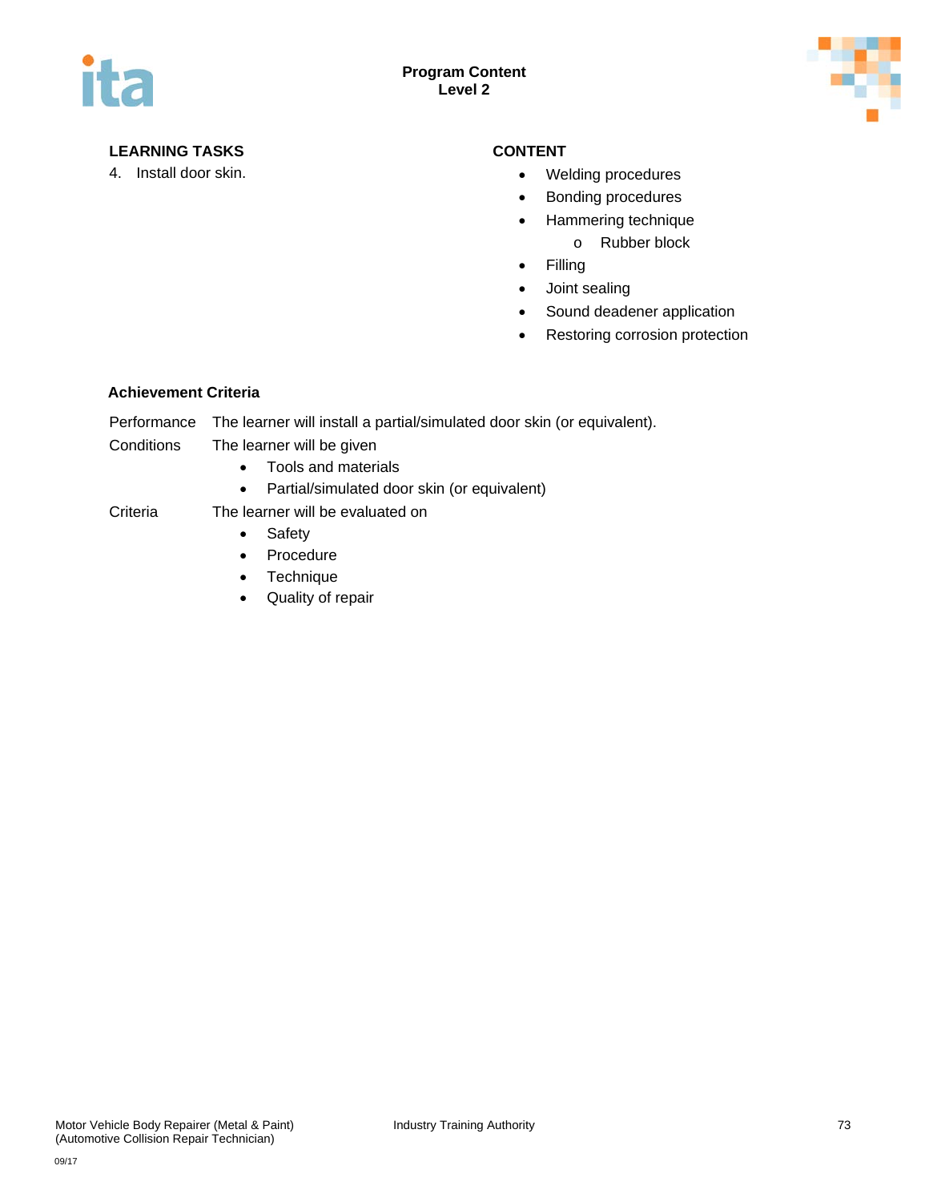**LEARNING TASKS**

4. Install door skin.

**CONTENT**

- Welding procedures
- Bonding procedures
- Hammering technique
  - Rubber block
- Filling
- Joint sealing
- Sound deadener application
- Restoring corrosion protection

**Achievement Criteria**

Performance The learner will install a partial/simulated door skin (or equivalent).

Conditions The learner will be given

- Tools and materials
- Partial/simulated door skin (or equivalent)

Criteria The learner will be evaluated on

- Safety
- Procedure
- Technique
- Quality of repair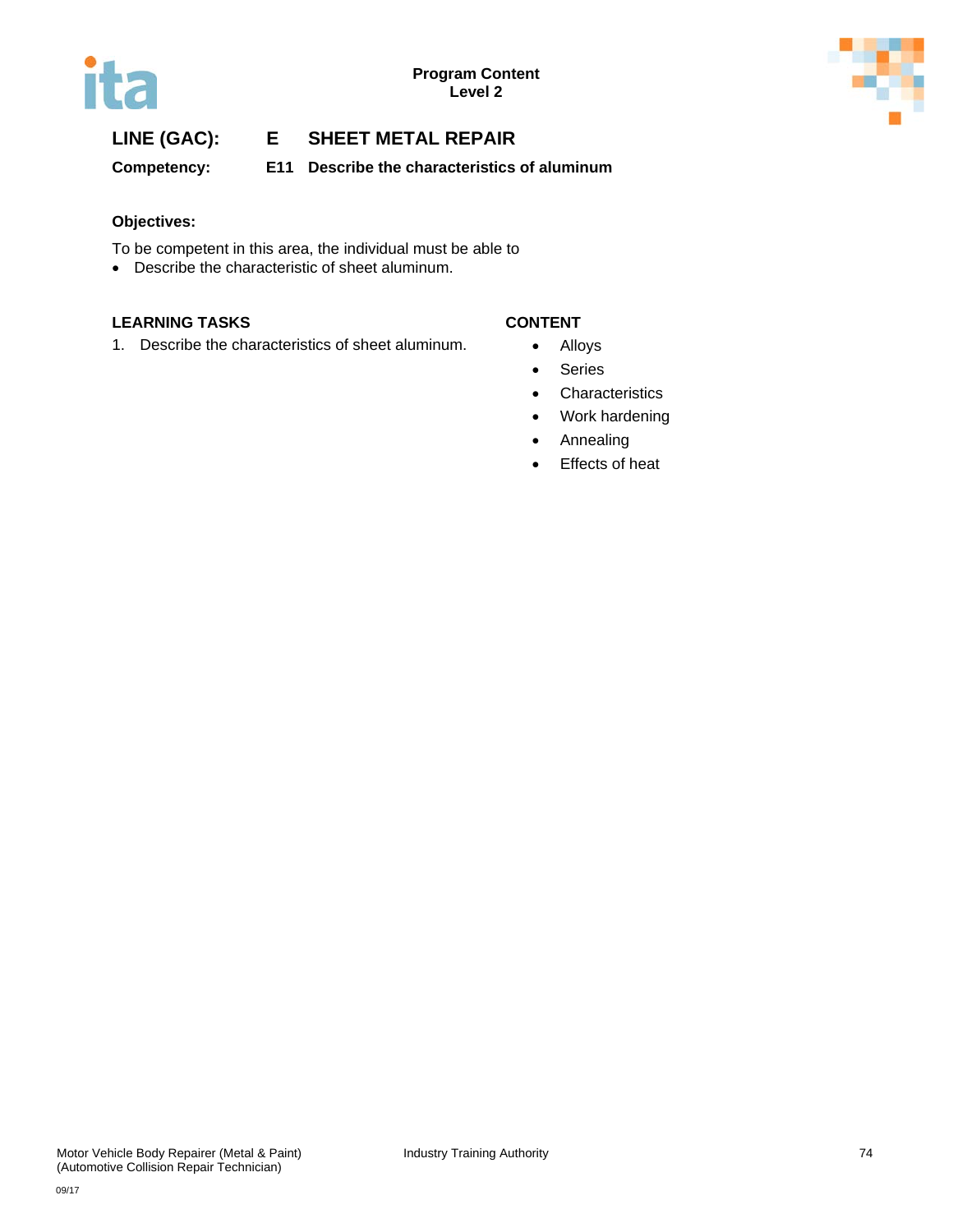**Program Content**
**Level 2**

## LINE (GAC): E SHEET METAL REPAIR

**Competency: E11 Describe the characteristics of aluminum**

### Objectives:

To be competent in this area, the individual must be able to

- Describe the characteristic of sheet aluminum.

| LEARNING TASKS | CONTENT |
| --- | --- |
| 1. Describe the characteristics of sheet aluminum. | • Alloys<br>• Series<br>• Characteristics<br>• Work hardening<br>• Annealing<br>• Effects of heat |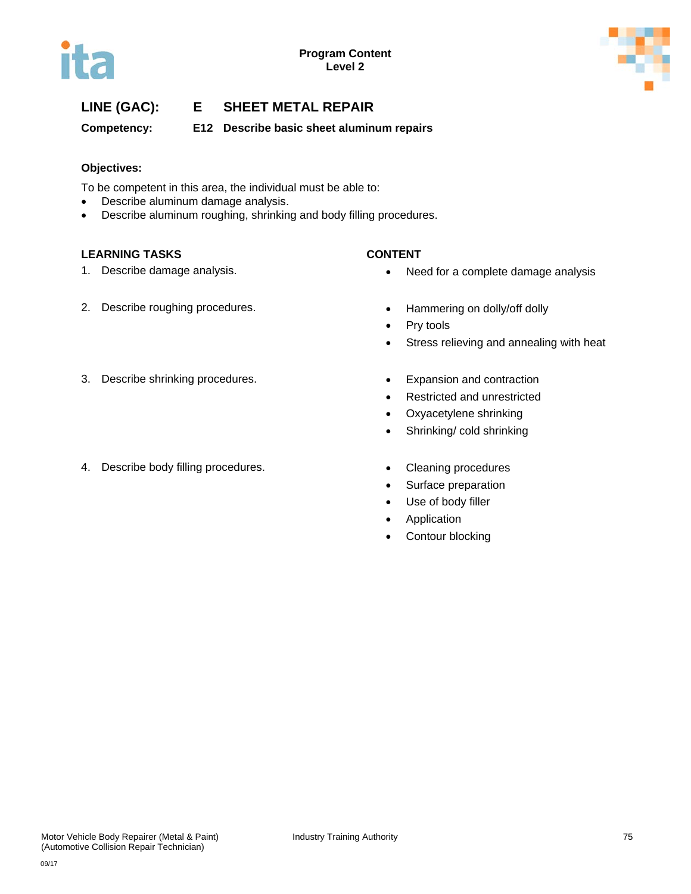**Program Content**
**Level 2**

## LINE (GAC): E SHEET METAL REPAIR

**Competency: E12 Describe basic sheet aluminum repairs**

**Objectives:**

To be competent in this area, the individual must be able to:

- Describe aluminum damage analysis.
- Describe aluminum roughing, shrinking and body filling procedures.

| LEARNING TASKS | CONTENT |
|---|---|
| 1. Describe damage analysis. | • Need for a complete damage analysis |
| 2. Describe roughing procedures. | • Hammering on dolly/off dolly<br>• Pry tools<br>• Stress relieving and annealing with heat |
| 3. Describe shrinking procedures. | • Expansion and contraction<br>• Restricted and unrestricted<br>• Oxyacetylene shrinking<br>• Shrinking/ cold shrinking |
| 4. Describe body filling procedures. | • Cleaning procedures<br>• Surface preparation<br>• Use of body filler<br>• Application<br>• Contour blocking |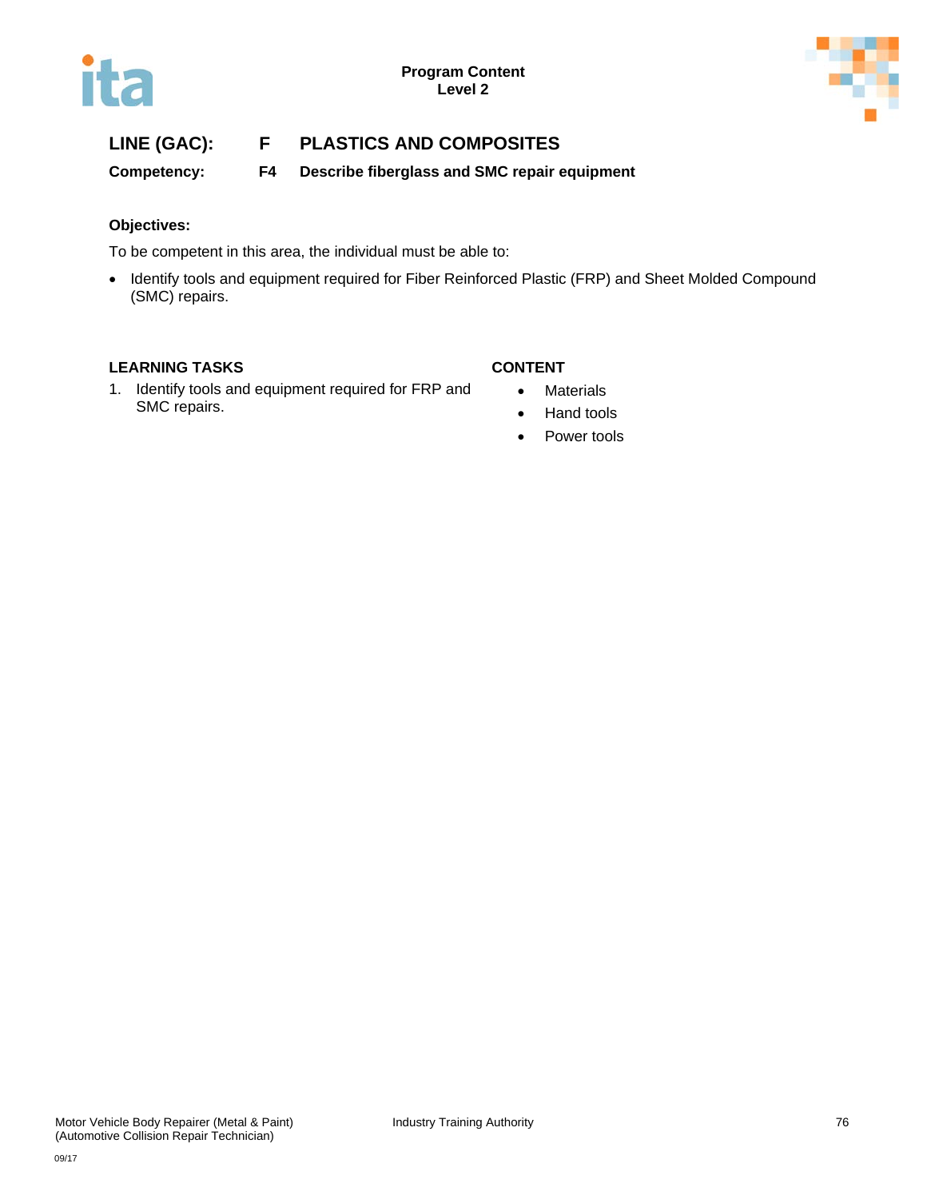**LINE (GAC): F PLASTICS AND COMPOSITES**

**Competency: F4 Describe fiberglass and SMC repair equipment**

**Objectives:**

To be competent in this area, the individual must be able to:

- Identify tools and equipment required for Fiber Reinforced Plastic (FRP) and Sheet Molded Compound (SMC) repairs.

| LEARNING TASKS | CONTENT |
|---|---|
| 1. Identify tools and equipment required for FRP and SMC repairs. | • Materials<br>• Hand tools<br>• Power tools |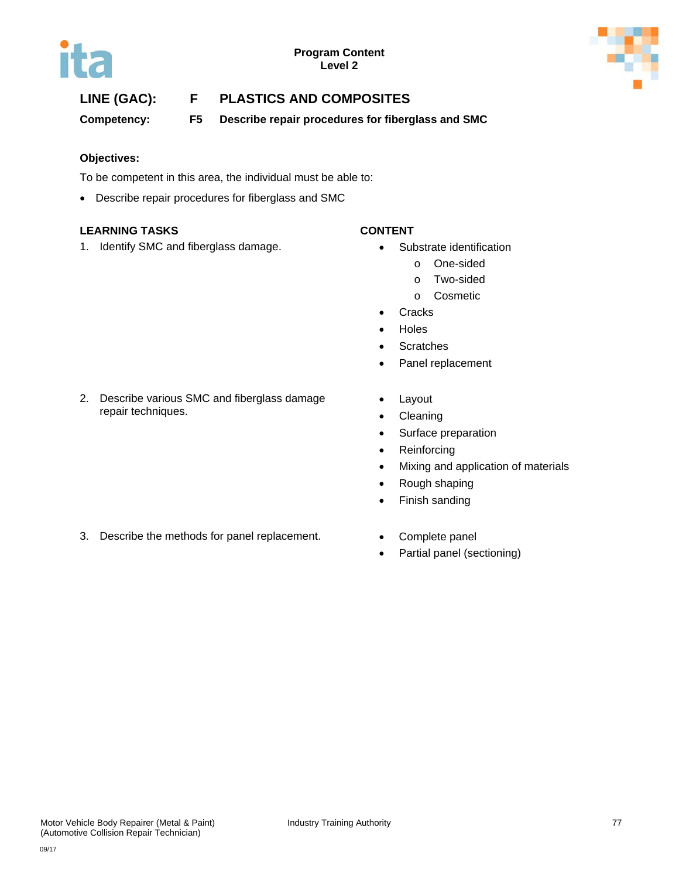Program Content
Level 2

## LINE (GAC): F PLASTICS AND COMPOSITES

**Competency: F5 Describe repair procedures for fiberglass and SMC**

**Objectives:**

To be competent in this area, the individual must be able to:

- Describe repair procedures for fiberglass and SMC

| LEARNING TASKS | CONTENT |
|---|---|
| 1. Identify SMC and fiberglass damage. | • Substrate identification<br>&nbsp;&nbsp;&nbsp;o One-sided<br>&nbsp;&nbsp;&nbsp;o Two-sided<br>&nbsp;&nbsp;&nbsp;o Cosmetic<br>• Cracks<br>• Holes<br>• Scratches<br>• Panel replacement |
| 2. Describe various SMC and fiberglass damage repair techniques. | • Layout<br>• Cleaning<br>• Surface preparation<br>• Reinforcing<br>• Mixing and application of materials<br>• Rough shaping<br>• Finish sanding |
| 3. Describe the methods for panel replacement. | • Complete panel<br>• Partial panel (sectioning) |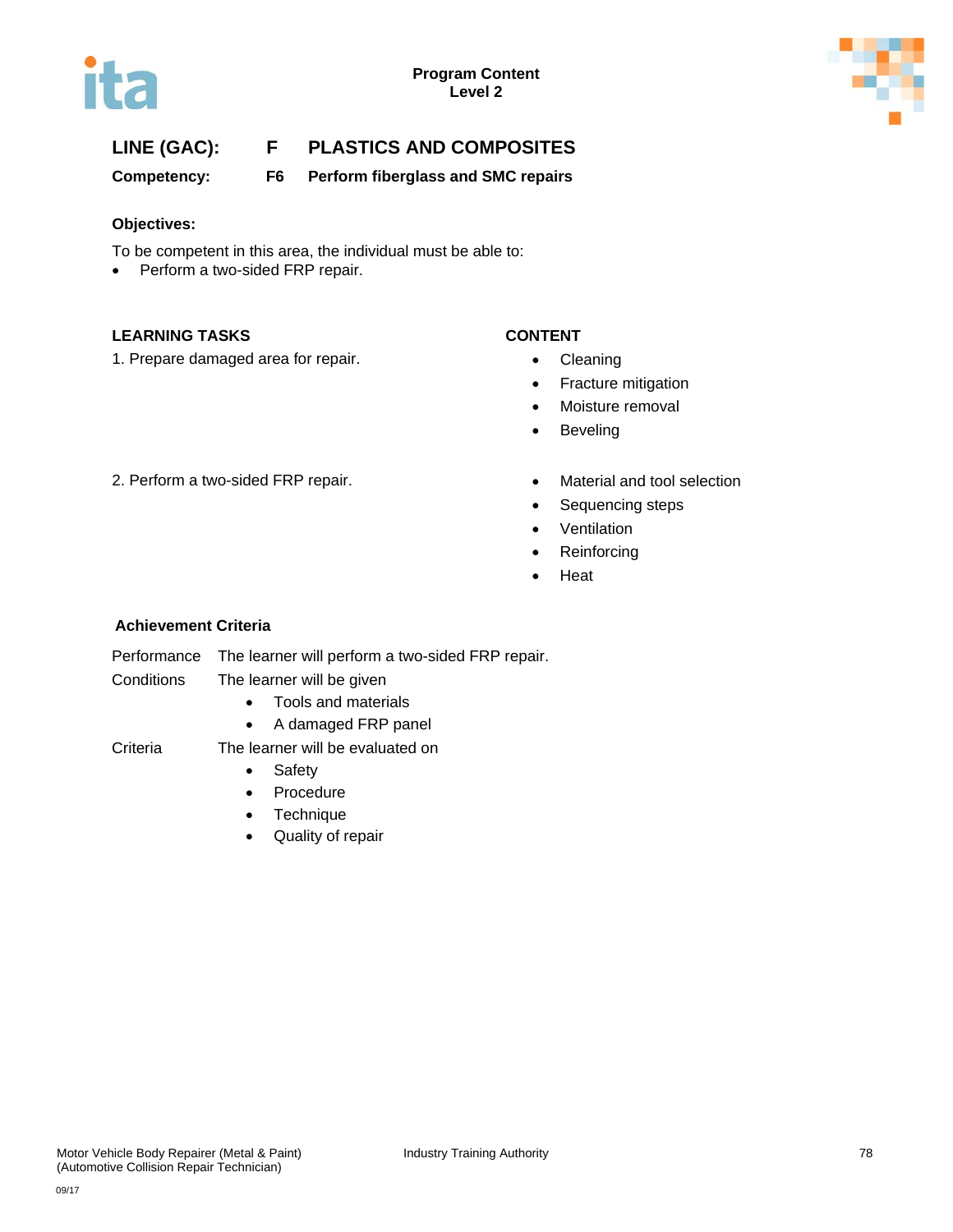**Program Content**
**Level 2**

## LINE (GAC): F PLASTICS AND COMPOSITES

**Competency: F6 Perform fiberglass and SMC repairs**

**Objectives:**

To be competent in this area, the individual must be able to:

- Perform a two-sided FRP repair.

| LEARNING TASKS | CONTENT |
|---|---|
| 1. Prepare damaged area for repair. | • Cleaning<br>• Fracture mitigation<br>• Moisture removal<br>• Beveling |
| 2. Perform a two-sided FRP repair. | • Material and tool selection<br>• Sequencing steps<br>• Ventilation<br>• Reinforcing<br>• Heat |

**Achievement Criteria**

Performance The learner will perform a two-sided FRP repair.

Conditions The learner will be given

- Tools and materials
- A damaged FRP panel

Criteria The learner will be evaluated on

- Safety
- Procedure
- Technique
- Quality of repair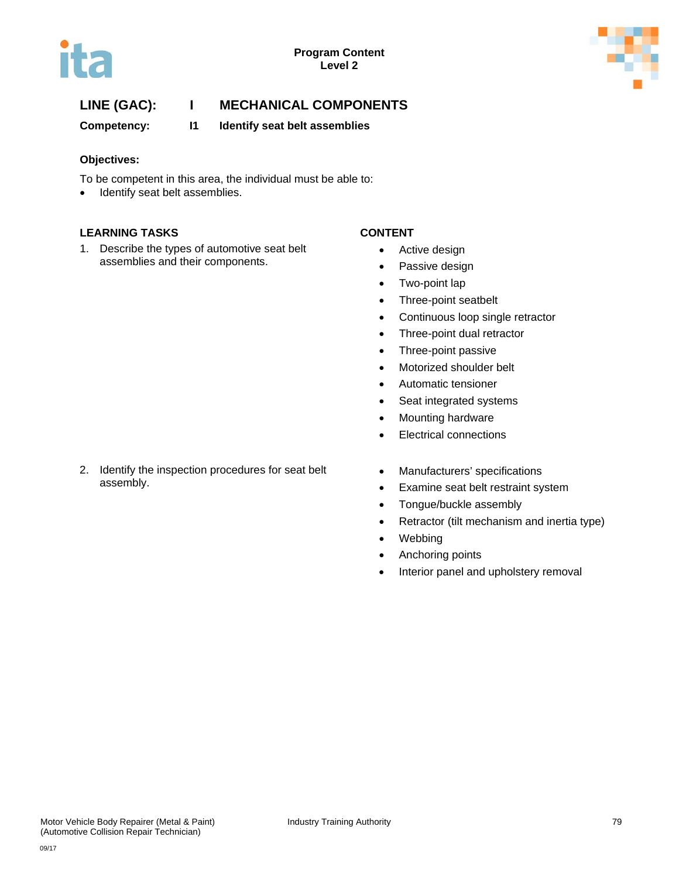## LINE (GAC): I MECHANICAL COMPONENTS

**Competency: I1 Identify seat belt assemblies**

**Objectives:**

To be competent in this area, the individual must be able to:

- Identify seat belt assemblies.

| LEARNING TASKS | CONTENT |
|---|---|
| 1. Describe the types of automotive seat belt assemblies and their components. | • Active design<br>• Passive design<br>• Two-point lap<br>• Three-point seatbelt<br>• Continuous loop single retractor<br>• Three-point dual retractor<br>• Three-point passive<br>• Motorized shoulder belt<br>• Automatic tensioner<br>• Seat integrated systems<br>• Mounting hardware<br>• Electrical connections |
| 2. Identify the inspection procedures for seat belt assembly. | • Manufacturers' specifications<br>• Examine seat belt restraint system<br>• Tongue/buckle assembly<br>• Retractor (tilt mechanism and inertia type)<br>• Webbing<br>• Anchoring points<br>• Interior panel and upholstery removal |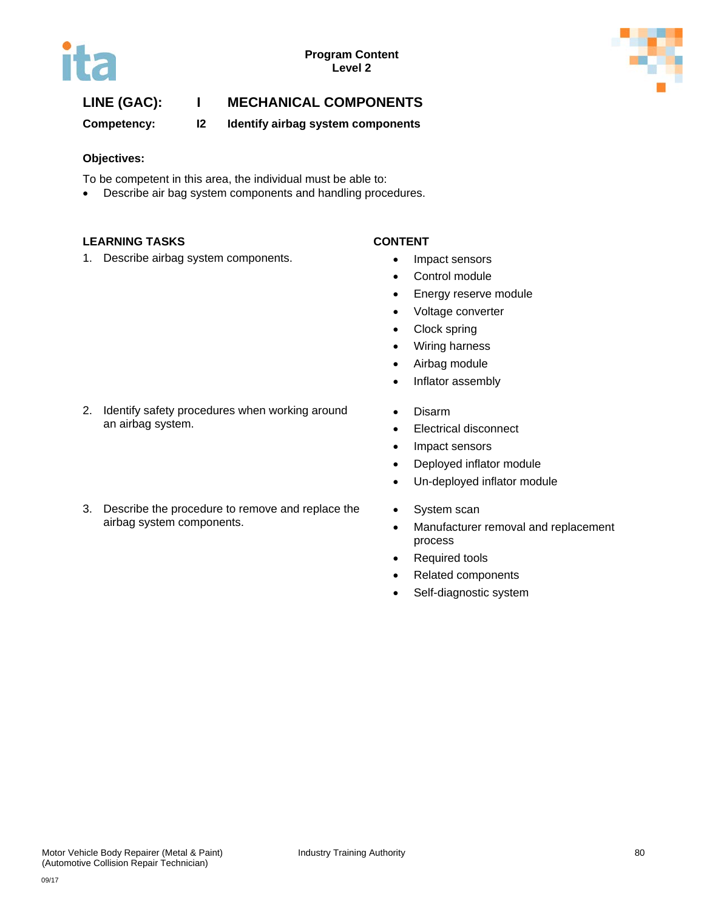**Program Content**
**Level 2**

## LINE (GAC): I MECHANICAL COMPONENTS

**Competency: I2 Identify airbag system components**

**Objectives:**

To be competent in this area, the individual must be able to:

- Describe air bag system components and handling procedures.

| LEARNING TASKS | CONTENT |
|---|---|
| 1. Describe airbag system components. | • Impact sensors<br>• Control module<br>• Energy reserve module<br>• Voltage converter<br>• Clock spring<br>• Wiring harness<br>• Airbag module<br>• Inflator assembly |
| 2. Identify safety procedures when working around an airbag system. | • Disarm<br>• Electrical disconnect<br>• Impact sensors<br>• Deployed inflator module<br>• Un-deployed inflator module |
| 3. Describe the procedure to remove and replace the airbag system components. | • System scan<br>• Manufacturer removal and replacement process<br>• Required tools<br>• Related components<br>• Self-diagnostic system |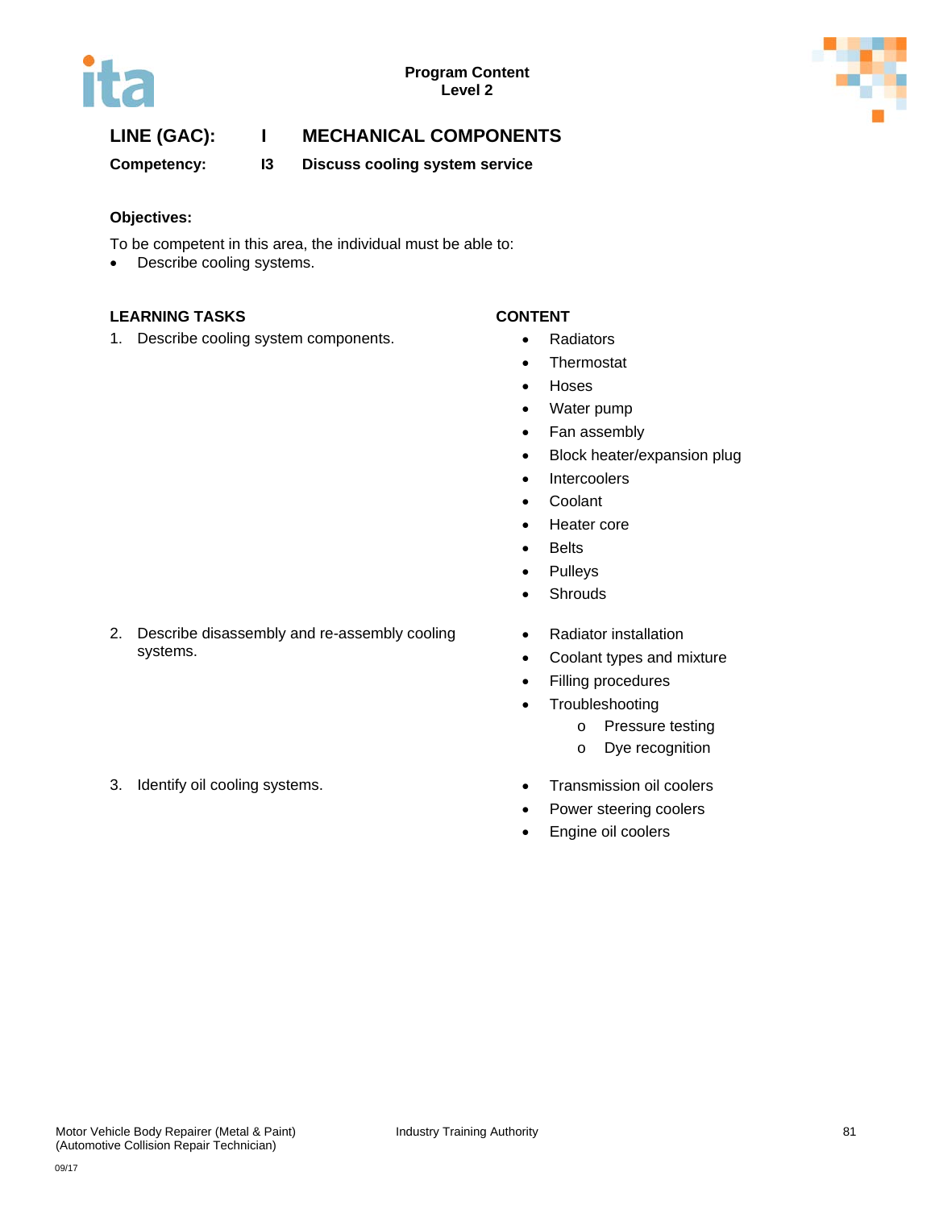**Program Content**
**Level 2**

## LINE (GAC): I MECHANICAL COMPONENTS

**Competency: I3 Discuss cooling system service**

**Objectives:**

To be competent in this area, the individual must be able to:

- Describe cooling systems.

| LEARNING TASKS | CONTENT |
|---|---|
| 1. Describe cooling system components. | • Radiators<br>• Thermostat<br>• Hoses<br>• Water pump<br>• Fan assembly<br>• Block heater/expansion plug<br>• Intercoolers<br>• Coolant<br>• Heater core<br>• Belts<br>• Pulleys<br>• Shrouds |
| 2. Describe disassembly and re-assembly cooling systems. | • Radiator installation<br>• Coolant types and mixture<br>• Filling procedures<br>• Troubleshooting<br>  o Pressure testing<br>  o Dye recognition |
| 3. Identify oil cooling systems. | • Transmission oil coolers<br>• Power steering coolers<br>• Engine oil coolers |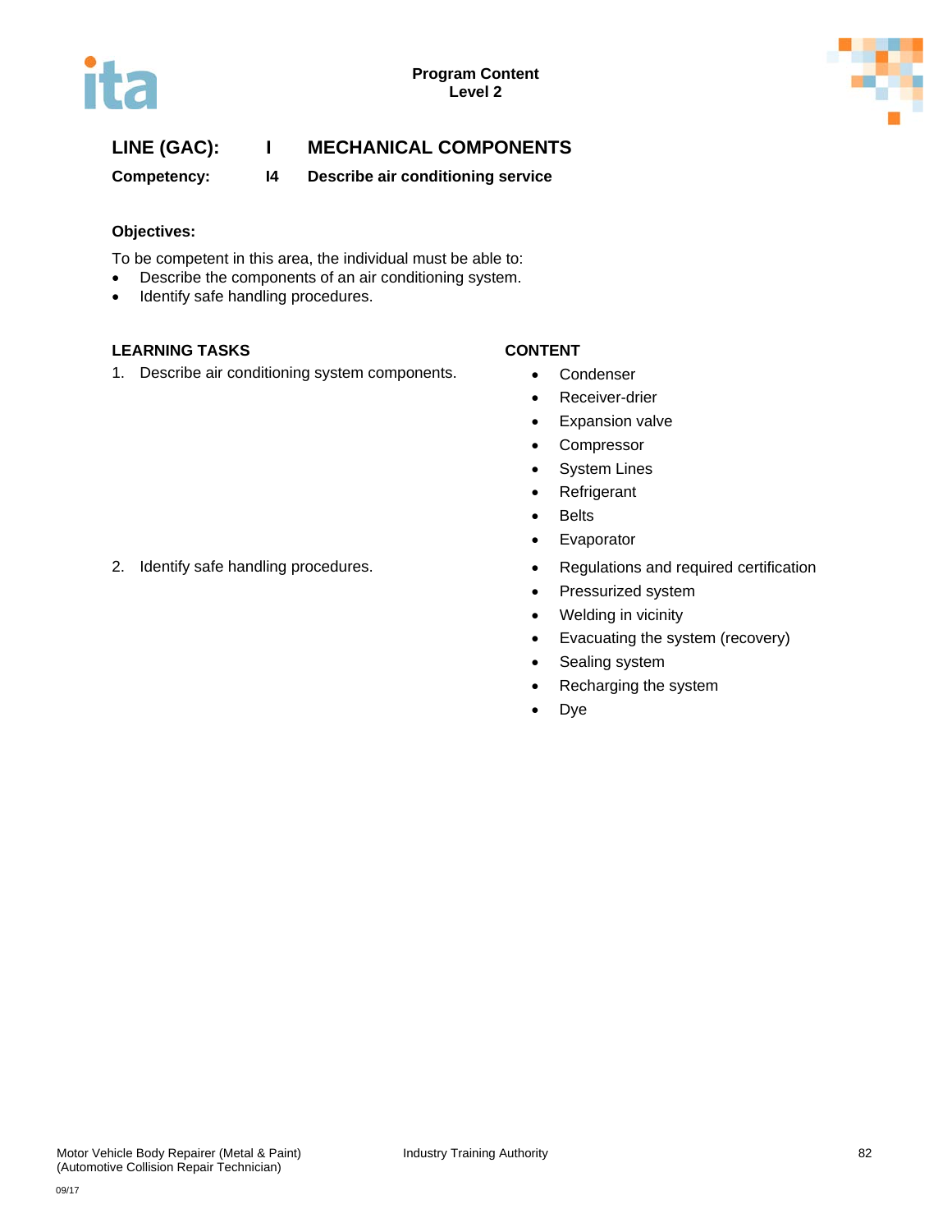**LINE (GAC):** I **MECHANICAL COMPONENTS**

**Competency:** I4 **Describe air conditioning service**

**Objectives:**

To be competent in this area, the individual must be able to:

- Describe the components of an air conditioning system.
- Identify safe handling procedures.

| LEARNING TASKS | CONTENT |
|---|---|
| 1. Describe air conditioning system components. | • Condenser<br>• Receiver-drier<br>• Expansion valve<br>• Compressor<br>• System Lines<br>• Refrigerant<br>• Belts<br>• Evaporator |
| 2. Identify safe handling procedures. | • Regulations and required certification<br>• Pressurized system<br>• Welding in vicinity<br>• Evacuating the system (recovery)<br>• Sealing system<br>• Recharging the system<br>• Dye |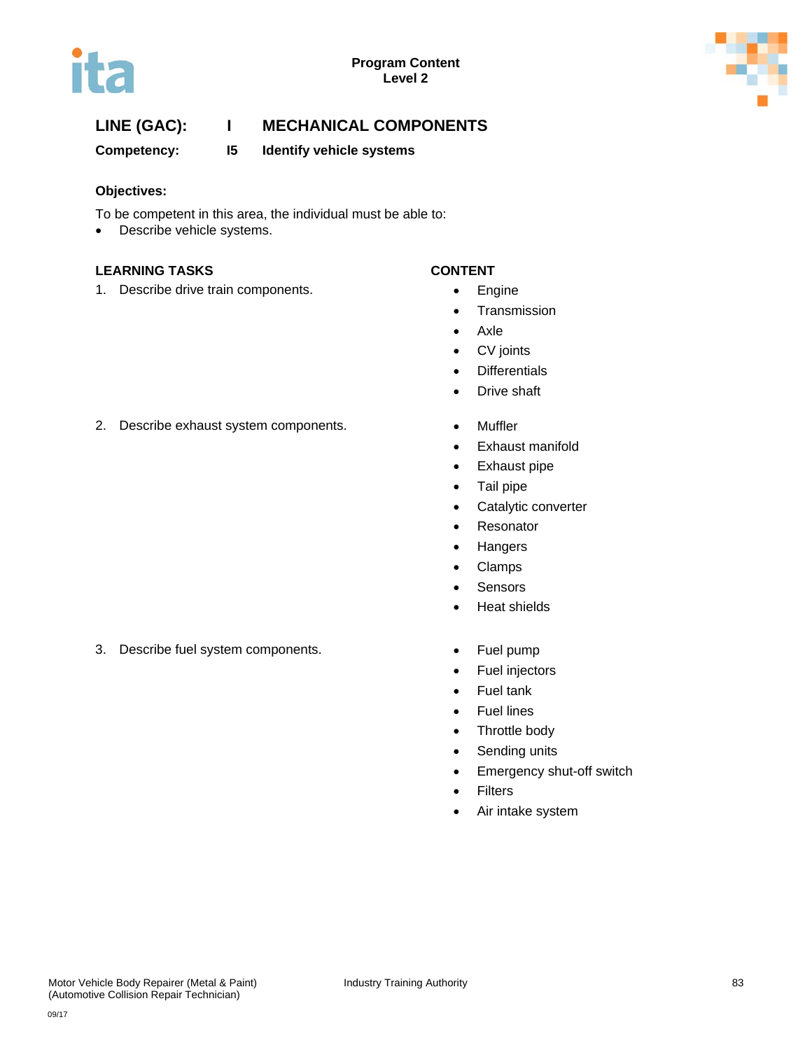**Program Content**
**Level 2**

## LINE (GAC): I MECHANICAL COMPONENTS

**Competency: I5 Identify vehicle systems**

**Objectives:**

To be competent in this area, the individual must be able to:

- Describe vehicle systems.

| LEARNING TASKS | CONTENT |
|---|---|
| 1. Describe drive train components. | • Engine<br>• Transmission<br>• Axle<br>• CV joints<br>• Differentials<br>• Drive shaft |
| 2. Describe exhaust system components. | • Muffler<br>• Exhaust manifold<br>• Exhaust pipe<br>• Tail pipe<br>• Catalytic converter<br>• Resonator<br>• Hangers<br>• Clamps<br>• Sensors<br>• Heat shields |
| 3. Describe fuel system components. | • Fuel pump<br>• Fuel injectors<br>• Fuel tank<br>• Fuel lines<br>• Throttle body<br>• Sending units<br>• Emergency shut-off switch<br>• Filters<br>• Air intake system |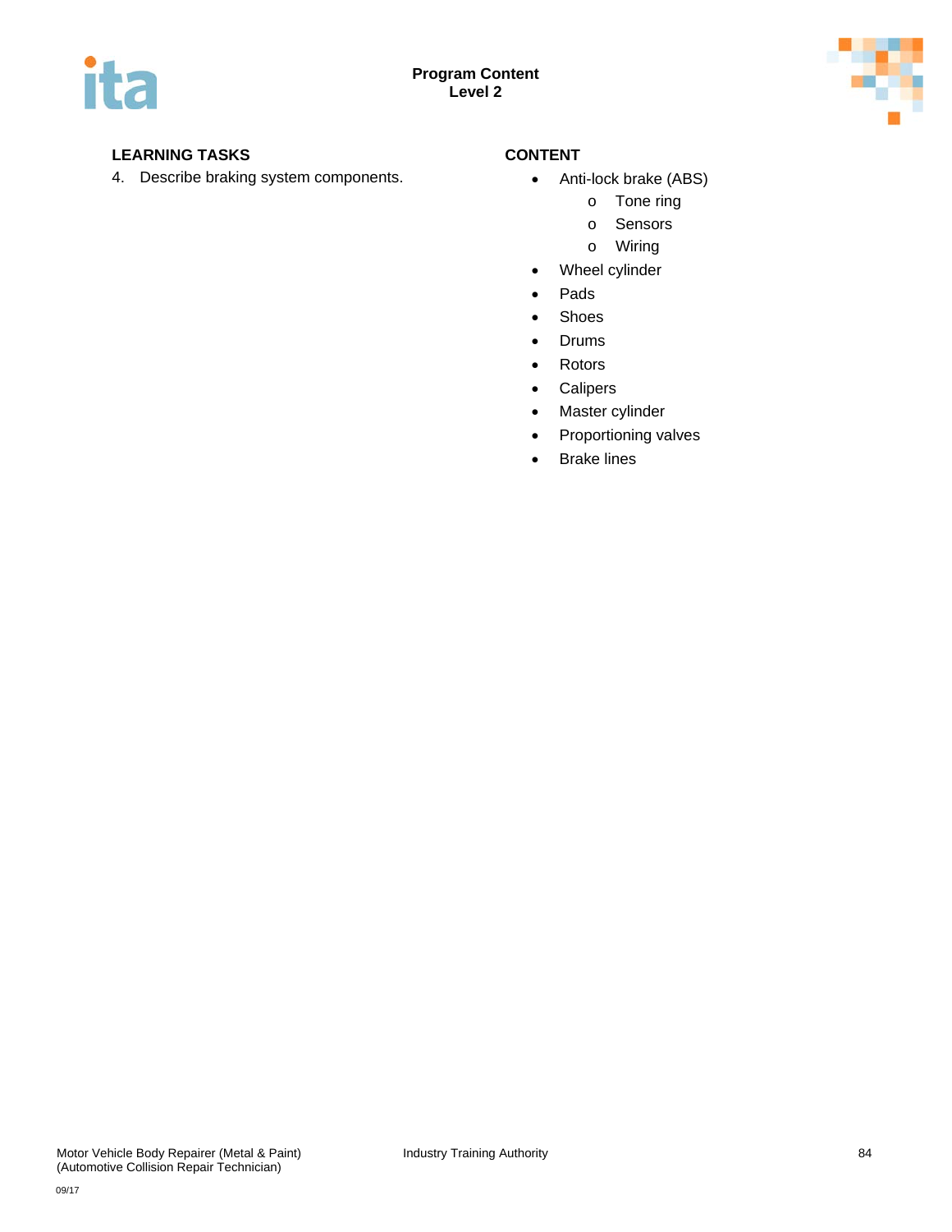| LEARNING TASKS | CONTENT |
|---|---|
| 4. Describe braking system components. | • Anti-lock brake (ABS)<br>&nbsp;&nbsp;o Tone ring<br>&nbsp;&nbsp;o Sensors<br>&nbsp;&nbsp;o Wiring<br>• Wheel cylinder<br>• Pads<br>• Shoes<br>• Drums<br>• Rotors<br>• Calipers<br>• Master cylinder<br>• Proportioning valves<br>• Brake lines |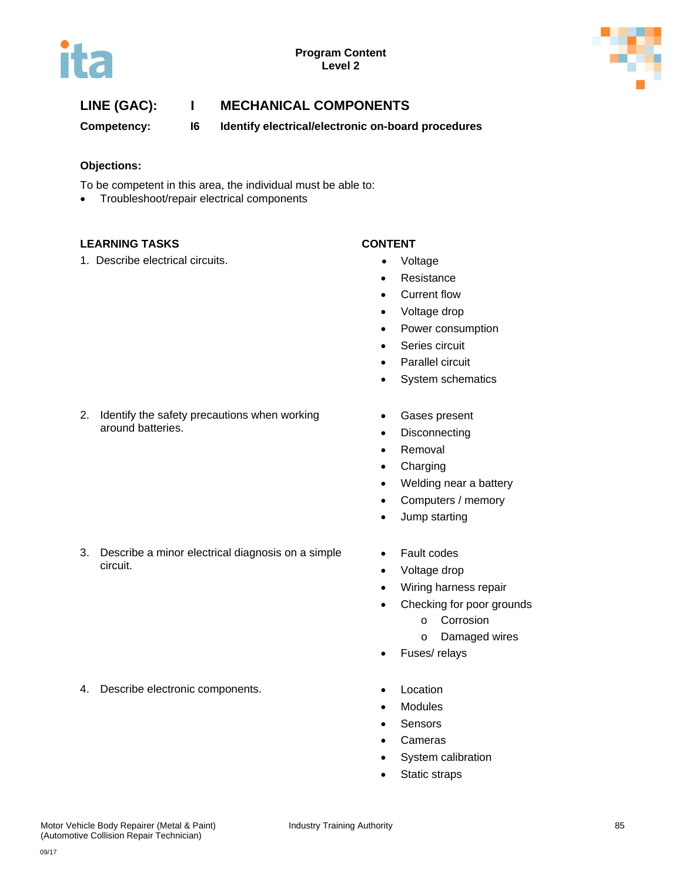**Program Content**
**Level 2**

## LINE (GAC): I MECHANICAL COMPONENTS

**Competency: I6 Identify electrical/electronic on-board procedures**

**Objections:**

To be competent in this area, the individual must be able to:

- Troubleshoot/repair electrical components

| LEARNING TASKS | CONTENT |
|---|---|
| 1. Describe electrical circuits. | • Voltage<br>• Resistance<br>• Current flow<br>• Voltage drop<br>• Power consumption<br>• Series circuit<br>• Parallel circuit<br>• System schematics |
| 2. Identify the safety precautions when working around batteries. | • Gases present<br>• Disconnecting<br>• Removal<br>• Charging<br>• Welding near a battery<br>• Computers / memory<br>• Jump starting |
| 3. Describe a minor electrical diagnosis on a simple circuit. | • Fault codes<br>• Voltage drop<br>• Wiring harness repair<br>• Checking for poor grounds<br>&nbsp;&nbsp;&nbsp;&nbsp;o Corrosion<br>&nbsp;&nbsp;&nbsp;&nbsp;o Damaged wires<br>• Fuses/ relays |
| 4. Describe electronic components. | • Location<br>• Modules<br>• Sensors<br>• Cameras<br>• System calibration<br>• Static straps |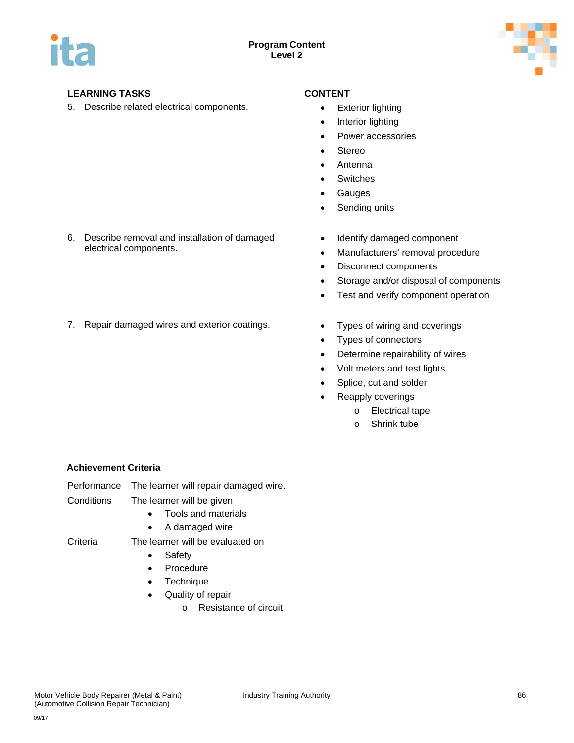## Program Content
### Level 2

| LEARNING TASKS | CONTENT |
|---|---|
| 5. Describe related electrical components. | • Exterior lighting<br>• Interior lighting<br>• Power accessories<br>• Stereo<br>• Antenna<br>• Switches<br>• Gauges<br>• Sending units |
| 6. Describe removal and installation of damaged electrical components. | • Identify damaged component<br>• Manufacturers' removal procedure<br>• Disconnect components<br>• Storage and/or disposal of components<br>• Test and verify component operation |
| 7. Repair damaged wires and exterior coatings. | • Types of wiring and coverings<br>• Types of connectors<br>• Determine repairability of wires<br>• Volt meters and test lights<br>• Splice, cut and solder<br>• Reapply coverings<br>  o Electrical tape<br>  o Shrink tube |

**Achievement Criteria**

Performance The learner will repair damaged wire.

Conditions The learner will be given
- Tools and materials
- A damaged wire

Criteria The learner will be evaluated on
- Safety
- Procedure
- Technique
- Quality of repair
  - Resistance of circuit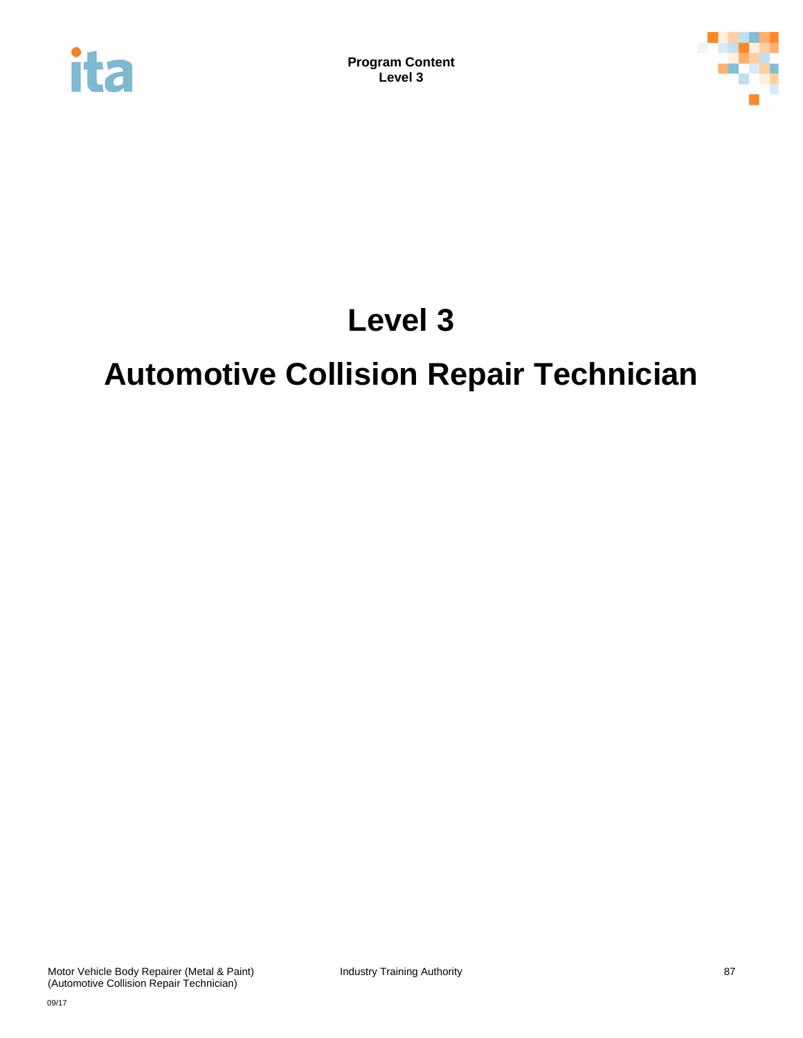# Level 3

# Automotive Collision Repair Technician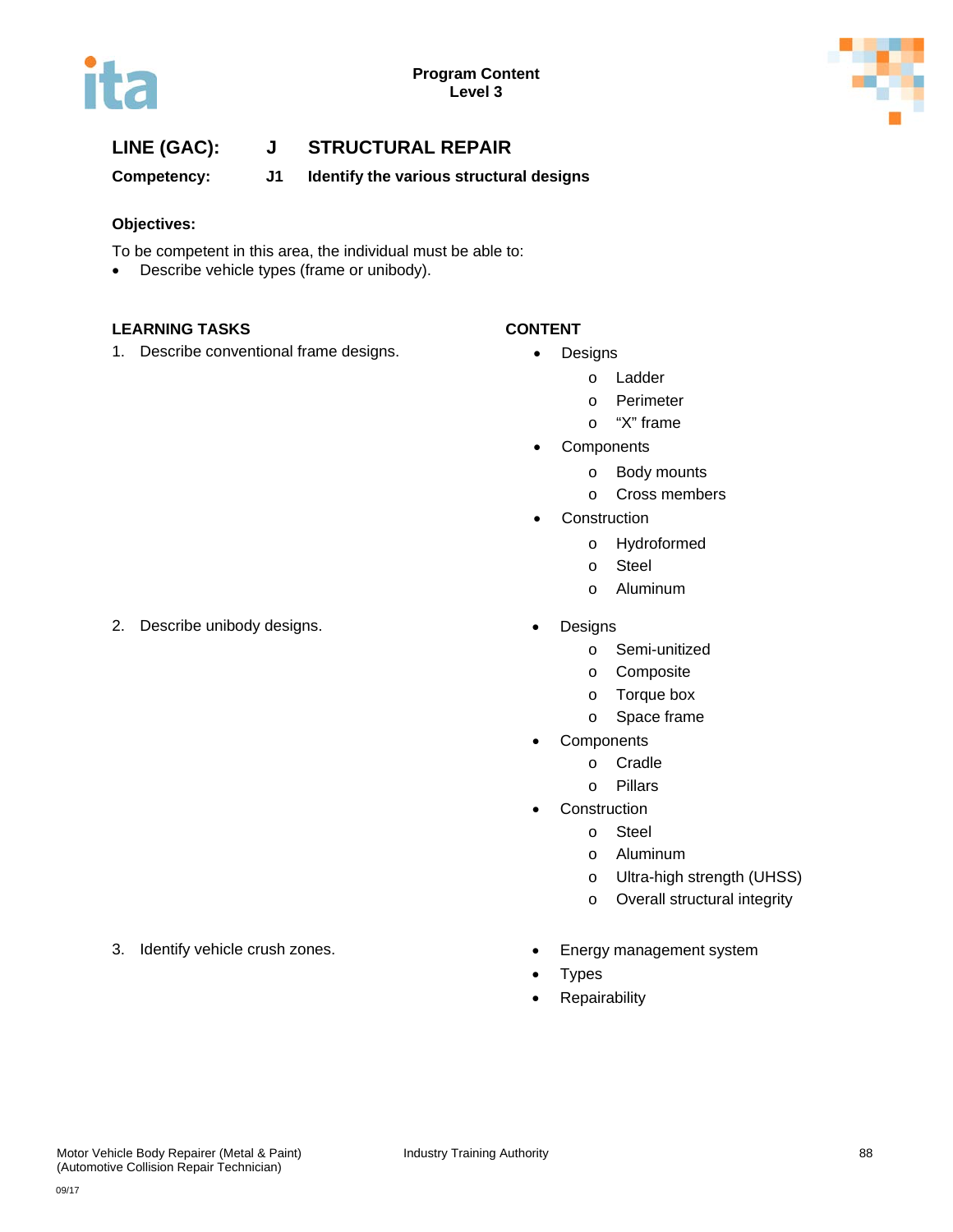**LINE (GAC): J STRUCTURAL REPAIR**

**Competency: J1 Identify the various structural designs**

**Objectives:**

To be competent in this area, the individual must be able to:

- Describe vehicle types (frame or unibody).

| LEARNING TASKS | CONTENT |
|---|---|
| 1. Describe conventional frame designs. | • Designs<br>  o Ladder<br>  o Perimeter<br>  o "X" frame<br>• Components<br>  o Body mounts<br>  o Cross members<br>• Construction<br>  o Hydroformed<br>  o Steel<br>  o Aluminum |
| 2. Describe unibody designs. | • Designs<br>  o Semi-unitized<br>  o Composite<br>  o Torque box<br>  o Space frame<br>• Components<br>  o Cradle<br>  o Pillars<br>• Construction<br>  o Steel<br>  o Aluminum<br>  o Ultra-high strength (UHSS)<br>  o Overall structural integrity |
| 3. Identify vehicle crush zones. | • Energy management system<br>• Types<br>• Repairability |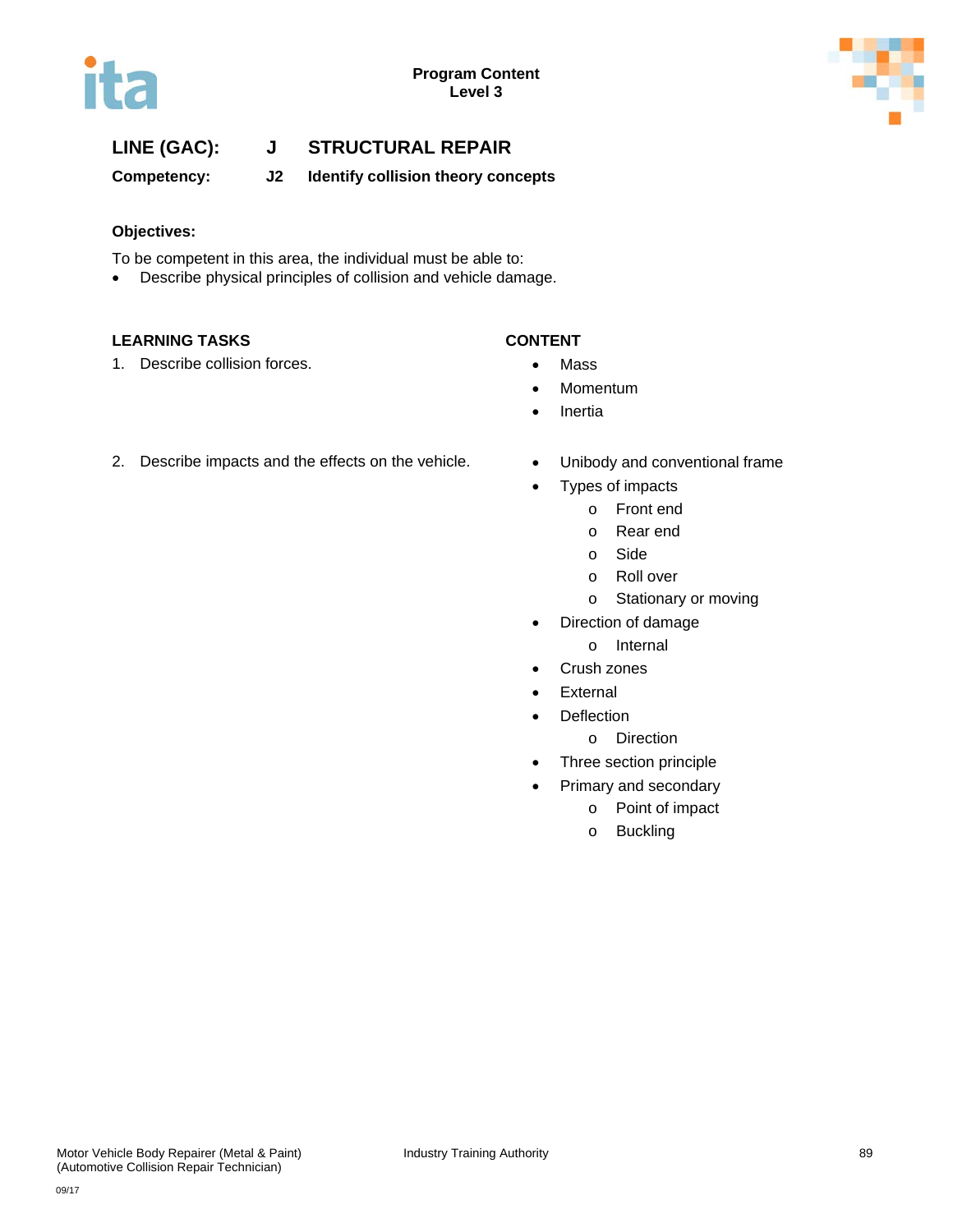**Program Content**
**Level 3**

## LINE (GAC): J STRUCTURAL REPAIR

**Competency: J2 Identify collision theory concepts**

**Objectives:**

To be competent in this area, the individual must be able to:

- Describe physical principles of collision and vehicle damage.

| LEARNING TASKS | CONTENT |
|---|---|
| 1. Describe collision forces. | • Mass<br>• Momentum<br>• Inertia |
| 2. Describe impacts and the effects on the vehicle. | • Unibody and conventional frame<br>• Types of impacts<br>  o Front end<br>  o Rear end<br>  o Side<br>  o Roll over<br>  o Stationary or moving<br>• Direction of damage<br>  o Internal<br>• Crush zones<br>• External<br>• Deflection<br>  o Direction<br>• Three section principle<br>• Primary and secondary<br>  o Point of impact<br>  o Buckling |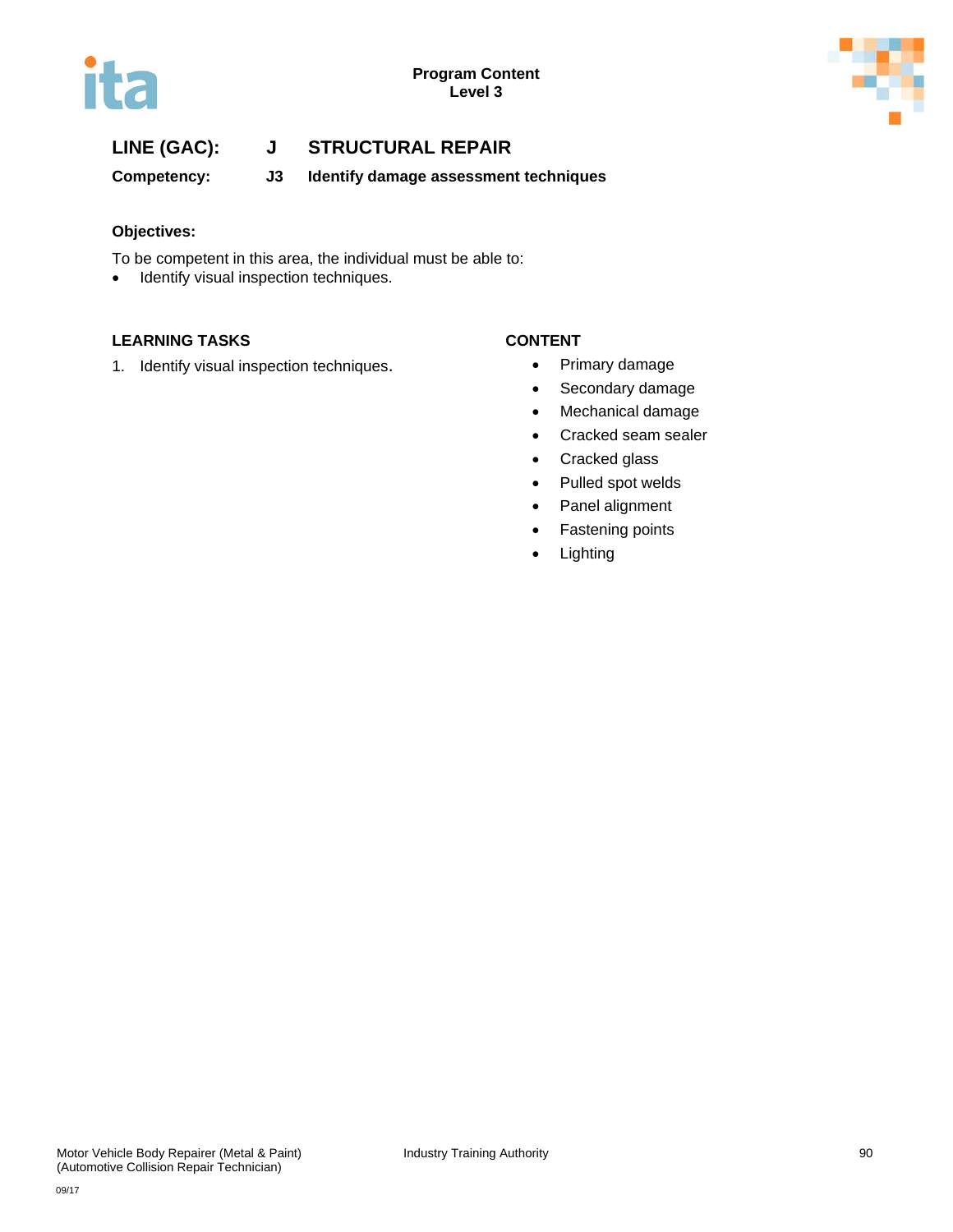**Program Content**
**Level 3**

## LINE (GAC): J STRUCTURAL REPAIR

**Competency: J3 Identify damage assessment techniques**

**Objectives:**

To be competent in this area, the individual must be able to:

- Identify visual inspection techniques.

| LEARNING TASKS | CONTENT |
|---|---|
| 1. Identify visual inspection techniques. | • Primary damage<br>• Secondary damage<br>• Mechanical damage<br>• Cracked seam sealer<br>• Cracked glass<br>• Pulled spot welds<br>• Panel alignment<br>• Fastening points<br>• Lighting |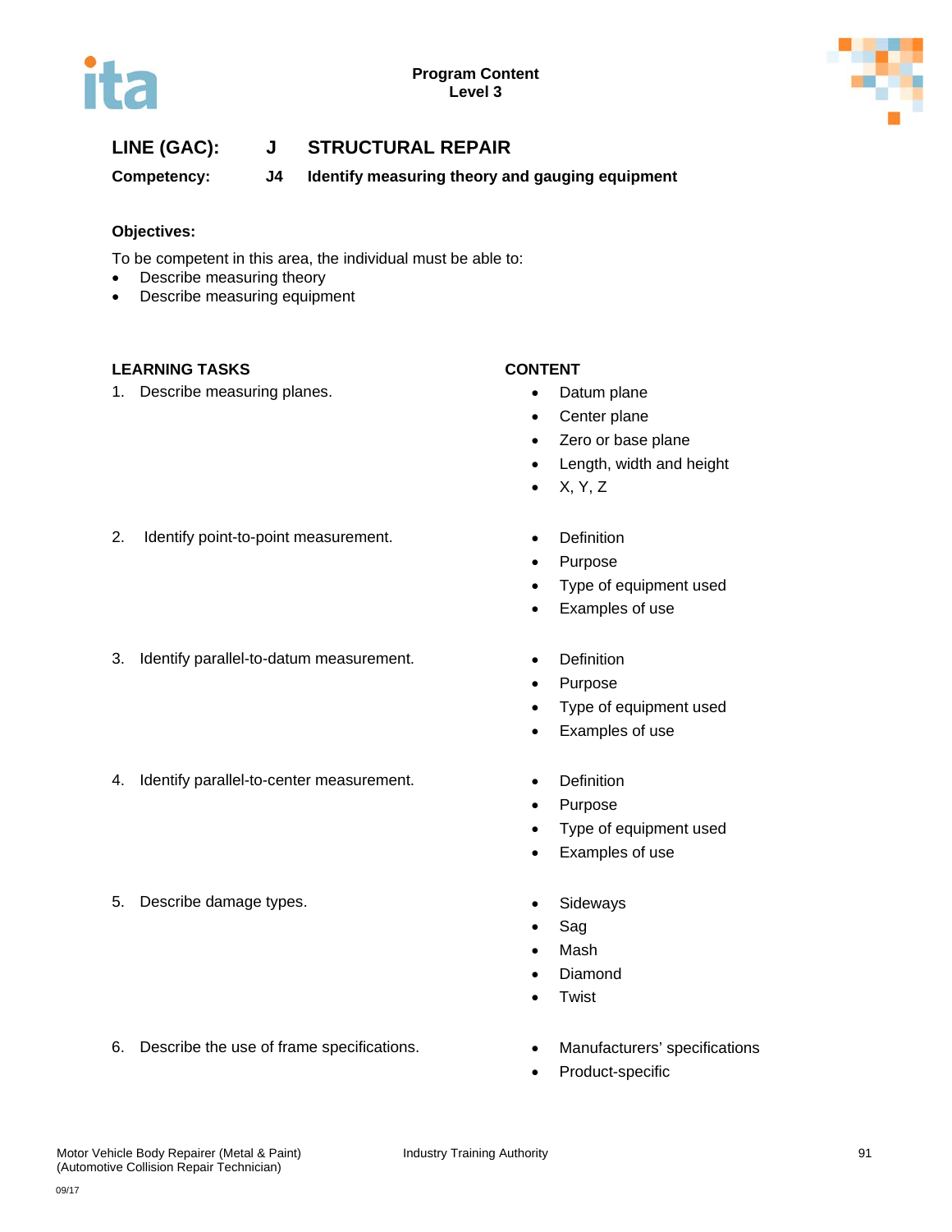**Program Content**
**Level 3**

## LINE (GAC): J STRUCTURAL REPAIR

**Competency: J4 Identify measuring theory and gauging equipment**

**Objectives:**

To be competent in this area, the individual must be able to:

- Describe measuring theory
- Describe measuring equipment

| LEARNING TASKS | CONTENT |
|---|---|
| 1. Describe measuring planes. | • Datum plane<br>• Center plane<br>• Zero or base plane<br>• Length, width and height<br>• X, Y, Z |
| 2. Identify point-to-point measurement. | • Definition<br>• Purpose<br>• Type of equipment used<br>• Examples of use |
| 3. Identify parallel-to-datum measurement. | • Definition<br>• Purpose<br>• Type of equipment used<br>• Examples of use |
| 4. Identify parallel-to-center measurement. | • Definition<br>• Purpose<br>• Type of equipment used<br>• Examples of use |
| 5. Describe damage types. | • Sideways<br>• Sag<br>• Mash<br>• Diamond<br>• Twist |
| 6. Describe the use of frame specifications. | • Manufacturers' specifications<br>• Product-specific |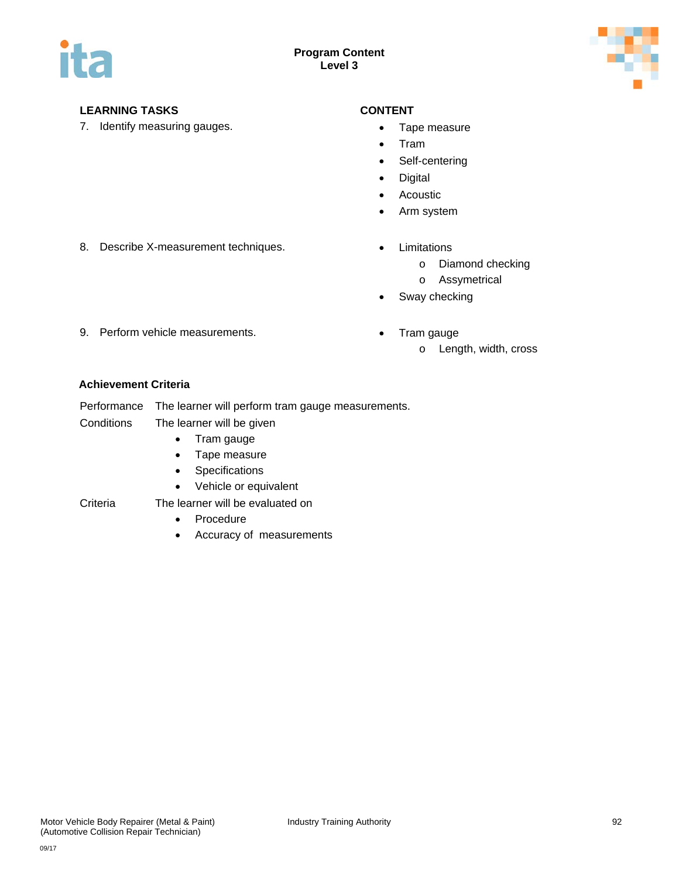# Program Content
## Level 3

| LEARNING TASKS | CONTENT |
| --- | --- |
| 7. Identify measuring gauges. | • Tape measure<br>• Tram<br>• Self-centering<br>• Digital<br>• Acoustic<br>• Arm system |
| 8. Describe X-measurement techniques. | • Limitations<br>  o Diamond checking<br>  o Assymetrical<br>• Sway checking |
| 9. Perform vehicle measurements. | • Tram gauge<br>  o Length, width, cross |

### Achievement Criteria

Performance — The learner will perform tram gauge measurements.

Conditions — The learner will be given

- Tram gauge
- Tape measure
- Specifications
- Vehicle or equivalent

Criteria — The learner will be evaluated on

- Procedure
- Accuracy of measurements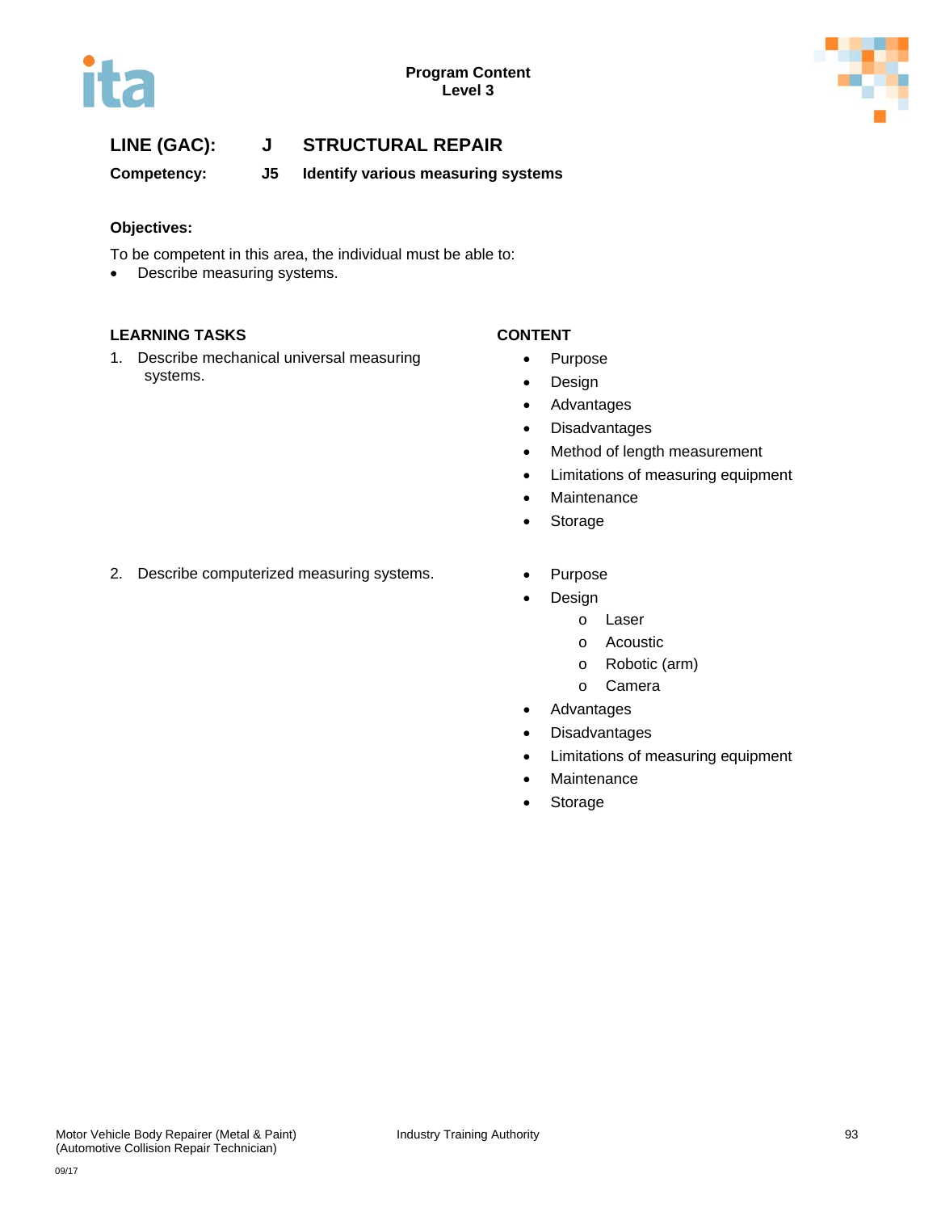**LINE (GAC): J STRUCTURAL REPAIR**

**Competency: J5 Identify various measuring systems**

**Objectives:**

To be competent in this area, the individual must be able to:

- Describe measuring systems.

| LEARNING TASKS | CONTENT |
|---|---|
| 1. Describe mechanical universal measuring systems. | • Purpose<br>• Design<br>• Advantages<br>• Disadvantages<br>• Method of length measurement<br>• Limitations of measuring equipment<br>• Maintenance<br>• Storage |
| 2. Describe computerized measuring systems. | • Purpose<br>• Design<br>&nbsp;&nbsp;&nbsp;&nbsp;o Laser<br>&nbsp;&nbsp;&nbsp;&nbsp;o Acoustic<br>&nbsp;&nbsp;&nbsp;&nbsp;o Robotic (arm)<br>&nbsp;&nbsp;&nbsp;&nbsp;o Camera<br>• Advantages<br>• Disadvantages<br>• Limitations of measuring equipment<br>• Maintenance<br>• Storage |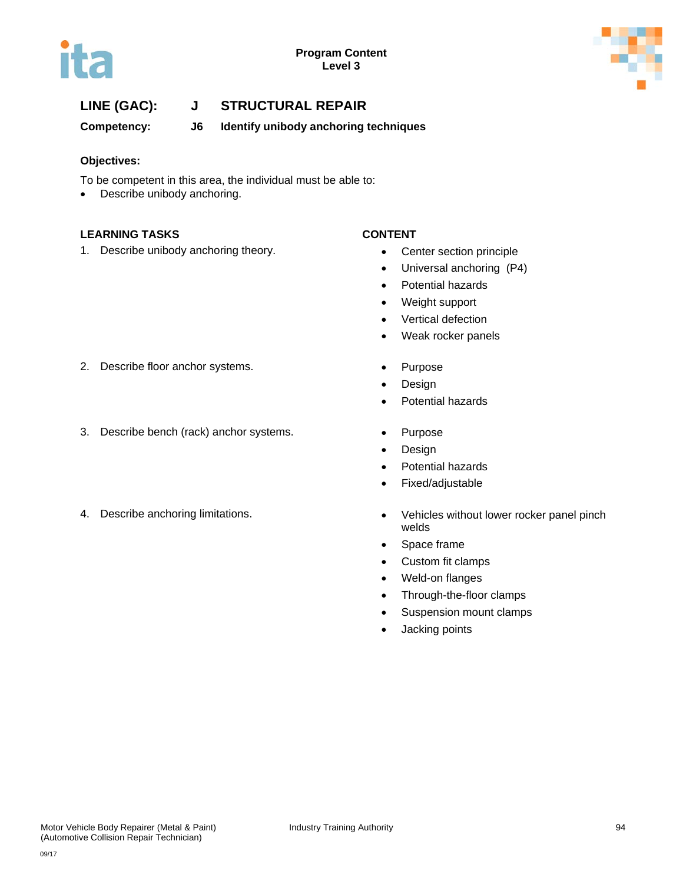**LINE (GAC):** J **STRUCTURAL REPAIR**

**Competency:** J6 **Identify unibody anchoring techniques**

**Objectives:**

To be competent in this area, the individual must be able to:

- Describe unibody anchoring.

| LEARNING TASKS | CONTENT |
|---|---|
| 1. Describe unibody anchoring theory. | • Center section principle<br>• Universal anchoring (P4)<br>• Potential hazards<br>• Weight support<br>• Vertical defection<br>• Weak rocker panels |
| 2. Describe floor anchor systems. | • Purpose<br>• Design<br>• Potential hazards |
| 3. Describe bench (rack) anchor systems. | • Purpose<br>• Design<br>• Potential hazards<br>• Fixed/adjustable |
| 4. Describe anchoring limitations. | • Vehicles without lower rocker panel pinch welds<br>• Space frame<br>• Custom fit clamps<br>• Weld-on flanges<br>• Through-the-floor clamps<br>• Suspension mount clamps<br>• Jacking points |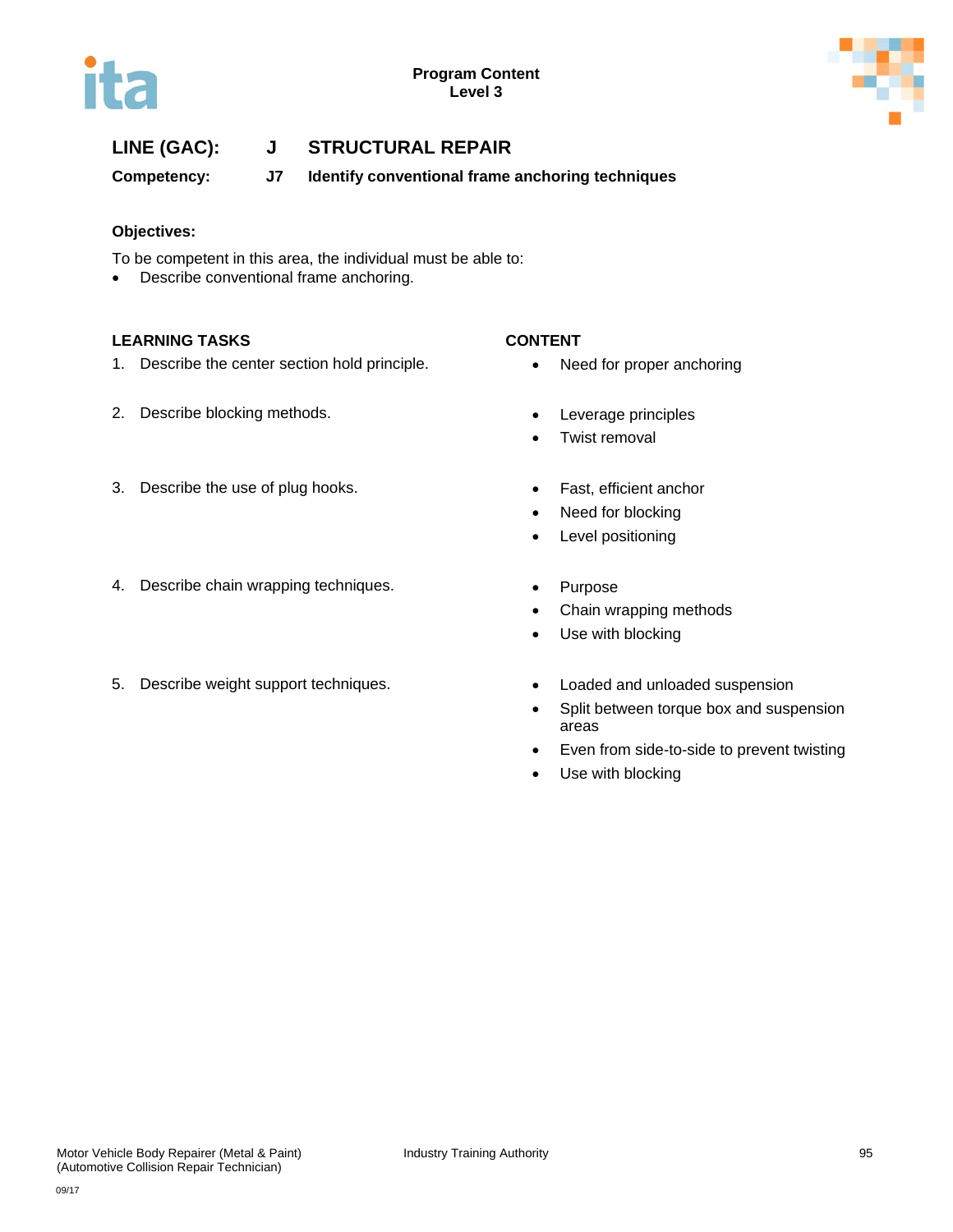**Program Content**
**Level 3**

## LINE (GAC): J STRUCTURAL REPAIR

**Competency: J7 Identify conventional frame anchoring techniques**

**Objectives:**

To be competent in this area, the individual must be able to:

- Describe conventional frame anchoring.

| LEARNING TASKS | CONTENT |
|---|---|
| 1. Describe the center section hold principle. | • Need for proper anchoring |
| 2. Describe blocking methods. | • Leverage principles<br>• Twist removal |
| 3. Describe the use of plug hooks. | • Fast, efficient anchor<br>• Need for blocking<br>• Level positioning |
| 4. Describe chain wrapping techniques. | • Purpose<br>• Chain wrapping methods<br>• Use with blocking |
| 5. Describe weight support techniques. | • Loaded and unloaded suspension<br>• Split between torque box and suspension areas<br>• Even from side-to-side to prevent twisting<br>• Use with blocking |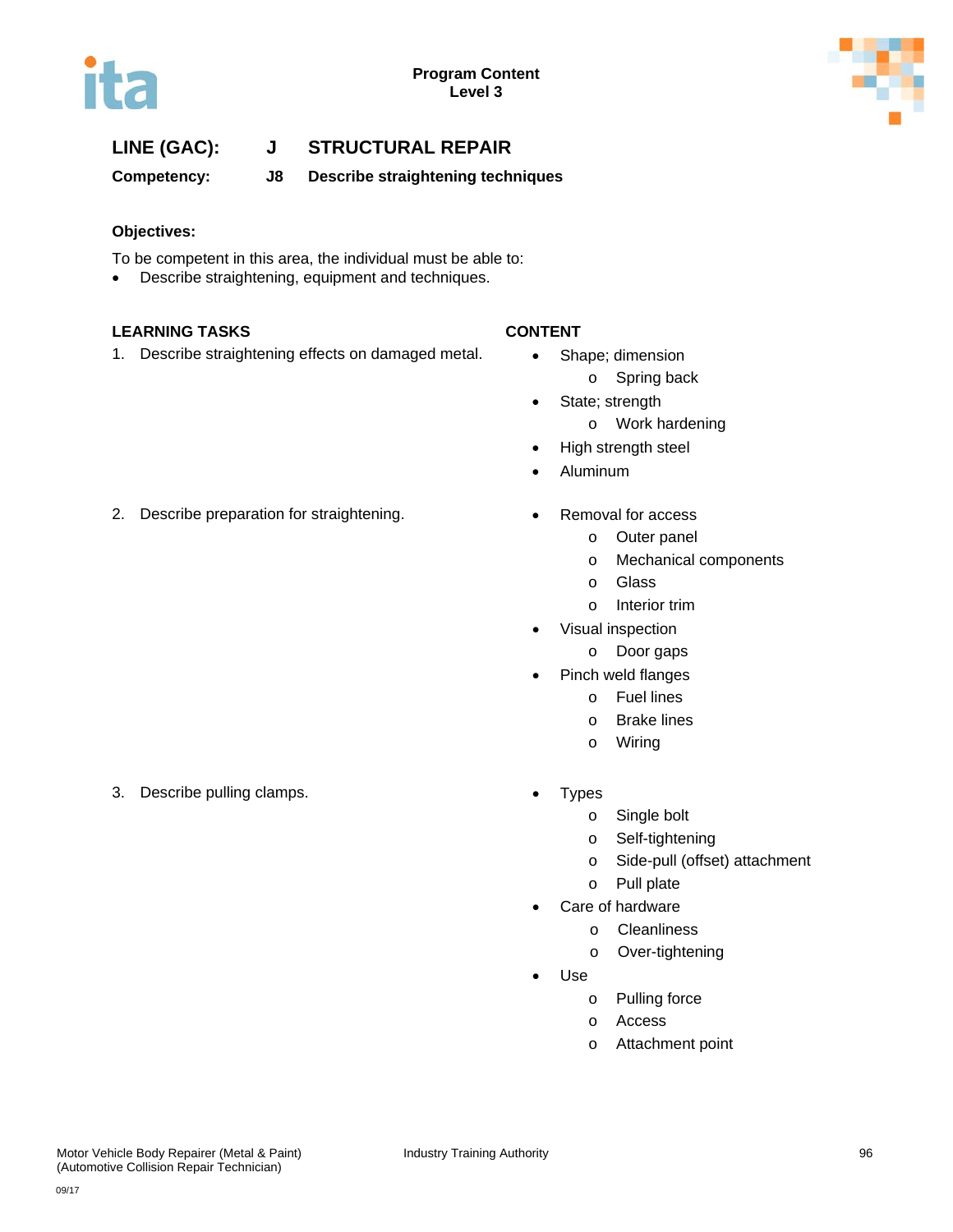**Program Content**
**Level 3**

## LINE (GAC): J STRUCTURAL REPAIR

**Competency: J8 Describe straightening techniques**

**Objectives:**

To be competent in this area, the individual must be able to:

- Describe straightening, equipment and techniques.

| LEARNING TASKS | CONTENT |
|---|---|
| 1. Describe straightening effects on damaged metal. | • Shape; dimension<br>  o Spring back<br>• State; strength<br>  o Work hardening<br>• High strength steel<br>• Aluminum |
| 2. Describe preparation for straightening. | • Removal for access<br>  o Outer panel<br>  o Mechanical components<br>  o Glass<br>  o Interior trim<br>• Visual inspection<br>  o Door gaps<br>• Pinch weld flanges<br>  o Fuel lines<br>  o Brake lines<br>  o Wiring |
| 3. Describe pulling clamps. | • Types<br>  o Single bolt<br>  o Self-tightening<br>  o Side-pull (offset) attachment<br>  o Pull plate<br>• Care of hardware<br>  o Cleanliness<br>  o Over-tightening<br>• Use<br>  o Pulling force<br>  o Access<br>  o Attachment point |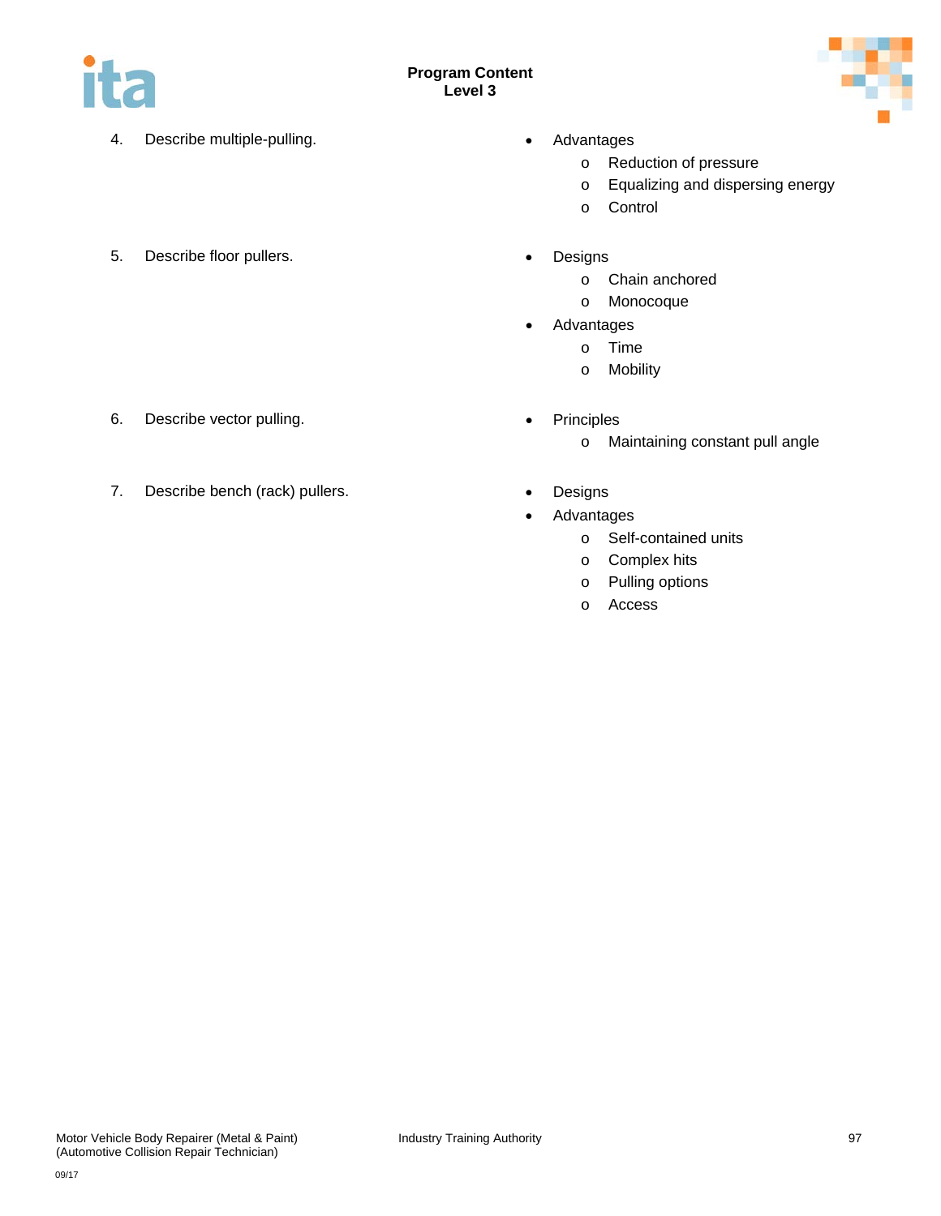4. Describe multiple-pulling.
   - Advantages
     - Reduction of pressure
     - Equalizing and dispersing energy
     - Control

5. Describe floor pullers.
   - Designs
     - Chain anchored
     - Monocoque
   - Advantages
     - Time
     - Mobility

6. Describe vector pulling.
   - Principles
     - Maintaining constant pull angle

7. Describe bench (rack) pullers.
   - Designs
   - Advantages
     - Self-contained units
     - Complex hits
     - Pulling options
     - Access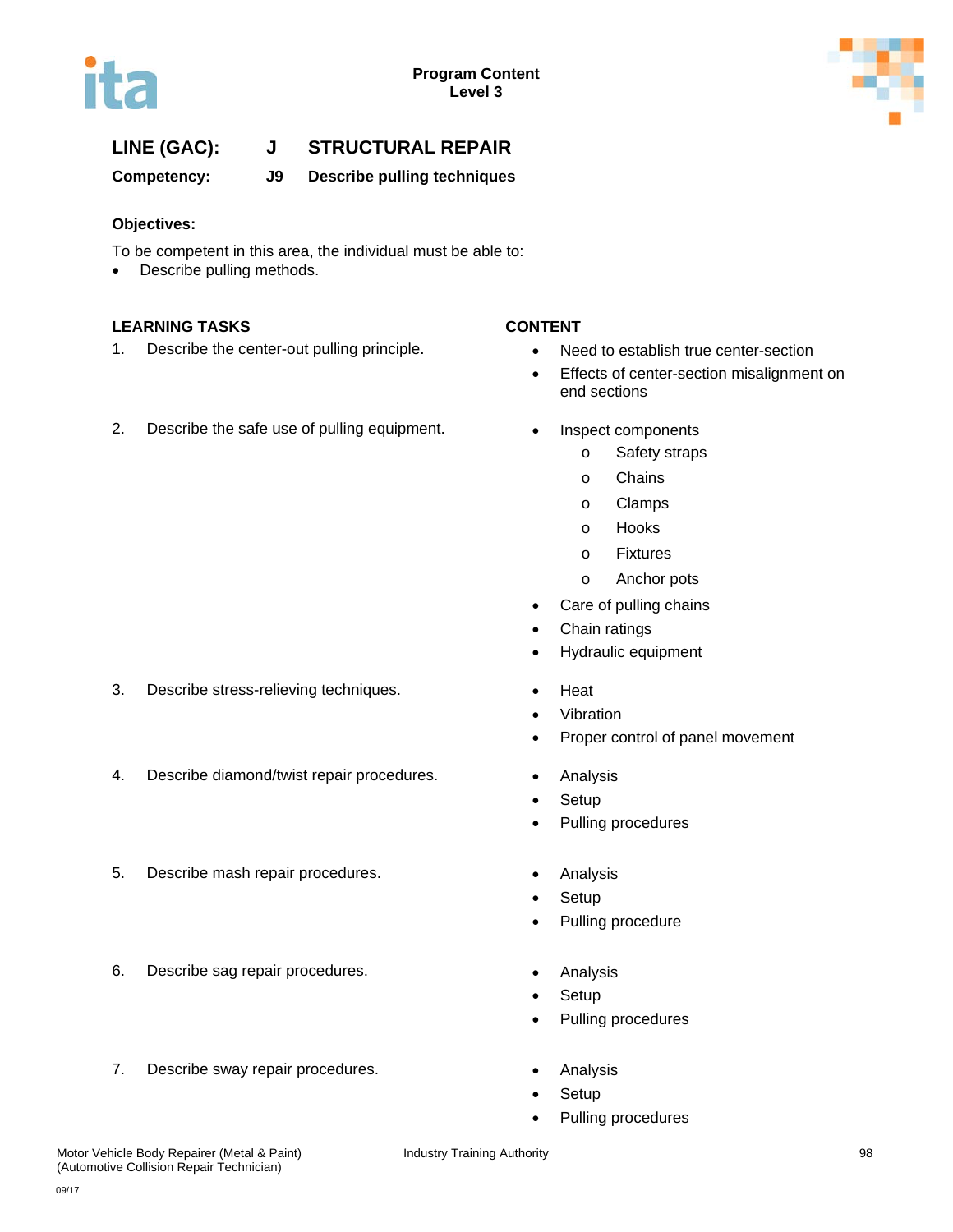**LINE (GAC): J STRUCTURAL REPAIR**

**Competency: J9 Describe pulling techniques**

**Objectives:**

To be competent in this area, the individual must be able to:

- Describe pulling methods.

| LEARNING TASKS | CONTENT |
|---|---|
| 1. Describe the center-out pulling principle. | • Need to establish true center-section<br>• Effects of center-section misalignment on end sections |
| 2. Describe the safe use of pulling equipment. | • Inspect components<br>  o Safety straps<br>  o Chains<br>  o Clamps<br>  o Hooks<br>  o Fixtures<br>  o Anchor pots<br>• Care of pulling chains<br>• Chain ratings<br>• Hydraulic equipment |
| 3. Describe stress-relieving techniques. | • Heat<br>• Vibration<br>• Proper control of panel movement |
| 4. Describe diamond/twist repair procedures. | • Analysis<br>• Setup<br>• Pulling procedures |
| 5. Describe mash repair procedures. | • Analysis<br>• Setup<br>• Pulling procedure |
| 6. Describe sag repair procedures. | • Analysis<br>• Setup<br>• Pulling procedures |
| 7. Describe sway repair procedures. | • Analysis<br>• Setup<br>• Pulling procedures |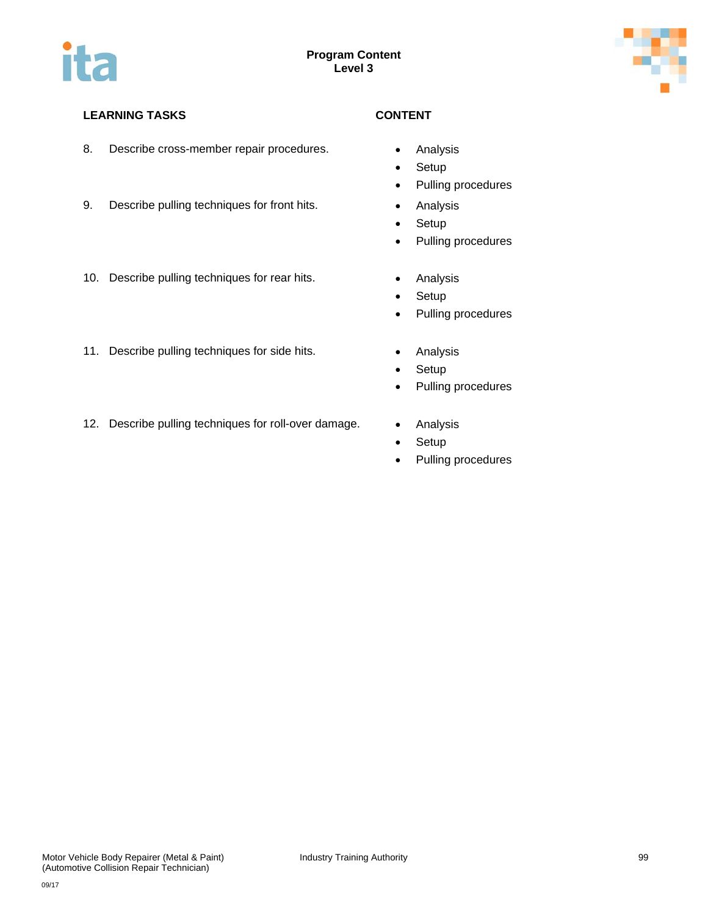**Program Content**
**Level 3**

| LEARNING TASKS | CONTENT |
|---|---|
| 8. Describe cross-member repair procedures. | • Analysis<br>• Setup<br>• Pulling procedures |
| 9. Describe pulling techniques for front hits. | • Analysis<br>• Setup<br>• Pulling procedures |
| 10. Describe pulling techniques for rear hits. | • Analysis<br>• Setup<br>• Pulling procedures |
| 11. Describe pulling techniques for side hits. | • Analysis<br>• Setup<br>• Pulling procedures |
| 12. Describe pulling techniques for roll-over damage. | • Analysis<br>• Setup<br>• Pulling procedures |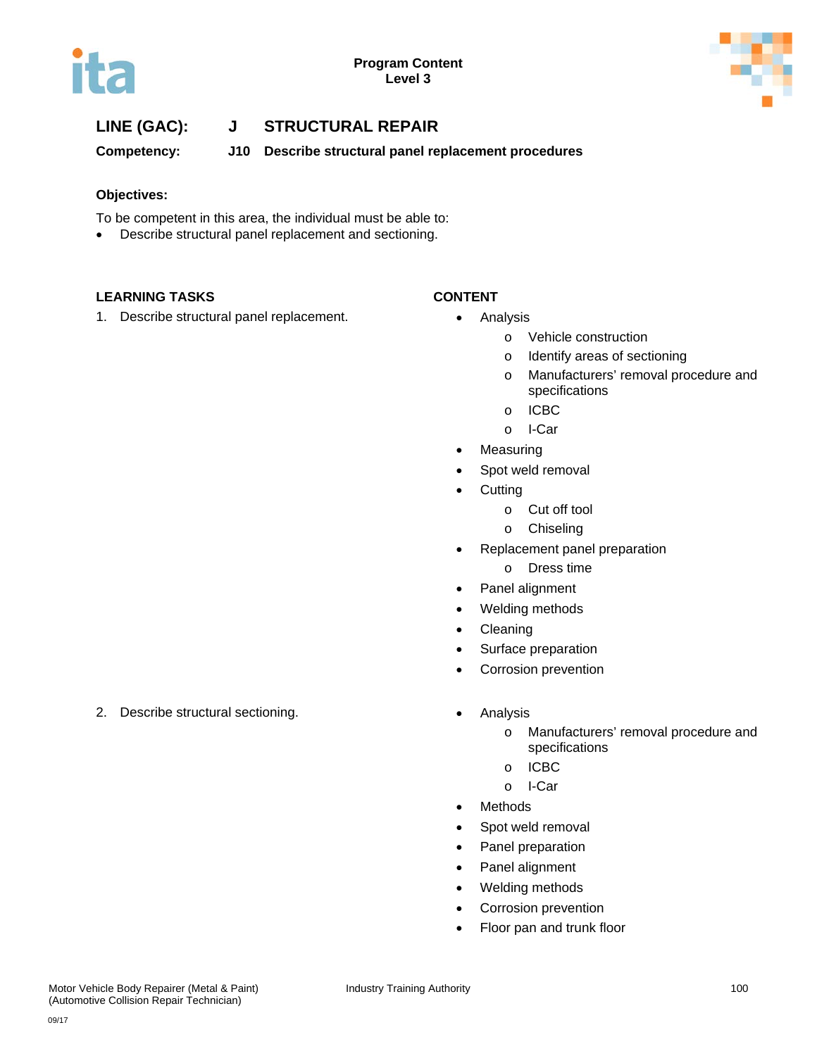**LINE (GAC): J STRUCTURAL REPAIR**

**Competency: J10 Describe structural panel replacement procedures**

**Objectives:**

To be competent in this area, the individual must be able to:

- Describe structural panel replacement and sectioning.

| LEARNING TASKS | CONTENT |
|---|---|
| 1. Describe structural panel replacement. | • Analysis<br>  o Vehicle construction<br>  o Identify areas of sectioning<br>  o Manufacturers' removal procedure and specifications<br>  o ICBC<br>  o I-Car<br>• Measuring<br>• Spot weld removal<br>• Cutting<br>  o Cut off tool<br>  o Chiseling<br>• Replacement panel preparation<br>  o Dress time<br>• Panel alignment<br>• Welding methods<br>• Cleaning<br>• Surface preparation<br>• Corrosion prevention |
| 2. Describe structural sectioning. | • Analysis<br>  o Manufacturers' removal procedure and specifications<br>  o ICBC<br>  o I-Car<br>• Methods<br>• Spot weld removal<br>• Panel preparation<br>• Panel alignment<br>• Welding methods<br>• Corrosion prevention<br>• Floor pan and trunk floor |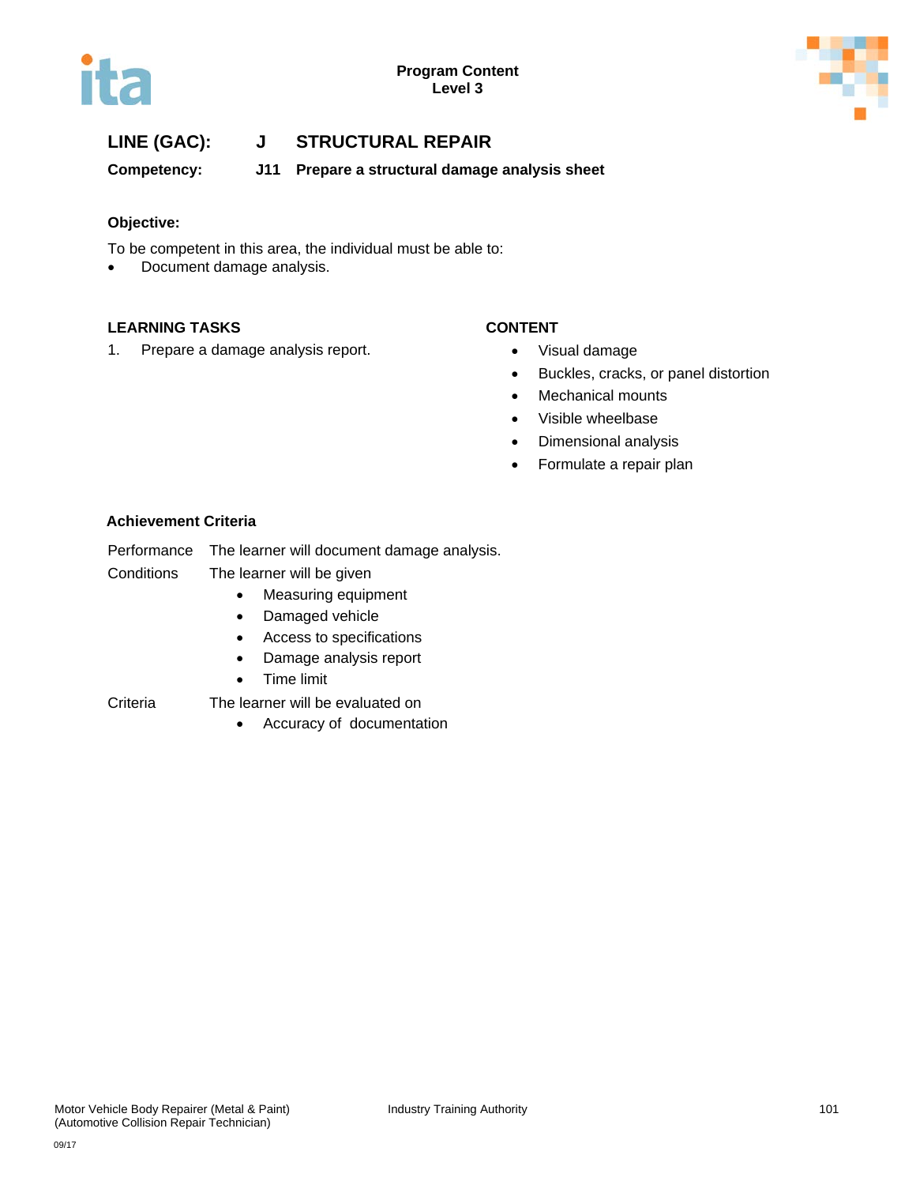**LINE (GAC):** **J** **STRUCTURAL REPAIR**

**Competency:** **J11** **Prepare a structural damage analysis sheet**

**Objective:**

To be competent in this area, the individual must be able to:

- Document damage analysis.

**LEARNING TASKS**

1. Prepare a damage analysis report.

**CONTENT**

- Visual damage
- Buckles, cracks, or panel distortion
- Mechanical mounts
- Visible wheelbase
- Dimensional analysis
- Formulate a repair plan

**Achievement Criteria**

Performance The learner will document damage analysis.

Conditions The learner will be given

- Measuring equipment
- Damaged vehicle
- Access to specifications
- Damage analysis report
- Time limit

Criteria The learner will be evaluated on

- Accuracy of documentation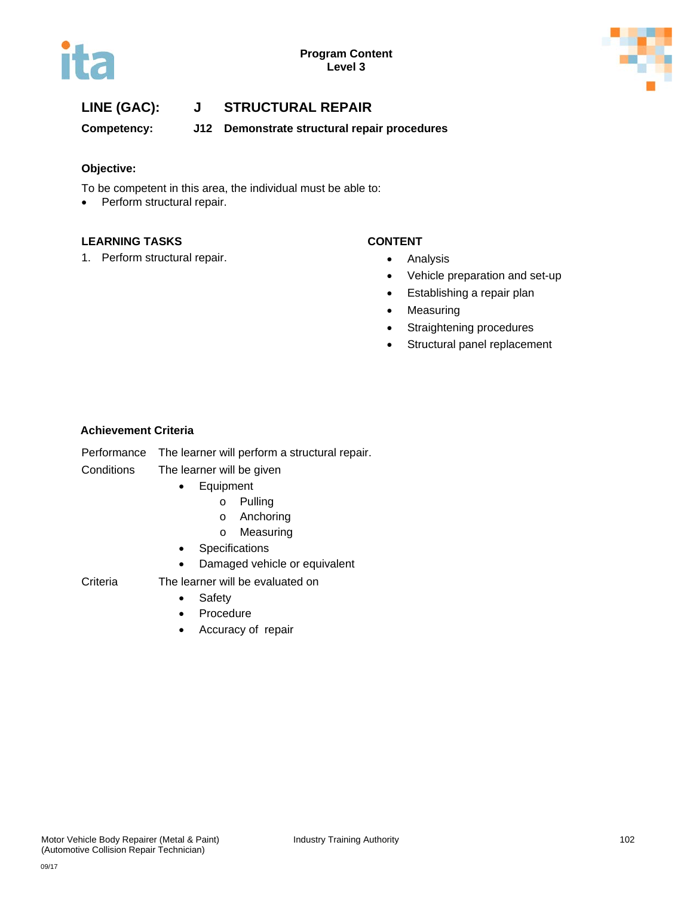**LINE (GAC): J STRUCTURAL REPAIR**

**Competency: J12 Demonstrate structural repair procedures**

**Objective:**

To be competent in this area, the individual must be able to:

- Perform structural repair.

| LEARNING TASKS | CONTENT |
|---|---|
| 1. Perform structural repair. | • Analysis<br>• Vehicle preparation and set-up<br>• Establishing a repair plan<br>• Measuring<br>• Straightening procedures<br>• Structural panel replacement |

**Achievement Criteria**

Performance The learner will perform a structural repair.

Conditions The learner will be given

- Equipment
  - o Pulling
  - o Anchoring
  - o Measuring
- Specifications
- Damaged vehicle or equivalent

Criteria The learner will be evaluated on

- Safety
- Procedure
- Accuracy of repair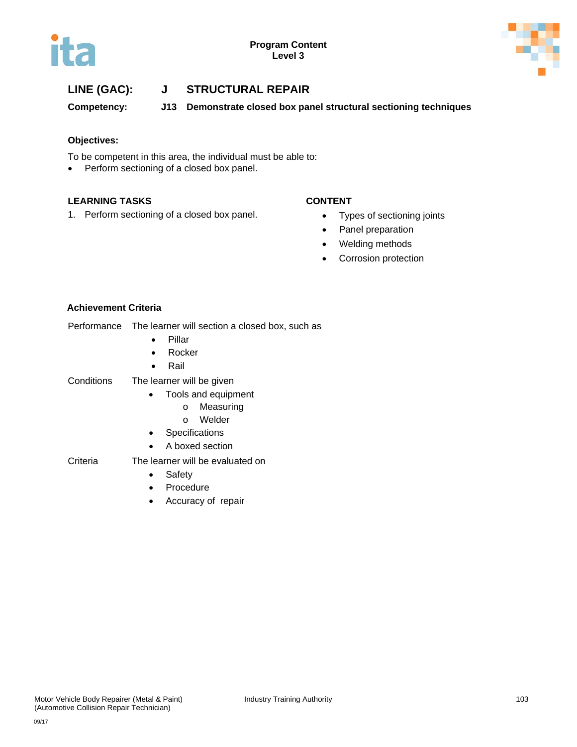**LINE (GAC): J STRUCTURAL REPAIR**

**Competency: J13 Demonstrate closed box panel structural sectioning techniques**

**Objectives:**

To be competent in this area, the individual must be able to:

- Perform sectioning of a closed box panel.

| LEARNING TASKS | CONTENT |
|---|---|
| 1. Perform sectioning of a closed box panel. | • Types of sectioning joints<br>• Panel preparation<br>• Welding methods<br>• Corrosion protection |

**Achievement Criteria**

Performance — The learner will section a closed box, such as
- Pillar
- Rocker
- Rail

Conditions — The learner will be given
- Tools and equipment
  - Measuring
  - Welder
- Specifications
- A boxed section

Criteria — The learner will be evaluated on
- Safety
- Procedure
- Accuracy of repair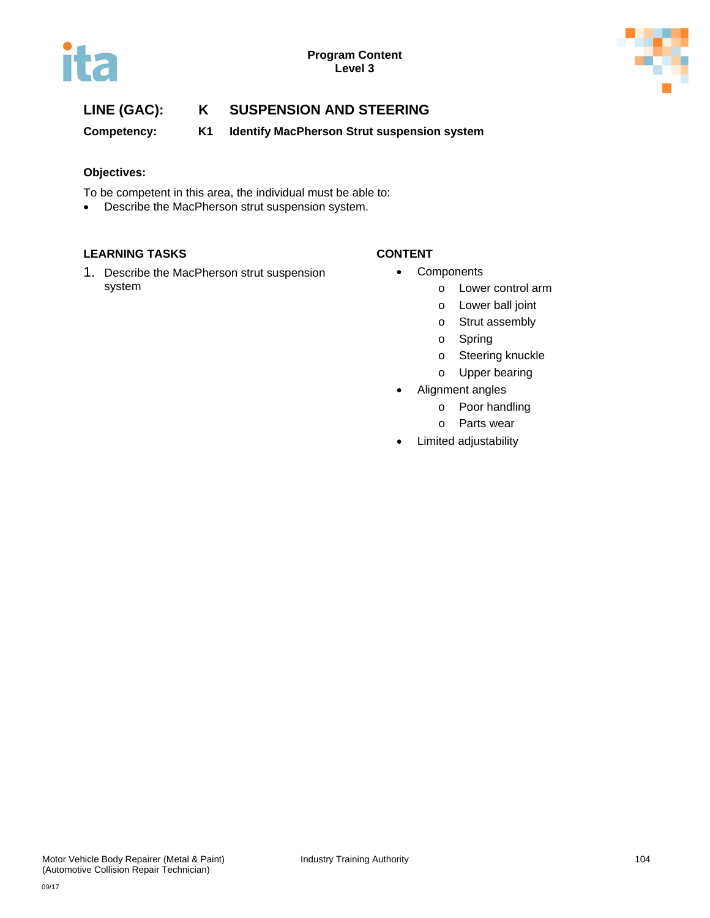**LINE (GAC): K SUSPENSION AND STEERING**

**Competency: K1 Identify MacPherson Strut suspension system**

**Objectives:**

To be competent in this area, the individual must be able to:

- Describe the MacPherson strut suspension system.

| LEARNING TASKS | CONTENT |
| --- | --- |
| 1. Describe the MacPherson strut suspension system | • Components<br>  o Lower control arm<br>  o Lower ball joint<br>  o Strut assembly<br>  o Spring<br>  o Steering knuckle<br>  o Upper bearing<br>• Alignment angles<br>  o Poor handling<br>  o Parts wear<br>• Limited adjustability |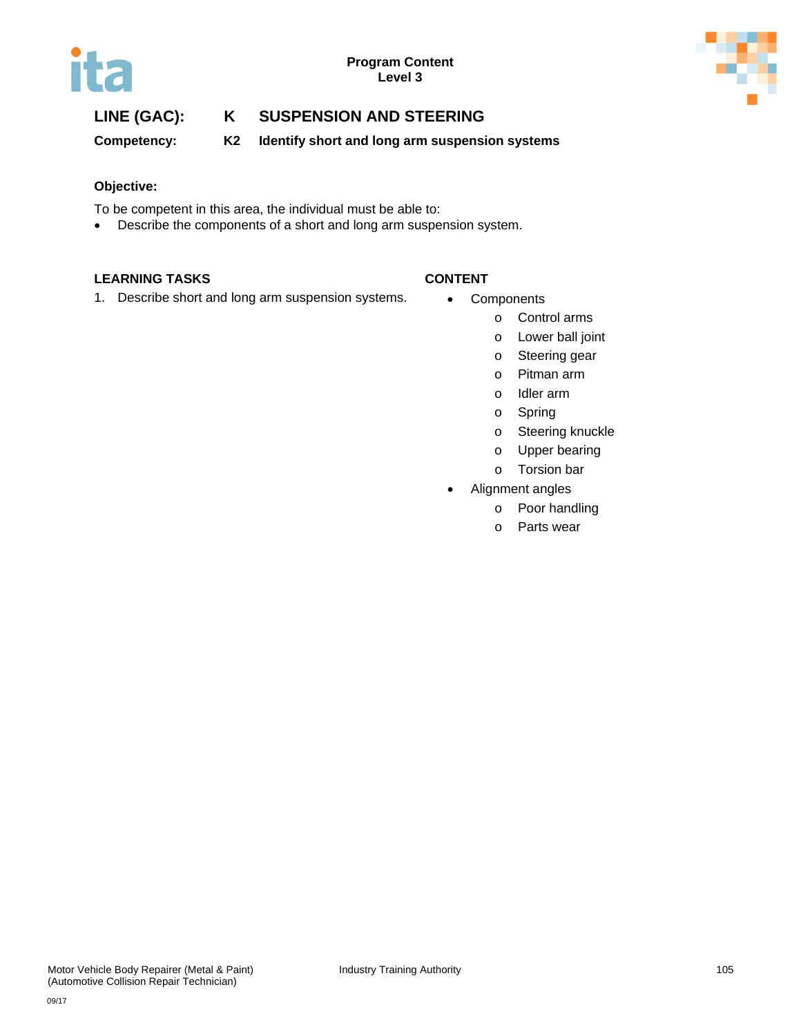Program Content
Level 3

**LINE (GAC): K SUSPENSION AND STEERING**

**Competency: K2 Identify short and long arm suspension systems**

**Objective:**

To be competent in this area, the individual must be able to:

- Describe the components of a short and long arm suspension system.

| LEARNING TASKS | CONTENT |
| --- | --- |
| 1. Describe short and long arm suspension systems. | • Components<br>  o Control arms<br>  o Lower ball joint<br>  o Steering gear<br>  o Pitman arm<br>  o Idler arm<br>  o Spring<br>  o Steering knuckle<br>  o Upper bearing<br>  o Torsion bar<br>• Alignment angles<br>  o Poor handling<br>  o Parts wear |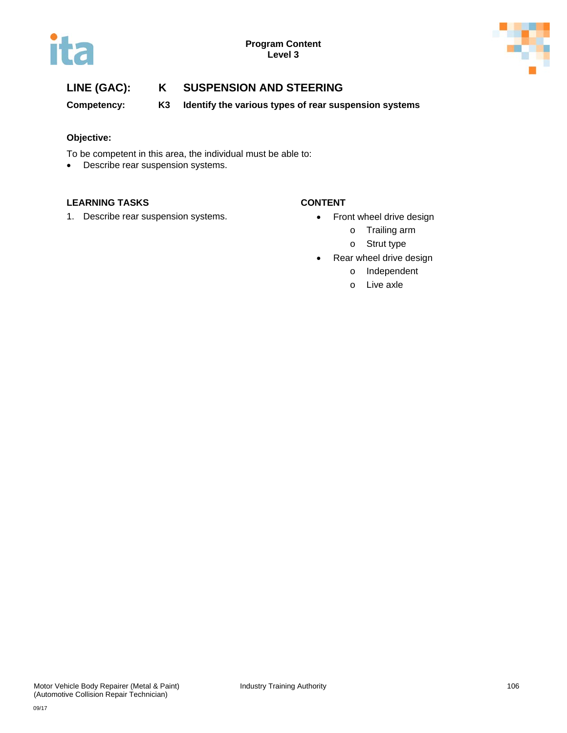**Program Content**
**Level 3**

## LINE (GAC): K SUSPENSION AND STEERING

**Competency: K3 Identify the various types of rear suspension systems**

**Objective:**

To be competent in this area, the individual must be able to:

- Describe rear suspension systems.

| LEARNING TASKS | CONTENT |
|---|---|
| 1. Describe rear suspension systems. | • Front wheel drive design<br>&nbsp;&nbsp;&nbsp;&nbsp;o Trailing arm<br>&nbsp;&nbsp;&nbsp;&nbsp;o Strut type<br>• Rear wheel drive design<br>&nbsp;&nbsp;&nbsp;&nbsp;o Independent<br>&nbsp;&nbsp;&nbsp;&nbsp;o Live axle |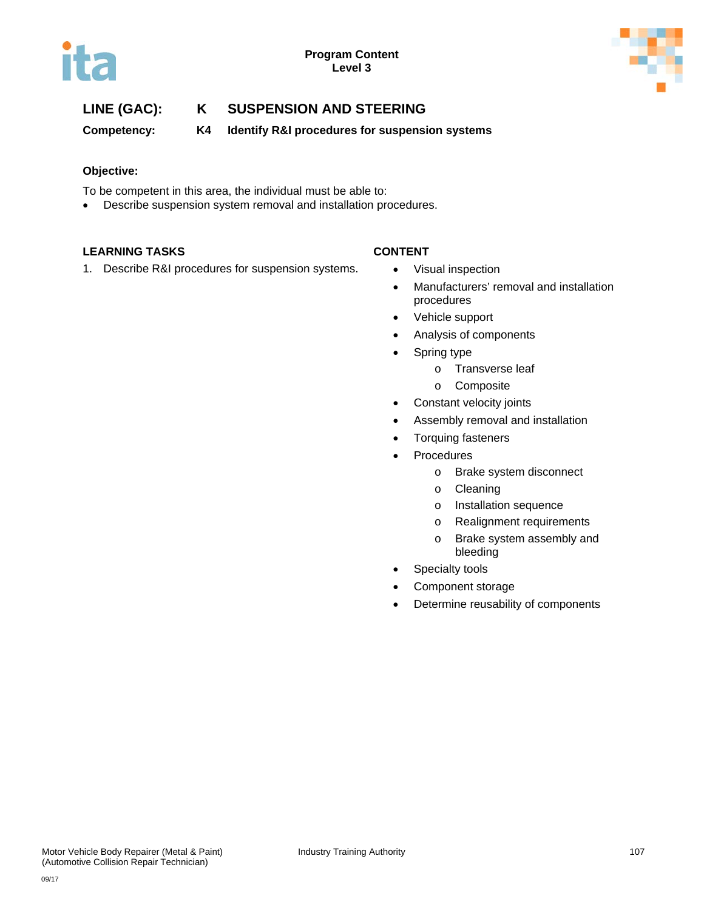**Program Content**
**Level 3**

## LINE (GAC): K SUSPENSION AND STEERING

**Competency: K4 Identify R&I procedures for suspension systems**

**Objective:**

To be competent in this area, the individual must be able to:

- Describe suspension system removal and installation procedures.

| LEARNING TASKS | CONTENT |
|---|---|
| 1. Describe R&I procedures for suspension systems. | • Visual inspection<br>• Manufacturers' removal and installation procedures<br>• Vehicle support<br>• Analysis of components<br>• Spring type<br>  o Transverse leaf<br>  o Composite<br>• Constant velocity joints<br>• Assembly removal and installation<br>• Torquing fasteners<br>• Procedures<br>  o Brake system disconnect<br>  o Cleaning<br>  o Installation sequence<br>  o Realignment requirements<br>  o Brake system assembly and bleeding<br>• Specialty tools<br>• Component storage<br>• Determine reusability of components |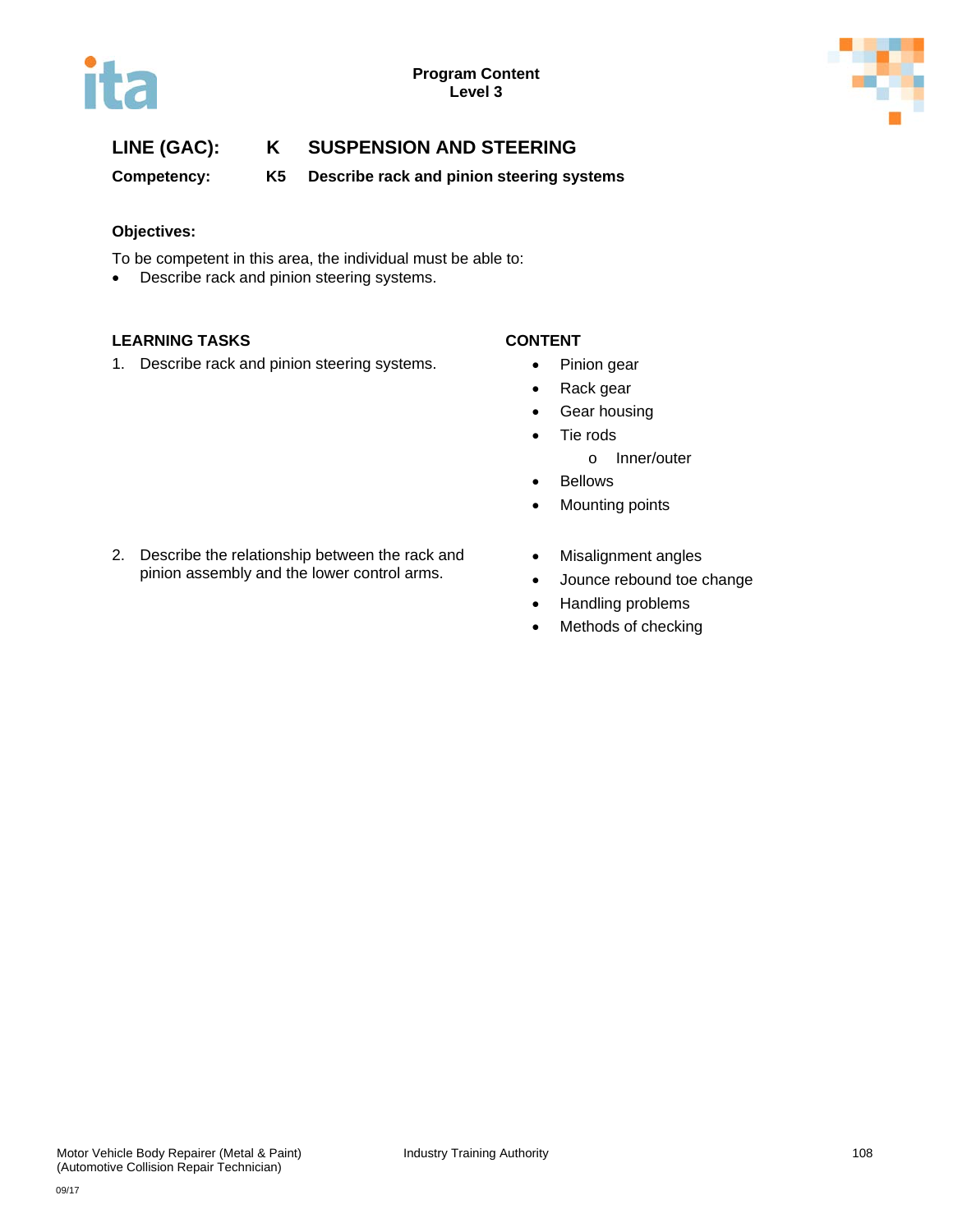**LINE (GAC): K SUSPENSION AND STEERING**

**Competency: K5 Describe rack and pinion steering systems**

**Objectives:**

To be competent in this area, the individual must be able to:

- Describe rack and pinion steering systems.

| LEARNING TASKS | CONTENT |
|---|---|
| 1. Describe rack and pinion steering systems. | • Pinion gear<br>• Rack gear<br>• Gear housing<br>• Tie rods<br>  o Inner/outer<br>• Bellows<br>• Mounting points |
| 2. Describe the relationship between the rack and pinion assembly and the lower control arms. | • Misalignment angles<br>• Jounce rebound toe change<br>• Handling problems<br>• Methods of checking |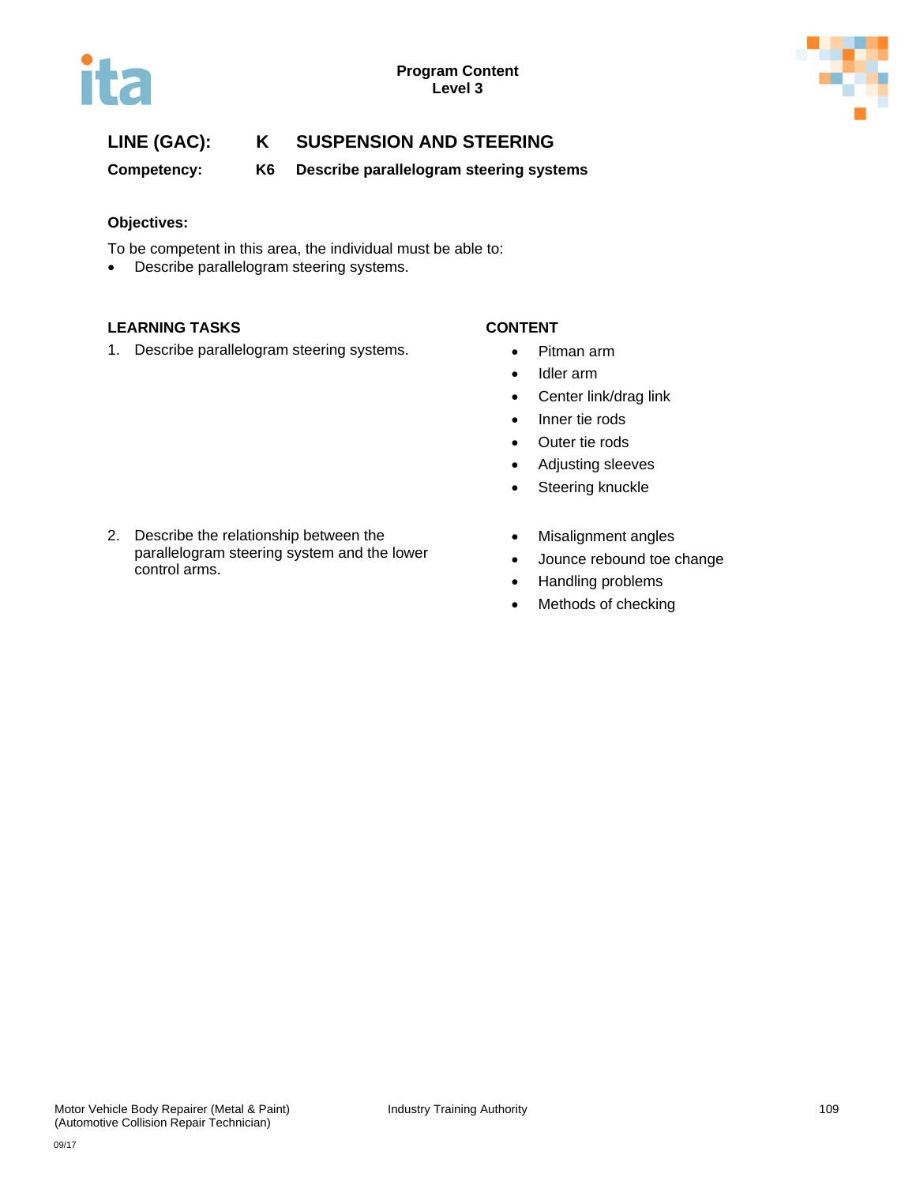**LINE (GAC): K SUSPENSION AND STEERING**

**Competency: K6 Describe parallelogram steering systems**

**Objectives:**

To be competent in this area, the individual must be able to:

- Describe parallelogram steering systems.

| LEARNING TASKS | CONTENT |
| --- | --- |
| 1. Describe parallelogram steering systems. | • Pitman arm<br>• Idler arm<br>• Center link/drag link<br>• Inner tie rods<br>• Outer tie rods<br>• Adjusting sleeves<br>• Steering knuckle |
| 2. Describe the relationship between the parallelogram steering system and the lower control arms. | • Misalignment angles<br>• Jounce rebound toe change<br>• Handling problems<br>• Methods of checking |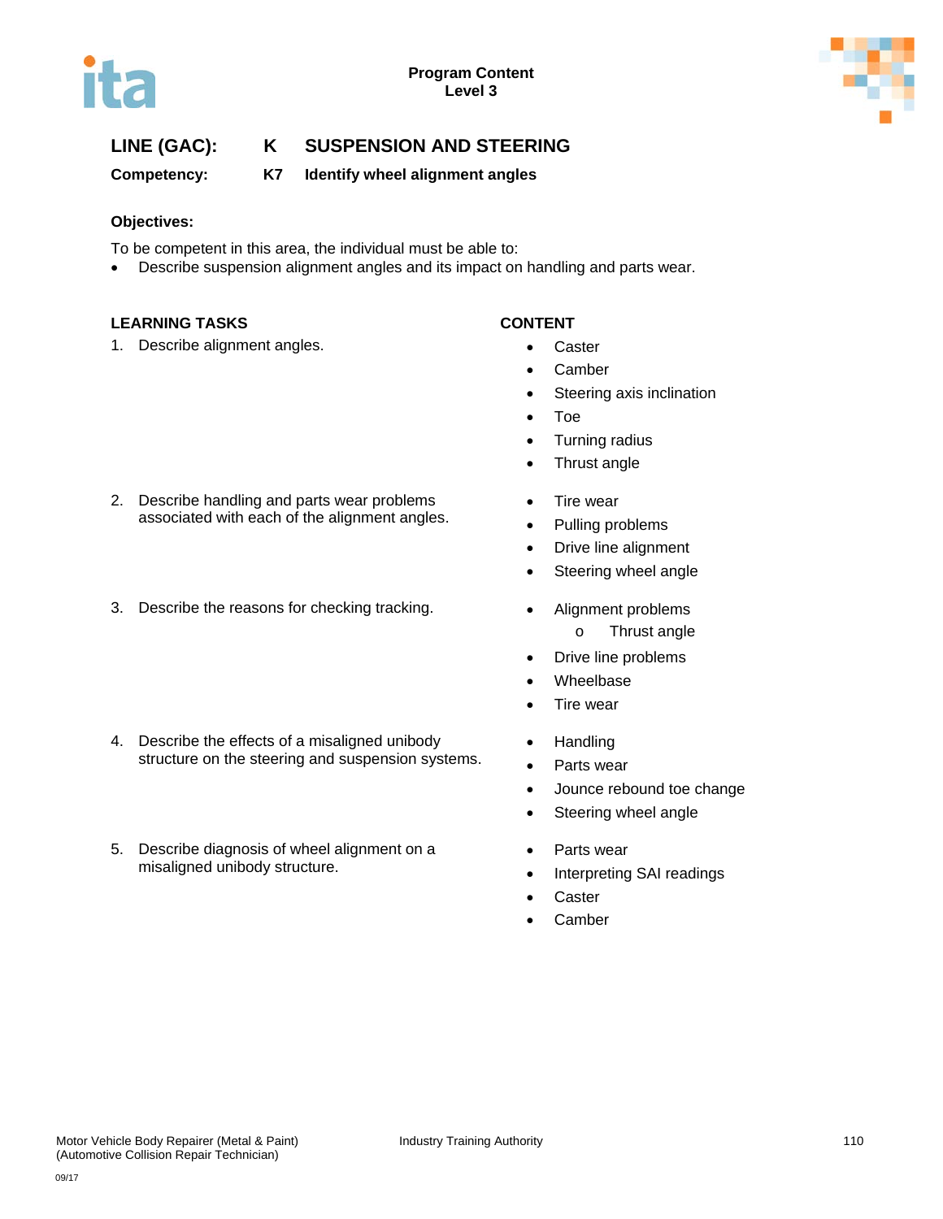**LINE (GAC):** K SUSPENSION AND STEERING

**Competency:** K7 Identify wheel alignment angles

**Objectives:**

To be competent in this area, the individual must be able to:

- Describe suspension alignment angles and its impact on handling and parts wear.

| LEARNING TASKS | CONTENT |
|---|---|
| 1. Describe alignment angles. | • Caster<br>• Camber<br>• Steering axis inclination<br>• Toe<br>• Turning radius<br>• Thrust angle |
| 2. Describe handling and parts wear problems associated with each of the alignment angles. | • Tire wear<br>• Pulling problems<br>• Drive line alignment<br>• Steering wheel angle |
| 3. Describe the reasons for checking tracking. | • Alignment problems<br>  o Thrust angle<br>• Drive line problems<br>• Wheelbase<br>• Tire wear |
| 4. Describe the effects of a misaligned unibody structure on the steering and suspension systems. | • Handling<br>• Parts wear<br>• Jounce rebound toe change<br>• Steering wheel angle |
| 5. Describe diagnosis of wheel alignment on a misaligned unibody structure. | • Parts wear<br>• Interpreting SAI readings<br>• Caster<br>• Camber |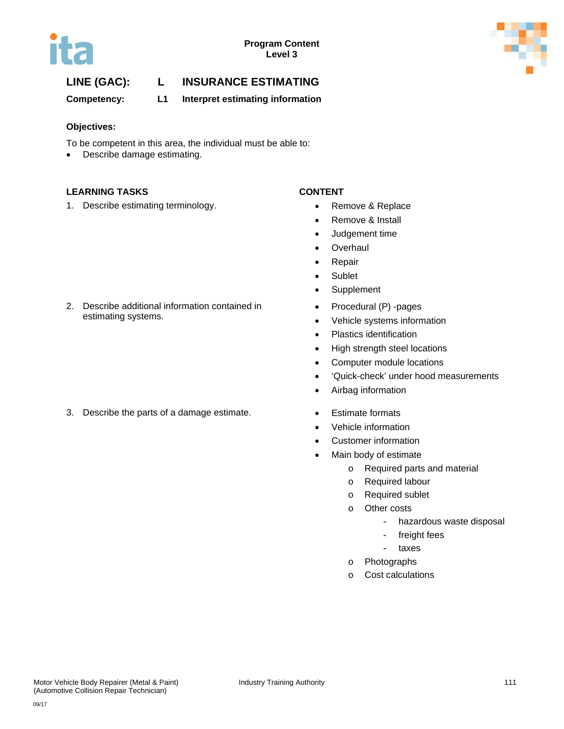**Program Content**
**Level 3**

## LINE (GAC): L INSURANCE ESTIMATING

### Competency: L1 Interpret estimating information

**Objectives:**

To be competent in this area, the individual must be able to:

- Describe damage estimating.

| LEARNING TASKS | CONTENT |
|---|---|
| 1. Describe estimating terminology. | • Remove & Replace<br>• Remove & Install<br>• Judgement time<br>• Overhaul<br>• Repair<br>• Sublet<br>• Supplement |
| 2. Describe additional information contained in estimating systems. | • Procedural (P) -pages<br>• Vehicle systems information<br>• Plastics identification<br>• High strength steel locations<br>• Computer module locations<br>• 'Quick-check' under hood measurements<br>• Airbag information |
| 3. Describe the parts of a damage estimate. | • Estimate formats<br>• Vehicle information<br>• Customer information<br>• Main body of estimate<br>&nbsp;&nbsp;&nbsp;&nbsp;o Required parts and material<br>&nbsp;&nbsp;&nbsp;&nbsp;o Required labour<br>&nbsp;&nbsp;&nbsp;&nbsp;o Required sublet<br>&nbsp;&nbsp;&nbsp;&nbsp;o Other costs<br>&nbsp;&nbsp;&nbsp;&nbsp;&nbsp;&nbsp;&nbsp;&nbsp;- hazardous waste disposal<br>&nbsp;&nbsp;&nbsp;&nbsp;&nbsp;&nbsp;&nbsp;&nbsp;- freight fees<br>&nbsp;&nbsp;&nbsp;&nbsp;&nbsp;&nbsp;&nbsp;&nbsp;- taxes<br>&nbsp;&nbsp;&nbsp;&nbsp;o Photographs<br>&nbsp;&nbsp;&nbsp;&nbsp;o Cost calculations |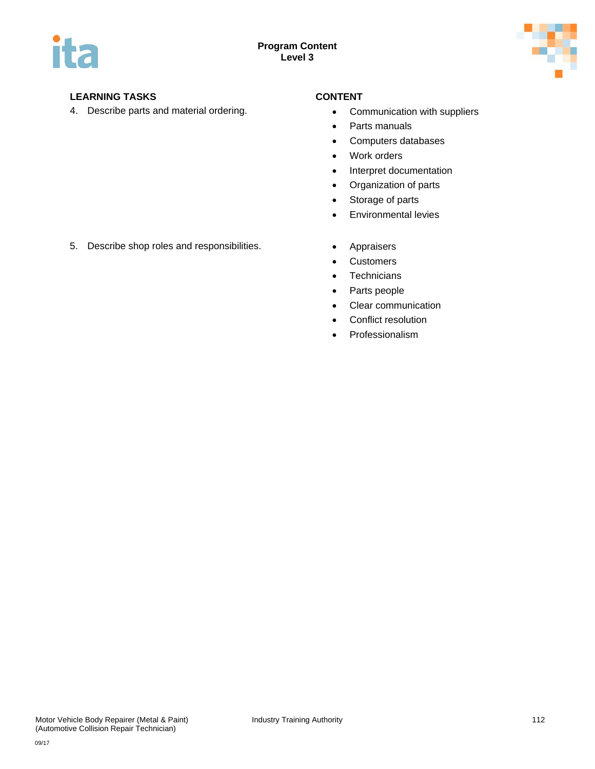| LEARNING TASKS | CONTENT |
|---|---|
| 4. Describe parts and material ordering. | • Communication with suppliers<br>• Parts manuals<br>• Computers databases<br>• Work orders<br>• Interpret documentation<br>• Organization of parts<br>• Storage of parts<br>• Environmental levies |
| 5. Describe shop roles and responsibilities. | • Appraisers<br>• Customers<br>• Technicians<br>• Parts people<br>• Clear communication<br>• Conflict resolution<br>• Professionalism |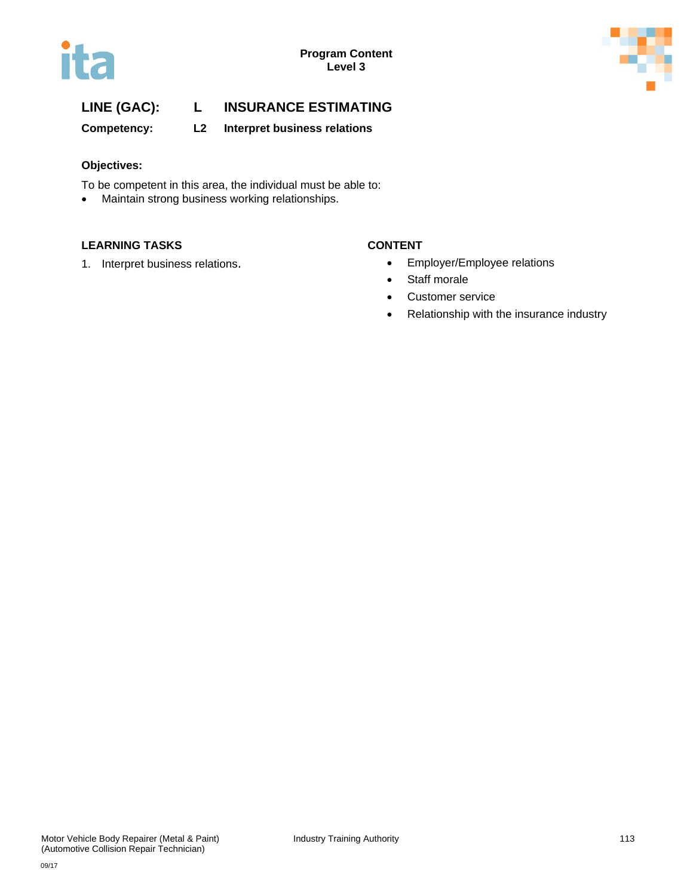**Program Content**
**Level 3**

## LINE (GAC): L INSURANCE ESTIMATING

**Competency: L2 Interpret business relations**

**Objectives:**

To be competent in this area, the individual must be able to:

- Maintain strong business working relationships.

| LEARNING TASKS | CONTENT |
|---|---|
| 1. Interpret business relations. | • Employer/Employee relations<br>• Staff morale<br>• Customer service<br>• Relationship with the insurance industry |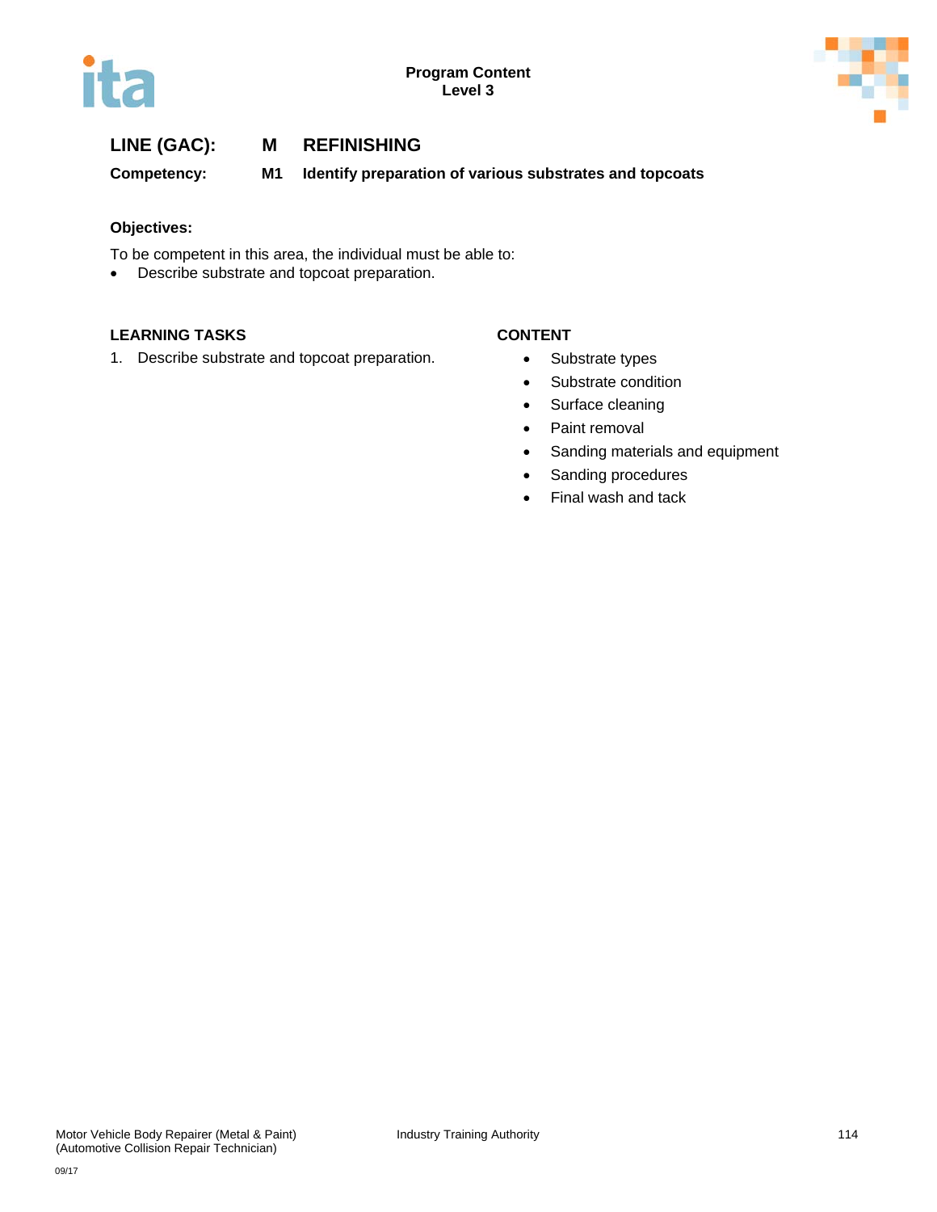## LINE (GAC): M REFINISHING

**Competency: M1 Identify preparation of various substrates and topcoats**

**Objectives:**

To be competent in this area, the individual must be able to:

- Describe substrate and topcoat preparation.

| LEARNING TASKS | CONTENT |
| --- | --- |
| 1. Describe substrate and topcoat preparation. | • Substrate types<br>• Substrate condition<br>• Surface cleaning<br>• Paint removal<br>• Sanding materials and equipment<br>• Sanding procedures<br>• Final wash and tack |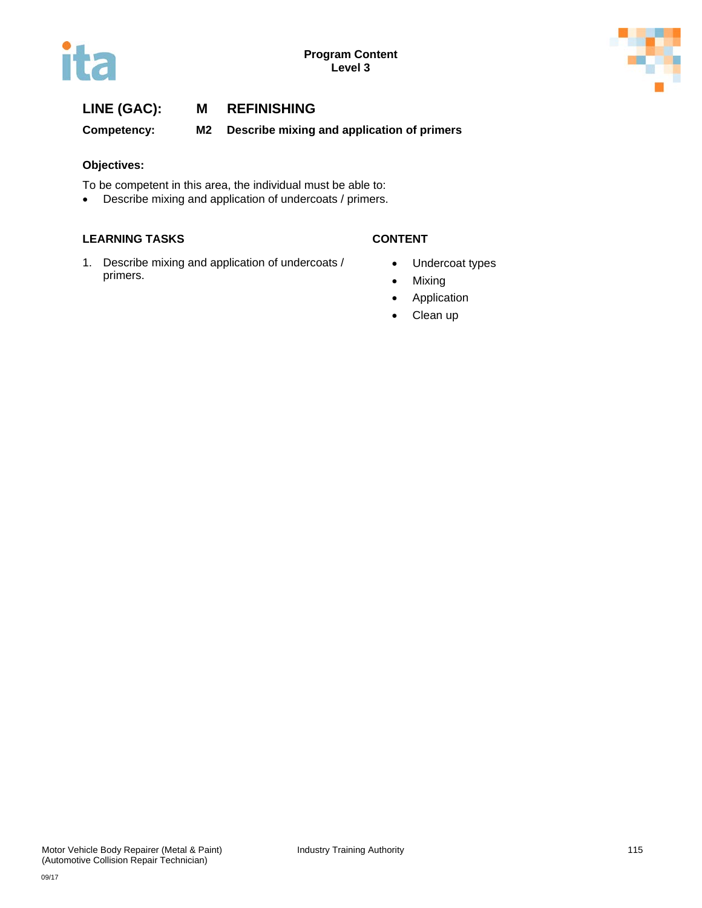**LINE (GAC):** **M** **REFINISHING**

**Competency:** **M2** **Describe mixing and application of primers**

**Objectives:**

To be competent in this area, the individual must be able to:

- Describe mixing and application of undercoats / primers.

| LEARNING TASKS | CONTENT |
|---|---|
| 1. Describe mixing and application of undercoats / primers. | • Undercoat types<br>• Mixing<br>• Application<br>• Clean up |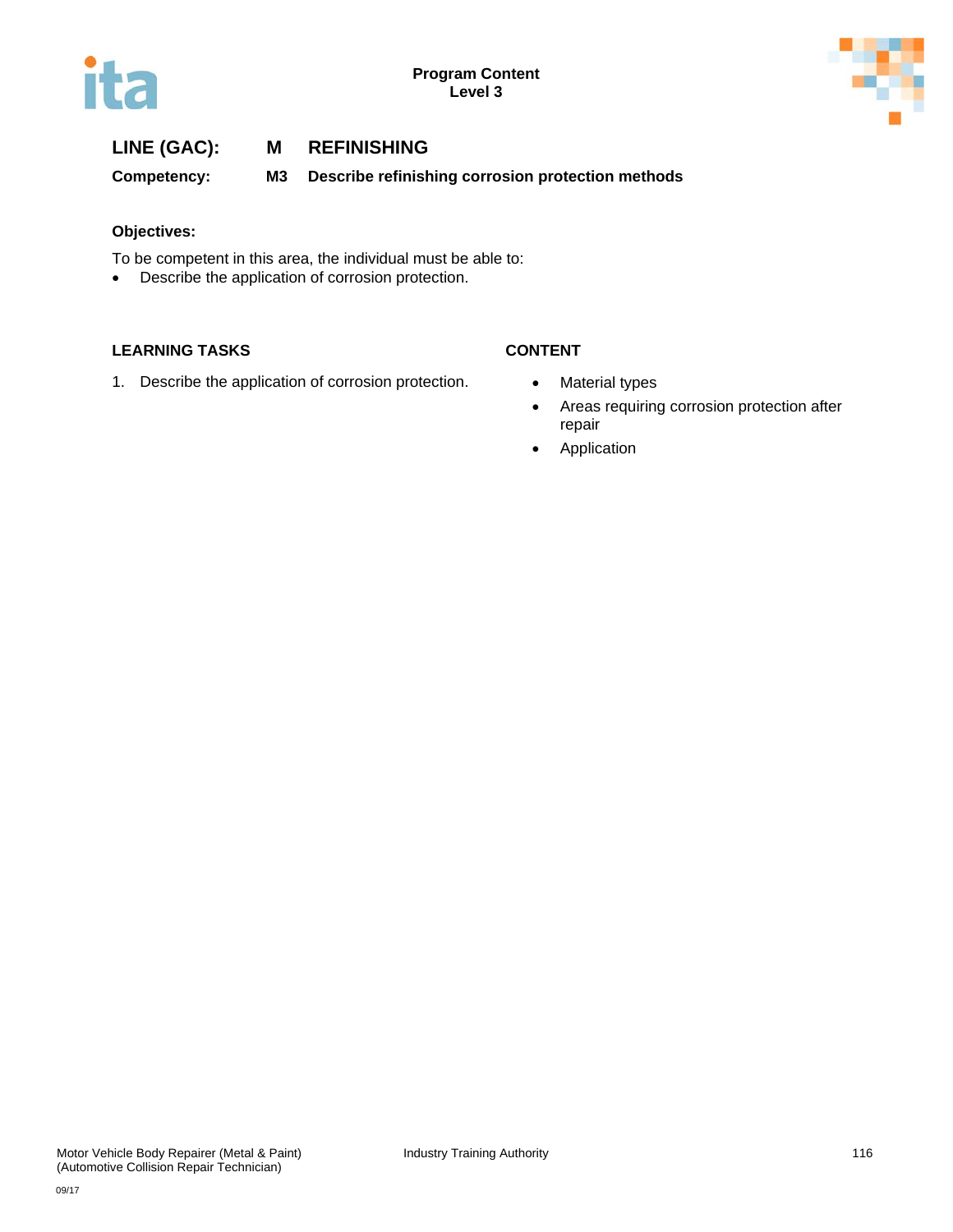**LINE (GAC):** **M REFINISHING**

**Competency:** **M3 Describe refinishing corrosion protection methods**

**Objectives:**

To be competent in this area, the individual must be able to:

- Describe the application of corrosion protection.

| LEARNING TASKS | CONTENT |
| --- | --- |
| 1. Describe the application of corrosion protection. | • Material types<br>• Areas requiring corrosion protection after repair<br>• Application |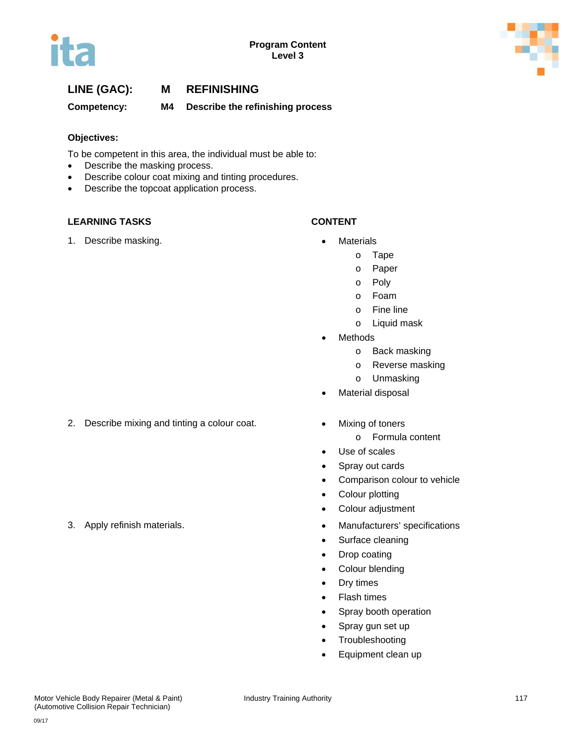**Program Content**
**Level 3**

## LINE (GAC): M REFINISHING

**Competency: M4 Describe the refinishing process**

**Objectives:**

To be competent in this area, the individual must be able to:

- Describe the masking process.
- Describe colour coat mixing and tinting procedures.
- Describe the topcoat application process.

| LEARNING TASKS | CONTENT |
|---|---|
| 1. Describe masking. | • Materials<br>  o Tape<br>  o Paper<br>  o Poly<br>  o Foam<br>  o Fine line<br>  o Liquid mask<br>• Methods<br>  o Back masking<br>  o Reverse masking<br>  o Unmasking<br>• Material disposal |
| 2. Describe mixing and tinting a colour coat. | • Mixing of toners<br>  o Formula content<br>• Use of scales<br>• Spray out cards<br>• Comparison colour to vehicle<br>• Colour plotting<br>• Colour adjustment |
| 3. Apply refinish materials. | • Manufacturers' specifications<br>• Surface cleaning<br>• Drop coating<br>• Colour blending<br>• Dry times<br>• Flash times<br>• Spray booth operation<br>• Spray gun set up<br>• Troubleshooting<br>• Equipment clean up |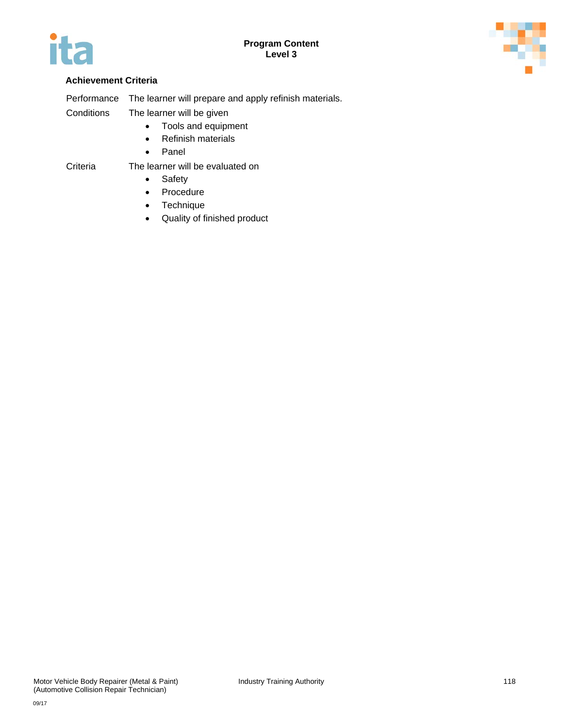### Achievement Criteria

| | |
|---|---|
| Performance | The learner will prepare and apply refinish materials. |
| Conditions | The learner will be given<br>• Tools and equipment<br>• Refinish materials<br>• Panel |
| Criteria | The learner will be evaluated on<br>• Safety<br>• Procedure<br>• Technique<br>• Quality of finished product |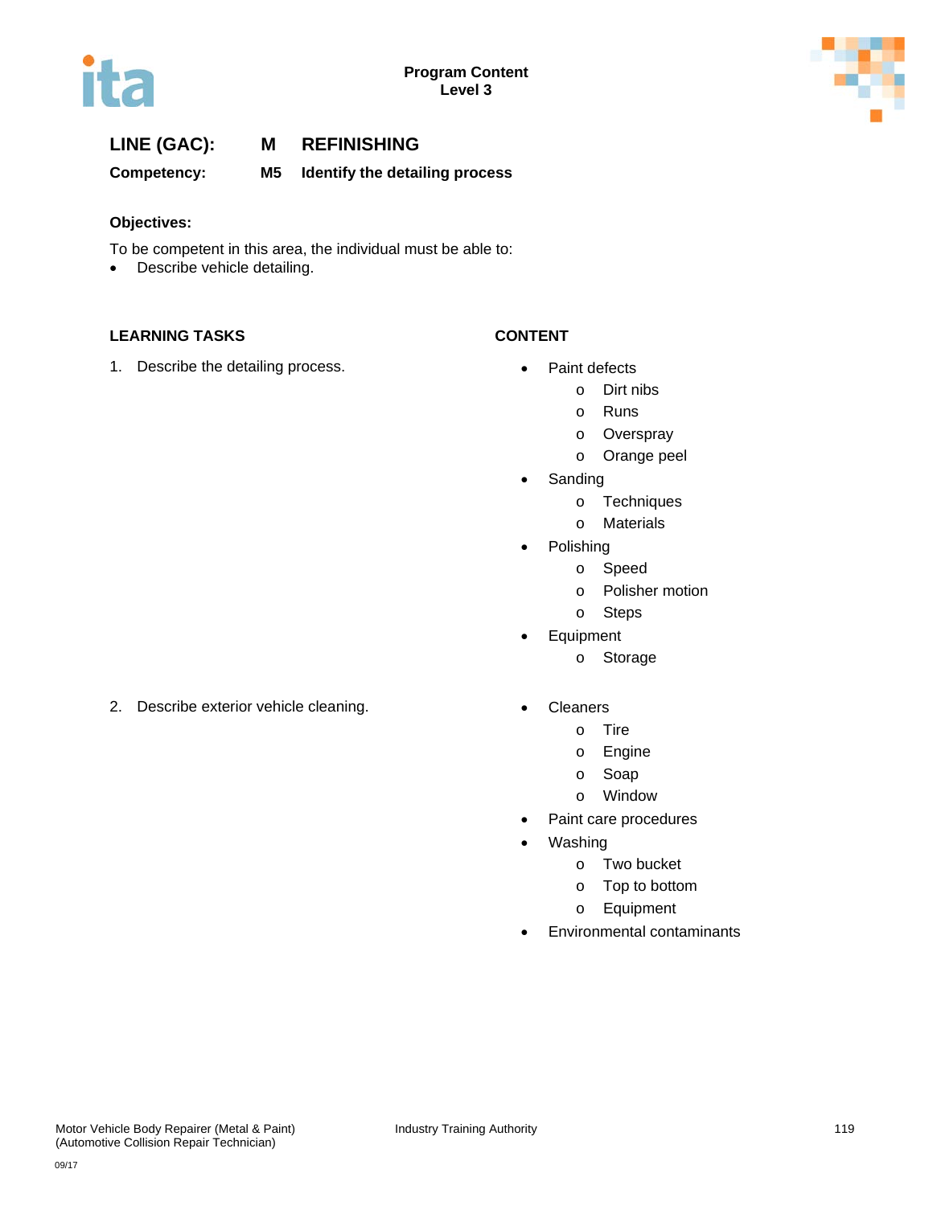**LINE (GAC):** **M REFINISHING**

**Competency:** **M5 Identify the detailing process**

**Objectives:**

To be competent in this area, the individual must be able to:

- Describe vehicle detailing.

| LEARNING TASKS | CONTENT |
|---|---|
| 1. Describe the detailing process. | • Paint defects<br>  o Dirt nibs<br>  o Runs<br>  o Overspray<br>  o Orange peel<br>• Sanding<br>  o Techniques<br>  o Materials<br>• Polishing<br>  o Speed<br>  o Polisher motion<br>  o Steps<br>• Equipment<br>  o Storage |
| 2. Describe exterior vehicle cleaning. | • Cleaners<br>  o Tire<br>  o Engine<br>  o Soap<br>  o Window<br>• Paint care procedures<br>• Washing<br>  o Two bucket<br>  o Top to bottom<br>  o Equipment<br>• Environmental contaminants |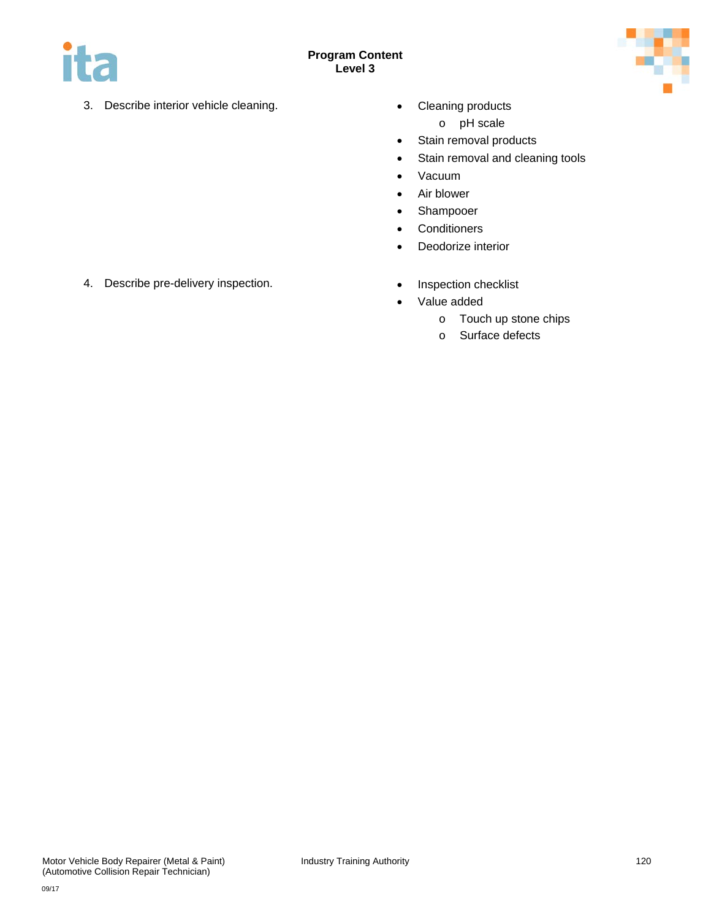3. Describe interior vehicle cleaning.
   - Cleaning products
     - pH scale
   - Stain removal products
   - Stain removal and cleaning tools
   - Vacuum
   - Air blower
   - Shampooer
   - Conditioners
   - Deodorize interior

4. Describe pre-delivery inspection.
   - Inspection checklist
   - Value added
     - Touch up stone chips
     - Surface defects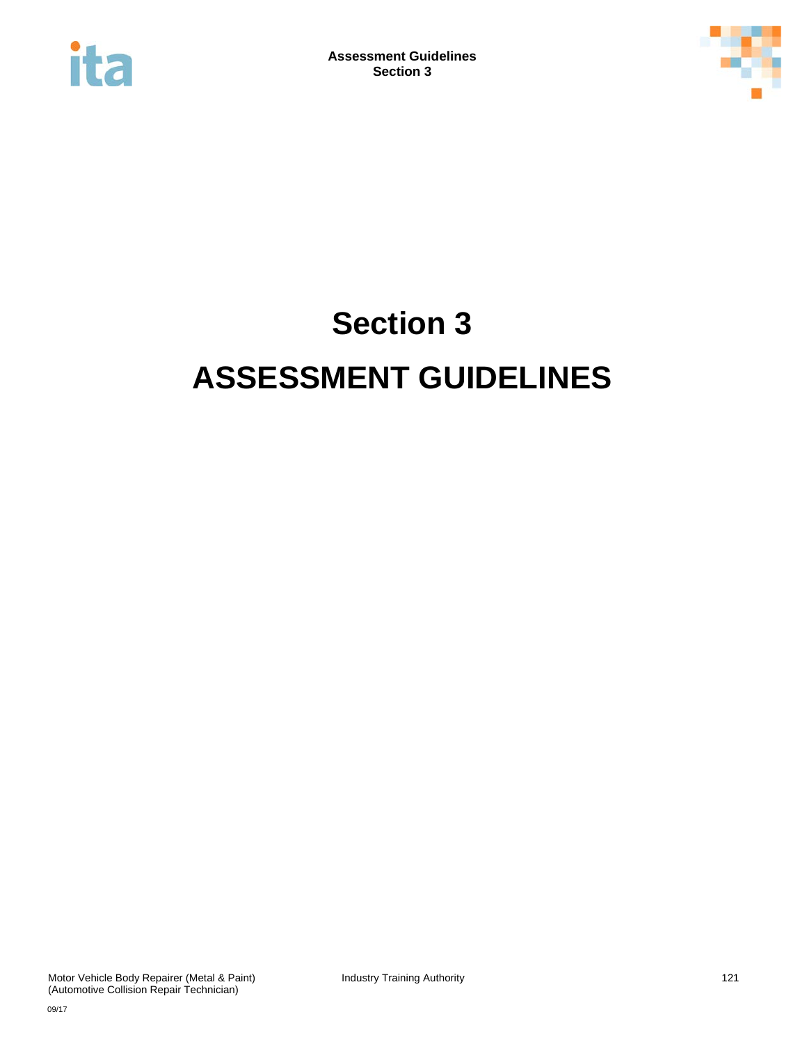# Section 3

# ASSESSMENT GUIDELINES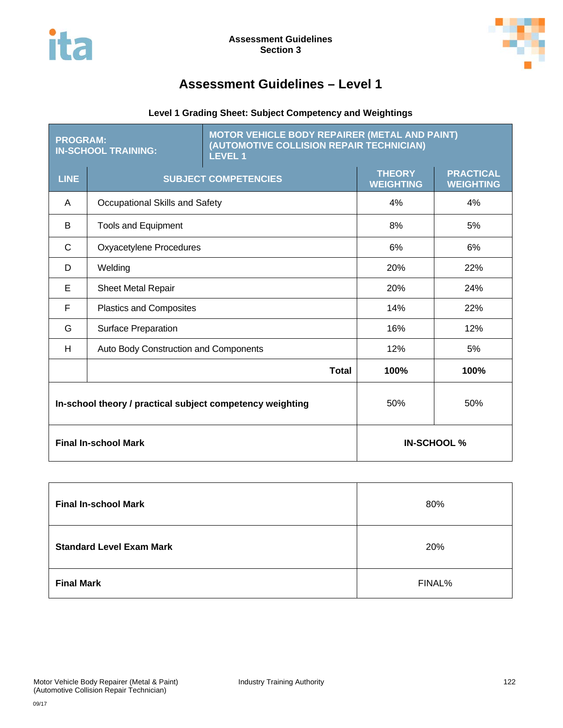# Assessment Guidelines – Level 1

### Level 1 Grading Sheet: Subject Competency and Weightings

| PROGRAM: IN-SCHOOL TRAINING: | MOTOR VEHICLE BODY REPAIRER (METAL AND PAINT) (AUTOMOTIVE COLLISION REPAIR TECHNICIAN) LEVEL 1 | | |
|---|---|---|---|
| **LINE** | **SUBJECT COMPETENCIES** | **THEORY WEIGHTING** | **PRACTICAL WEIGHTING** |
| A | Occupational Skills and Safety | 4% | 4% |
| B | Tools and Equipment | 8% | 5% |
| C | Oxyacetylene Procedures | 6% | 6% |
| D | Welding | 20% | 22% |
| E | Sheet Metal Repair | 20% | 24% |
| F | Plastics and Composites | 14% | 22% |
| G | Surface Preparation | 16% | 12% |
| H | Auto Body Construction and Components | 12% | 5% |
| | **Total** | **100%** | **100%** |
| **In-school theory / practical subject competency weighting** | | 50% | 50% |
| **Final In-school Mark** | | **IN-SCHOOL %** | |

| | |
|---|---|
| **Final In-school Mark** | 80% |
| **Standard Level Exam Mark** | 20% |
| **Final Mark** | FINAL% |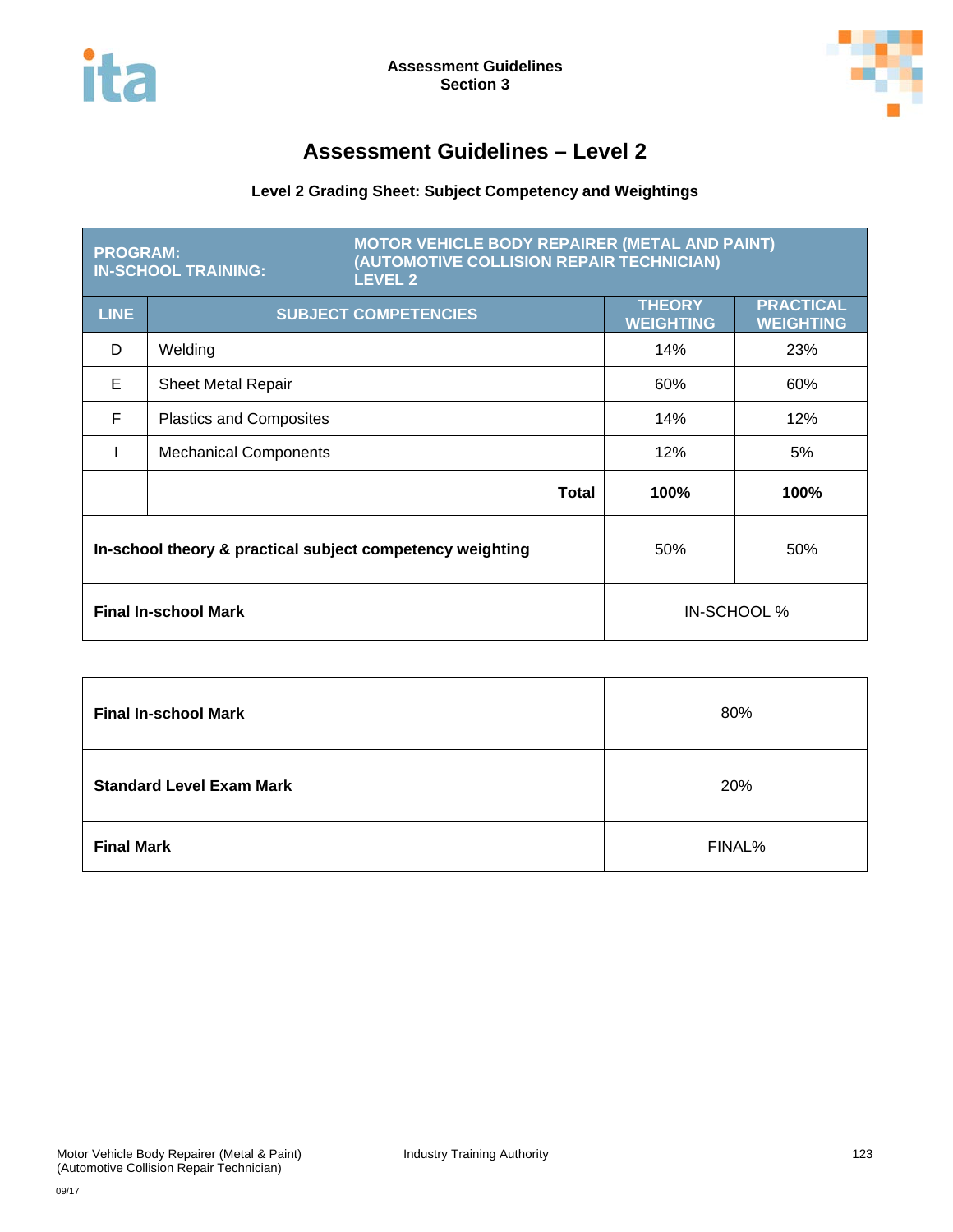# Assessment Guidelines – Level 2

### Level 2 Grading Sheet: Subject Competency and Weightings

| PROGRAM: IN-SCHOOL TRAINING: | MOTOR VEHICLE BODY REPAIRER (METAL AND PAINT) (AUTOMOTIVE COLLISION REPAIR TECHNICIAN) LEVEL 2 | | |
|---|---|---|---|
| **LINE** | **SUBJECT COMPETENCIES** | **THEORY WEIGHTING** | **PRACTICAL WEIGHTING** |
| D | Welding | 14% | 23% |
| E | Sheet Metal Repair | 60% | 60% |
| F | Plastics and Composites | 14% | 12% |
| I | Mechanical Components | 12% | 5% |
| | **Total** | **100%** | **100%** |
| **In-school theory & practical subject competency weighting** | | 50% | 50% |
| **Final In-school Mark** | | IN-SCHOOL % | |

| | |
|---|---|
| **Final In-school Mark** | 80% |
| **Standard Level Exam Mark** | 20% |
| **Final Mark** | FINAL% |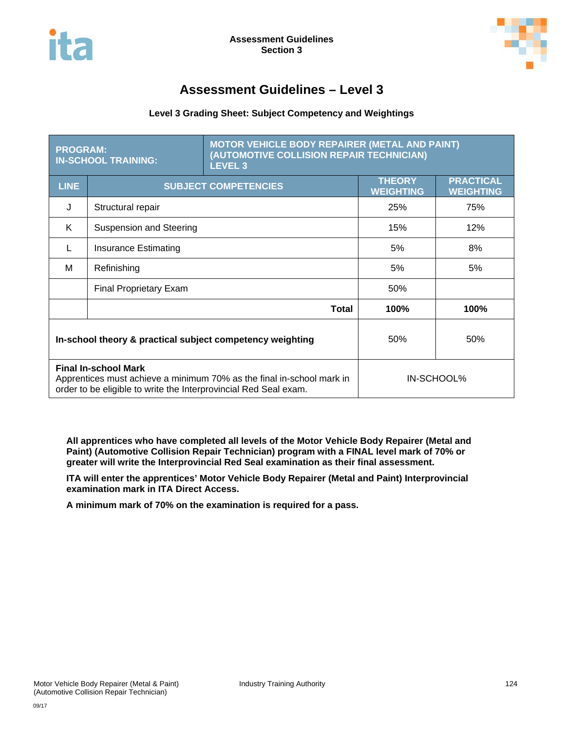# Assessment Guidelines – Level 3

**Level 3 Grading Sheet: Subject Competency and Weightings**

| PROGRAM: IN-SCHOOL TRAINING: | MOTOR VEHICLE BODY REPAIRER (METAL AND PAINT) (AUTOMOTIVE COLLISION REPAIR TECHNICIAN) LEVEL 3 | | |
|---|---|---|---|
| **LINE** | **SUBJECT COMPETENCIES** | **THEORY WEIGHTING** | **PRACTICAL WEIGHTING** |
| J | Structural repair | 25% | 75% |
| K | Suspension and Steering | 15% | 12% |
| L | Insurance Estimating | 5% | 8% |
| M | Refinishing | 5% | 5% |
| | Final Proprietary Exam | 50% | |
| | **Total** | **100%** | **100%** |
| **In-school theory & practical subject competency weighting** | | 50% | 50% |
| **Final In-school Mark** Apprentices must achieve a minimum 70% as the final in-school mark in order to be eligible to write the Interprovincial Red Seal exam. | | IN-SCHOOL% | |

**All apprentices who have completed all levels of the Motor Vehicle Body Repairer (Metal and Paint) (Automotive Collision Repair Technician) program with a FINAL level mark of 70% or greater will write the Interprovincial Red Seal examination as their final assessment.**

**ITA will enter the apprentices' Motor Vehicle Body Repairer (Metal and Paint) Interprovincial examination mark in ITA Direct Access.**

**A minimum mark of 70% on the examination is required for a pass.**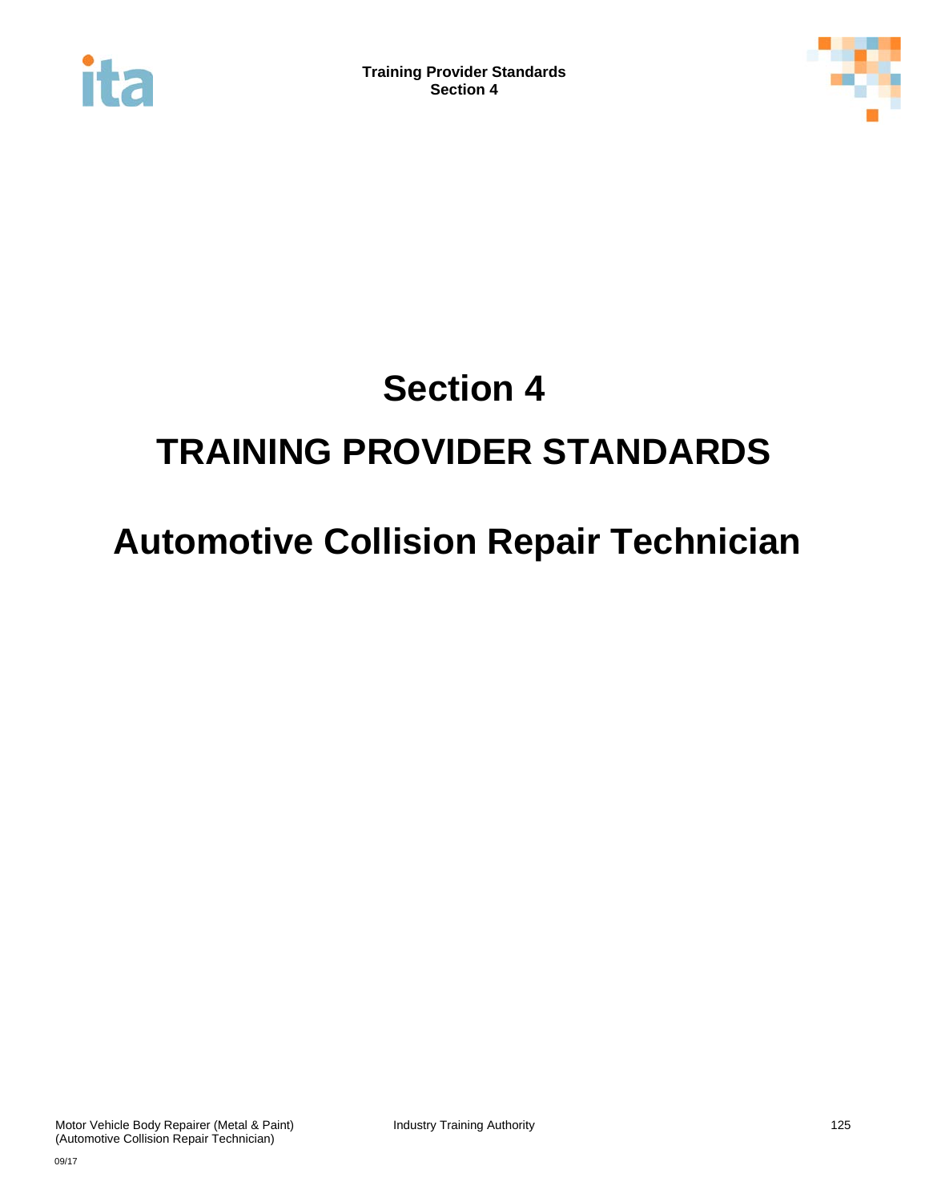# Section 4

# TRAINING PROVIDER STANDARDS

# Automotive Collision Repair Technician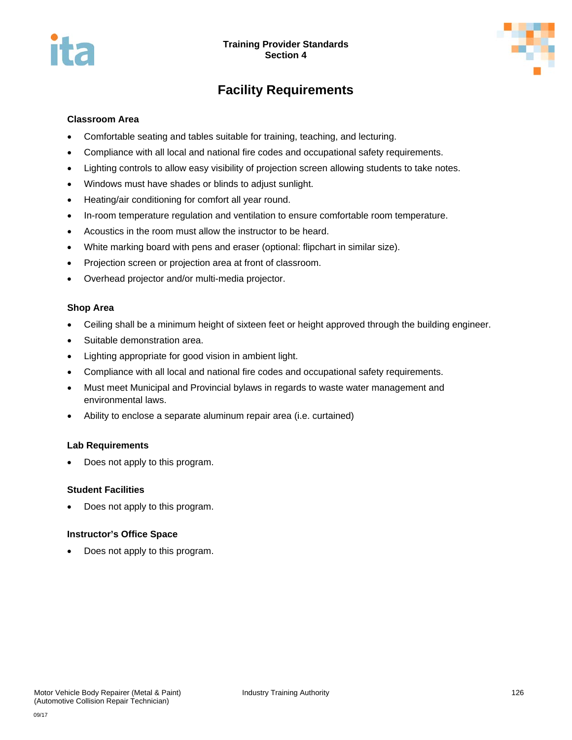# Facility Requirements

### Classroom Area

- Comfortable seating and tables suitable for training, teaching, and lecturing.
- Compliance with all local and national fire codes and occupational safety requirements.
- Lighting controls to allow easy visibility of projection screen allowing students to take notes.
- Windows must have shades or blinds to adjust sunlight.
- Heating/air conditioning for comfort all year round.
- In-room temperature regulation and ventilation to ensure comfortable room temperature.
- Acoustics in the room must allow the instructor to be heard.
- White marking board with pens and eraser (optional: flipchart in similar size).
- Projection screen or projection area at front of classroom.
- Overhead projector and/or multi-media projector.

### Shop Area

- Ceiling shall be a minimum height of sixteen feet or height approved through the building engineer.
- Suitable demonstration area.
- Lighting appropriate for good vision in ambient light.
- Compliance with all local and national fire codes and occupational safety requirements.
- Must meet Municipal and Provincial bylaws in regards to waste water management and environmental laws.
- Ability to enclose a separate aluminum repair area (i.e. curtained)

### Lab Requirements

- Does not apply to this program.

### Student Facilities

- Does not apply to this program.

### Instructor's Office Space

- Does not apply to this program.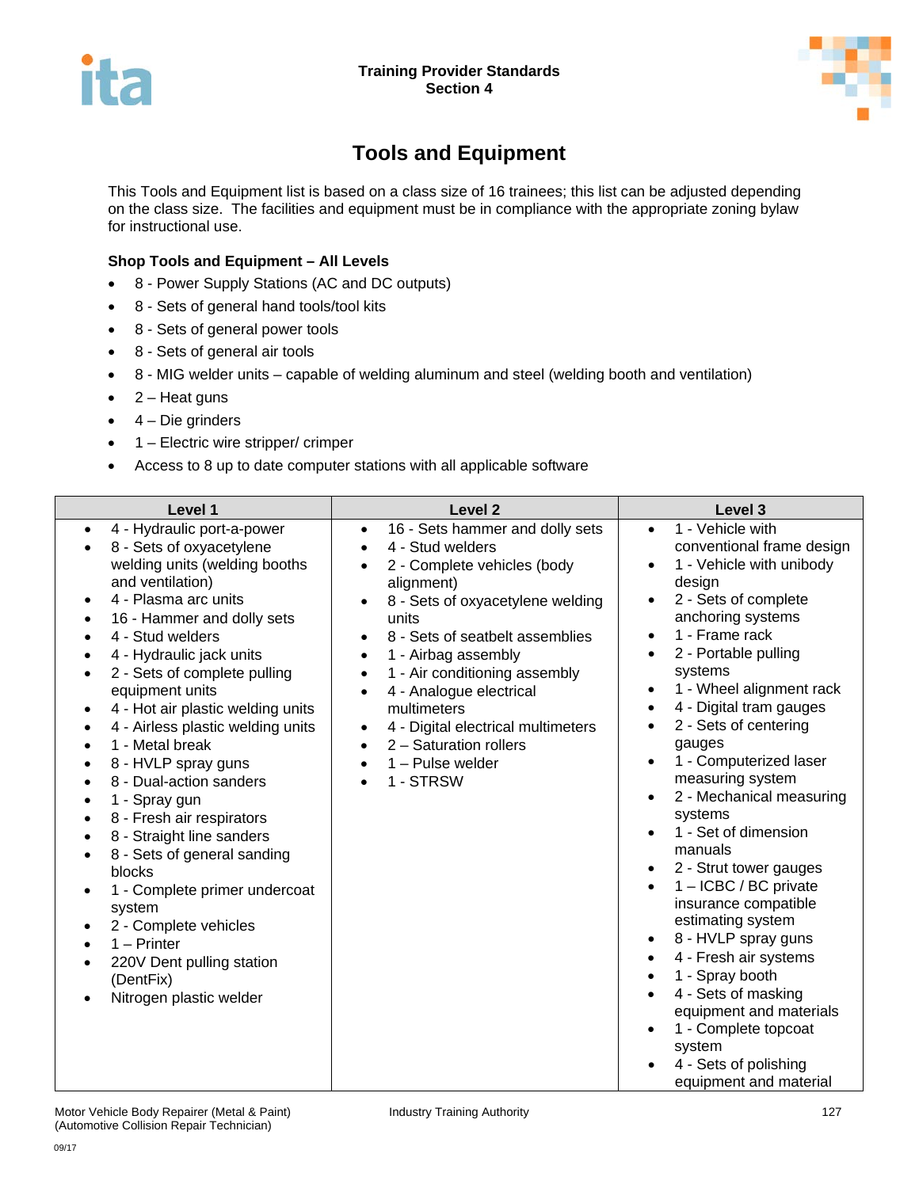# Tools and Equipment

This Tools and Equipment list is based on a class size of 16 trainees; this list can be adjusted depending on the class size. The facilities and equipment must be in compliance with the appropriate zoning bylaw for instructional use.

**Shop Tools and Equipment – All Levels**

- 8 - Power Supply Stations (AC and DC outputs)
- 8 - Sets of general hand tools/tool kits
- 8 - Sets of general power tools
- 8 - Sets of general air tools
- 8 - MIG welder units – capable of welding aluminum and steel (welding booth and ventilation)
- 2 – Heat guns
- 4 – Die grinders
- 1 – Electric wire stripper/ crimper
- Access to 8 up to date computer stations with all applicable software

| Level 1 | Level 2 | Level 3 |
|---|---|---|
| • 4 - Hydraulic port-a-power<br>• 8 - Sets of oxyacetylene welding units (welding booths and ventilation)<br>• 4 - Plasma arc units<br>• 16 - Hammer and dolly sets<br>• 4 - Stud welders<br>• 4 - Hydraulic jack units<br>• 2 - Sets of complete pulling equipment units<br>• 4 - Hot air plastic welding units<br>• 4 - Airless plastic welding units<br>• 1 - Metal break<br>• 8 - HVLP spray guns<br>• 8 - Dual-action sanders<br>• 1 - Spray gun<br>• 8 - Fresh air respirators<br>• 8 - Straight line sanders<br>• 8 - Sets of general sanding blocks<br>• 1 - Complete primer undercoat system<br>• 2 - Complete vehicles<br>• 1 – Printer<br>• 220V Dent pulling station (DentFix)<br>• Nitrogen plastic welder | • 16 - Sets hammer and dolly sets<br>• 4 - Stud welders<br>• 2 - Complete vehicles (body alignment)<br>• 8 - Sets of oxyacetylene welding units<br>• 8 - Sets of seatbelt assemblies<br>• 1 - Airbag assembly<br>• 1 - Air conditioning assembly<br>• 4 - Analogue electrical multimeters<br>• 4 - Digital electrical multimeters<br>• 2 – Saturation rollers<br>• 1 – Pulse welder<br>• 1 - STRSW | • 1 - Vehicle with conventional frame design<br>• 1 - Vehicle with unibody design<br>• 2 - Sets of complete anchoring systems<br>• 1 - Frame rack<br>• 2 - Portable pulling systems<br>• 1 - Wheel alignment rack<br>• 4 - Digital tram gauges<br>• 2 - Sets of centering gauges<br>• 1 - Computerized laser measuring system<br>• 2 - Mechanical measuring systems<br>• 1 - Set of dimension manuals<br>• 2 - Strut tower gauges<br>• 1 – ICBC / BC private insurance compatible estimating system<br>• 8 - HVLP spray guns<br>• 4 - Fresh air systems<br>• 1 - Spray booth<br>• 4 - Sets of masking equipment and materials<br>• 1 - Complete topcoat system<br>• 4 - Sets of polishing equipment and material |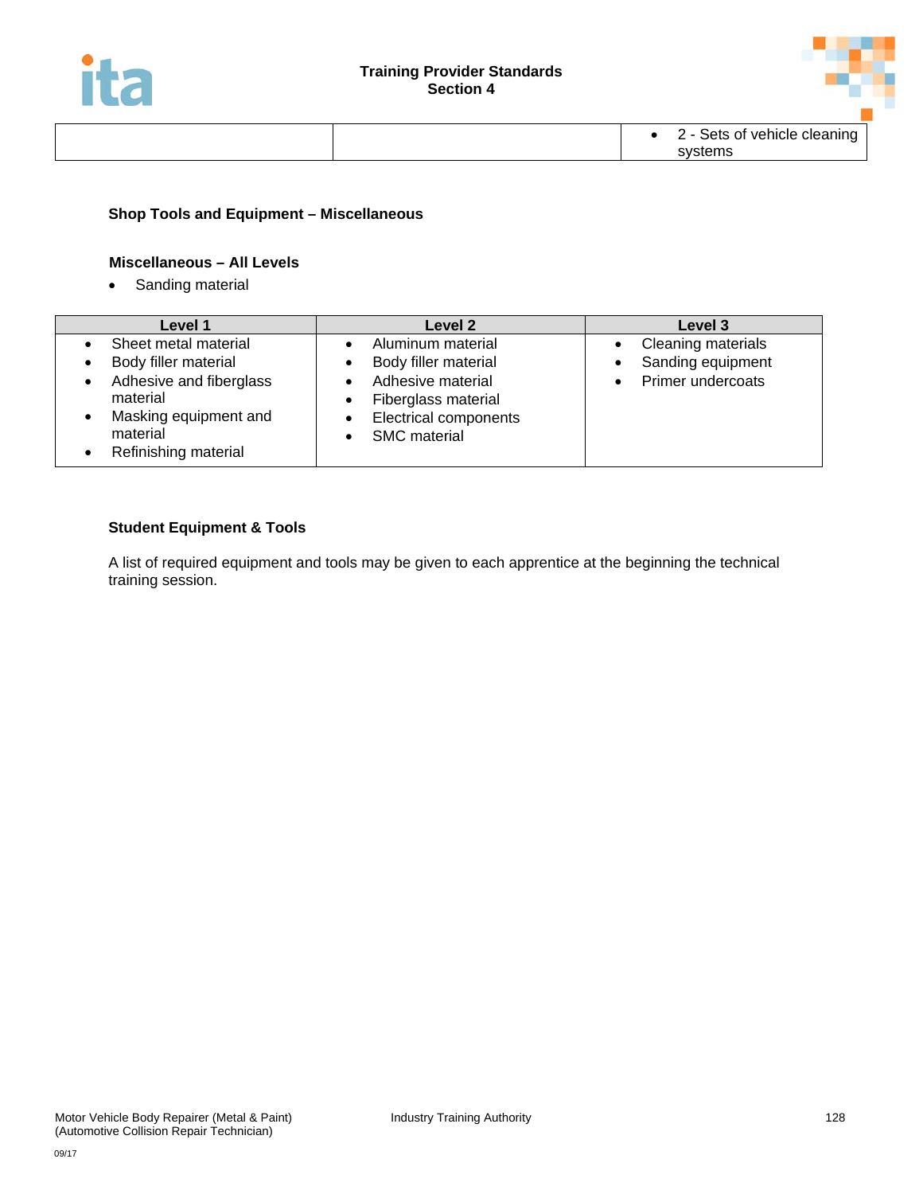| | | • 2 - Sets of vehicle cleaning systems |
|---|---|---|

**Shop Tools and Equipment – Miscellaneous**

**Miscellaneous – All Levels**

- Sanding material

| Level 1 | Level 2 | Level 3 |
|---|---|---|
| • Sheet metal material<br>• Body filler material<br>• Adhesive and fiberglass material<br>• Masking equipment and material<br>• Refinishing material | • Aluminum material<br>• Body filler material<br>• Adhesive material<br>• Fiberglass material<br>• Electrical components<br>• SMC material | • Cleaning materials<br>• Sanding equipment<br>• Primer undercoats |

**Student Equipment & Tools**

A list of required equipment and tools may be given to each apprentice at the beginning the technical training session.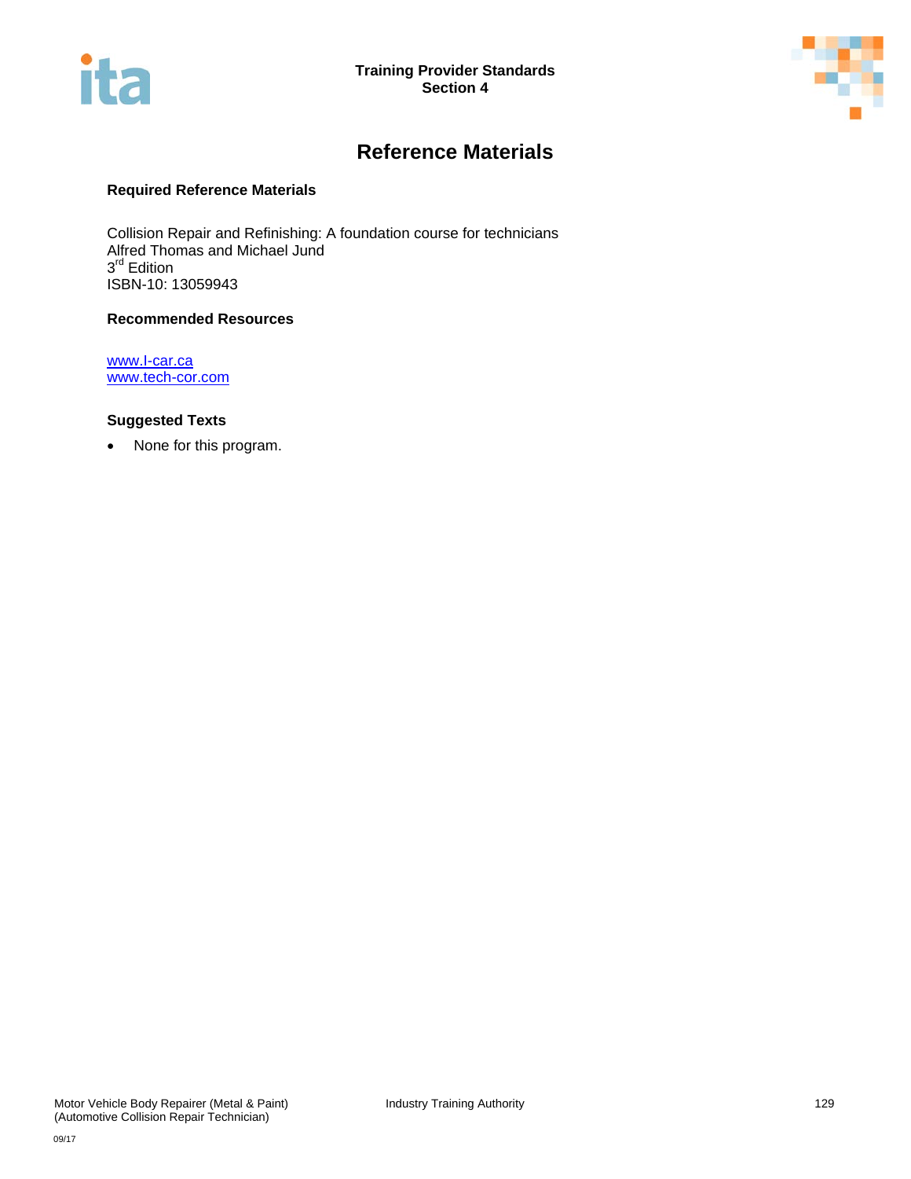# Reference Materials

### Required Reference Materials

Collision Repair and Refinishing: A foundation course for technicians
Alfred Thomas and Michael Jund
3rd Edition
ISBN-10: 13059943

### Recommended Resources

www.I-car.ca
www.tech-cor.com

### Suggested Texts

- None for this program.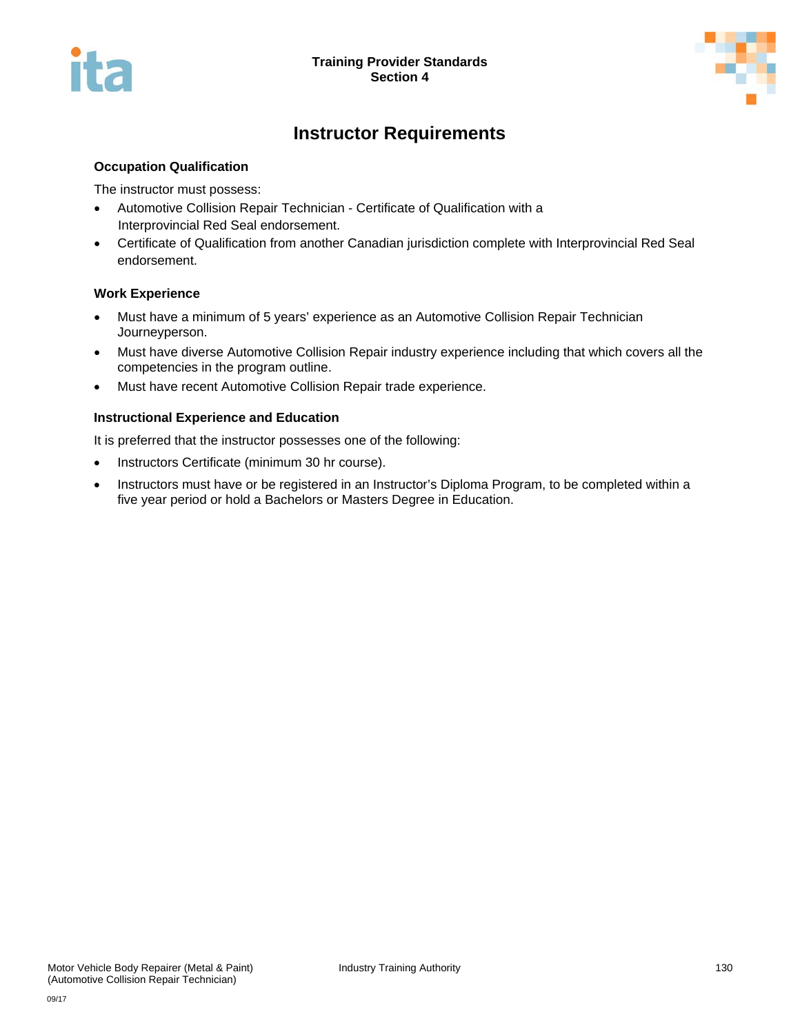# Instructor Requirements

### Occupation Qualification

The instructor must possess:

- Automotive Collision Repair Technician - Certificate of Qualification with a Interprovincial Red Seal endorsement.
- Certificate of Qualification from another Canadian jurisdiction complete with Interprovincial Red Seal endorsement.

### Work Experience

- Must have a minimum of 5 years' experience as an Automotive Collision Repair Technician Journeyperson.
- Must have diverse Automotive Collision Repair industry experience including that which covers all the competencies in the program outline.
- Must have recent Automotive Collision Repair trade experience.

### Instructional Experience and Education

It is preferred that the instructor possesses one of the following:

- Instructors Certificate (minimum 30 hr course).
- Instructors must have or be registered in an Instructor's Diploma Program, to be completed within a five year period or hold a Bachelors or Masters Degree in Education.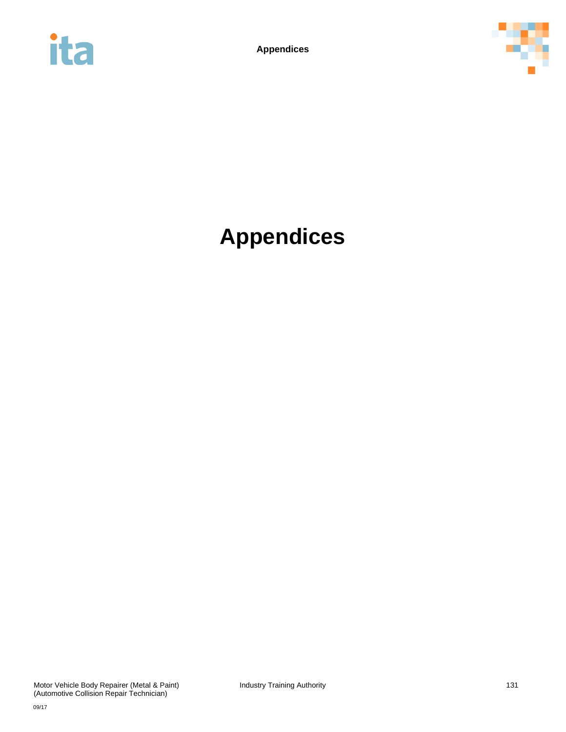# Appendices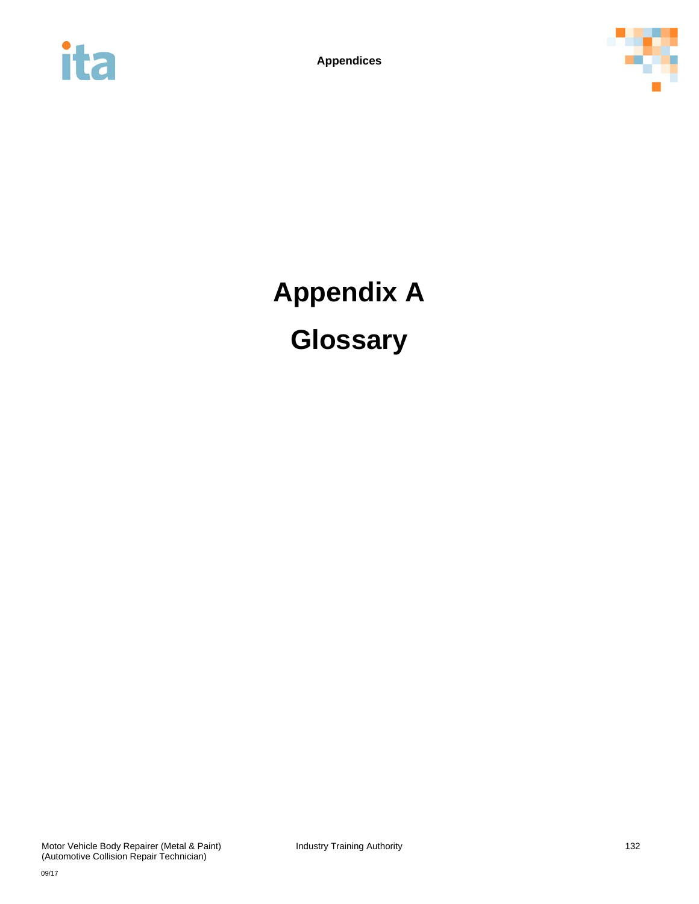# Appendix A

# Glossary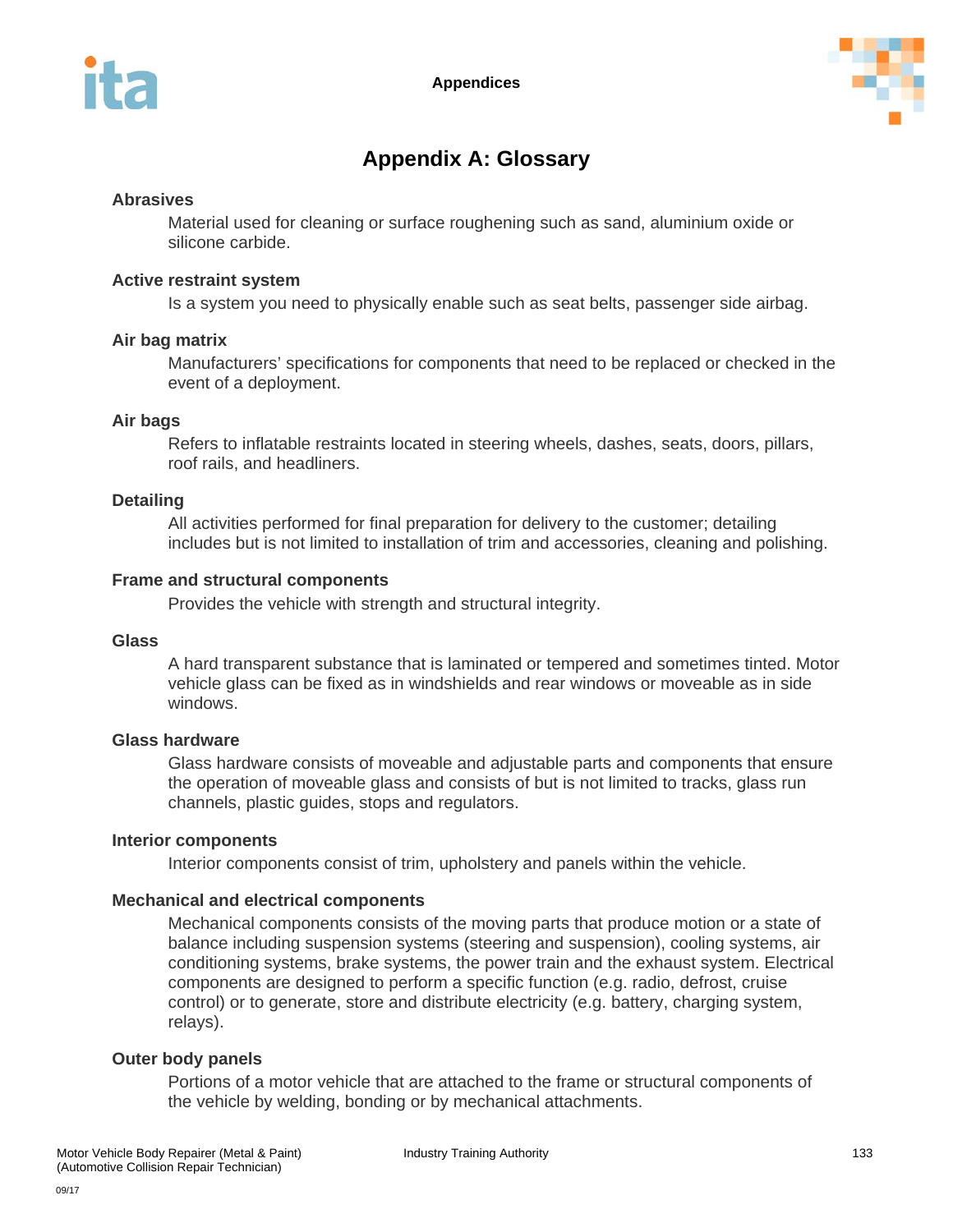# Appendix A: Glossary

**Abrasives**

Material used for cleaning or surface roughening such as sand, aluminium oxide or silicone carbide.

**Active restraint system**

Is a system you need to physically enable such as seat belts, passenger side airbag.

**Air bag matrix**

Manufacturers' specifications for components that need to be replaced or checked in the event of a deployment.

**Air bags**

Refers to inflatable restraints located in steering wheels, dashes, seats, doors, pillars, roof rails, and headliners.

**Detailing**

All activities performed for final preparation for delivery to the customer; detailing includes but is not limited to installation of trim and accessories, cleaning and polishing.

**Frame and structural components**

Provides the vehicle with strength and structural integrity.

**Glass**

A hard transparent substance that is laminated or tempered and sometimes tinted. Motor vehicle glass can be fixed as in windshields and rear windows or moveable as in side windows.

**Glass hardware**

Glass hardware consists of moveable and adjustable parts and components that ensure the operation of moveable glass and consists of but is not limited to tracks, glass run channels, plastic guides, stops and regulators.

**Interior components**

Interior components consist of trim, upholstery and panels within the vehicle.

**Mechanical and electrical components**

Mechanical components consists of the moving parts that produce motion or a state of balance including suspension systems (steering and suspension), cooling systems, air conditioning systems, brake systems, the power train and the exhaust system. Electrical components are designed to perform a specific function (e.g. radio, defrost, cruise control) or to generate, store and distribute electricity (e.g. battery, charging system, relays).

**Outer body panels**

Portions of a motor vehicle that are attached to the frame or structural components of the vehicle by welding, bonding or by mechanical attachments.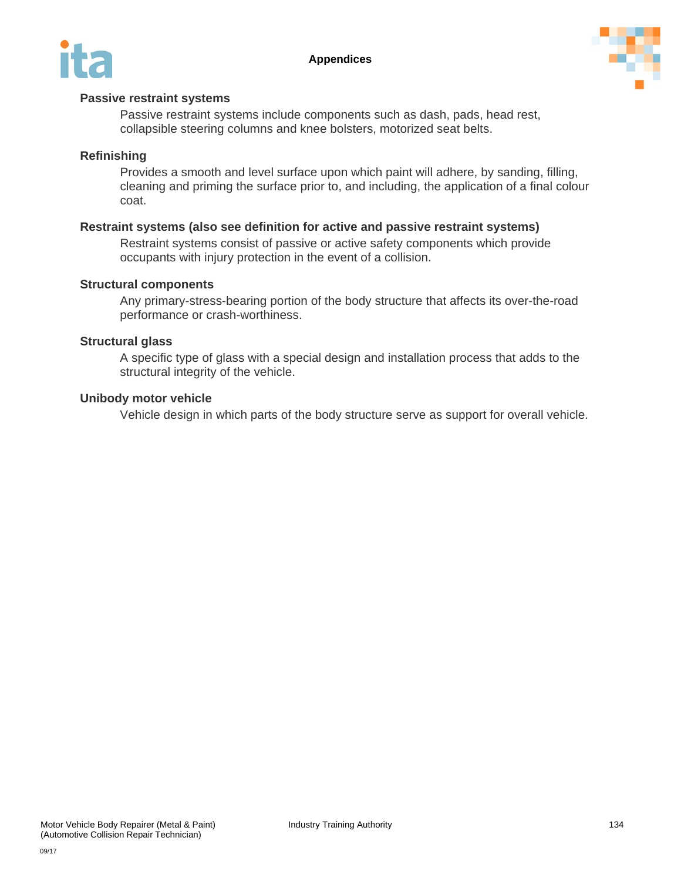**Passive restraint systems**

Passive restraint systems include components such as dash, pads, head rest, collapsible steering columns and knee bolsters, motorized seat belts.

**Refinishing**

Provides a smooth and level surface upon which paint will adhere, by sanding, filling, cleaning and priming the surface prior to, and including, the application of a final colour coat.

**Restraint systems (also see definition for active and passive restraint systems)**

Restraint systems consist of passive or active safety components which provide occupants with injury protection in the event of a collision.

**Structural components**

Any primary-stress-bearing portion of the body structure that affects its over-the-road performance or crash-worthiness.

**Structural glass**

A specific type of glass with a special design and installation process that adds to the structural integrity of the vehicle.

**Unibody motor vehicle**

Vehicle design in which parts of the body structure serve as support for overall vehicle.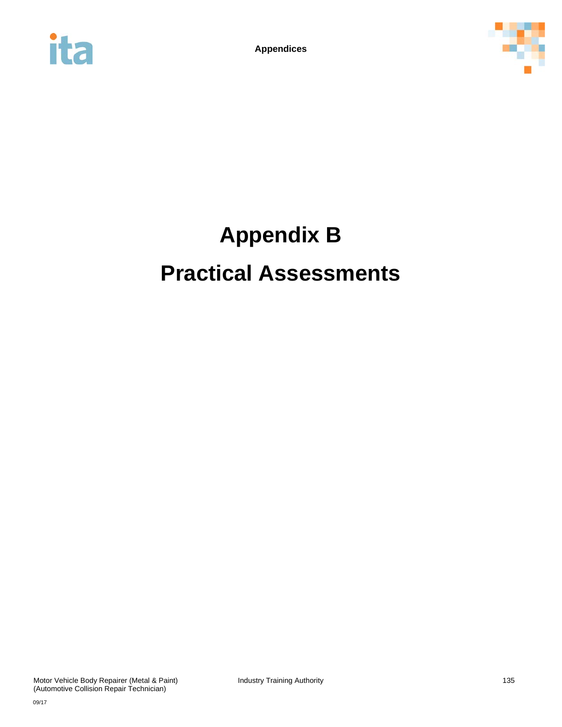# Appendix B

# Practical Assessments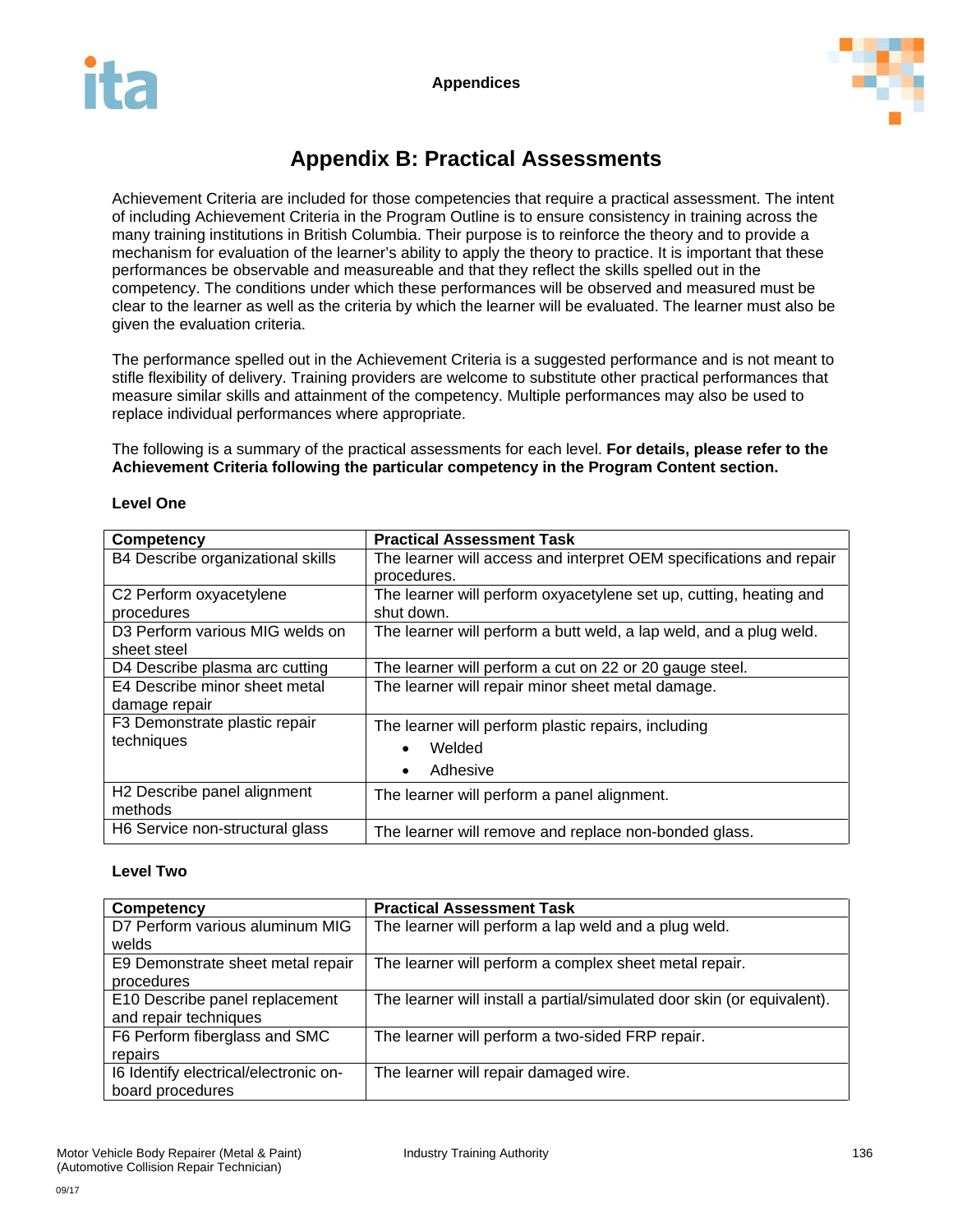# Appendix B: Practical Assessments

Achievement Criteria are included for those competencies that require a practical assessment. The intent of including Achievement Criteria in the Program Outline is to ensure consistency in training across the many training institutions in British Columbia. Their purpose is to reinforce the theory and to provide a mechanism for evaluation of the learner's ability to apply the theory to practice. It is important that these performances be observable and measureable and that they reflect the skills spelled out in the competency. The conditions under which these performances will be observed and measured must be clear to the learner as well as the criteria by which the learner will be evaluated. The learner must also be given the evaluation criteria.

The performance spelled out in the Achievement Criteria is a suggested performance and is not meant to stifle flexibility of delivery. Training providers are welcome to substitute other practical performances that measure similar skills and attainment of the competency. Multiple performances may also be used to replace individual performances where appropriate.

The following is a summary of the practical assessments for each level. **For details, please refer to the Achievement Criteria following the particular competency in the Program Content section.**

**Level One**

| Competency | Practical Assessment Task |
|---|---|
| B4 Describe organizational skills | The learner will access and interpret OEM specifications and repair procedures. |
| C2 Perform oxyacetylene procedures | The learner will perform oxyacetylene set up, cutting, heating and shut down. |
| D3 Perform various MIG welds on sheet steel | The learner will perform a butt weld, a lap weld, and a plug weld. |
| D4 Describe plasma arc cutting | The learner will perform a cut on 22 or 20 gauge steel. |
| E4 Describe minor sheet metal damage repair | The learner will repair minor sheet metal damage. |
| F3 Demonstrate plastic repair techniques | The learner will perform plastic repairs, including<br>• Welded<br>• Adhesive |
| H2 Describe panel alignment methods | The learner will perform a panel alignment. |
| H6 Service non-structural glass | The learner will remove and replace non-bonded glass. |

**Level Two**

| Competency | Practical Assessment Task |
|---|---|
| D7 Perform various aluminum MIG welds | The learner will perform a lap weld and a plug weld. |
| E9 Demonstrate sheet metal repair procedures | The learner will perform a complex sheet metal repair. |
| E10 Describe panel replacement and repair techniques | The learner will install a partial/simulated door skin (or equivalent). |
| F6 Perform fiberglass and SMC repairs | The learner will perform a two-sided FRP repair. |
| I6 Identify electrical/electronic on-board procedures | The learner will repair damaged wire. |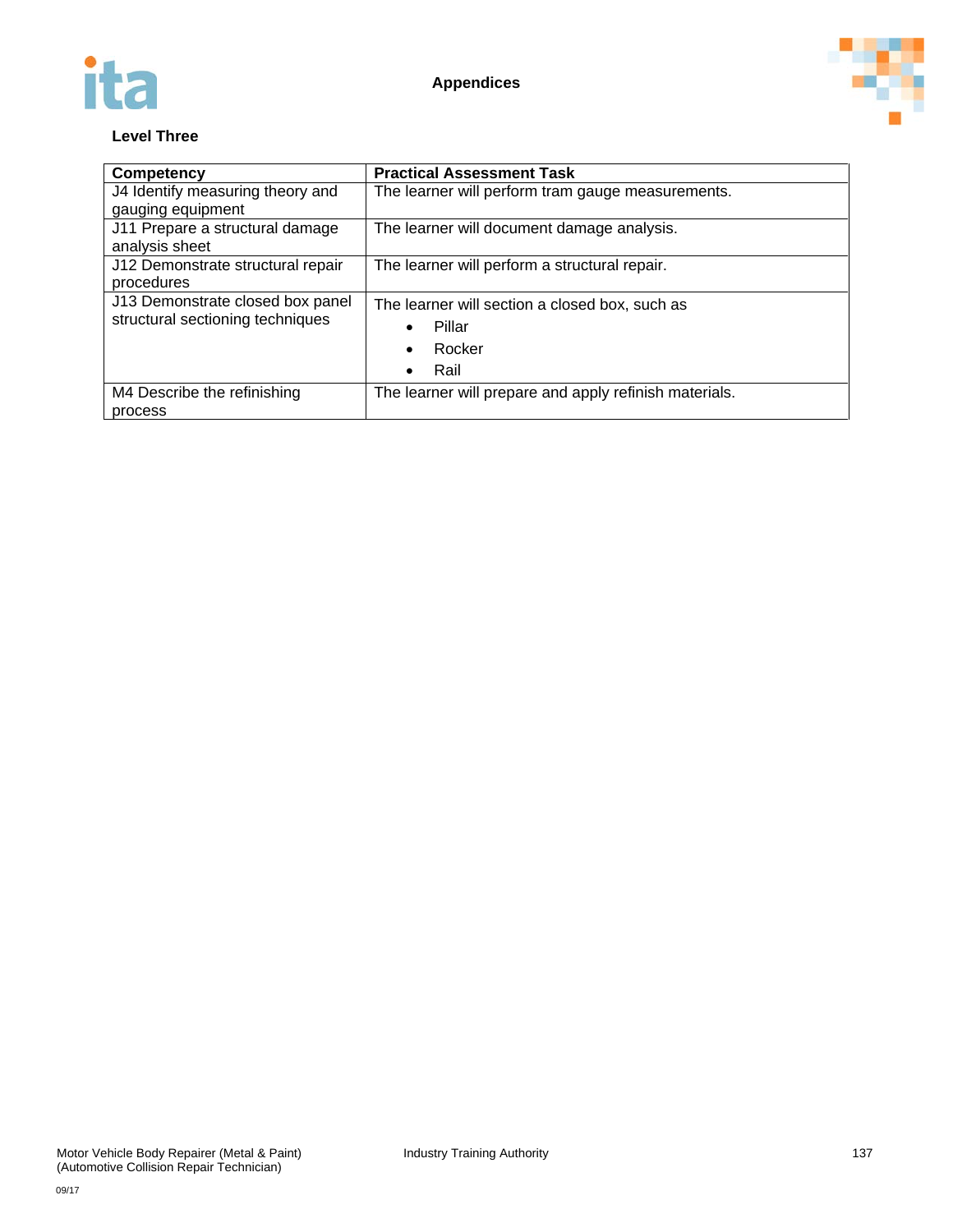**Level Three**

| Competency | Practical Assessment Task |
|---|---|
| J4 Identify measuring theory and gauging equipment | The learner will perform tram gauge measurements. |
| J11 Prepare a structural damage analysis sheet | The learner will document damage analysis. |
| J12 Demonstrate structural repair procedures | The learner will perform a structural repair. |
| J13 Demonstrate closed box panel structural sectioning techniques | The learner will section a closed box, such as<br>• Pillar<br>• Rocker<br>• Rail |
| M4 Describe the refinishing process | The learner will prepare and apply refinish materials. |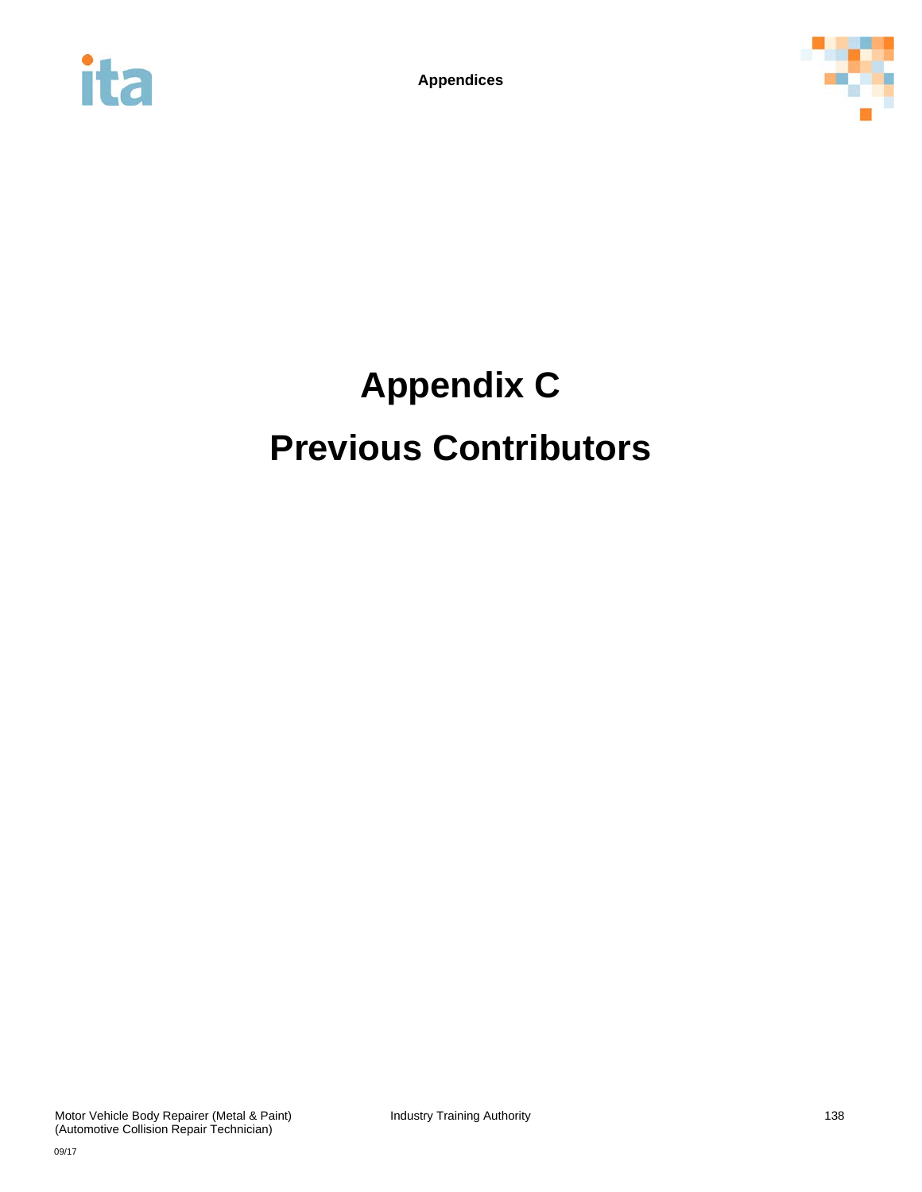# Appendix C

# Previous Contributors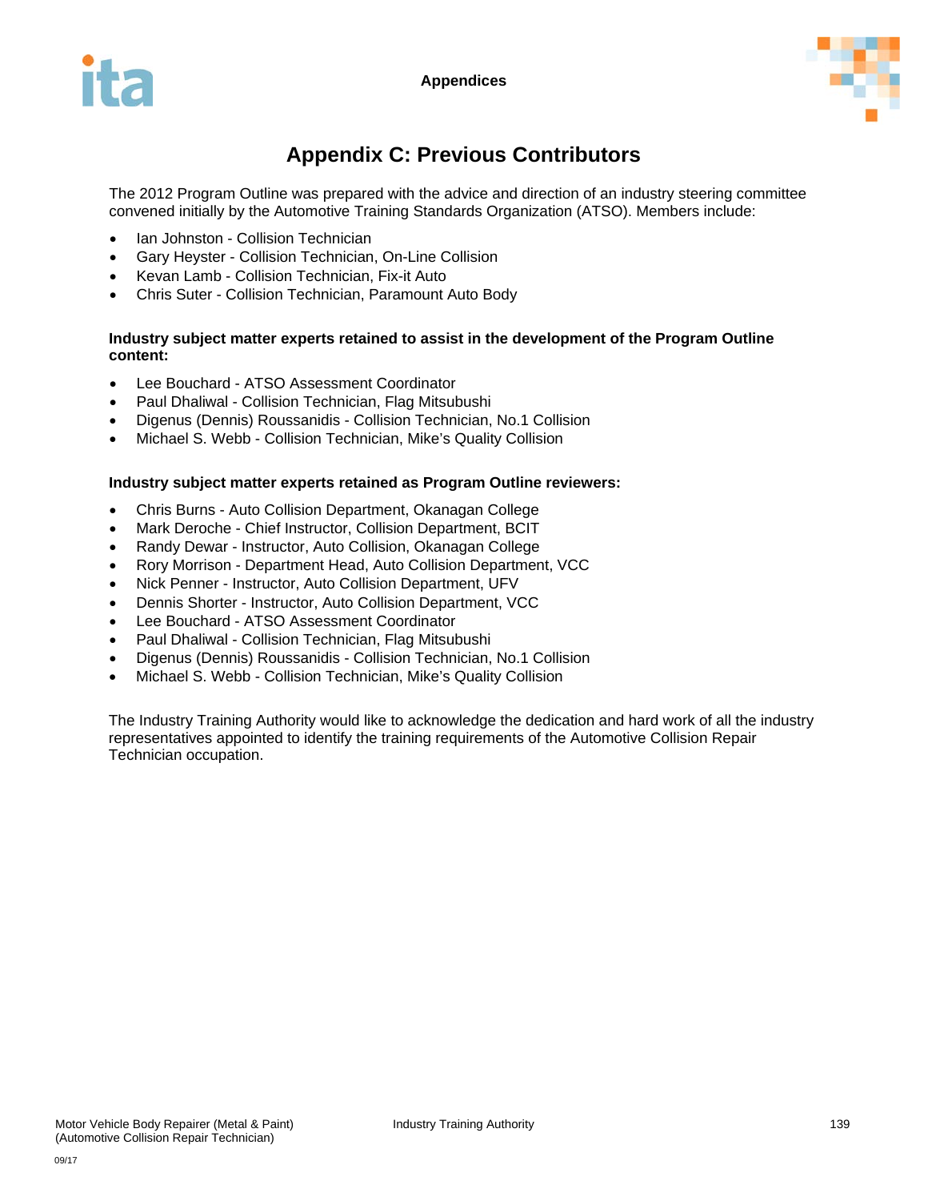# Appendix C: Previous Contributors

The 2012 Program Outline was prepared with the advice and direction of an industry steering committee convened initially by the Automotive Training Standards Organization (ATSO). Members include:

- Ian Johnston - Collision Technician
- Gary Heyster - Collision Technician, On-Line Collision
- Kevan Lamb - Collision Technician, Fix-it Auto
- Chris Suter - Collision Technician, Paramount Auto Body

**Industry subject matter experts retained to assist in the development of the Program Outline content:**

- Lee Bouchard - ATSO Assessment Coordinator
- Paul Dhaliwal - Collision Technician, Flag Mitsubushi
- Digenus (Dennis) Roussanidis - Collision Technician, No.1 Collision
- Michael S. Webb - Collision Technician, Mike's Quality Collision

**Industry subject matter experts retained as Program Outline reviewers:**

- Chris Burns - Auto Collision Department, Okanagan College
- Mark Deroche - Chief Instructor, Collision Department, BCIT
- Randy Dewar - Instructor, Auto Collision, Okanagan College
- Rory Morrison - Department Head, Auto Collision Department, VCC
- Nick Penner - Instructor, Auto Collision Department, UFV
- Dennis Shorter - Instructor, Auto Collision Department, VCC
- Lee Bouchard - ATSO Assessment Coordinator
- Paul Dhaliwal - Collision Technician, Flag Mitsubushi
- Digenus (Dennis) Roussanidis - Collision Technician, No.1 Collision
- Michael S. Webb - Collision Technician, Mike's Quality Collision

The Industry Training Authority would like to acknowledge the dedication and hard work of all the industry representatives appointed to identify the training requirements of the Automotive Collision Repair Technician occupation.